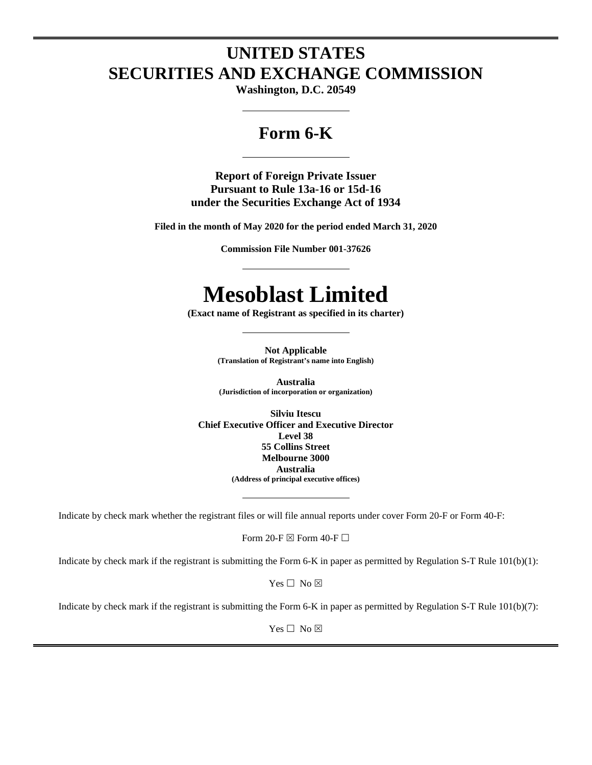# UNITED STATES
# SECURITIES AND EXCHANGE COMMISSION

**Washington, D.C. 20549**

---

## Form 6-K

---

**Report of Foreign Private Issuer**
**Pursuant to Rule 13a-16 or 15d-16**
**under the Securities Exchange Act of 1934**

**Filed in the month of May 2020 for the period ended March 31, 2020**

**Commission File Number 001-37626**

---

# Mesoblast Limited

**(Exact name of Registrant as specified in its charter)**

---

**Not Applicable**
**(Translation of Registrant's name into English)**

**Australia**
**(Jurisdiction of incorporation or organization)**

**Silviu Itescu**
**Chief Executive Officer and Executive Director**
**Level 38**
**55 Collins Street**
**Melbourne 3000**
**Australia**
**(Address of principal executive offices)**

---

Indicate by check mark whether the registrant files or will file annual reports under cover Form 20-F or Form 40-F:

Form 20-F ☒ Form 40-F ☐

Indicate by check mark if the registrant is submitting the Form 6-K in paper as permitted by Regulation S-T Rule 101(b)(1):

Yes ☐ No ☒

Indicate by check mark if the registrant is submitting the Form 6-K in paper as permitted by Regulation S-T Rule 101(b)(7):

Yes ☐ No ☒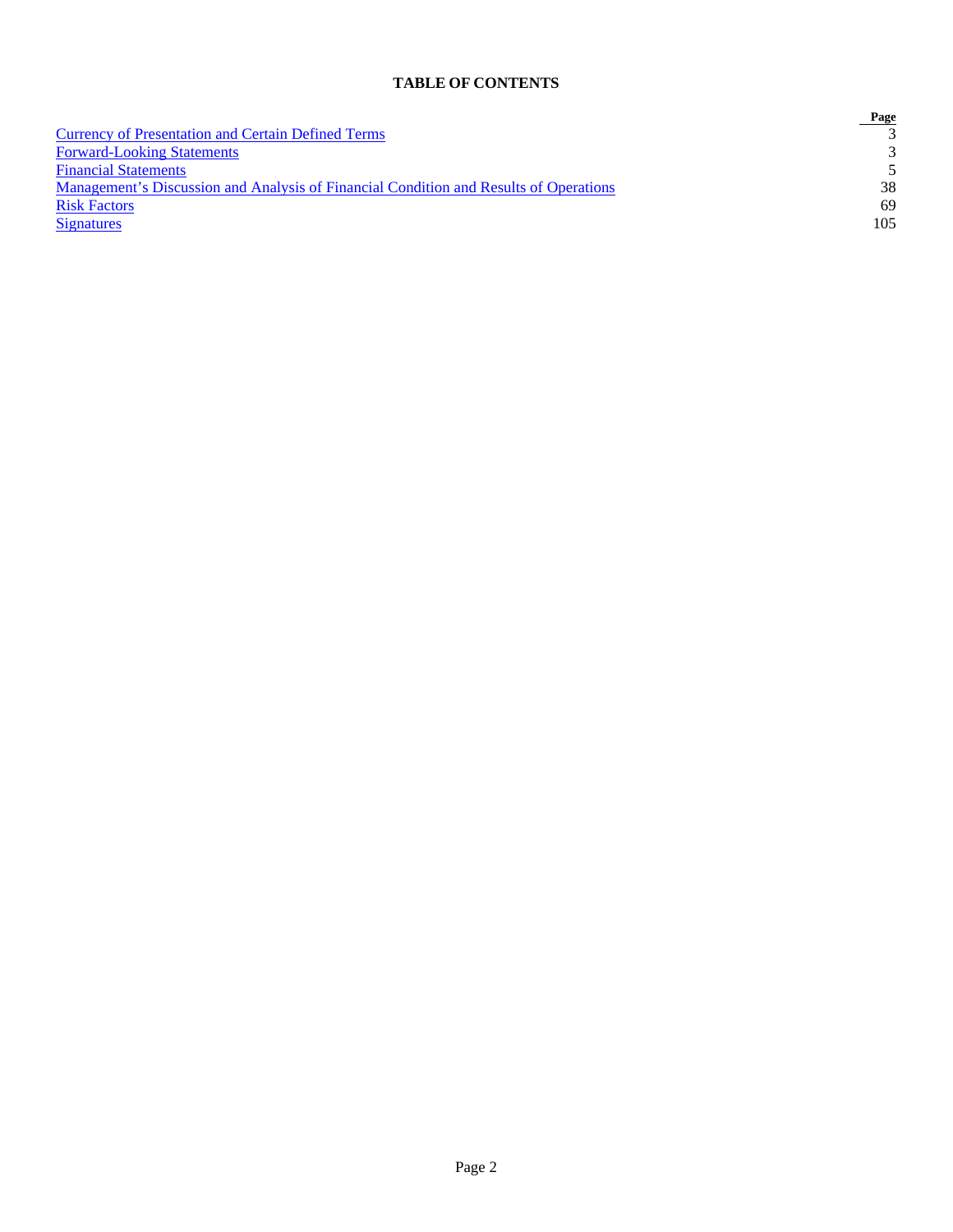**TABLE OF CONTENTS**

| | Page |
|---|---|
| Currency of Presentation and Certain Defined Terms | 3 |
| Forward-Looking Statements | 3 |
| Financial Statements | 5 |
| Management's Discussion and Analysis of Financial Condition and Results of Operations | 38 |
| Risk Factors | 69 |
| Signatures | 105 |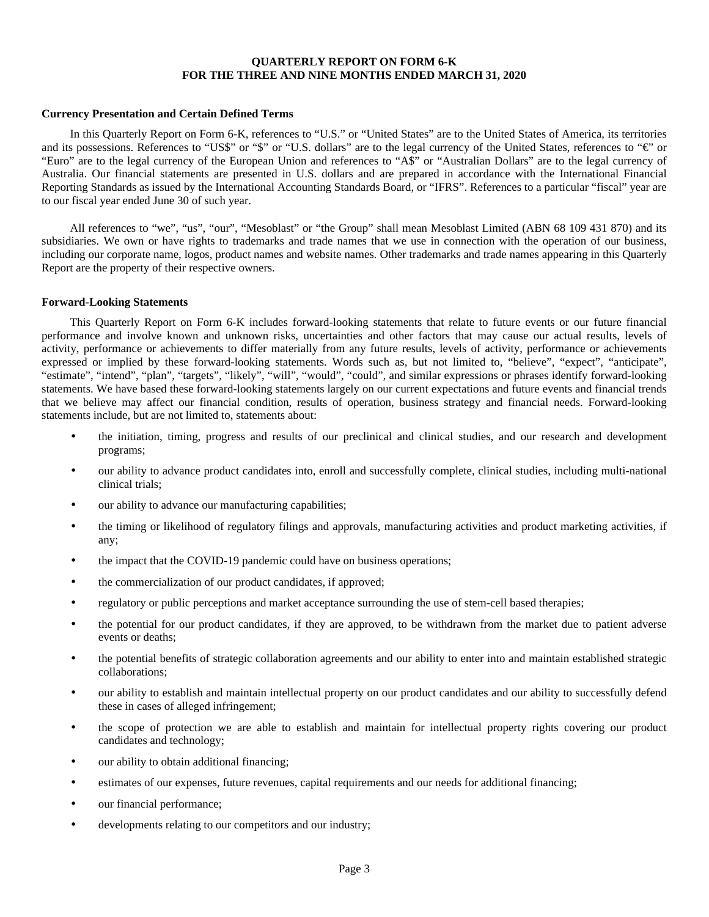# QUARTERLY REPORT ON FORM 6-K
# FOR THE THREE AND NINE MONTHS ENDED MARCH 31, 2020

**Currency Presentation and Certain Defined Terms**

In this Quarterly Report on Form 6-K, references to "U.S." or "United States" are to the United States of America, its territories and its possessions. References to "US$" or "$" or "U.S. dollars" are to the legal currency of the United States, references to "€" or "Euro" are to the legal currency of the European Union and references to "A$" or "Australian Dollars" are to the legal currency of Australia. Our financial statements are presented in U.S. dollars and are prepared in accordance with the International Financial Reporting Standards as issued by the International Accounting Standards Board, or "IFRS". References to a particular "fiscal" year are to our fiscal year ended June 30 of such year.

All references to "we", "us", "our", "Mesoblast" or "the Group" shall mean Mesoblast Limited (ABN 68 109 431 870) and its subsidiaries. We own or have rights to trademarks and trade names that we use in connection with the operation of our business, including our corporate name, logos, product names and website names. Other trademarks and trade names appearing in this Quarterly Report are the property of their respective owners.

**Forward-Looking Statements**

This Quarterly Report on Form 6-K includes forward-looking statements that relate to future events or our future financial performance and involve known and unknown risks, uncertainties and other factors that may cause our actual results, levels of activity, performance or achievements to differ materially from any future results, levels of activity, performance or achievements expressed or implied by these forward-looking statements. Words such as, but not limited to, "believe", "expect", "anticipate", "estimate", "intend", "plan", "targets", "likely", "will", "would", "could", and similar expressions or phrases identify forward-looking statements. We have based these forward-looking statements largely on our current expectations and future events and financial trends that we believe may affect our financial condition, results of operation, business strategy and financial needs. Forward-looking statements include, but are not limited to, statements about:

- the initiation, timing, progress and results of our preclinical and clinical studies, and our research and development programs;
- our ability to advance product candidates into, enroll and successfully complete, clinical studies, including multi-national clinical trials;
- our ability to advance our manufacturing capabilities;
- the timing or likelihood of regulatory filings and approvals, manufacturing activities and product marketing activities, if any;
- the impact that the COVID-19 pandemic could have on business operations;
- the commercialization of our product candidates, if approved;
- regulatory or public perceptions and market acceptance surrounding the use of stem-cell based therapies;
- the potential for our product candidates, if they are approved, to be withdrawn from the market due to patient adverse events or deaths;
- the potential benefits of strategic collaboration agreements and our ability to enter into and maintain established strategic collaborations;
- our ability to establish and maintain intellectual property on our product candidates and our ability to successfully defend these in cases of alleged infringement;
- the scope of protection we are able to establish and maintain for intellectual property rights covering our product candidates and technology;
- our ability to obtain additional financing;
- estimates of our expenses, future revenues, capital requirements and our needs for additional financing;
- our financial performance;
- developments relating to our competitors and our industry;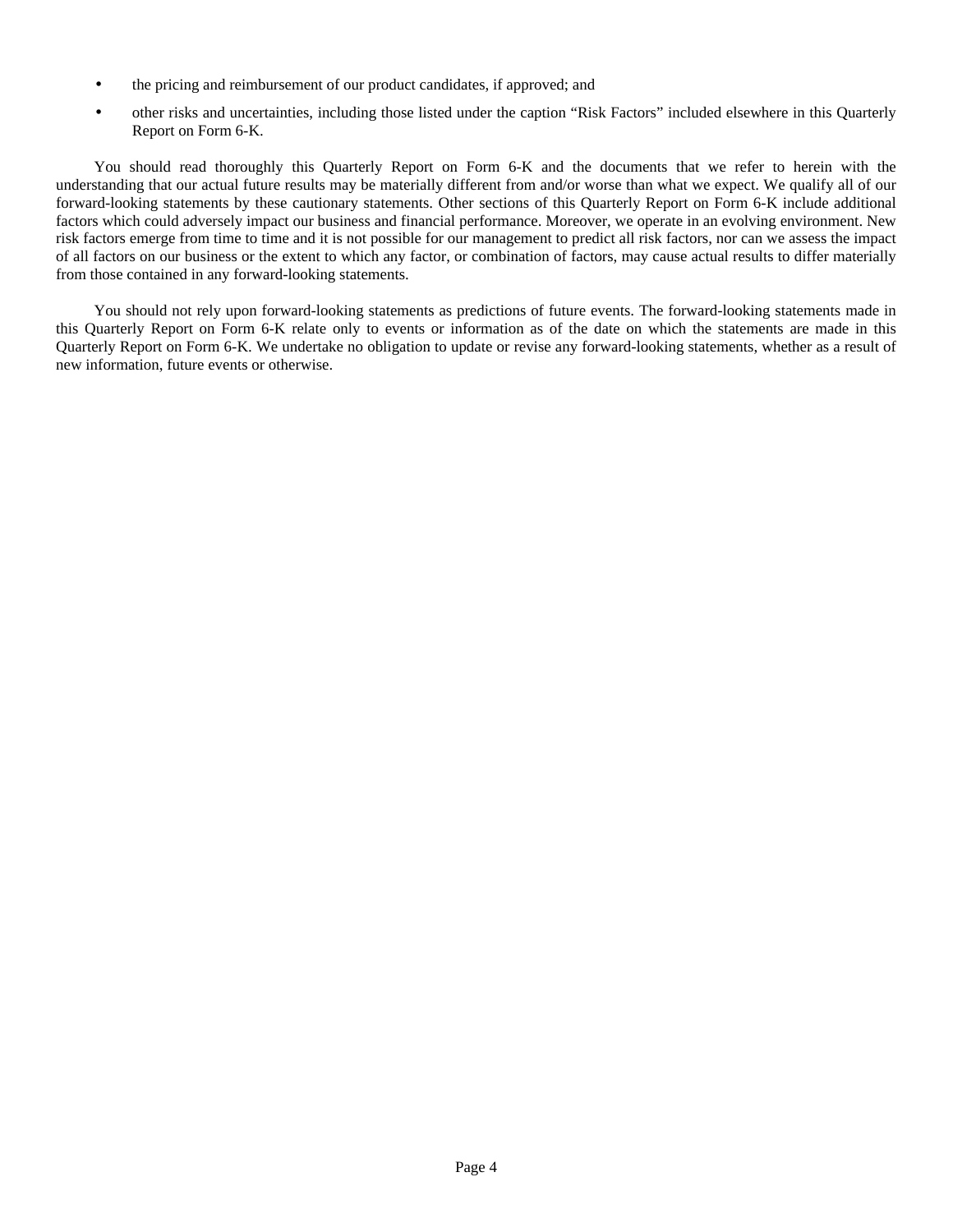- the pricing and reimbursement of our product candidates, if approved; and
- other risks and uncertainties, including those listed under the caption "Risk Factors" included elsewhere in this Quarterly Report on Form 6-K.

You should read thoroughly this Quarterly Report on Form 6-K and the documents that we refer to herein with the understanding that our actual future results may be materially different from and/or worse than what we expect. We qualify all of our forward-looking statements by these cautionary statements. Other sections of this Quarterly Report on Form 6-K include additional factors which could adversely impact our business and financial performance. Moreover, we operate in an evolving environment. New risk factors emerge from time to time and it is not possible for our management to predict all risk factors, nor can we assess the impact of all factors on our business or the extent to which any factor, or combination of factors, may cause actual results to differ materially from those contained in any forward-looking statements.

You should not rely upon forward-looking statements as predictions of future events. The forward-looking statements made in this Quarterly Report on Form 6-K relate only to events or information as of the date on which the statements are made in this Quarterly Report on Form 6-K. We undertake no obligation to update or revise any forward-looking statements, whether as a result of new information, future events or otherwise.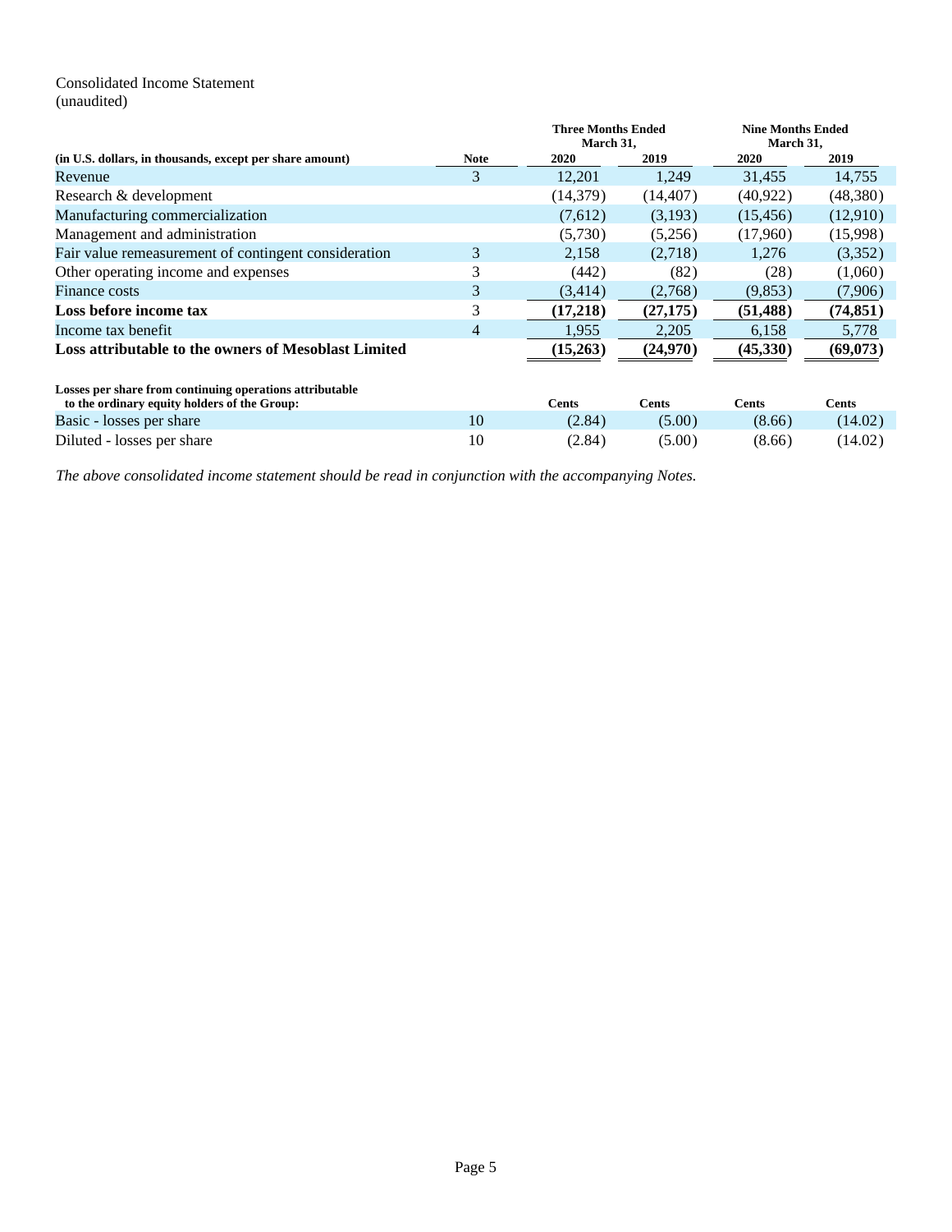Consolidated Income Statement
(unaudited)

| (in U.S. dollars, in thousands, except per share amount) | Note | Three Months Ended March 31, | | Nine Months Ended March 31, | |
|---|---|---|---|---|---|
| | | 2020 | 2019 | 2020 | 2019 |
| Revenue | 3 | 12,201 | 1,249 | 31,455 | 14,755 |
| Research & development | | (14,379) | (14,407) | (40,922) | (48,380) |
| Manufacturing commercialization | | (7,612) | (3,193) | (15,456) | (12,910) |
| Management and administration | | (5,730) | (5,256) | (17,960) | (15,998) |
| Fair value remeasurement of contingent consideration | 3 | 2,158 | (2,718) | 1,276 | (3,352) |
| Other operating income and expenses | 3 | (442) | (82) | (28) | (1,060) |
| Finance costs | 3 | (3,414) | (2,768) | (9,853) | (7,906) |
| **Loss before income tax** | 3 | **(17,218)** | **(27,175)** | **(51,488)** | **(74,851)** |
| Income tax benefit | 4 | 1,955 | 2,205 | 6,158 | 5,778 |
| **Loss attributable to the owners of Mesoblast Limited** | | **(15,263)** | **(24,970)** | **(45,330)** | **(69,073)** |
| | | | | | |
| **Losses per share from continuing operations attributable to the ordinary equity holders of the Group:** | | **Cents** | **Cents** | **Cents** | **Cents** |
| Basic - losses per share | 10 | (2.84) | (5.00) | (8.66) | (14.02) |
| Diluted - losses per share | 10 | (2.84) | (5.00) | (8.66) | (14.02) |

*The above consolidated income statement should be read in conjunction with the accompanying Notes.*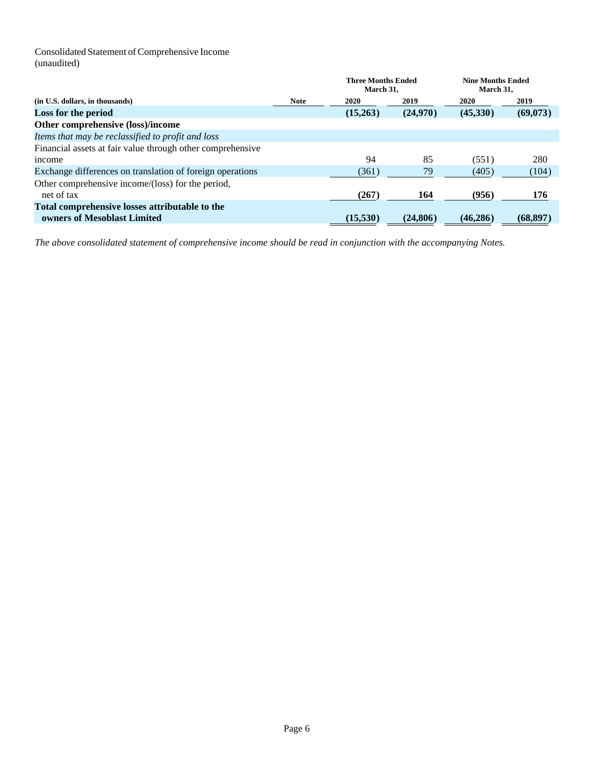Consolidated Statement of Comprehensive Income
(unaudited)

| (in U.S. dollars, in thousands) | Note | Three Months Ended March 31, 2020 | Three Months Ended March 31, 2019 | Nine Months Ended March 31, 2020 | Nine Months Ended March 31, 2019 |
|---|---|---|---|---|---|
| **Loss for the period** | | **(15,263)** | **(24,970)** | **(45,330)** | **(69,073)** |
| **Other comprehensive (loss)/income** | | | | | |
| *Items that may be reclassified to profit and loss* | | | | | |
| Financial assets at fair value through other comprehensive income | | 94 | 85 | (551) | 280 |
| Exchange differences on translation of foreign operations | | (361) | 79 | (405) | (104) |
| Other comprehensive income/(loss) for the period, net of tax | | **(267)** | **164** | **(956)** | **176** |
| **Total comprehensive losses attributable to the owners of Mesoblast Limited** | | **(15,530)** | **(24,806)** | **(46,286)** | **(68,897)** |

*The above consolidated statement of comprehensive income should be read in conjunction with the accompanying Notes.*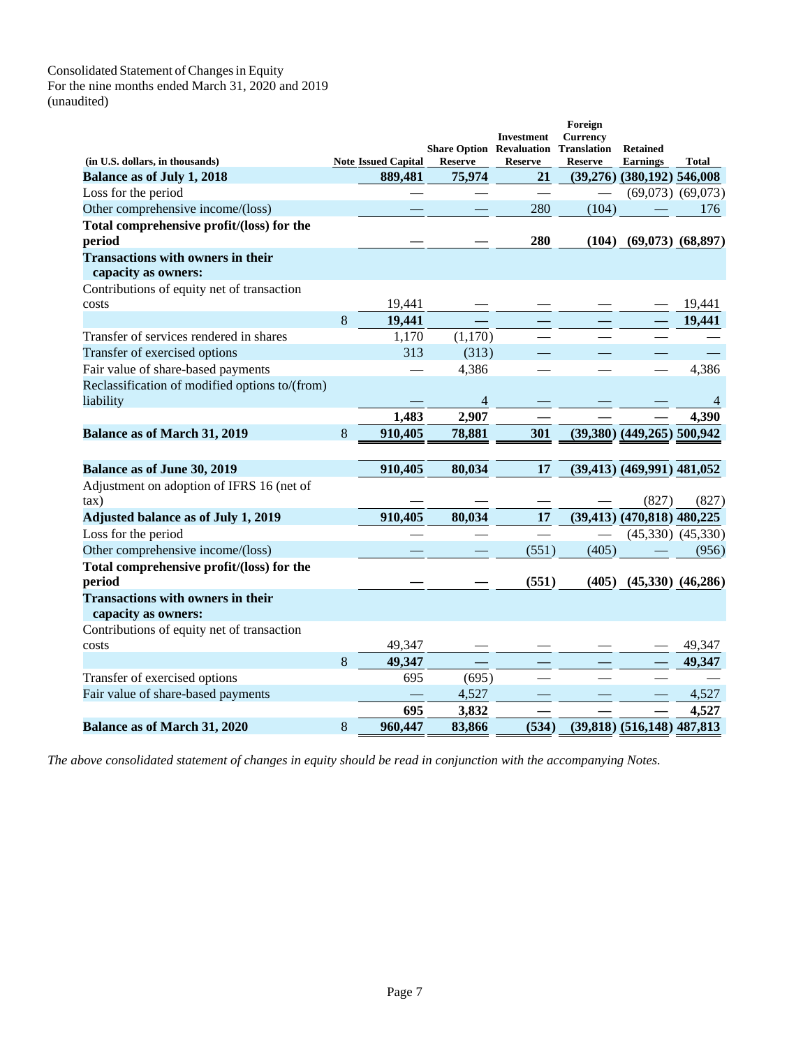Consolidated Statement of Changes in Equity
For the nine months ended March 31, 2020 and 2019
(unaudited)

| (in U.S. dollars, in thousands) | Note | Issued Capital | Share Option Reserve | Investment Revaluation Reserve | Foreign Currency Translation Reserve | Retained Earnings | Total |
|---|---|---|---|---|---|---|---|
| **Balance as of July 1, 2018** | | **889,481** | **75,974** | **21** | **(39,276)** | **(380,192)** | **546,008** |
| Loss for the period | | — | — | — | — | (69,073) | (69,073) |
| Other comprehensive income/(loss) | | — | — | 280 | (104) | — | 176 |
| **Total comprehensive profit/(loss) for the period** | | **—** | **—** | **280** | **(104)** | **(69,073)** | **(68,897)** |
| **Transactions with owners in their capacity as owners:** | | | | | | | |
| Contributions of equity net of transaction costs | | 19,441 | — | — | — | — | 19,441 |
| | 8 | **19,441** | **—** | **—** | **—** | **—** | **19,441** |
| Transfer of services rendered in shares | | 1,170 | (1,170) | — | — | — | — |
| Transfer of exercised options | | 313 | (313) | — | — | — | — |
| Fair value of share-based payments | | — | 4,386 | — | — | — | 4,386 |
| Reclassification of modified options to/(from) liability | | — | 4 | — | — | — | 4 |
| | | **1,483** | **2,907** | **—** | **—** | **—** | **4,390** |
| **Balance as of March 31, 2019** | 8 | **910,405** | **78,881** | **301** | **(39,380)** | **(449,265)** | **500,942** |
| | | | | | | | |
| **Balance as of June 30, 2019** | | **910,405** | **80,034** | **17** | **(39,413)** | **(469,991)** | **481,052** |
| Adjustment on adoption of IFRS 16 (net of tax) | | — | — | — | — | (827) | (827) |
| **Adjusted balance as of July 1, 2019** | | **910,405** | **80,034** | **17** | **(39,413)** | **(470,818)** | **480,225** |
| Loss for the period | | — | — | — | — | (45,330) | (45,330) |
| Other comprehensive income/(loss) | | — | — | (551) | (405) | — | (956) |
| **Total comprehensive profit/(loss) for the period** | | **—** | **—** | **(551)** | **(405)** | **(45,330)** | **(46,286)** |
| **Transactions with owners in their capacity as owners:** | | | | | | | |
| Contributions of equity net of transaction costs | | 49,347 | — | — | — | — | 49,347 |
| | 8 | **49,347** | **—** | **—** | **—** | **—** | **49,347** |
| Transfer of exercised options | | 695 | (695) | — | — | — | — |
| Fair value of share-based payments | | — | 4,527 | — | — | — | 4,527 |
| | | **695** | **3,832** | **—** | **—** | **—** | **4,527** |
| **Balance as of March 31, 2020** | 8 | **960,447** | **83,866** | **(534)** | **(39,818)** | **(516,148)** | **487,813** |

*The above consolidated statement of changes in equity should be read in conjunction with the accompanying Notes.*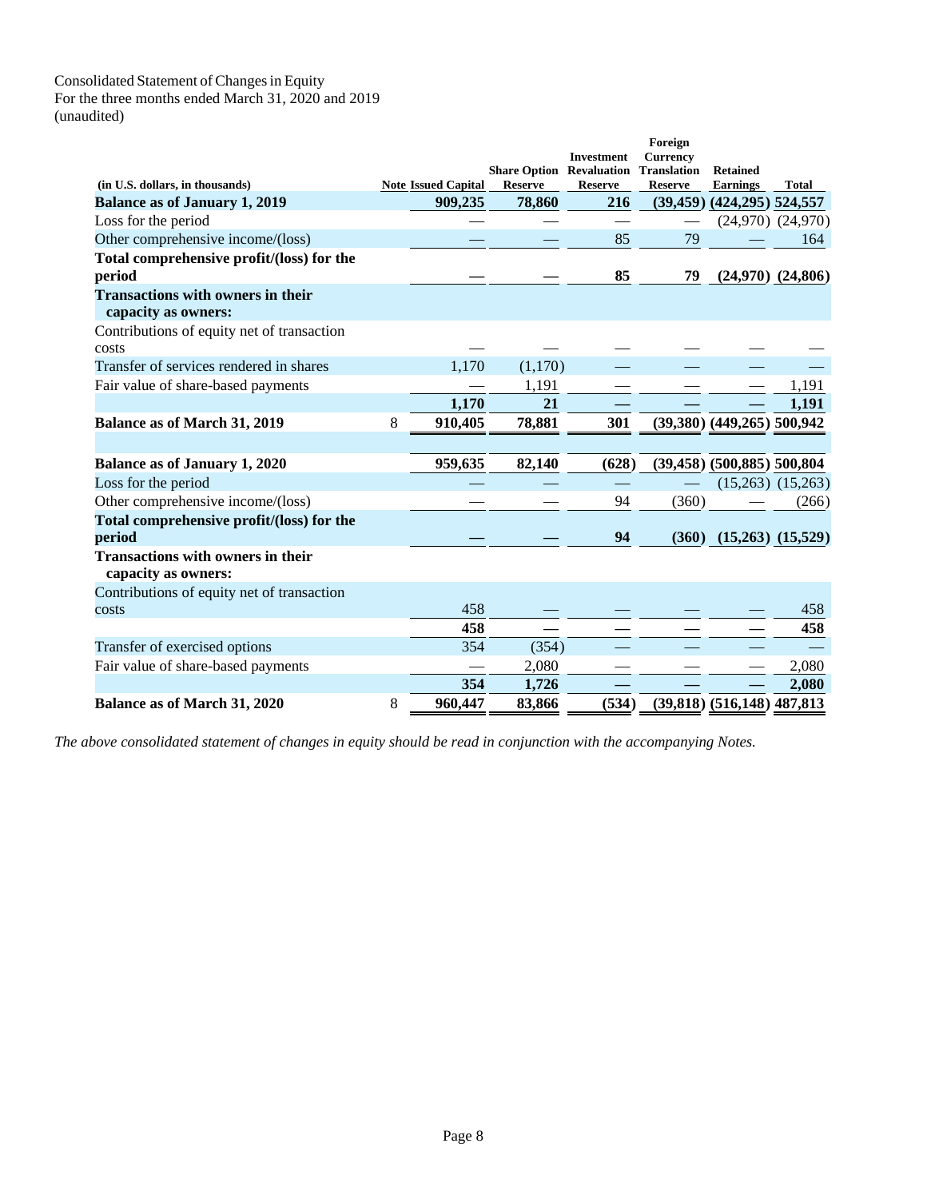Consolidated Statement of Changes in Equity
For the three months ended March 31, 2020 and 2019
(unaudited)

| (in U.S. dollars, in thousands) | Note | Issued Capital | Share Option Reserve | Investment Revaluation Reserve | Foreign Currency Translation Reserve | Retained Earnings | Total |
|---|---|---|---|---|---|---|---|
| **Balance as of January 1, 2019** | | **909,235** | **78,860** | **216** | **(39,459)** | **(424,295)** | **524,557** |
| Loss for the period | | — | — | — | — | (24,970) | (24,970) |
| Other comprehensive income/(loss) | | — | — | 85 | 79 | — | 164 |
| **Total comprehensive profit/(loss) for the period** | | **—** | **—** | **85** | **79** | **(24,970)** | **(24,806)** |
| **Transactions with owners in their capacity as owners:** | | | | | | | |
| Contributions of equity net of transaction costs | | — | — | — | — | — | — |
| Transfer of services rendered in shares | | 1,170 | (1,170) | — | — | — | — |
| Fair value of share-based payments | | — | 1,191 | — | — | — | 1,191 |
| | | **1,170** | **21** | **—** | **—** | **—** | **1,191** |
| **Balance as of March 31, 2019** | 8 | **910,405** | **78,881** | **301** | **(39,380)** | **(449,265)** | **500,942** |
| | | | | | | | |
| **Balance as of January 1, 2020** | | **959,635** | **82,140** | **(628)** | **(39,458)** | **(500,885)** | **500,804** |
| Loss for the period | | — | — | — | — | (15,263) | (15,263) |
| Other comprehensive income/(loss) | | — | — | 94 | (360) | — | (266) |
| **Total comprehensive profit/(loss) for the period** | | **—** | **—** | **94** | **(360)** | **(15,263)** | **(15,529)** |
| **Transactions with owners in their capacity as owners:** | | | | | | | |
| Contributions of equity net of transaction costs | | 458 | — | — | — | — | 458 |
| | | **458** | **—** | **—** | **—** | **—** | **458** |
| Transfer of exercised options | | 354 | (354) | — | — | — | — |
| Fair value of share-based payments | | — | 2,080 | — | — | — | 2,080 |
| | | **354** | **1,726** | **—** | **—** | **—** | **2,080** |
| **Balance as of March 31, 2020** | 8 | **960,447** | **83,866** | **(534)** | **(39,818)** | **(516,148)** | **487,813** |

*The above consolidated statement of changes in equity should be read in conjunction with the accompanying Notes.*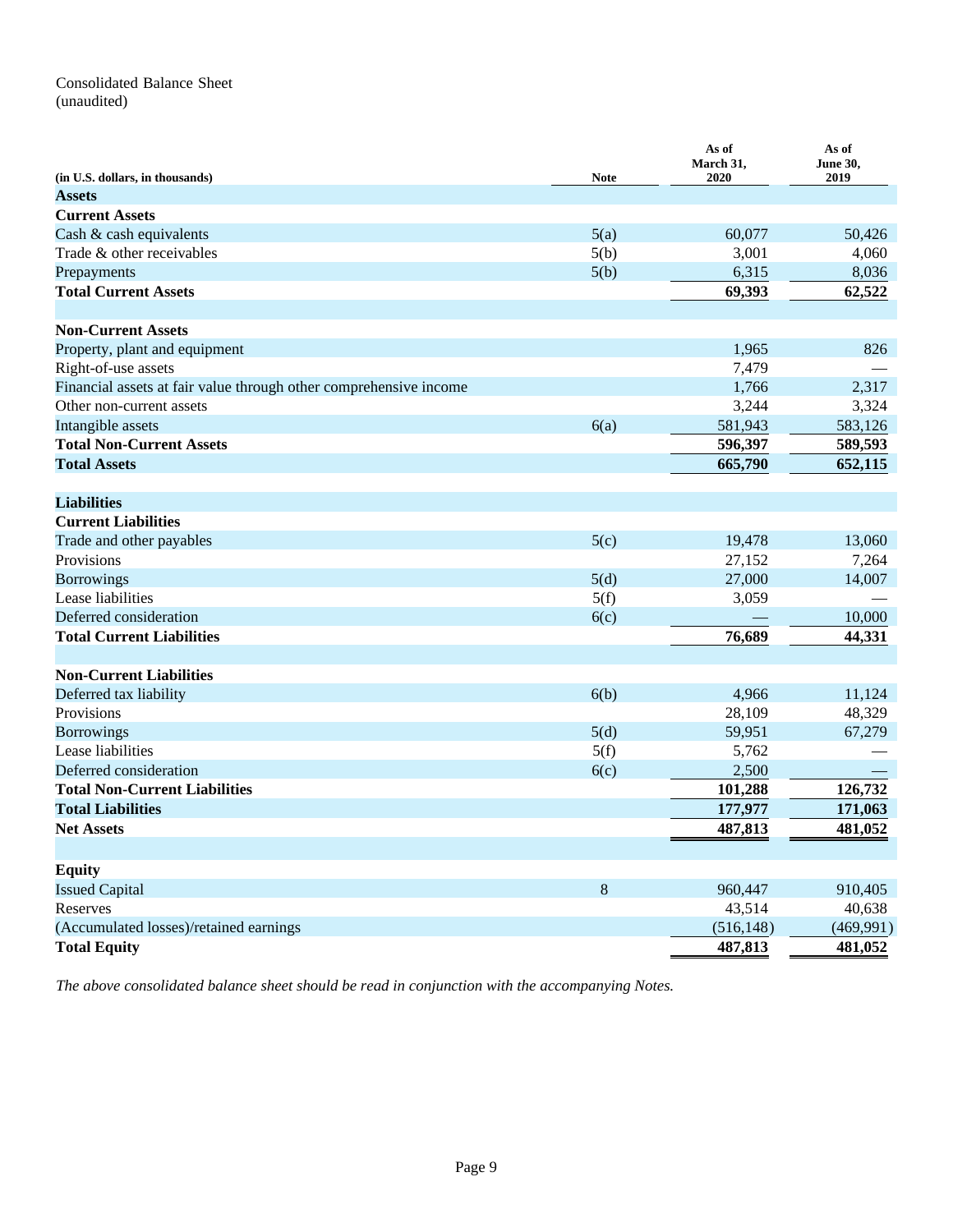Consolidated Balance Sheet
(unaudited)

| (in U.S. dollars, in thousands) | Note | As of March 31, 2020 | As of June 30, 2019 |
|---|---|---|---|
| **Assets** | | | |
| **Current Assets** | | | |
| Cash & cash equivalents | 5(a) | 60,077 | 50,426 |
| Trade & other receivables | 5(b) | 3,001 | 4,060 |
| Prepayments | 5(b) | 6,315 | 8,036 |
| **Total Current Assets** | | **69,393** | **62,522** |
| | | | |
| **Non-Current Assets** | | | |
| Property, plant and equipment | | 1,965 | 826 |
| Right-of-use assets | | 7,479 | — |
| Financial assets at fair value through other comprehensive income | | 1,766 | 2,317 |
| Other non-current assets | | 3,244 | 3,324 |
| Intangible assets | 6(a) | 581,943 | 583,126 |
| **Total Non-Current Assets** | | **596,397** | **589,593** |
| **Total Assets** | | **665,790** | **652,115** |
| | | | |
| **Liabilities** | | | |
| **Current Liabilities** | | | |
| Trade and other payables | 5(c) | 19,478 | 13,060 |
| Provisions | | 27,152 | 7,264 |
| Borrowings | 5(d) | 27,000 | 14,007 |
| Lease liabilities | 5(f) | 3,059 | — |
| Deferred consideration | 6(c) | — | 10,000 |
| **Total Current Liabilities** | | **76,689** | **44,331** |
| | | | |
| **Non-Current Liabilities** | | | |
| Deferred tax liability | 6(b) | 4,966 | 11,124 |
| Provisions | | 28,109 | 48,329 |
| Borrowings | 5(d) | 59,951 | 67,279 |
| Lease liabilities | 5(f) | 5,762 | — |
| Deferred consideration | 6(c) | 2,500 | — |
| **Total Non-Current Liabilities** | | **101,288** | **126,732** |
| **Total Liabilities** | | **177,977** | **171,063** |
| **Net Assets** | | **487,813** | **481,052** |
| | | | |
| **Equity** | | | |
| Issued Capital | 8 | 960,447 | 910,405 |
| Reserves | | 43,514 | 40,638 |
| (Accumulated losses)/retained earnings | | (516,148) | (469,991) |
| **Total Equity** | | **487,813** | **481,052** |

*The above consolidated balance sheet should be read in conjunction with the accompanying Notes.*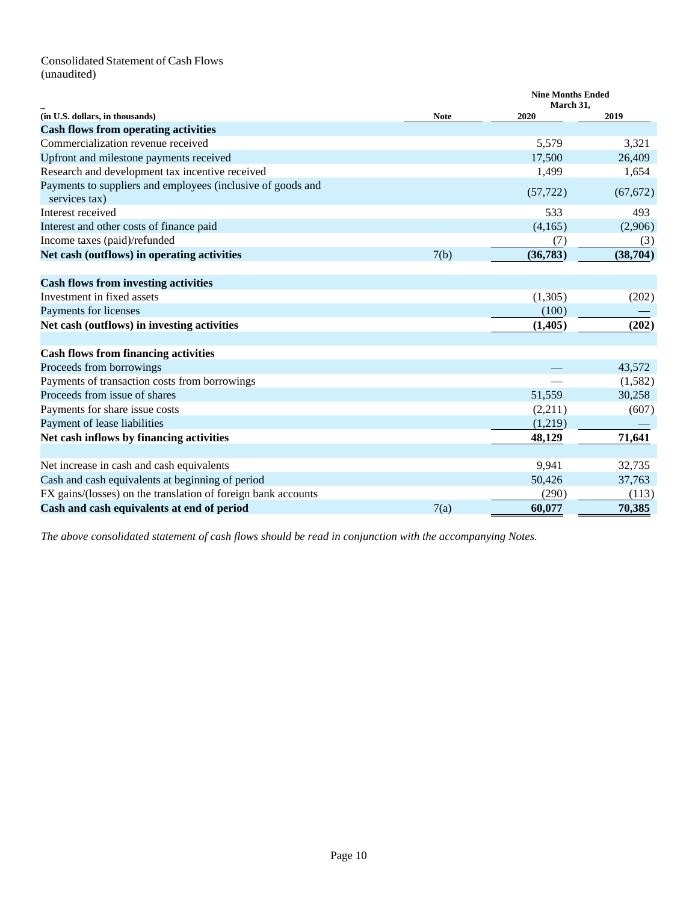Consolidated Statement of Cash Flows
(unaudited)

| (in U.S. dollars, in thousands) | Note | Nine Months Ended March 31, 2020 | 2019 |
|---|---|---|---|
| **Cash flows from operating activities** | | | |
| Commercialization revenue received | | 5,579 | 3,321 |
| Upfront and milestone payments received | | 17,500 | 26,409 |
| Research and development tax incentive received | | 1,499 | 1,654 |
| Payments to suppliers and employees (inclusive of goods and services tax) | | (57,722) | (67,672) |
| Interest received | | 533 | 493 |
| Interest and other costs of finance paid | | (4,165) | (2,906) |
| Income taxes (paid)/refunded | | (7) | (3) |
| **Net cash (outflows) in operating activities** | 7(b) | **(36,783)** | **(38,704)** |
| **Cash flows from investing activities** | | | |
| Investment in fixed assets | | (1,305) | (202) |
| Payments for licenses | | (100) | — |
| **Net cash (outflows) in investing activities** | | **(1,405)** | **(202)** |
| **Cash flows from financing activities** | | | |
| Proceeds from borrowings | | — | 43,572 |
| Payments of transaction costs from borrowings | | — | (1,582) |
| Proceeds from issue of shares | | 51,559 | 30,258 |
| Payments for share issue costs | | (2,211) | (607) |
| Payment of lease liabilities | | (1,219) | — |
| **Net cash inflows by financing activities** | | **48,129** | **71,641** |
| Net increase in cash and cash equivalents | | 9,941 | 32,735 |
| Cash and cash equivalents at beginning of period | | 50,426 | 37,763 |
| FX gains/(losses) on the translation of foreign bank accounts | | (290) | (113) |
| **Cash and cash equivalents at end of period** | 7(a) | **60,077** | **70,385** |

*The above consolidated statement of cash flows should be read in conjunction with the accompanying Notes.*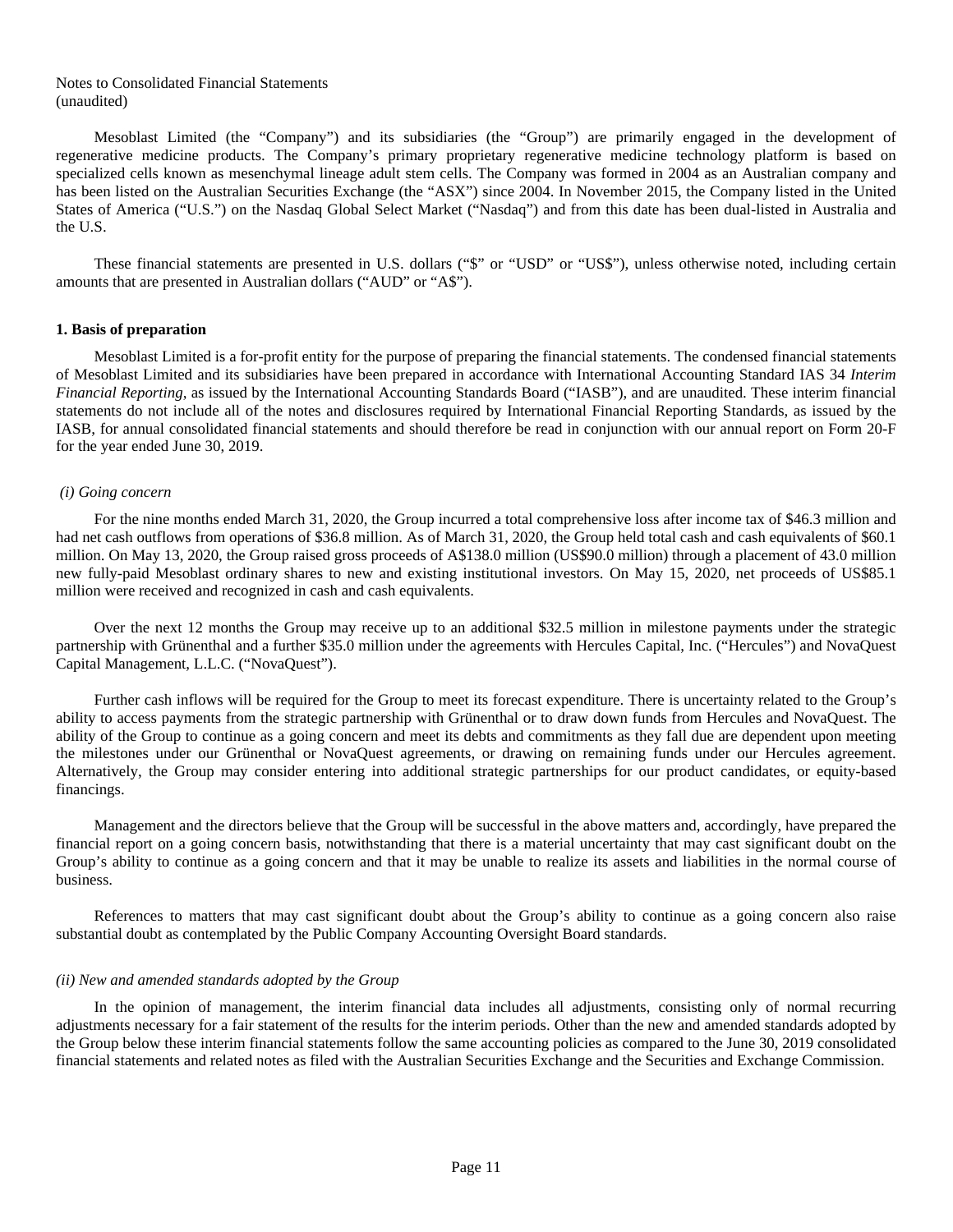Notes to Consolidated Financial Statements
(unaudited)

Mesoblast Limited (the “Company”) and its subsidiaries (the “Group”) are primarily engaged in the development of regenerative medicine products. The Company’s primary proprietary regenerative medicine technology platform is based on specialized cells known as mesenchymal lineage adult stem cells. The Company was formed in 2004 as an Australian company and has been listed on the Australian Securities Exchange (the “ASX”) since 2004. In November 2015, the Company listed in the United States of America (“U.S.”) on the Nasdaq Global Select Market (“Nasdaq”) and from this date has been dual-listed in Australia and the U.S.

These financial statements are presented in U.S. dollars (“$” or “USD” or “US$”), unless otherwise noted, including certain amounts that are presented in Australian dollars (“AUD” or “A$”).

### 1. Basis of preparation

Mesoblast Limited is a for-profit entity for the purpose of preparing the financial statements. The condensed financial statements of Mesoblast Limited and its subsidiaries have been prepared in accordance with International Accounting Standard IAS 34 *Interim Financial Reporting*, as issued by the International Accounting Standards Board (“IASB”), and are unaudited. These interim financial statements do not include all of the notes and disclosures required by International Financial Reporting Standards, as issued by the IASB, for annual consolidated financial statements and should therefore be read in conjunction with our annual report on Form 20-F for the year ended June 30, 2019.

*(i) Going concern*

For the nine months ended March 31, 2020, the Group incurred a total comprehensive loss after income tax of $46.3 million and had net cash outflows from operations of $36.8 million. As of March 31, 2020, the Group held total cash and cash equivalents of $60.1 million. On May 13, 2020, the Group raised gross proceeds of A$138.0 million (US$90.0 million) through a placement of 43.0 million new fully-paid Mesoblast ordinary shares to new and existing institutional investors. On May 15, 2020, net proceeds of US$85.1 million were received and recognized in cash and cash equivalents.

Over the next 12 months the Group may receive up to an additional $32.5 million in milestone payments under the strategic partnership with Grünenthal and a further $35.0 million under the agreements with Hercules Capital, Inc. (“Hercules”) and NovaQuest Capital Management, L.L.C. (“NovaQuest”).

Further cash inflows will be required for the Group to meet its forecast expenditure. There is uncertainty related to the Group’s ability to access payments from the strategic partnership with Grünenthal or to draw down funds from Hercules and NovaQuest. The ability of the Group to continue as a going concern and meet its debts and commitments as they fall due are dependent upon meeting the milestones under our Grünenthal or NovaQuest agreements, or drawing on remaining funds under our Hercules agreement. Alternatively, the Group may consider entering into additional strategic partnerships for our product candidates, or equity-based financings.

Management and the directors believe that the Group will be successful in the above matters and, accordingly, have prepared the financial report on a going concern basis, notwithstanding that there is a material uncertainty that may cast significant doubt on the Group’s ability to continue as a going concern and that it may be unable to realize its assets and liabilities in the normal course of business.

References to matters that may cast significant doubt about the Group’s ability to continue as a going concern also raise substantial doubt as contemplated by the Public Company Accounting Oversight Board standards.

*(ii) New and amended standards adopted by the Group*

In the opinion of management, the interim financial data includes all adjustments, consisting only of normal recurring adjustments necessary for a fair statement of the results for the interim periods. Other than the new and amended standards adopted by the Group below these interim financial statements follow the same accounting policies as compared to the June 30, 2019 consolidated financial statements and related notes as filed with the Australian Securities Exchange and the Securities and Exchange Commission.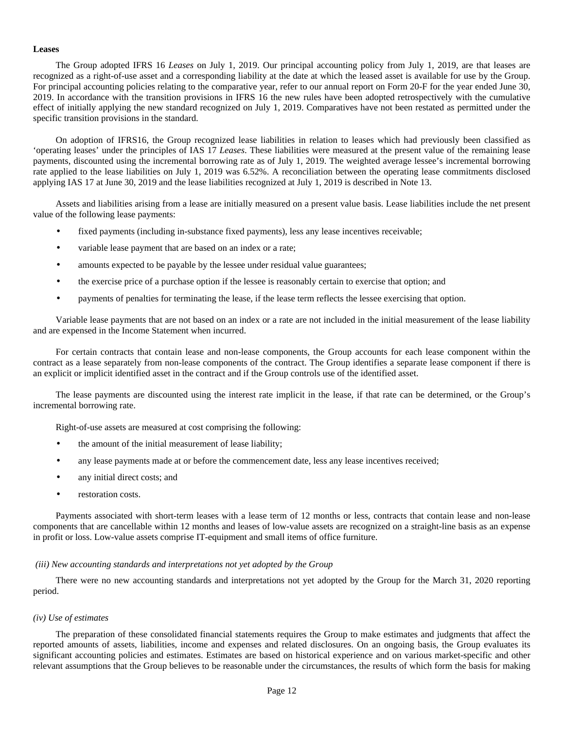**Leases**

The Group adopted IFRS 16 *Leases* on July 1, 2019. Our principal accounting policy from July 1, 2019, are that leases are recognized as a right-of-use asset and a corresponding liability at the date at which the leased asset is available for use by the Group. For principal accounting policies relating to the comparative year, refer to our annual report on Form 20-F for the year ended June 30, 2019. In accordance with the transition provisions in IFRS 16 the new rules have been adopted retrospectively with the cumulative effect of initially applying the new standard recognized on July 1, 2019. Comparatives have not been restated as permitted under the specific transition provisions in the standard.

On adoption of IFRS16, the Group recognized lease liabilities in relation to leases which had previously been classified as 'operating leases' under the principles of IAS 17 *Leases*. These liabilities were measured at the present value of the remaining lease payments, discounted using the incremental borrowing rate as of July 1, 2019. The weighted average lessee's incremental borrowing rate applied to the lease liabilities on July 1, 2019 was 6.52%. A reconciliation between the operating lease commitments disclosed applying IAS 17 at June 30, 2019 and the lease liabilities recognized at July 1, 2019 is described in Note 13.

Assets and liabilities arising from a lease are initially measured on a present value basis. Lease liabilities include the net present value of the following lease payments:

- fixed payments (including in-substance fixed payments), less any lease incentives receivable;
- variable lease payment that are based on an index or a rate;
- amounts expected to be payable by the lessee under residual value guarantees;
- the exercise price of a purchase option if the lessee is reasonably certain to exercise that option; and
- payments of penalties for terminating the lease, if the lease term reflects the lessee exercising that option.

Variable lease payments that are not based on an index or a rate are not included in the initial measurement of the lease liability and are expensed in the Income Statement when incurred.

For certain contracts that contain lease and non-lease components, the Group accounts for each lease component within the contract as a lease separately from non-lease components of the contract. The Group identifies a separate lease component if there is an explicit or implicit identified asset in the contract and if the Group controls use of the identified asset.

The lease payments are discounted using the interest rate implicit in the lease, if that rate can be determined, or the Group's incremental borrowing rate.

Right-of-use assets are measured at cost comprising the following:

- the amount of the initial measurement of lease liability;
- any lease payments made at or before the commencement date, less any lease incentives received;
- any initial direct costs; and
- restoration costs.

Payments associated with short-term leases with a lease term of 12 months or less, contracts that contain lease and non-lease components that are cancellable within 12 months and leases of low-value assets are recognized on a straight-line basis as an expense in profit or loss. Low-value assets comprise IT-equipment and small items of office furniture.

*(iii) New accounting standards and interpretations not yet adopted by the Group*

There were no new accounting standards and interpretations not yet adopted by the Group for the March 31, 2020 reporting period.

*(iv) Use of estimates*

The preparation of these consolidated financial statements requires the Group to make estimates and judgments that affect the reported amounts of assets, liabilities, income and expenses and related disclosures. On an ongoing basis, the Group evaluates its significant accounting policies and estimates. Estimates are based on historical experience and on various market-specific and other relevant assumptions that the Group believes to be reasonable under the circumstances, the results of which form the basis for making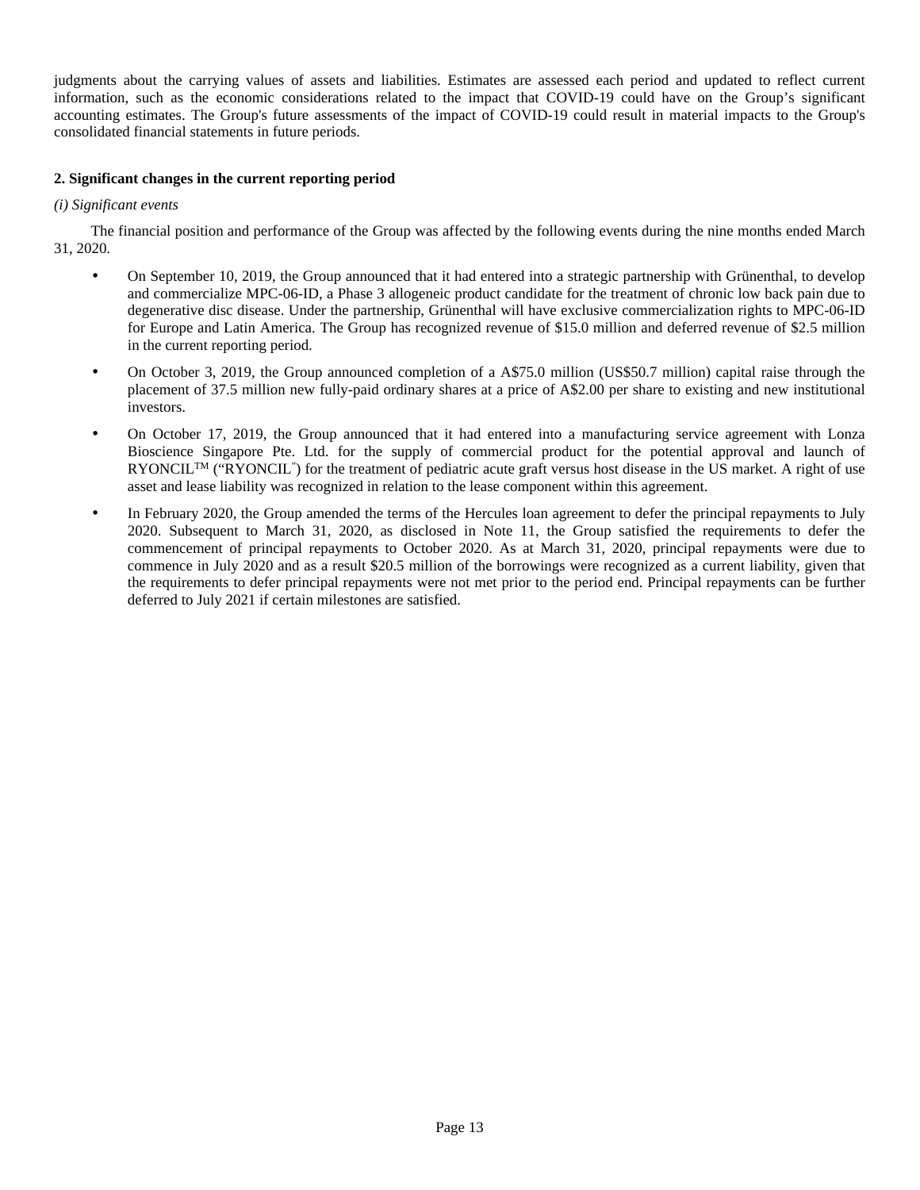judgments about the carrying values of assets and liabilities. Estimates are assessed each period and updated to reflect current information, such as the economic considerations related to the impact that COVID-19 could have on the Group's significant accounting estimates. The Group's future assessments of the impact of COVID-19 could result in material impacts to the Group's consolidated financial statements in future periods.

**2. Significant changes in the current reporting period**

*(i) Significant events*

The financial position and performance of the Group was affected by the following events during the nine months ended March 31, 2020.

- On September 10, 2019, the Group announced that it had entered into a strategic partnership with Grünenthal, to develop and commercialize MPC-06-ID, a Phase 3 allogeneic product candidate for the treatment of chronic low back pain due to degenerative disc disease. Under the partnership, Grünenthal will have exclusive commercialization rights to MPC-06-ID for Europe and Latin America. The Group has recognized revenue of $15.0 million and deferred revenue of $2.5 million in the current reporting period.
- On October 3, 2019, the Group announced completion of a A$75.0 million (US$50.7 million) capital raise through the placement of 37.5 million new fully-paid ordinary shares at a price of A$2.00 per share to existing and new institutional investors.
- On October 17, 2019, the Group announced that it had entered into a manufacturing service agreement with Lonza Bioscience Singapore Pte. Ltd. for the supply of commercial product for the potential approval and launch of RYONCIL™ ("RYONCIL") for the treatment of pediatric acute graft versus host disease in the US market. A right of use asset and lease liability was recognized in relation to the lease component within this agreement.
- In February 2020, the Group amended the terms of the Hercules loan agreement to defer the principal repayments to July 2020. Subsequent to March 31, 2020, as disclosed in Note 11, the Group satisfied the requirements to defer the commencement of principal repayments to October 2020. As at March 31, 2020, principal repayments were due to commence in July 2020 and as a result $20.5 million of the borrowings were recognized as a current liability, given that the requirements to defer principal repayments were not met prior to the period end. Principal repayments can be further deferred to July 2021 if certain milestones are satisfied.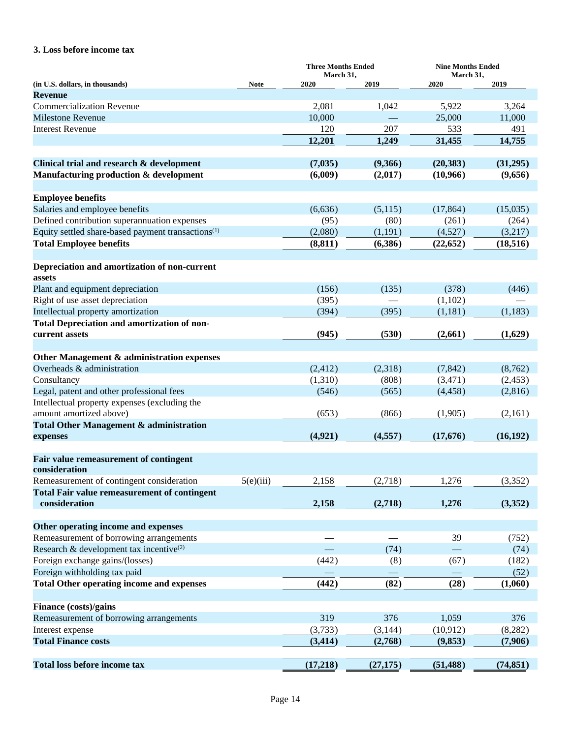### 3. Loss before income tax

| (in U.S. dollars, in thousands) | Note | Three Months Ended March 31, 2020 | Three Months Ended March 31, 2019 | Nine Months Ended March 31, 2020 | Nine Months Ended March 31, 2019 |
|---|---|---|---|---|---|
| **Revenue** | | | | | |
| Commercialization Revenue | | 2,081 | 1,042 | 5,922 | 3,264 |
| Milestone Revenue | | 10,000 | — | 25,000 | 11,000 |
| Interest Revenue | | 120 | 207 | 533 | 491 |
| | | **12,201** | **1,249** | **31,455** | **14,755** |
| **Clinical trial and research & development** | | **(7,035)** | **(9,366)** | **(20,383)** | **(31,295)** |
| **Manufacturing production & development** | | **(6,009)** | **(2,017)** | **(10,966)** | **(9,656)** |
| **Employee benefits** | | | | | |
| Salaries and employee benefits | | (6,636) | (5,115) | (17,864) | (15,035) |
| Defined contribution superannuation expenses | | (95) | (80) | (261) | (264) |
| Equity settled share-based payment transactions[1] | | (2,080) | (1,191) | (4,527) | (3,217) |
| **Total Employee benefits** | | **(8,811)** | **(6,386)** | **(22,652)** | **(18,516)** |
| **Depreciation and amortization of non-current assets** | | | | | |
| Plant and equipment depreciation | | (156) | (135) | (378) | (446) |
| Right of use asset depreciation | | (395) | — | (1,102) | — |
| Intellectual property amortization | | (394) | (395) | (1,181) | (1,183) |
| **Total Depreciation and amortization of non-current assets** | | **(945)** | **(530)** | **(2,661)** | **(1,629)** |
| **Other Management & administration expenses** | | | | | |
| Overheads & administration | | (2,412) | (2,318) | (7,842) | (8,762) |
| Consultancy | | (1,310) | (808) | (3,471) | (2,453) |
| Legal, patent and other professional fees | | (546) | (565) | (4,458) | (2,816) |
| Intellectual property expenses (excluding the amount amortized above) | | (653) | (866) | (1,905) | (2,161) |
| **Total Other Management & administration expenses** | | **(4,921)** | **(4,557)** | **(17,676)** | **(16,192)** |
| **Fair value remeasurement of contingent consideration** | | | | | |
| Remeasurement of contingent consideration | 5(e)(iii) | 2,158 | (2,718) | 1,276 | (3,352) |
| **Total Fair value remeasurement of contingent consideration** | | **2,158** | **(2,718)** | **1,276** | **(3,352)** |
| **Other operating income and expenses** | | | | | |
| Remeasurement of borrowing arrangements | | — | — | 39 | (752) |
| Research & development tax incentive[2] | | — | (74) | — | (74) |
| Foreign exchange gains/(losses) | | (442) | (8) | (67) | (182) |
| Foreign withholding tax paid | | — | — | — | (52) |
| **Total Other operating income and expenses** | | **(442)** | **(82)** | **(28)** | **(1,060)** |
| **Finance (costs)/gains** | | | | | |
| Remeasurement of borrowing arrangements | | 319 | 376 | 1,059 | 376 |
| Interest expense | | (3,733) | (3,144) | (10,912) | (8,282) |
| **Total Finance costs** | | **(3,414)** | **(2,768)** | **(9,853)** | **(7,906)** |
| **Total loss before income tax** | | **(17,218)** | **(27,175)** | **(51,488)** | **(74,851)** |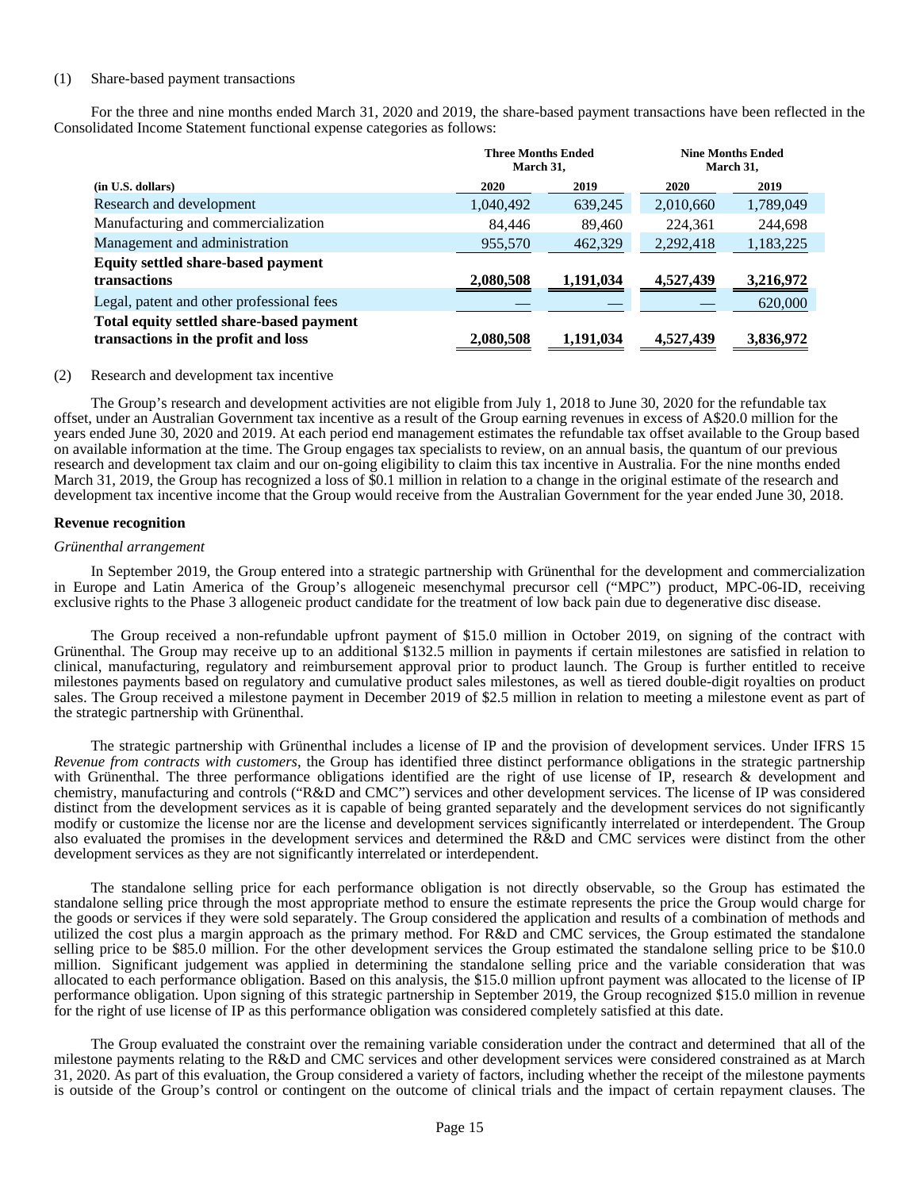(1) Share-based payment transactions

For the three and nine months ended March 31, 2020 and 2019, the share-based payment transactions have been reflected in the Consolidated Income Statement functional expense categories as follows:

| | Three Months Ended March 31, | | Nine Months Ended March 31, | |
|---|---|---|---|---|
| (in U.S. dollars) | 2020 | 2019 | 2020 | 2019 |
| Research and development | 1,040,492 | 639,245 | 2,010,660 | 1,789,049 |
| Manufacturing and commercialization | 84,446 | 89,460 | 224,361 | 244,698 |
| Management and administration | 955,570 | 462,329 | 2,292,418 | 1,183,225 |
| **Equity settled share-based payment transactions** | **2,080,508** | **1,191,034** | **4,527,439** | **3,216,972** |
| Legal, patent and other professional fees | — | — | — | 620,000 |
| **Total equity settled share-based payment transactions in the profit and loss** | **2,080,508** | **1,191,034** | **4,527,439** | **3,836,972** |

(2) Research and development tax incentive

The Group's research and development activities are not eligible from July 1, 2018 to June 30, 2020 for the refundable tax offset, under an Australian Government tax incentive as a result of the Group earning revenues in excess of A$20.0 million for the years ended June 30, 2020 and 2019. At each period end management estimates the refundable tax offset available to the Group based on available information at the time. The Group engages tax specialists to review, on an annual basis, the quantum of our previous research and development tax claim and our on-going eligibility to claim this tax incentive in Australia. For the nine months ended March 31, 2019, the Group has recognized a loss of $0.1 million in relation to a change in the original estimate of the research and development tax incentive income that the Group would receive from the Australian Government for the year ended June 30, 2018.

**Revenue recognition**

*Grünenthal arrangement*

In September 2019, the Group entered into a strategic partnership with Grünenthal for the development and commercialization in Europe and Latin America of the Group's allogeneic mesenchymal precursor cell ("MPC") product, MPC-06-ID, receiving exclusive rights to the Phase 3 allogeneic product candidate for the treatment of low back pain due to degenerative disc disease.

The Group received a non-refundable upfront payment of $15.0 million in October 2019, on signing of the contract with Grünenthal. The Group may receive up to an additional $132.5 million in payments if certain milestones are satisfied in relation to clinical, manufacturing, regulatory and reimbursement approval prior to product launch. The Group is further entitled to receive milestones payments based on regulatory and cumulative product sales milestones, as well as tiered double-digit royalties on product sales. The Group received a milestone payment in December 2019 of $2.5 million in relation to meeting a milestone event as part of the strategic partnership with Grünenthal.

The strategic partnership with Grünenthal includes a license of IP and the provision of development services. Under IFRS 15 *Revenue from contracts with customers*, the Group has identified three distinct performance obligations in the strategic partnership with Grünenthal. The three performance obligations identified are the right of use license of IP, research & development and chemistry, manufacturing and controls ("R&D and CMC") services and other development services. The license of IP was considered distinct from the development services as it is capable of being granted separately and the development services do not significantly modify or customize the license nor are the license and development services significantly interrelated or interdependent. The Group also evaluated the promises in the development services and determined the R&D and CMC services were distinct from the other development services as they are not significantly interrelated or interdependent.

The standalone selling price for each performance obligation is not directly observable, so the Group has estimated the standalone selling price through the most appropriate method to ensure the estimate represents the price the Group would charge for the goods or services if they were sold separately. The Group considered the application and results of a combination of methods and utilized the cost plus a margin approach as the primary method. For R&D and CMC services, the Group estimated the standalone selling price to be $85.0 million. For the other development services the Group estimated the standalone selling price to be $10.0 million. Significant judgement was applied in determining the standalone selling price and the variable consideration that was allocated to each performance obligation. Based on this analysis, the $15.0 million upfront payment was allocated to the license of IP performance obligation. Upon signing of this strategic partnership in September 2019, the Group recognized $15.0 million in revenue for the right of use license of IP as this performance obligation was considered completely satisfied at this date.

The Group evaluated the constraint over the remaining variable consideration under the contract and determined that all of the milestone payments relating to the R&D and CMC services and other development services were considered constrained as at March 31, 2020. As part of this evaluation, the Group considered a variety of factors, including whether the receipt of the milestone payments is outside of the Group's control or contingent on the outcome of clinical trials and the impact of certain repayment clauses. The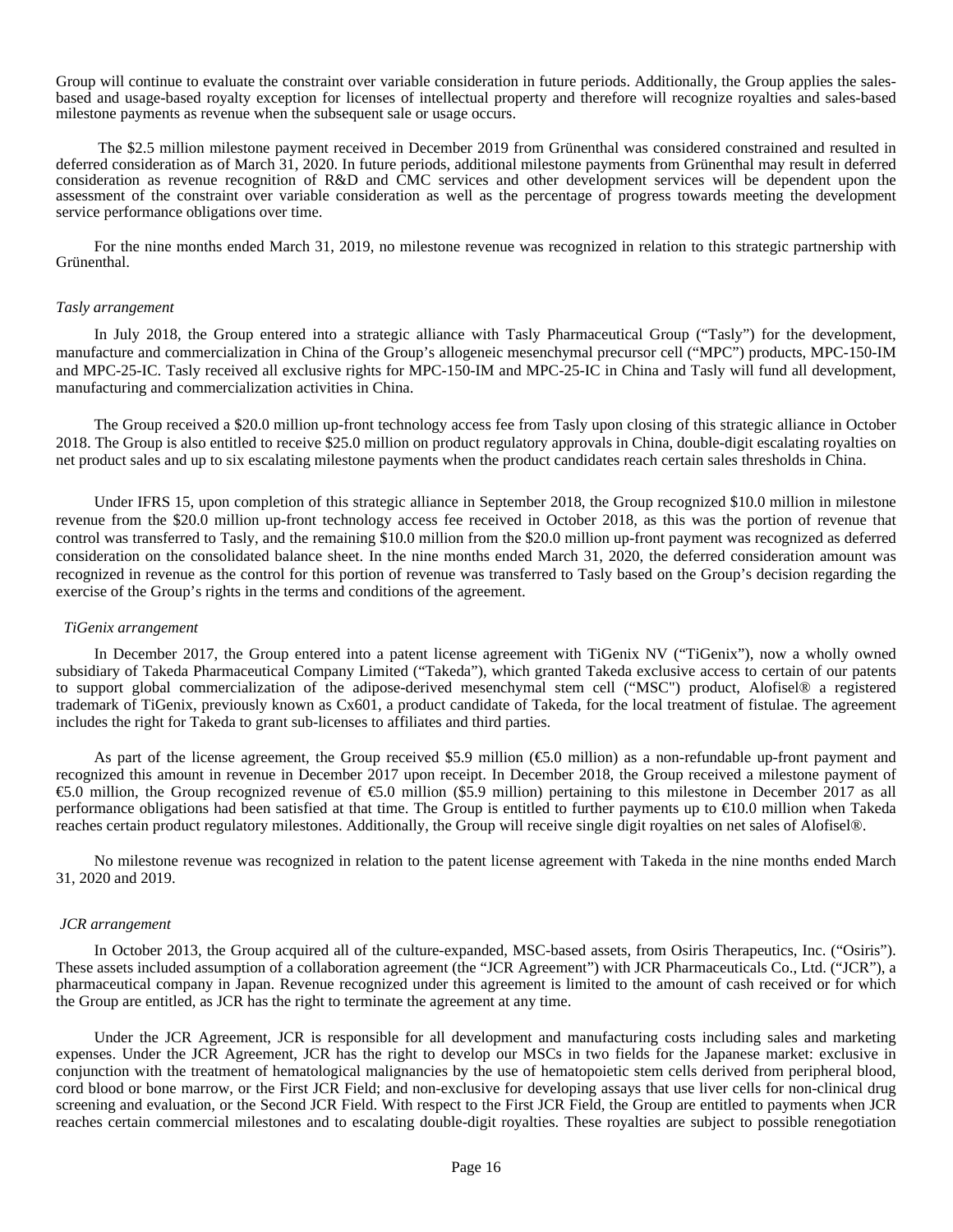Group will continue to evaluate the constraint over variable consideration in future periods. Additionally, the Group applies the sales-based and usage-based royalty exception for licenses of intellectual property and therefore will recognize royalties and sales-based milestone payments as revenue when the subsequent sale or usage occurs.

The $2.5 million milestone payment received in December 2019 from Grünenthal was considered constrained and resulted in deferred consideration as of March 31, 2020. In future periods, additional milestone payments from Grünenthal may result in deferred consideration as revenue recognition of R&D and CMC services and other development services will be dependent upon the assessment of the constraint over variable consideration as well as the percentage of progress towards meeting the development service performance obligations over time.

For the nine months ended March 31, 2019, no milestone revenue was recognized in relation to this strategic partnership with Grünenthal.

*Tasly arrangement*

In July 2018, the Group entered into a strategic alliance with Tasly Pharmaceutical Group ("Tasly") for the development, manufacture and commercialization in China of the Group's allogeneic mesenchymal precursor cell ("MPC") products, MPC-150-IM and MPC-25-IC. Tasly received all exclusive rights for MPC-150-IM and MPC-25-IC in China and Tasly will fund all development, manufacturing and commercialization activities in China.

The Group received a $20.0 million up-front technology access fee from Tasly upon closing of this strategic alliance in October 2018. The Group is also entitled to receive $25.0 million on product regulatory approvals in China, double-digit escalating royalties on net product sales and up to six escalating milestone payments when the product candidates reach certain sales thresholds in China.

Under IFRS 15, upon completion of this strategic alliance in September 2018, the Group recognized $10.0 million in milestone revenue from the $20.0 million up-front technology access fee received in October 2018, as this was the portion of revenue that control was transferred to Tasly, and the remaining $10.0 million from the $20.0 million up-front payment was recognized as deferred consideration on the consolidated balance sheet. In the nine months ended March 31, 2020, the deferred consideration amount was recognized in revenue as the control for this portion of revenue was transferred to Tasly based on the Group's decision regarding the exercise of the Group's rights in the terms and conditions of the agreement.

*TiGenix arrangement*

In December 2017, the Group entered into a patent license agreement with TiGenix NV ("TiGenix"), now a wholly owned subsidiary of Takeda Pharmaceutical Company Limited ("Takeda"), which granted Takeda exclusive access to certain of our patents to support global commercialization of the adipose-derived mesenchymal stem cell ("MSC") product, Alofisel® a registered trademark of TiGenix, previously known as Cx601, a product candidate of Takeda, for the local treatment of fistulae. The agreement includes the right for Takeda to grant sub-licenses to affiliates and third parties.

As part of the license agreement, the Group received $5.9 million (€5.0 million) as a non-refundable up-front payment and recognized this amount in revenue in December 2017 upon receipt. In December 2018, the Group received a milestone payment of €5.0 million, the Group recognized revenue of €5.0 million ($5.9 million) pertaining to this milestone in December 2017 as all performance obligations had been satisfied at that time. The Group is entitled to further payments up to €10.0 million when Takeda reaches certain product regulatory milestones. Additionally, the Group will receive single digit royalties on net sales of Alofisel®.

No milestone revenue was recognized in relation to the patent license agreement with Takeda in the nine months ended March 31, 2020 and 2019.

*JCR arrangement*

In October 2013, the Group acquired all of the culture-expanded, MSC-based assets, from Osiris Therapeutics, Inc. ("Osiris"). These assets included assumption of a collaboration agreement (the "JCR Agreement") with JCR Pharmaceuticals Co., Ltd. ("JCR"), a pharmaceutical company in Japan. Revenue recognized under this agreement is limited to the amount of cash received or for which the Group are entitled, as JCR has the right to terminate the agreement at any time.

Under the JCR Agreement, JCR is responsible for all development and manufacturing costs including sales and marketing expenses. Under the JCR Agreement, JCR has the right to develop our MSCs in two fields for the Japanese market: exclusive in conjunction with the treatment of hematological malignancies by the use of hematopoietic stem cells derived from peripheral blood, cord blood or bone marrow, or the First JCR Field; and non-exclusive for developing assays that use liver cells for non-clinical drug screening and evaluation, or the Second JCR Field. With respect to the First JCR Field, the Group are entitled to payments when JCR reaches certain commercial milestones and to escalating double-digit royalties. These royalties are subject to possible renegotiation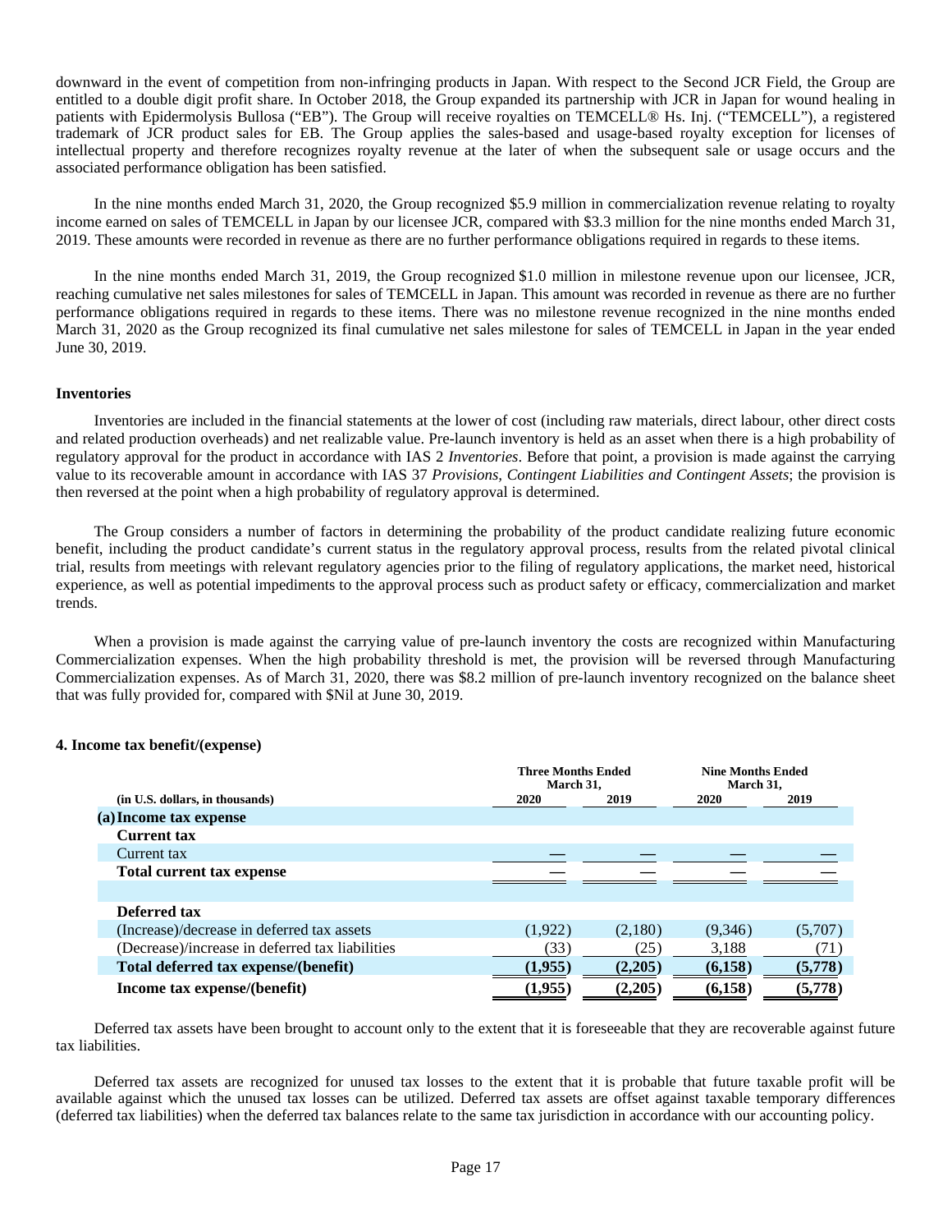downward in the event of competition from non-infringing products in Japan. With respect to the Second JCR Field, the Group are entitled to a double digit profit share. In October 2018, the Group expanded its partnership with JCR in Japan for wound healing in patients with Epidermolysis Bullosa ("EB"). The Group will receive royalties on TEMCELL® Hs. Inj. ("TEMCELL"), a registered trademark of JCR product sales for EB. The Group applies the sales-based and usage-based royalty exception for licenses of intellectual property and therefore recognizes royalty revenue at the later of when the subsequent sale or usage occurs and the associated performance obligation has been satisfied.

In the nine months ended March 31, 2020, the Group recognized $5.9 million in commercialization revenue relating to royalty income earned on sales of TEMCELL in Japan by our licensee JCR, compared with $3.3 million for the nine months ended March 31, 2019. These amounts were recorded in revenue as there are no further performance obligations required in regards to these items.

In the nine months ended March 31, 2019, the Group recognized $1.0 million in milestone revenue upon our licensee, JCR, reaching cumulative net sales milestones for sales of TEMCELL in Japan. This amount was recorded in revenue as there are no further performance obligations required in regards to these items. There was no milestone revenue recognized in the nine months ended March 31, 2020 as the Group recognized its final cumulative net sales milestone for sales of TEMCELL in Japan in the year ended June 30, 2019.

**Inventories**

Inventories are included in the financial statements at the lower of cost (including raw materials, direct labour, other direct costs and related production overheads) and net realizable value. Pre-launch inventory is held as an asset when there is a high probability of regulatory approval for the product in accordance with IAS 2 *Inventories*. Before that point, a provision is made against the carrying value to its recoverable amount in accordance with IAS 37 *Provisions, Contingent Liabilities and Contingent Assets*; the provision is then reversed at the point when a high probability of regulatory approval is determined.

The Group considers a number of factors in determining the probability of the product candidate realizing future economic benefit, including the product candidate's current status in the regulatory approval process, results from the related pivotal clinical trial, results from meetings with relevant regulatory agencies prior to the filing of regulatory applications, the market need, historical experience, as well as potential impediments to the approval process such as product safety or efficacy, commercialization and market trends.

When a provision is made against the carrying value of pre-launch inventory the costs are recognized within Manufacturing Commercialization expenses. When the high probability threshold is met, the provision will be reversed through Manufacturing Commercialization expenses. As of March 31, 2020, there was $8.2 million of pre-launch inventory recognized on the balance sheet that was fully provided for, compared with $Nil at June 30, 2019.

**4. Income tax benefit/(expense)**

| (in U.S. dollars, in thousands) | Three Months Ended March 31, 2020 | Three Months Ended March 31, 2019 | Nine Months Ended March 31, 2020 | Nine Months Ended March 31, 2019 |
|---|---|---|---|---|
| **(a) Income tax expense** | | | | |
| **Current tax** | | | | |
| Current tax | — | — | — | — |
| **Total current tax expense** | — | — | — | — |
| | | | | |
| **Deferred tax** | | | | |
| (Increase)/decrease in deferred tax assets | (1,922) | (2,180) | (9,346) | (5,707) |
| (Decrease)/increase in deferred tax liabilities | (33) | (25) | 3,188 | (71) |
| **Total deferred tax expense/(benefit)** | **(1,955)** | **(2,205)** | **(6,158)** | **(5,778)** |
| **Income tax expense/(benefit)** | **(1,955)** | **(2,205)** | **(6,158)** | **(5,778)** |

Deferred tax assets have been brought to account only to the extent that it is foreseeable that they are recoverable against future tax liabilities.

Deferred tax assets are recognized for unused tax losses to the extent that it is probable that future taxable profit will be available against which the unused tax losses can be utilized. Deferred tax assets are offset against taxable temporary differences (deferred tax liabilities) when the deferred tax balances relate to the same tax jurisdiction in accordance with our accounting policy.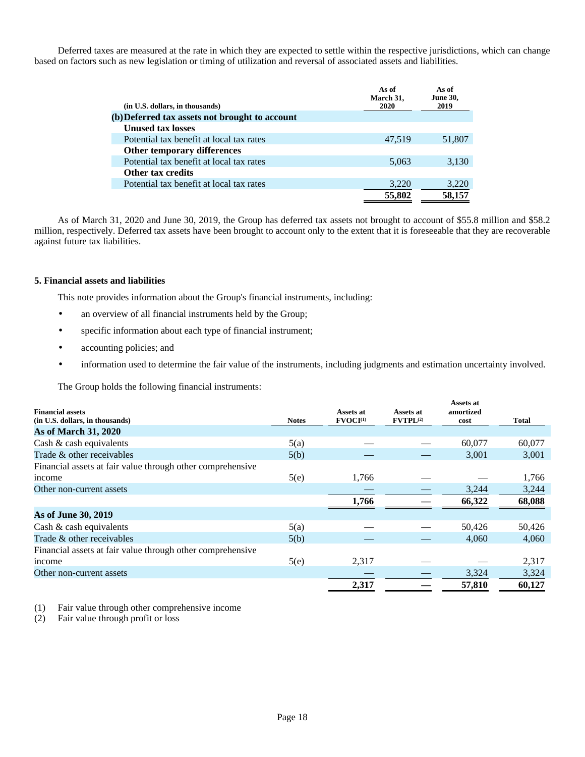Deferred taxes are measured at the rate in which they are expected to settle within the respective jurisdictions, which can change based on factors such as new legislation or timing of utilization and reversal of associated assets and liabilities.

| (in U.S. dollars, in thousands) | As of March 31, 2020 | As of June 30, 2019 |
|---|---|---|
| **(b) Deferred tax assets not brought to account** | | |
| **Unused tax losses** | | |
| Potential tax benefit at local tax rates | 47,519 | 51,807 |
| **Other temporary differences** | | |
| Potential tax benefit at local tax rates | 5,063 | 3,130 |
| **Other tax credits** | | |
| Potential tax benefit at local tax rates | 3,220 | 3,220 |
| | 55,802 | 58,157 |

As of March 31, 2020 and June 30, 2019, the Group has deferred tax assets not brought to account of $55.8 million and $58.2 million, respectively. Deferred tax assets have been brought to account only to the extent that it is foreseeable that they are recoverable against future tax liabilities.

## 5. Financial assets and liabilities

This note provides information about the Group's financial instruments, including:

- an overview of all financial instruments held by the Group;
- specific information about each type of financial instrument;
- accounting policies; and
- information used to determine the fair value of the instruments, including judgments and estimation uncertainty involved.

The Group holds the following financial instruments:

| Financial assets (in U.S. dollars, in thousands) | Notes | Assets at FVOCI[1] | Assets at FVTPL[2] | Assets at amortized cost | Total |
|---|---|---|---|---|---|
| **As of March 31, 2020** | | | | | |
| Cash & cash equivalents | 5(a) | — | — | 60,077 | 60,077 |
| Trade & other receivables | 5(b) | — | — | 3,001 | 3,001 |
| Financial assets at fair value through other comprehensive income | 5(e) | 1,766 | — | — | 1,766 |
| Other non-current assets | | — | — | 3,244 | 3,244 |
| | | 1,766 | — | 66,322 | 68,088 |
| **As of June 30, 2019** | | | | | |
| Cash & cash equivalents | 5(a) | — | — | 50,426 | 50,426 |
| Trade & other receivables | 5(b) | — | — | 4,060 | 4,060 |
| Financial assets at fair value through other comprehensive income | 5(e) | 2,317 | — | — | 2,317 |
| Other non-current assets | | — | — | 3,324 | 3,324 |
| | | 2,317 | — | 57,810 | 60,127 |

(1) Fair value through other comprehensive income
(2) Fair value through profit or loss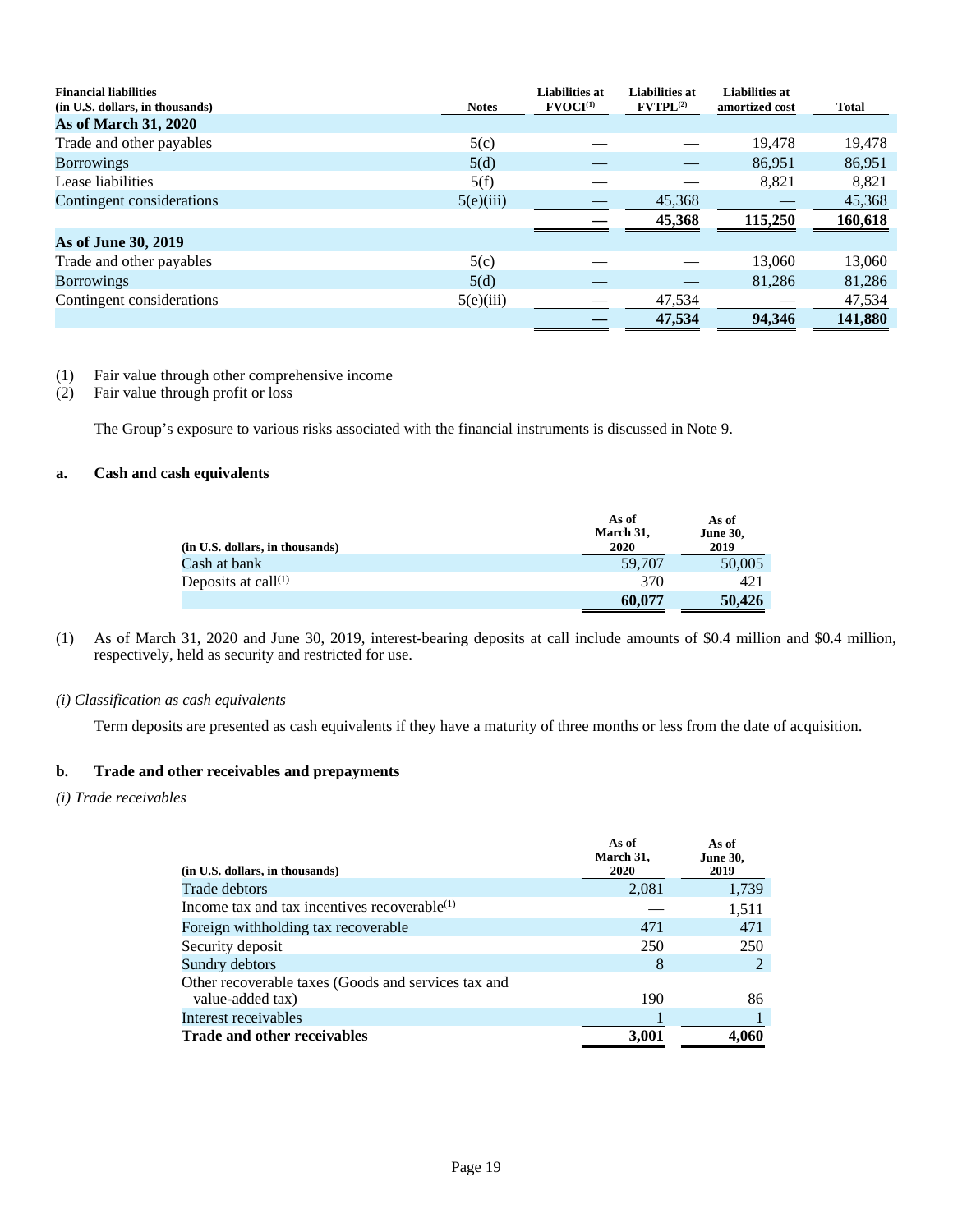| Financial liabilities (in U.S. dollars, in thousands) | Notes | Liabilities at FVOCI[(1)] | Liabilities at FVTPL[(2)] | Liabilities at amortized cost | Total |
|---|---|---|---|---|---|
| **As of March 31, 2020** | | | | | |
| Trade and other payables | 5(c) | — | — | 19,478 | 19,478 |
| Borrowings | 5(d) | — | — | 86,951 | 86,951 |
| Lease liabilities | 5(f) | — | — | 8,821 | 8,821 |
| Contingent considerations | 5(e)(iii) | — | 45,368 | — | 45,368 |
| | | **—** | **45,368** | **115,250** | **160,618** |
| **As of June 30, 2019** | | | | | |
| Trade and other payables | 5(c) | — | — | 13,060 | 13,060 |
| Borrowings | 5(d) | — | — | 81,286 | 81,286 |
| Contingent considerations | 5(e)(iii) | — | 47,534 | — | 47,534 |
| | | **—** | **47,534** | **94,346** | **141,880** |

(1) Fair value through other comprehensive income
(2) Fair value through profit or loss

The Group's exposure to various risks associated with the financial instruments is discussed in Note 9.

### a. Cash and cash equivalents

| (in U.S. dollars, in thousands) | As of March 31, 2020 | As of June 30, 2019 |
|---|---|---|
| Cash at bank | 59,707 | 50,005 |
| Deposits at call[(1)] | 370 | 421 |
| | **60,077** | **50,426** |

(1) As of March 31, 2020 and June 30, 2019, interest-bearing deposits at call include amounts of $0.4 million and $0.4 million, respectively, held as security and restricted for use.

*(i) Classification as cash equivalents*

Term deposits are presented as cash equivalents if they have a maturity of three months or less from the date of acquisition.

### b. Trade and other receivables and prepayments

*(i) Trade receivables*

| (in U.S. dollars, in thousands) | As of March 31, 2020 | As of June 30, 2019 |
|---|---|---|
| Trade debtors | 2,081 | 1,739 |
| Income tax and tax incentives recoverable[(1)] | — | 1,511 |
| Foreign withholding tax recoverable | 471 | 471 |
| Security deposit | 250 | 250 |
| Sundry debtors | 8 | 2 |
| Other recoverable taxes (Goods and services tax and value-added tax) | 190 | 86 |
| Interest receivables | 1 | 1 |
| **Trade and other receivables** | **3,001** | **4,060** |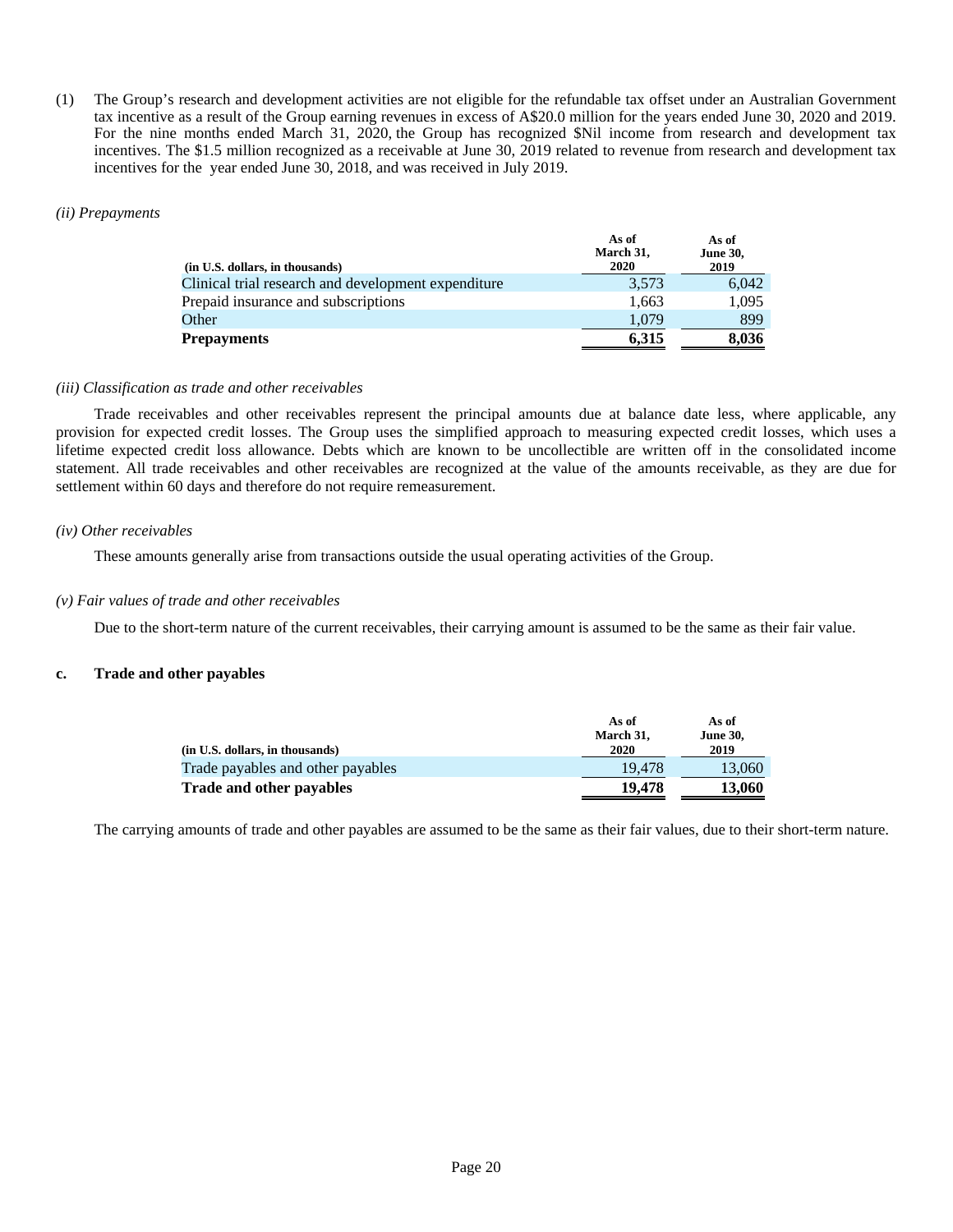(1) The Group's research and development activities are not eligible for the refundable tax offset under an Australian Government tax incentive as a result of the Group earning revenues in excess of A$20.0 million for the years ended June 30, 2020 and 2019. For the nine months ended March 31, 2020, the Group has recognized $Nil income from research and development tax incentives. The $1.5 million recognized as a receivable at June 30, 2019 related to revenue from research and development tax incentives for the year ended June 30, 2018, and was received in July 2019.

*(ii) Prepayments*

| (in U.S. dollars, in thousands) | As of March 31, 2020 | As of June 30, 2019 |
|---|---|---|
| Clinical trial research and development expenditure | 3,573 | 6,042 |
| Prepaid insurance and subscriptions | 1,663 | 1,095 |
| Other | 1,079 | 899 |
| **Prepayments** | **6,315** | **8,036** |

*(iii) Classification as trade and other receivables*

Trade receivables and other receivables represent the principal amounts due at balance date less, where applicable, any provision for expected credit losses. The Group uses the simplified approach to measuring expected credit losses, which uses a lifetime expected credit loss allowance. Debts which are known to be uncollectible are written off in the consolidated income statement. All trade receivables and other receivables are recognized at the value of the amounts receivable, as they are due for settlement within 60 days and therefore do not require remeasurement.

*(iv) Other receivables*

These amounts generally arise from transactions outside the usual operating activities of the Group.

*(v) Fair values of trade and other receivables*

Due to the short-term nature of the current receivables, their carrying amount is assumed to be the same as their fair value.

### c. Trade and other payables

| (in U.S. dollars, in thousands) | As of March 31, 2020 | As of June 30, 2019 |
|---|---|---|
| Trade payables and other payables | 19,478 | 13,060 |
| **Trade and other payables** | **19,478** | **13,060** |

The carrying amounts of trade and other payables are assumed to be the same as their fair values, due to their short-term nature.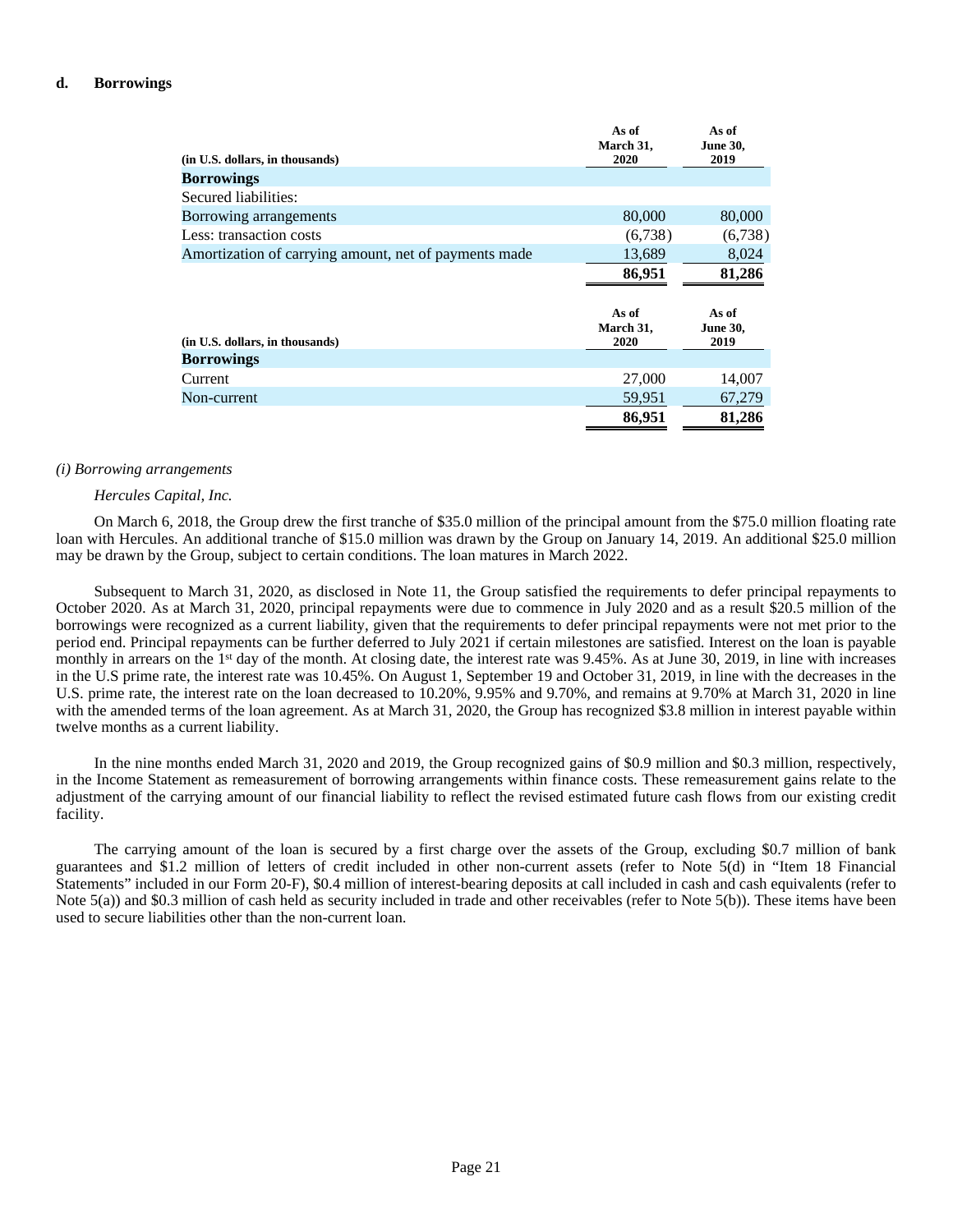### d. Borrowings

| (in U.S. dollars, in thousands) | As of March 31, 2020 | As of June 30, 2019 |
|---|---|---|
| **Borrowings** | | |
| Secured liabilities: | | |
| Borrowing arrangements | 80,000 | 80,000 |
| Less: transaction costs | (6,738) | (6,738) |
| Amortization of carrying amount, net of payments made | 13,689 | 8,024 |
| | **86,951** | **81,286** |

| (in U.S. dollars, in thousands) | As of March 31, 2020 | As of June 30, 2019 |
|---|---|---|
| **Borrowings** | | |
| Current | 27,000 | 14,007 |
| Non-current | 59,951 | 67,279 |
| | **86,951** | **81,286** |

*(i) Borrowing arrangements*

*Hercules Capital, Inc.*

On March 6, 2018, the Group drew the first tranche of $35.0 million of the principal amount from the $75.0 million floating rate loan with Hercules. An additional tranche of $15.0 million was drawn by the Group on January 14, 2019. An additional $25.0 million may be drawn by the Group, subject to certain conditions. The loan matures in March 2022.

Subsequent to March 31, 2020, as disclosed in Note 11, the Group satisfied the requirements to defer principal repayments to October 2020. As at March 31, 2020, principal repayments were due to commence in July 2020 and as a result $20.5 million of the borrowings were recognized as a current liability, given that the requirements to defer principal repayments were not met prior to the period end. Principal repayments can be further deferred to July 2021 if certain milestones are satisfied. Interest on the loan is payable monthly in arrears on the 1st day of the month. At closing date, the interest rate was 9.45%. As at June 30, 2019, in line with increases in the U.S prime rate, the interest rate was 10.45%. On August 1, September 19 and October 31, 2019, in line with the decreases in the U.S. prime rate, the interest rate on the loan decreased to 10.20%, 9.95% and 9.70%, and remains at 9.70% at March 31, 2020 in line with the amended terms of the loan agreement. As at March 31, 2020, the Group has recognized $3.8 million in interest payable within twelve months as a current liability.

In the nine months ended March 31, 2020 and 2019, the Group recognized gains of $0.9 million and $0.3 million, respectively, in the Income Statement as remeasurement of borrowing arrangements within finance costs. These remeasurement gains relate to the adjustment of the carrying amount of our financial liability to reflect the revised estimated future cash flows from our existing credit facility.

The carrying amount of the loan is secured by a first charge over the assets of the Group, excluding $0.7 million of bank guarantees and $1.2 million of letters of credit included in other non-current assets (refer to Note 5(d) in "Item 18 Financial Statements" included in our Form 20-F), $0.4 million of interest-bearing deposits at call included in cash and cash equivalents (refer to Note 5(a)) and $0.3 million of cash held as security included in trade and other receivables (refer to Note 5(b)). These items have been used to secure liabilities other than the non-current loan.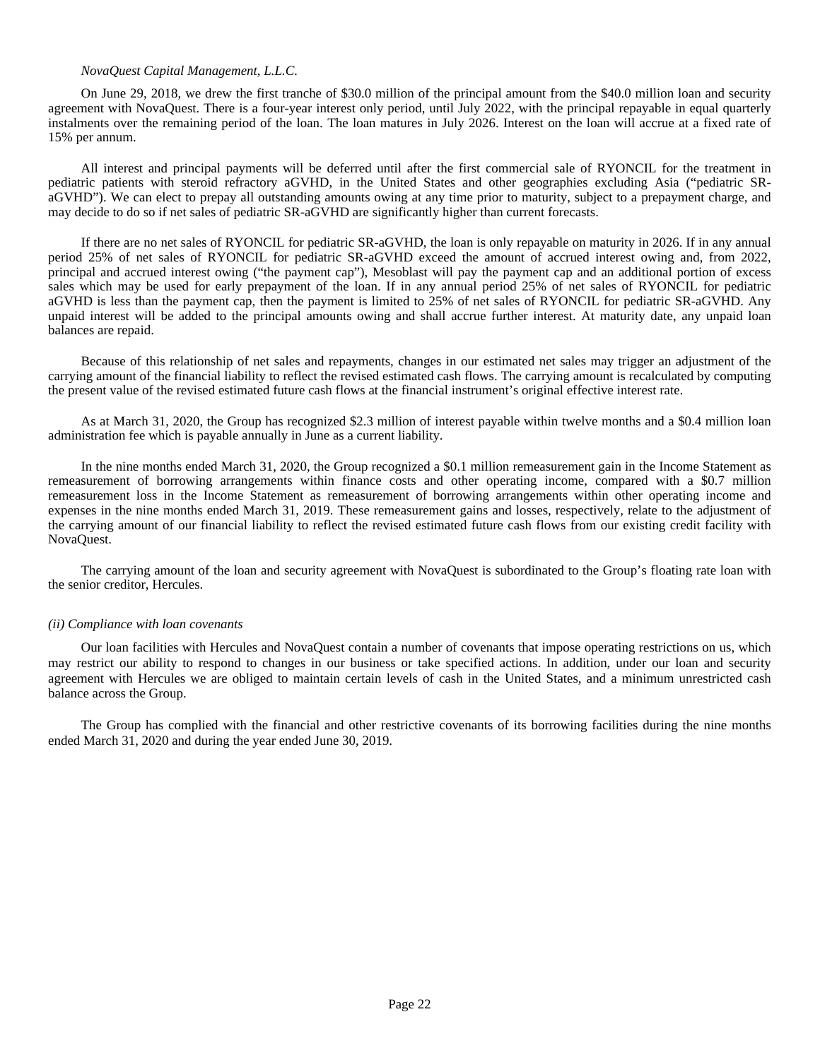*NovaQuest Capital Management, L.L.C.*

On June 29, 2018, we drew the first tranche of $30.0 million of the principal amount from the $40.0 million loan and security agreement with NovaQuest. There is a four-year interest only period, until July 2022, with the principal repayable in equal quarterly instalments over the remaining period of the loan. The loan matures in July 2026. Interest on the loan will accrue at a fixed rate of 15% per annum.

All interest and principal payments will be deferred until after the first commercial sale of RYONCIL for the treatment in pediatric patients with steroid refractory aGVHD, in the United States and other geographies excluding Asia ("pediatric SR-aGVHD"). We can elect to prepay all outstanding amounts owing at any time prior to maturity, subject to a prepayment charge, and may decide to do so if net sales of pediatric SR-aGVHD are significantly higher than current forecasts.

If there are no net sales of RYONCIL for pediatric SR-aGVHD, the loan is only repayable on maturity in 2026. If in any annual period 25% of net sales of RYONCIL for pediatric SR-aGVHD exceed the amount of accrued interest owing and, from 2022, principal and accrued interest owing ("the payment cap"), Mesoblast will pay the payment cap and an additional portion of excess sales which may be used for early prepayment of the loan. If in any annual period 25% of net sales of RYONCIL for pediatric aGVHD is less than the payment cap, then the payment is limited to 25% of net sales of RYONCIL for pediatric SR-aGVHD. Any unpaid interest will be added to the principal amounts owing and shall accrue further interest. At maturity date, any unpaid loan balances are repaid.

Because of this relationship of net sales and repayments, changes in our estimated net sales may trigger an adjustment of the carrying amount of the financial liability to reflect the revised estimated cash flows. The carrying amount is recalculated by computing the present value of the revised estimated future cash flows at the financial instrument's original effective interest rate.

As at March 31, 2020, the Group has recognized $2.3 million of interest payable within twelve months and a $0.4 million loan administration fee which is payable annually in June as a current liability.

In the nine months ended March 31, 2020, the Group recognized a $0.1 million remeasurement gain in the Income Statement as remeasurement of borrowing arrangements within finance costs and other operating income, compared with a $0.7 million remeasurement loss in the Income Statement as remeasurement of borrowing arrangements within other operating income and expenses in the nine months ended March 31, 2019. These remeasurement gains and losses, respectively, relate to the adjustment of the carrying amount of our financial liability to reflect the revised estimated future cash flows from our existing credit facility with NovaQuest.

The carrying amount of the loan and security agreement with NovaQuest is subordinated to the Group's floating rate loan with the senior creditor, Hercules.

*(ii) Compliance with loan covenants*

Our loan facilities with Hercules and NovaQuest contain a number of covenants that impose operating restrictions on us, which may restrict our ability to respond to changes in our business or take specified actions. In addition, under our loan and security agreement with Hercules we are obliged to maintain certain levels of cash in the United States, and a minimum unrestricted cash balance across the Group.

The Group has complied with the financial and other restrictive covenants of its borrowing facilities during the nine months ended March 31, 2020 and during the year ended June 30, 2019.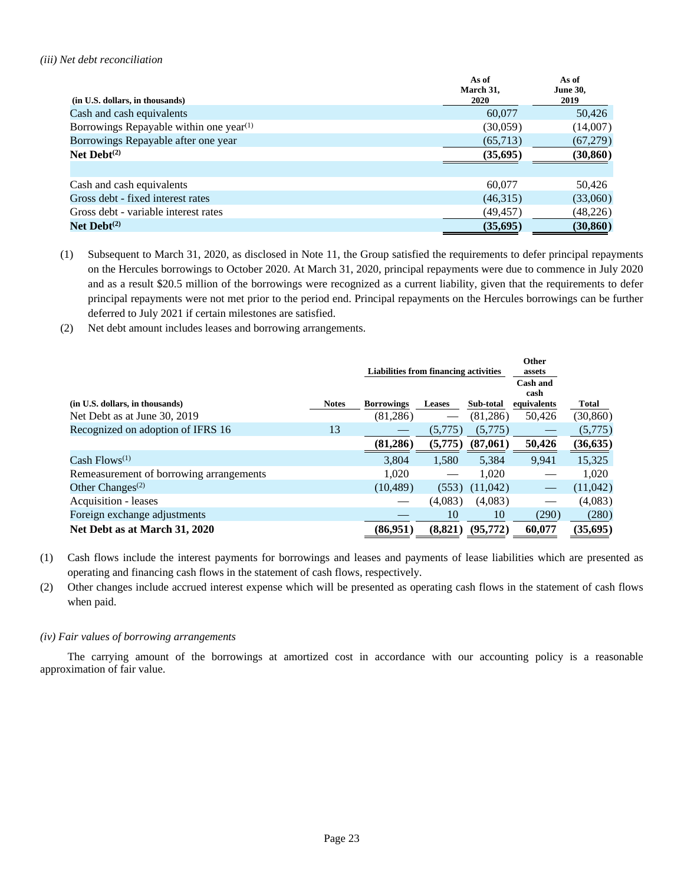*(iii) Net debt reconciliation*

| (in U.S. dollars, in thousands) | As of March 31, 2020 | As of June 30, 2019 |
|---|---|---|
| Cash and cash equivalents | 60,077 | 50,426 |
| Borrowings Repayable within one year[(1)] | (30,059) | (14,007) |
| Borrowings Repayable after one year | (65,713) | (67,279) |
| **Net Debt[(2)]** | **(35,695)** | **(30,860)** |
| | | |
| Cash and cash equivalents | 60,077 | 50,426 |
| Gross debt - fixed interest rates | (46,315) | (33,060) |
| Gross debt - variable interest rates | (49,457) | (48,226) |
| **Net Debt[(2)]** | **(35,695)** | **(30,860)** |

(1) Subsequent to March 31, 2020, as disclosed in Note 11, the Group satisfied the requirements to defer principal repayments on the Hercules borrowings to October 2020. At March 31, 2020, principal repayments were due to commence in July 2020 and as a result $20.5 million of the borrowings were recognized as a current liability, given that the requirements to defer principal repayments were not met prior to the period end. Principal repayments on the Hercules borrowings can be further deferred to July 2021 if certain milestones are satisfied.

(2) Net debt amount includes leases and borrowing arrangements.

| | | Liabilities from financing activities | | | Other assets | |
|---|---|---|---|---|---|---|
| (in U.S. dollars, in thousands) | Notes | Borrowings | Leases | Sub-total | Cash and cash equivalents | Total |
| Net Debt as at June 30, 2019 | | (81,286) | — | (81,286) | 50,426 | (30,860) |
| Recognized on adoption of IFRS 16 | 13 | — | (5,775) | (5,775) | — | (5,775) |
| | | **(81,286)** | **(5,775)** | **(87,061)** | **50,426** | **(36,635)** |
| Cash Flows[(1)] | | 3,804 | 1,580 | 5,384 | 9,941 | 15,325 |
| Remeasurement of borrowing arrangements | | 1,020 | — | 1,020 | — | 1,020 |
| Other Changes[(2)] | | (10,489) | (553) | (11,042) | — | (11,042) |
| Acquisition - leases | | — | (4,083) | (4,083) | — | (4,083) |
| Foreign exchange adjustments | | — | 10 | 10 | (290) | (280) |
| **Net Debt as at March 31, 2020** | | **(86,951)** | **(8,821)** | **(95,772)** | **60,077** | **(35,695)** |

(1) Cash flows include the interest payments for borrowings and leases and payments of lease liabilities which are presented as operating and financing cash flows in the statement of cash flows, respectively.

(2) Other changes include accrued interest expense which will be presented as operating cash flows in the statement of cash flows when paid.

*(iv) Fair values of borrowing arrangements*

The carrying amount of the borrowings at amortized cost in accordance with our accounting policy is a reasonable approximation of fair value.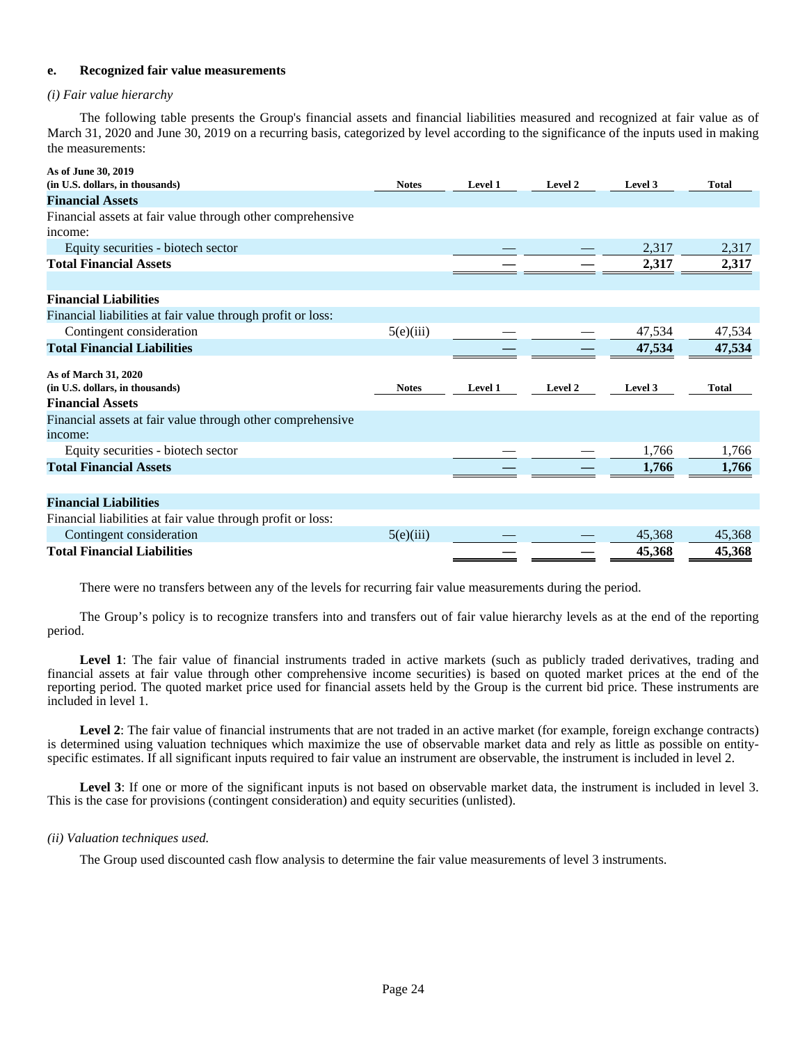### e. Recognized fair value measurements

*(i) Fair value hierarchy*

The following table presents the Group's financial assets and financial liabilities measured and recognized at fair value as of March 31, 2020 and June 30, 2019 on a recurring basis, categorized by level according to the significance of the inputs used in making the measurements:

| As of June 30, 2019 (in U.S. dollars, in thousands) | Notes | Level 1 | Level 2 | Level 3 | Total |
|---|---|---|---|---|---|
| **Financial Assets** | | | | | |
| Financial assets at fair value through other comprehensive income: | | | | | |
| Equity securities - biotech sector | | — | — | 2,317 | 2,317 |
| **Total Financial Assets** | | **—** | **—** | **2,317** | **2,317** |
| | | | | | |
| **Financial Liabilities** | | | | | |
| Financial liabilities at fair value through profit or loss: | | | | | |
| Contingent consideration | 5(e)(iii) | — | — | 47,534 | 47,534 |
| **Total Financial Liabilities** | | **—** | **—** | **47,534** | **47,534** |

| As of March 31, 2020 (in U.S. dollars, in thousands) | Notes | Level 1 | Level 2 | Level 3 | Total |
|---|---|---|---|---|---|
| **Financial Assets** | | | | | |
| Financial assets at fair value through other comprehensive income: | | | | | |
| Equity securities - biotech sector | | — | — | 1,766 | 1,766 |
| **Total Financial Assets** | | **—** | **—** | **1,766** | **1,766** |
| | | | | | |
| **Financial Liabilities** | | | | | |
| Financial liabilities at fair value through profit or loss: | | | | | |
| Contingent consideration | 5(e)(iii) | — | — | 45,368 | 45,368 |
| **Total Financial Liabilities** | | **—** | **—** | **45,368** | **45,368** |

There were no transfers between any of the levels for recurring fair value measurements during the period.

The Group's policy is to recognize transfers into and transfers out of fair value hierarchy levels as at the end of the reporting period.

**Level 1**: The fair value of financial instruments traded in active markets (such as publicly traded derivatives, trading and financial assets at fair value through other comprehensive income securities) is based on quoted market prices at the end of the reporting period. The quoted market price used for financial assets held by the Group is the current bid price. These instruments are included in level 1.

**Level 2**: The fair value of financial instruments that are not traded in an active market (for example, foreign exchange contracts) is determined using valuation techniques which maximize the use of observable market data and rely as little as possible on entity-specific estimates. If all significant inputs required to fair value an instrument are observable, the instrument is included in level 2.

**Level 3**: If one or more of the significant inputs is not based on observable market data, the instrument is included in level 3. This is the case for provisions (contingent consideration) and equity securities (unlisted).

*(ii) Valuation techniques used.*

The Group used discounted cash flow analysis to determine the fair value measurements of level 3 instruments.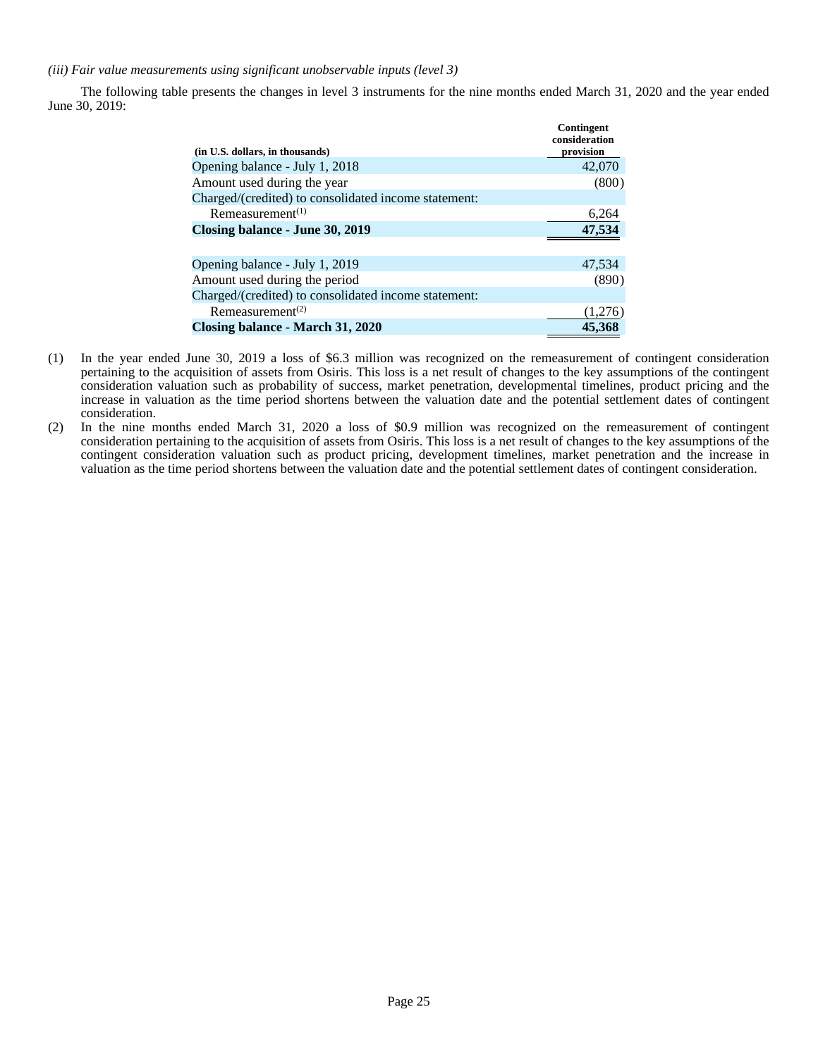*(iii) Fair value measurements using significant unobservable inputs (level 3)*

The following table presents the changes in level 3 instruments for the nine months ended March 31, 2020 and the year ended June 30, 2019:

| (in U.S. dollars, in thousands) | Contingent consideration provision |
|---|---|
| Opening balance - July 1, 2018 | 42,070 |
| Amount used during the year | (800) |
| Charged/(credited) to consolidated income statement: | |
| Remeasurement[(1)] | 6,264 |
| **Closing balance - June 30, 2019** | **47,534** |
| | |
| Opening balance - July 1, 2019 | 47,534 |
| Amount used during the period | (890) |
| Charged/(credited) to consolidated income statement: | |
| Remeasurement[(2)] | (1,276) |
| **Closing balance - March 31, 2020** | **45,368** |

(1) In the year ended June 30, 2019 a loss of $6.3 million was recognized on the remeasurement of contingent consideration pertaining to the acquisition of assets from Osiris. This loss is a net result of changes to the key assumptions of the contingent consideration valuation such as probability of success, market penetration, developmental timelines, product pricing and the increase in valuation as the time period shortens between the valuation date and the potential settlement dates of contingent consideration.

(2) In the nine months ended March 31, 2020 a loss of $0.9 million was recognized on the remeasurement of contingent consideration pertaining to the acquisition of assets from Osiris. This loss is a net result of changes to the key assumptions of the contingent consideration valuation such as product pricing, development timelines, market penetration and the increase in valuation as the time period shortens between the valuation date and the potential settlement dates of contingent consideration.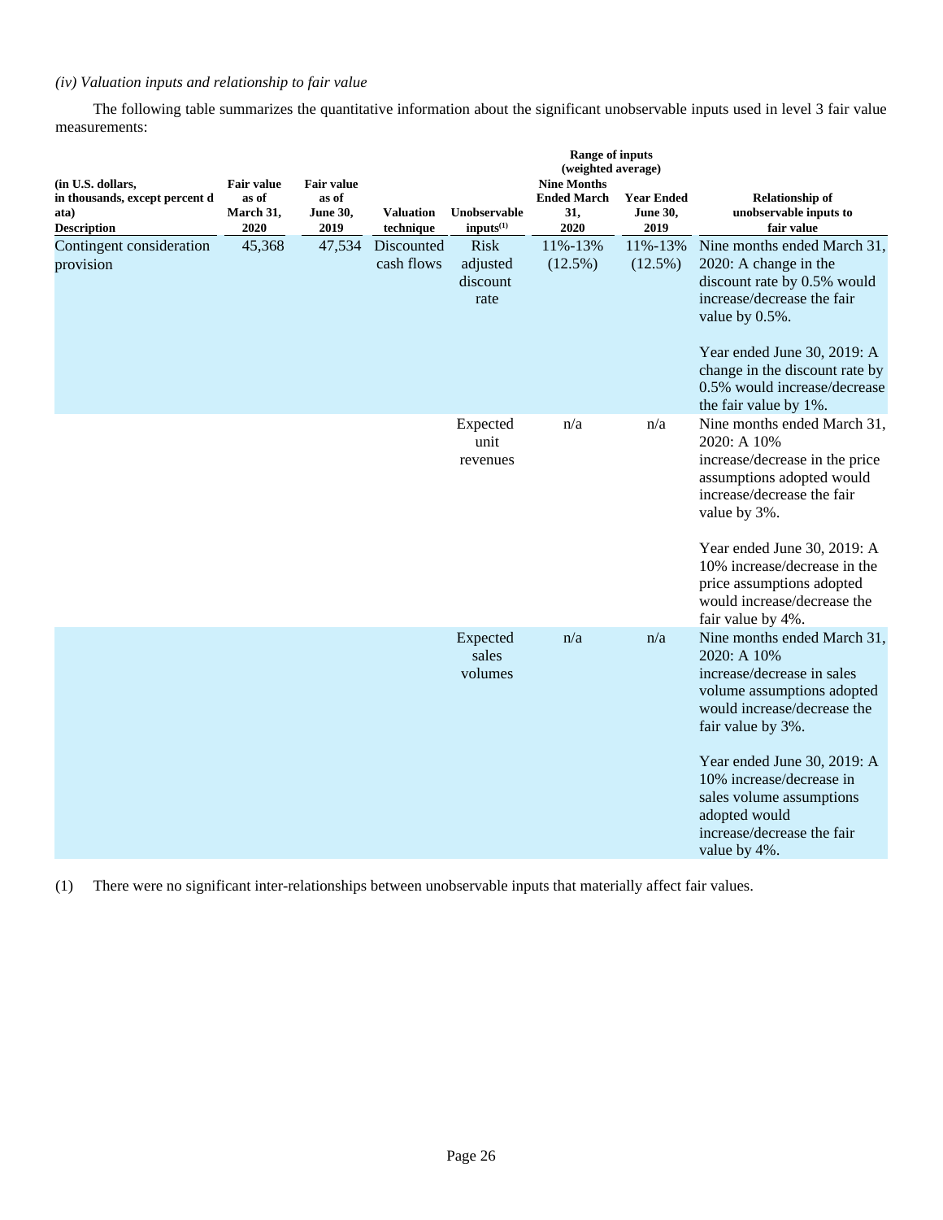*(iv) Valuation inputs and relationship to fair value*

The following table summarizes the quantitative information about the significant unobservable inputs used in level 3 fair value measurements:

| (in U.S. dollars, in thousands, except percent data) Description | Fair value as of March 31, 2020 | Fair value as of June 30, 2019 | Valuation technique | Unobservable inputs[(1)] | Range of inputs (weighted average) Nine Months Ended March 31, 2020 | Year Ended June 30, 2019 | Relationship of unobservable inputs to fair value |
|---|---|---|---|---|---|---|---|
| Contingent consideration provision | 45,368 | 47,534 | Discounted cash flows | Risk adjusted discount rate | 11%-13% (12.5%) | 11%-13% (12.5%) | Nine months ended March 31, 2020: A change in the discount rate by 0.5% would increase/decrease the fair value by 0.5%. Year ended June 30, 2019: A change in the discount rate by 0.5% would increase/decrease the fair value by 1%. |
| | | | | Expected unit revenues | n/a | n/a | Nine months ended March 31, 2020: A 10% increase/decrease in the price assumptions adopted would increase/decrease the fair value by 3%. Year ended June 30, 2019: A 10% increase/decrease in the price assumptions adopted would increase/decrease the fair value by 4%. |
| | | | | Expected sales volumes | n/a | n/a | Nine months ended March 31, 2020: A 10% increase/decrease in sales volume assumptions adopted would increase/decrease the fair value by 3%. Year ended June 30, 2019: A 10% increase/decrease in sales volume assumptions adopted would increase/decrease the fair value by 4%. |

(1) There were no significant inter-relationships between unobservable inputs that materially affect fair values.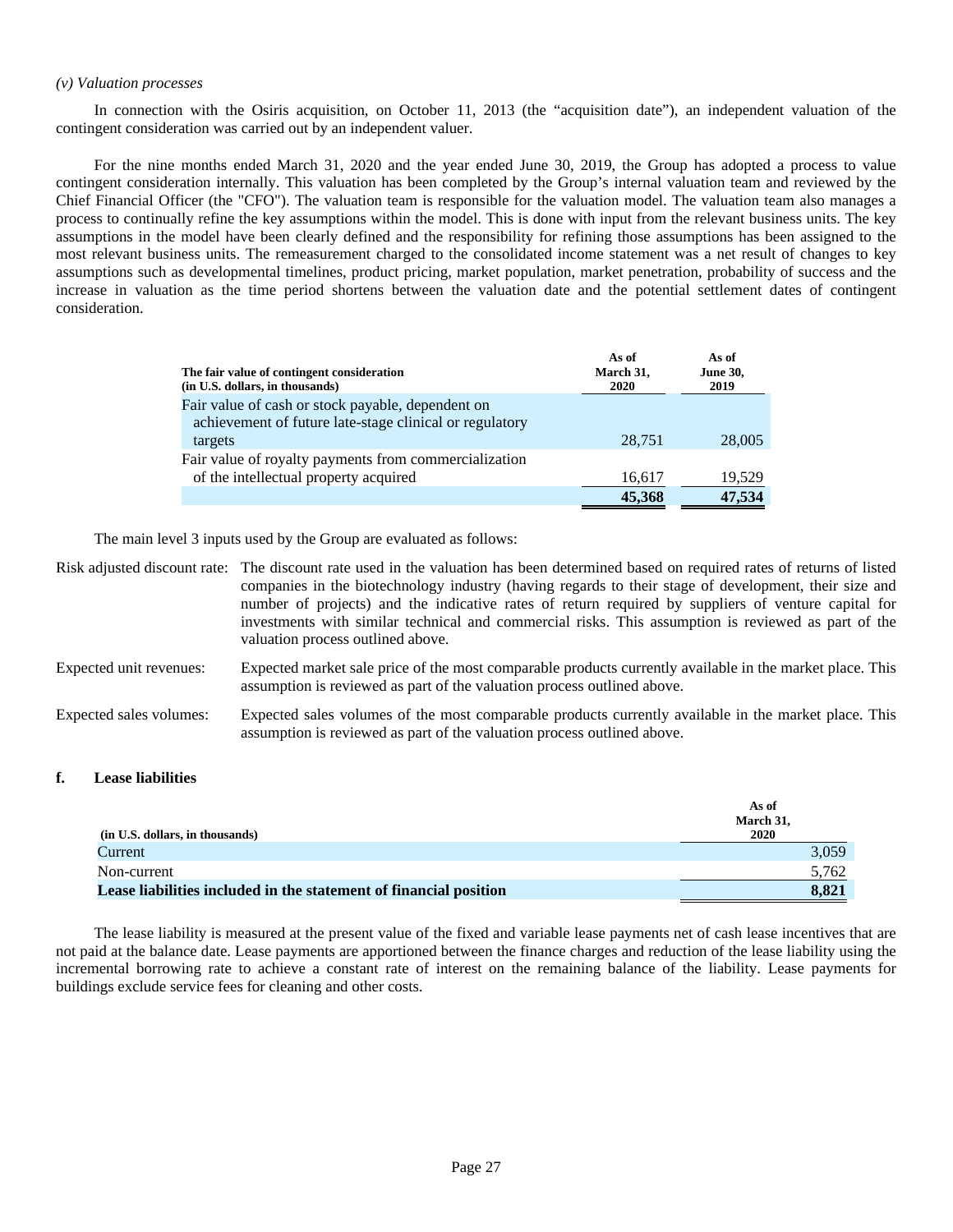*(v) Valuation processes*

In connection with the Osiris acquisition, on October 11, 2013 (the "acquisition date"), an independent valuation of the contingent consideration was carried out by an independent valuer.

For the nine months ended March 31, 2020 and the year ended June 30, 2019, the Group has adopted a process to value contingent consideration internally. This valuation has been completed by the Group's internal valuation team and reviewed by the Chief Financial Officer (the "CFO"). The valuation team is responsible for the valuation model. The valuation team also manages a process to continually refine the key assumptions within the model. This is done with input from the relevant business units. The key assumptions in the model have been clearly defined and the responsibility for refining those assumptions has been assigned to the most relevant business units. The remeasurement charged to the consolidated income statement was a net result of changes to key assumptions such as developmental timelines, product pricing, market population, market penetration, probability of success and the increase in valuation as the time period shortens between the valuation date and the potential settlement dates of contingent consideration.

| The fair value of contingent consideration (in U.S. dollars, in thousands) | As of March 31, 2020 | As of June 30, 2019 |
|---|---|---|
| Fair value of cash or stock payable, dependent on achievement of future late-stage clinical or regulatory targets | 28,751 | 28,005 |
| Fair value of royalty payments from commercialization of the intellectual property acquired | 16,617 | 19,529 |
| | **45,368** | **47,534** |

The main level 3 inputs used by the Group are evaluated as follows:

Risk adjusted discount rate: The discount rate used in the valuation has been determined based on required rates of returns of listed companies in the biotechnology industry (having regards to their stage of development, their size and number of projects) and the indicative rates of return required by suppliers of venture capital for investments with similar technical and commercial risks. This assumption is reviewed as part of the valuation process outlined above.

Expected unit revenues: Expected market sale price of the most comparable products currently available in the market place. This assumption is reviewed as part of the valuation process outlined above.

Expected sales volumes: Expected sales volumes of the most comparable products currently available in the market place. This assumption is reviewed as part of the valuation process outlined above.

### f. Lease liabilities

| (in U.S. dollars, in thousands) | As of March 31, 2020 |
|---|---|
| Current | 3,059 |
| Non-current | 5,762 |
| **Lease liabilities included in the statement of financial position** | **8,821** |

The lease liability is measured at the present value of the fixed and variable lease payments net of cash lease incentives that are not paid at the balance date. Lease payments are apportioned between the finance charges and reduction of the lease liability using the incremental borrowing rate to achieve a constant rate of interest on the remaining balance of the liability. Lease payments for buildings exclude service fees for cleaning and other costs.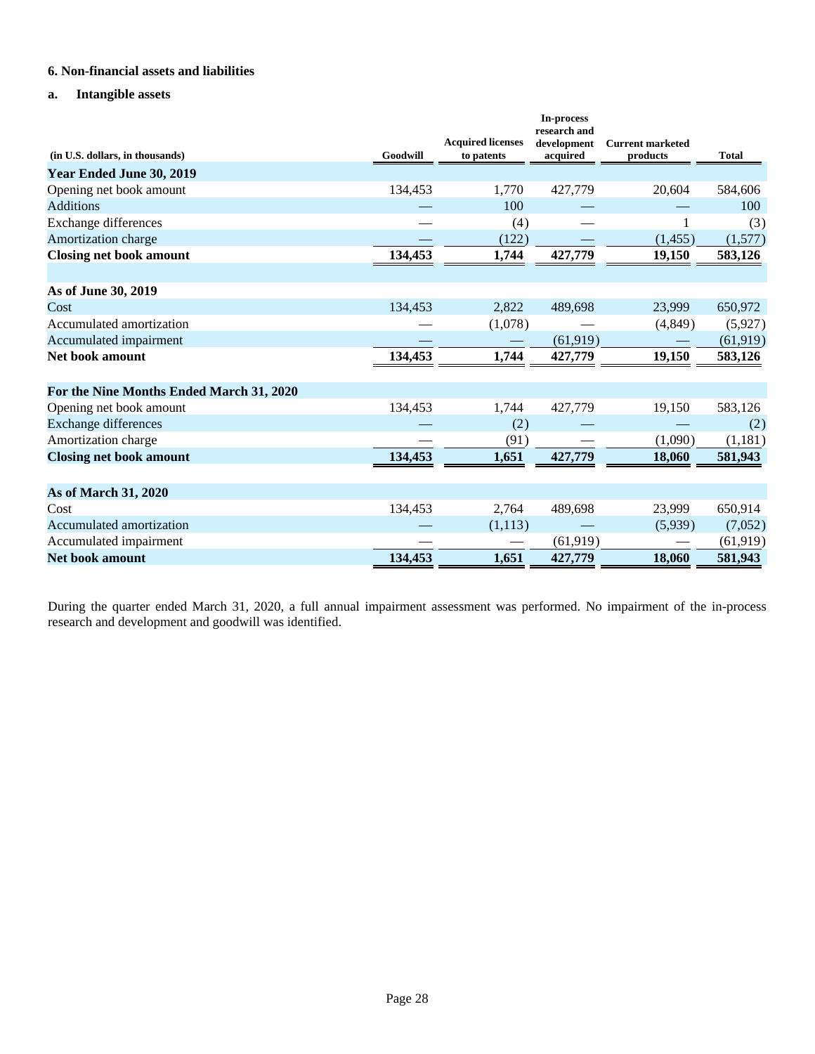### 6. Non-financial assets and liabilities

#### a. Intangible assets

| (in U.S. dollars, in thousands) | Goodwill | Acquired licenses to patents | In-process research and development acquired | Current marketed products | Total |
|---|---|---|---|---|---|
| **Year Ended June 30, 2019** | | | | | |
| Opening net book amount | 134,453 | 1,770 | 427,779 | 20,604 | 584,606 |
| Additions | — | 100 | — | — | 100 |
| Exchange differences | — | (4) | — | 1 | (3) |
| Amortization charge | — | (122) | — | (1,455) | (1,577) |
| **Closing net book amount** | **134,453** | **1,744** | **427,779** | **19,150** | **583,126** |
| | | | | | |
| **As of June 30, 2019** | | | | | |
| Cost | 134,453 | 2,822 | 489,698 | 23,999 | 650,972 |
| Accumulated amortization | — | (1,078) | — | (4,849) | (5,927) |
| Accumulated impairment | — | — | (61,919) | — | (61,919) |
| **Net book amount** | **134,453** | **1,744** | **427,779** | **19,150** | **583,126** |
| | | | | | |
| **For the Nine Months Ended March 31, 2020** | | | | | |
| Opening net book amount | 134,453 | 1,744 | 427,779 | 19,150 | 583,126 |
| Exchange differences | — | (2) | — | — | (2) |
| Amortization charge | — | (91) | — | (1,090) | (1,181) |
| **Closing net book amount** | **134,453** | **1,651** | **427,779** | **18,060** | **581,943** |
| | | | | | |
| **As of March 31, 2020** | | | | | |
| Cost | 134,453 | 2,764 | 489,698 | 23,999 | 650,914 |
| Accumulated amortization | — | (1,113) | — | (5,939) | (7,052) |
| Accumulated impairment | — | — | (61,919) | — | (61,919) |
| **Net book amount** | **134,453** | **1,651** | **427,779** | **18,060** | **581,943** |

During the quarter ended March 31, 2020, a full annual impairment assessment was performed. No impairment of the in-process research and development and goodwill was identified.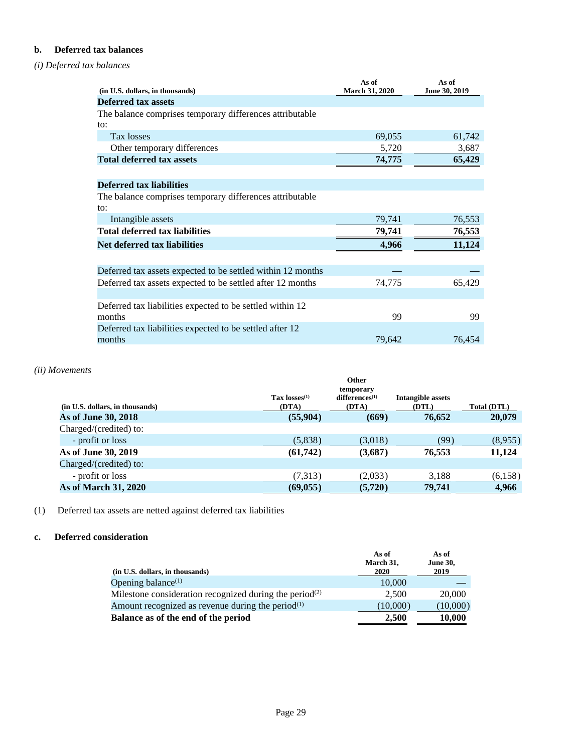### b. Deferred tax balances

*(i) Deferred tax balances*

| (in U.S. dollars, in thousands) | As of March 31, 2020 | As of June 30, 2019 |
|---|---|---|
| **Deferred tax assets** | | |
| The balance comprises temporary differences attributable to: | | |
| Tax losses | 69,055 | 61,742 |
| Other temporary differences | 5,720 | 3,687 |
| **Total deferred tax assets** | **74,775** | **65,429** |
| | | |
| **Deferred tax liabilities** | | |
| The balance comprises temporary differences attributable to: | | |
| Intangible assets | 79,741 | 76,553 |
| **Total deferred tax liabilities** | **79,741** | **76,553** |
| **Net deferred tax liabilities** | **4,966** | **11,124** |
| | | |
| Deferred tax assets expected to be settled within 12 months | — | — |
| Deferred tax assets expected to be settled after 12 months | 74,775 | 65,429 |
| | | |
| Deferred tax liabilities expected to be settled within 12 months | 99 | 99 |
| Deferred tax liabilities expected to be settled after 12 months | 79,642 | 76,454 |

*(ii) Movements*

| (in U.S. dollars, in thousands) | Tax losses[(1)] (DTA) | Other temporary differences[(1)] (DTA) | Intangible assets (DTL) | Total (DTL) |
|---|---|---|---|---|
| **As of June 30, 2018** | **(55,904)** | **(669)** | **76,652** | **20,079** |
| Charged/(credited) to: | | | | |
| - profit or loss | (5,838) | (3,018) | (99) | (8,955) |
| **As of June 30, 2019** | **(61,742)** | **(3,687)** | **76,553** | **11,124** |
| Charged/(credited) to: | | | | |
| - profit or loss | (7,313) | (2,033) | 3,188 | (6,158) |
| **As of March 31, 2020** | **(69,055)** | **(5,720)** | **79,741** | **4,966** |

(1) Deferred tax assets are netted against deferred tax liabilities

### c. Deferred consideration

| (in U.S. dollars, in thousands) | As of March 31, 2020 | As of June 30, 2019 |
|---|---|---|
| Opening balance[(1)] | 10,000 | — |
| Milestone consideration recognized during the period[(2)] | 2,500 | 20,000 |
| Amount recognized as revenue during the period[(1)] | (10,000) | (10,000) |
| **Balance as of the end of the period** | **2,500** | **10,000** |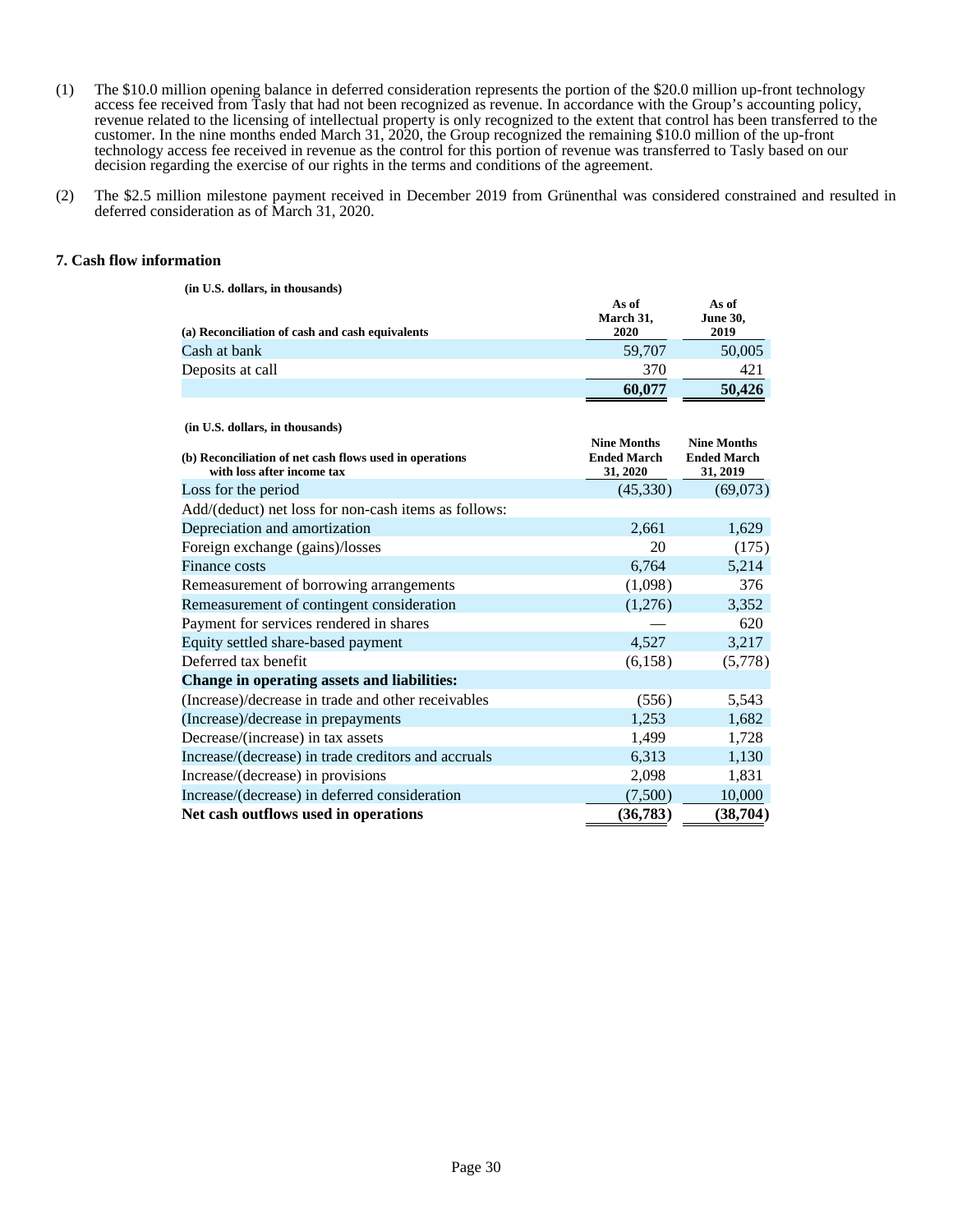(1) The $10.0 million opening balance in deferred consideration represents the portion of the $20.0 million up-front technology access fee received from Tasly that had not been recognized as revenue. In accordance with the Group's accounting policy, revenue related to the licensing of intellectual property is only recognized to the extent that control has been transferred to the customer. In the nine months ended March 31, 2020, the Group recognized the remaining $10.0 million of the up-front technology access fee received in revenue as the control for this portion of revenue was transferred to Tasly based on our decision regarding the exercise of our rights in the terms and conditions of the agreement.

(2) The $2.5 million milestone payment received in December 2019 from Grünenthal was considered constrained and resulted in deferred consideration as of March 31, 2020.

### 7. Cash flow information

**(in U.S. dollars, in thousands)**

| (a) Reconciliation of cash and cash equivalents | As of March 31, 2020 | As of June 30, 2019 |
|---|---|---|
| Cash at bank | 59,707 | 50,005 |
| Deposits at call | 370 | 421 |
| | **60,077** | **50,426** |

**(in U.S. dollars, in thousands)**

| (b) Reconciliation of net cash flows used in operations with loss after income tax | Nine Months Ended March 31, 2020 | Nine Months Ended March 31, 2019 |
|---|---|---|
| Loss for the period | (45,330) | (69,073) |
| Add/(deduct) net loss for non-cash items as follows: | | |
| Depreciation and amortization | 2,661 | 1,629 |
| Foreign exchange (gains)/losses | 20 | (175) |
| Finance costs | 6,764 | 5,214 |
| Remeasurement of borrowing arrangements | (1,098) | 376 |
| Remeasurement of contingent consideration | (1,276) | 3,352 |
| Payment for services rendered in shares | — | 620 |
| Equity settled share-based payment | 4,527 | 3,217 |
| Deferred tax benefit | (6,158) | (5,778) |
| **Change in operating assets and liabilities:** | | |
| (Increase)/decrease in trade and other receivables | (556) | 5,543 |
| (Increase)/decrease in prepayments | 1,253 | 1,682 |
| Decrease/(increase) in tax assets | 1,499 | 1,728 |
| Increase/(decrease) in trade creditors and accruals | 6,313 | 1,130 |
| Increase/(decrease) in provisions | 2,098 | 1,831 |
| Increase/(decrease) in deferred consideration | (7,500) | 10,000 |
| **Net cash outflows used in operations** | **(36,783)** | **(38,704)** |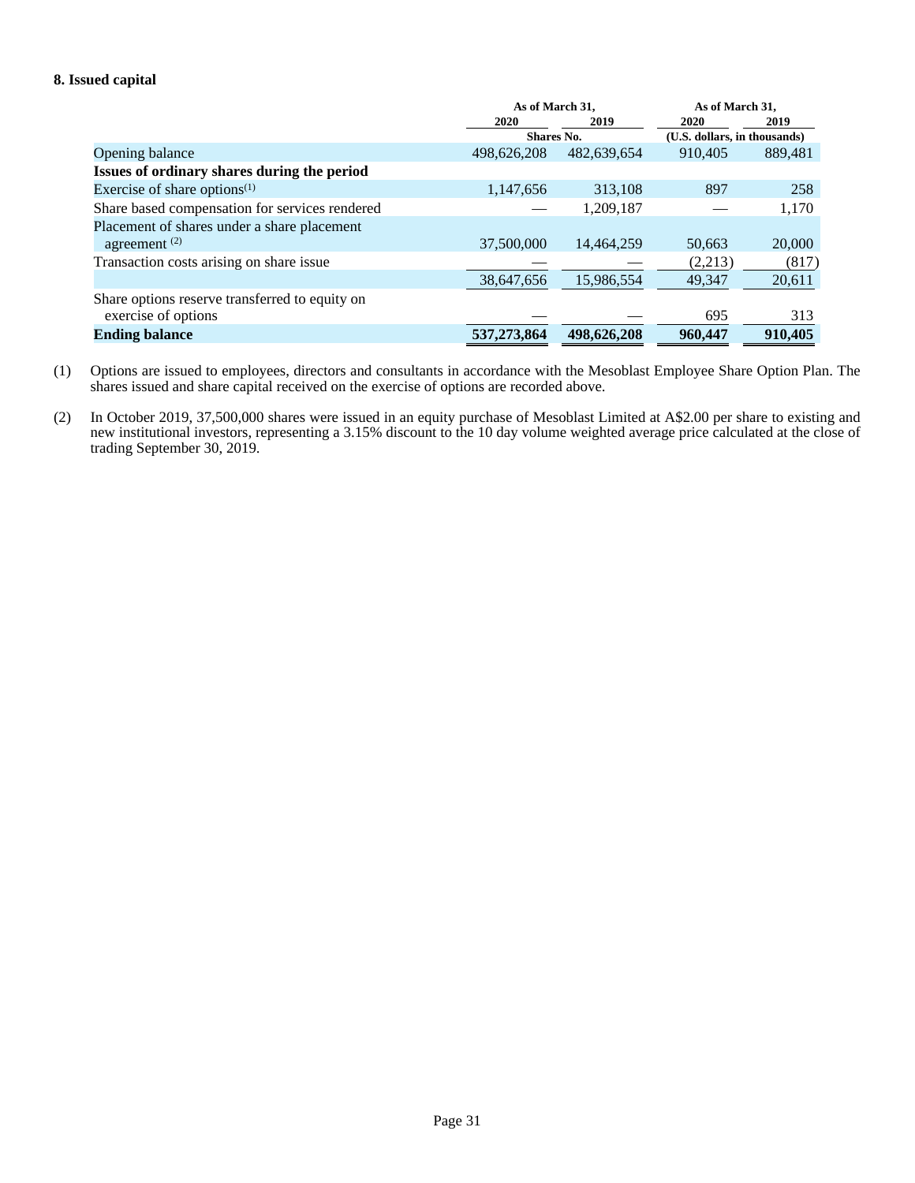## 8. Issued capital

| | As of March 31, | | As of March 31, | |
|---|---|---|---|---|
| | 2020 | 2019 | 2020 | 2019 |
| | Shares No. | | (U.S. dollars, in thousands) | |
| Opening balance | 498,626,208 | 482,639,654 | 910,405 | 889,481 |
| **Issues of ordinary shares during the period** | | | | |
| Exercise of share options[(1)] | 1,147,656 | 313,108 | 897 | 258 |
| Share based compensation for services rendered | — | 1,209,187 | — | 1,170 |
| Placement of shares under a share placement agreement [(2)] | 37,500,000 | 14,464,259 | 50,663 | 20,000 |
| Transaction costs arising on share issue | — | — | (2,213) | (817) |
| | 38,647,656 | 15,986,554 | 49,347 | 20,611 |
| Share options reserve transferred to equity on exercise of options | — | — | 695 | 313 |
| **Ending balance** | **537,273,864** | **498,626,208** | **960,447** | **910,405** |

(1) Options are issued to employees, directors and consultants in accordance with the Mesoblast Employee Share Option Plan. The shares issued and share capital received on the exercise of options are recorded above.

(2) In October 2019, 37,500,000 shares were issued in an equity purchase of Mesoblast Limited at A$2.00 per share to existing and new institutional investors, representing a 3.15% discount to the 10 day volume weighted average price calculated at the close of trading September 30, 2019.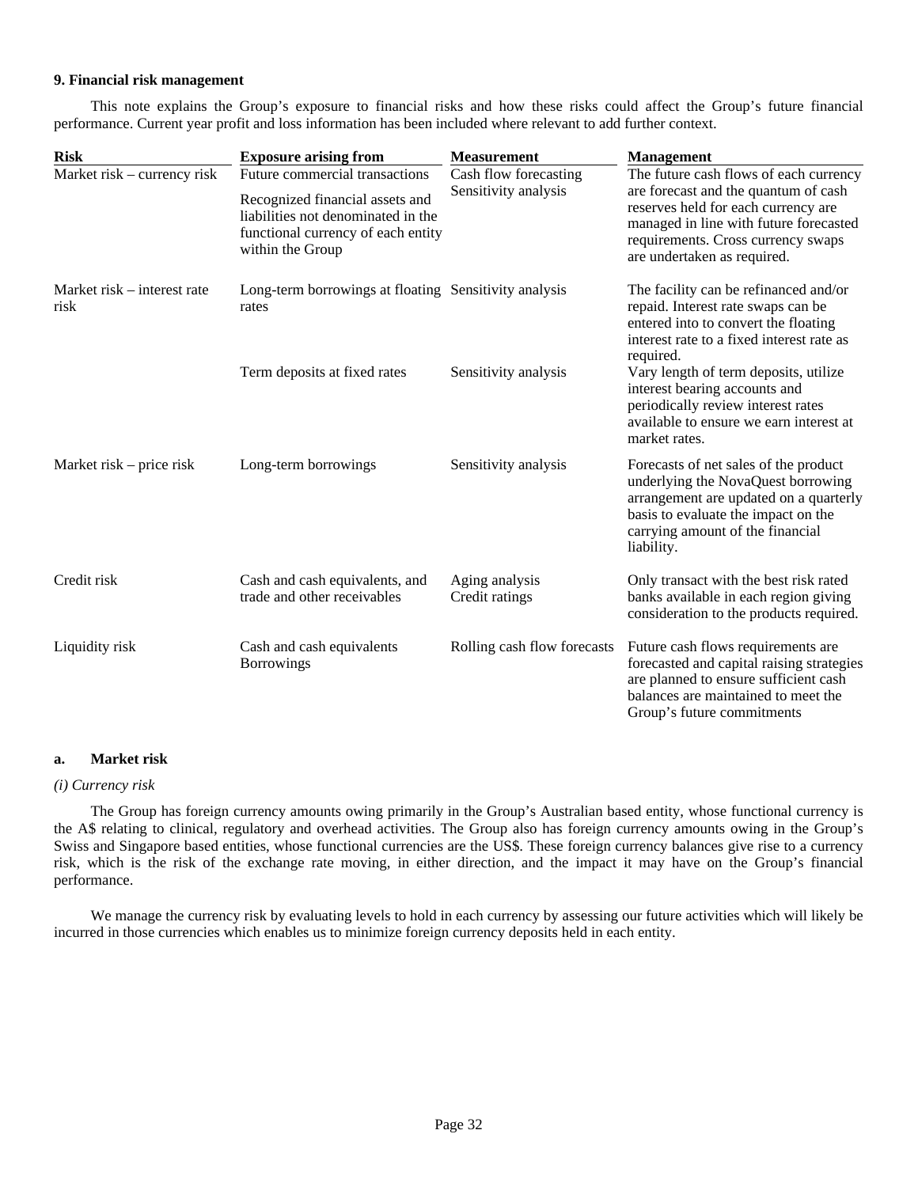### 9. Financial risk management

This note explains the Group's exposure to financial risks and how these risks could affect the Group's future financial performance. Current year profit and loss information has been included where relevant to add further context.

| Risk | Exposure arising from | Measurement | Management |
|---|---|---|---|
| Market risk – currency risk | Future commercial transactions<br><br>Recognized financial assets and liabilities not denominated in the functional currency of each entity within the Group | Cash flow forecasting<br>Sensitivity analysis | The future cash flows of each currency are forecast and the quantum of cash reserves held for each currency are managed in line with future forecasted requirements. Cross currency swaps are undertaken as required. |
| Market risk – interest rate risk | Long-term borrowings at floating rates | Sensitivity analysis | The facility can be refinanced and/or repaid. Interest rate swaps can be entered into to convert the floating interest rate to a fixed interest rate as required. |
| | Term deposits at fixed rates | Sensitivity analysis | Vary length of term deposits, utilize interest bearing accounts and periodically review interest rates available to ensure we earn interest at market rates. |
| Market risk – price risk | Long-term borrowings | Sensitivity analysis | Forecasts of net sales of the product underlying the NovaQuest borrowing arrangement are updated on a quarterly basis to evaluate the impact on the carrying amount of the financial liability. |
| Credit risk | Cash and cash equivalents, and trade and other receivables | Aging analysis<br>Credit ratings | Only transact with the best risk rated banks available in each region giving consideration to the products required. |
| Liquidity risk | Cash and cash equivalents<br>Borrowings | Rolling cash flow forecasts | Future cash flows requirements are forecasted and capital raising strategies are planned to ensure sufficient cash balances are maintained to meet the Group's future commitments |

#### a. Market risk

*(i) Currency risk*

The Group has foreign currency amounts owing primarily in the Group's Australian based entity, whose functional currency is the A$ relating to clinical, regulatory and overhead activities. The Group also has foreign currency amounts owing in the Group's Swiss and Singapore based entities, whose functional currencies are the US$. These foreign currency balances give rise to a currency risk, which is the risk of the exchange rate moving, in either direction, and the impact it may have on the Group's financial performance.

We manage the currency risk by evaluating levels to hold in each currency by assessing our future activities which will likely be incurred in those currencies which enables us to minimize foreign currency deposits held in each entity.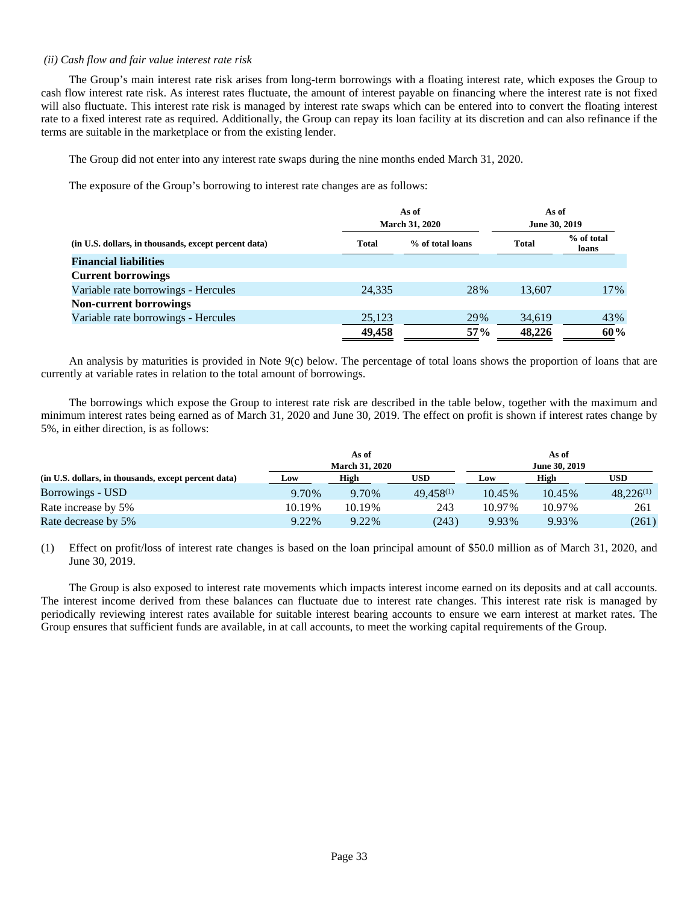*(ii) Cash flow and fair value interest rate risk*

The Group's main interest rate risk arises from long-term borrowings with a floating interest rate, which exposes the Group to cash flow interest rate risk. As interest rates fluctuate, the amount of interest payable on financing where the interest rate is not fixed will also fluctuate. This interest rate risk is managed by interest rate swaps which can be entered into to convert the floating interest rate to a fixed interest rate as required. Additionally, the Group can repay its loan facility at its discretion and can also refinance if the terms are suitable in the marketplace or from the existing lender.

The Group did not enter into any interest rate swaps during the nine months ended March 31, 2020.

The exposure of the Group's borrowing to interest rate changes are as follows:

| | As of March 31, 2020 | | As of June 30, 2019 | |
|---|---|---|---|---|
| **(in U.S. dollars, in thousands, except percent data)** | **Total** | **% of total loans** | **Total** | **% of total loans** |
| **Financial liabilities** | | | | |
| **Current borrowings** | | | | |
| Variable rate borrowings - Hercules | 24,335 | 28% | 13,607 | 17% |
| **Non-current borrowings** | | | | |
| Variable rate borrowings - Hercules | 25,123 | 29% | 34,619 | 43% |
| | **49,458** | **57%** | **48,226** | **60%** |

An analysis by maturities is provided in Note 9(c) below. The percentage of total loans shows the proportion of loans that are currently at variable rates in relation to the total amount of borrowings.

The borrowings which expose the Group to interest rate risk are described in the table below, together with the maximum and minimum interest rates being earned as of March 31, 2020 and June 30, 2019. The effect on profit is shown if interest rates change by 5%, in either direction, is as follows:

| | As of March 31, 2020 | | | As of June 30, 2019 | | |
|---|---|---|---|---|---|---|
| **(in U.S. dollars, in thousands, except percent data)** | **Low** | **High** | **USD** | **Low** | **High** | **USD** |
| Borrowings - USD | 9.70% | 9.70% | 49,458[(1)] | 10.45% | 10.45% | 48,226[(1)] |
| Rate increase by 5% | 10.19% | 10.19% | 243 | 10.97% | 10.97% | 261 |
| Rate decrease by 5% | 9.22% | 9.22% | (243) | 9.93% | 9.93% | (261) |

(1) Effect on profit/loss of interest rate changes is based on the loan principal amount of $50.0 million as of March 31, 2020, and June 30, 2019.

The Group is also exposed to interest rate movements which impacts interest income earned on its deposits and at call accounts. The interest income derived from these balances can fluctuate due to interest rate changes. This interest rate risk is managed by periodically reviewing interest rates available for suitable interest bearing accounts to ensure we earn interest at market rates. The Group ensures that sufficient funds are available, in at call accounts, to meet the working capital requirements of the Group.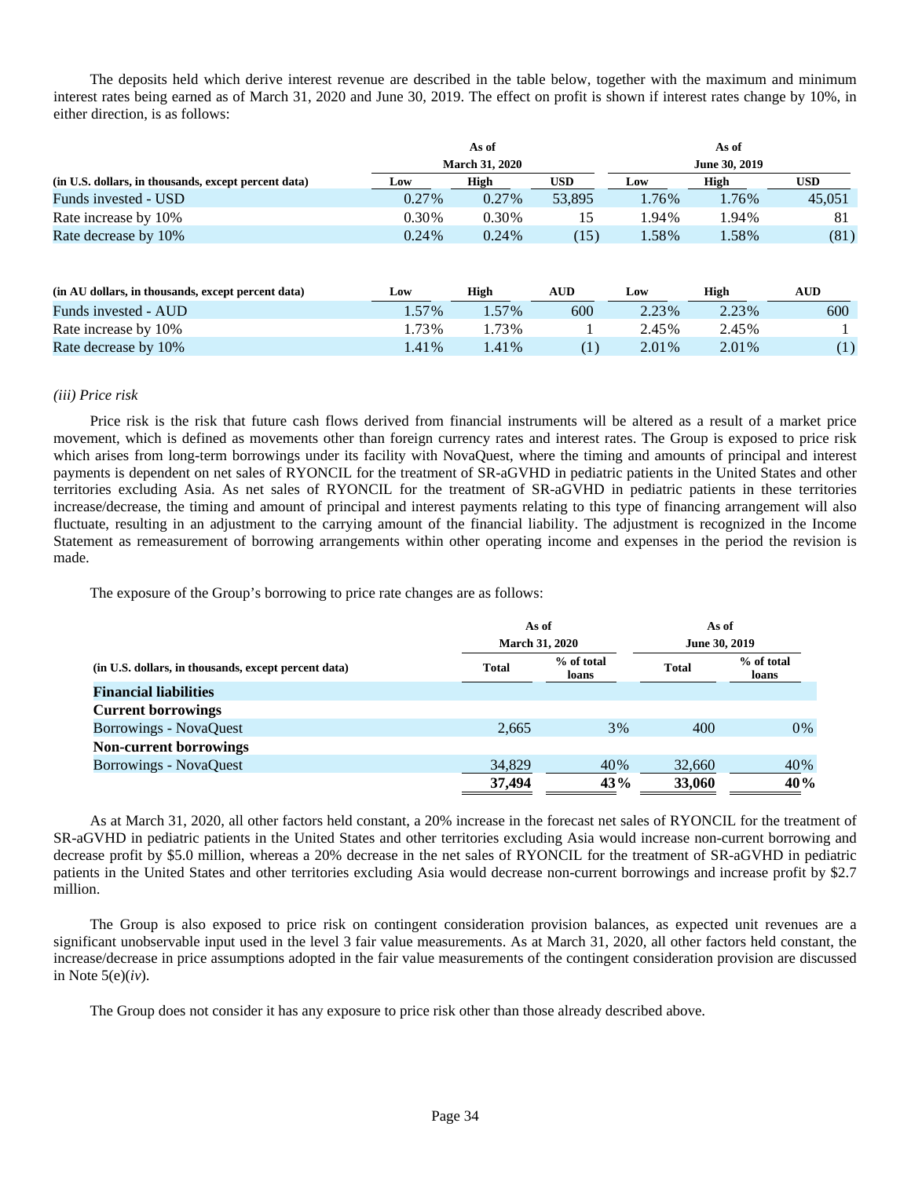The deposits held which derive interest revenue are described in the table below, together with the maximum and minimum interest rates being earned as of March 31, 2020 and June 30, 2019. The effect on profit is shown if interest rates change by 10%, in either direction, is as follows:

| | As of March 31, 2020 | | | As of June 30, 2019 | | |
|---|---|---|---|---|---|---|
| (in U.S. dollars, in thousands, except percent data) | Low | High | USD | Low | High | USD |
| Funds invested - USD | 0.27% | 0.27% | 53,895 | 1.76% | 1.76% | 45,051 |
| Rate increase by 10% | 0.30% | 0.30% | 15 | 1.94% | 1.94% | 81 |
| Rate decrease by 10% | 0.24% | 0.24% | (15) | 1.58% | 1.58% | (81) |

| (in AU dollars, in thousands, except percent data) | Low | High | AUD | Low | High | AUD |
|---|---|---|---|---|---|---|
| Funds invested - AUD | 1.57% | 1.57% | 600 | 2.23% | 2.23% | 600 |
| Rate increase by 10% | 1.73% | 1.73% | 1 | 2.45% | 2.45% | 1 |
| Rate decrease by 10% | 1.41% | 1.41% | (1) | 2.01% | 2.01% | (1) |

*(iii) Price risk*

Price risk is the risk that future cash flows derived from financial instruments will be altered as a result of a market price movement, which is defined as movements other than foreign currency rates and interest rates. The Group is exposed to price risk which arises from long-term borrowings under its facility with NovaQuest, where the timing and amounts of principal and interest payments is dependent on net sales of RYONCIL for the treatment of SR-aGVHD in pediatric patients in the United States and other territories excluding Asia. As net sales of RYONCIL for the treatment of SR-aGVHD in pediatric patients in these territories increase/decrease, the timing and amount of principal and interest payments relating to this type of financing arrangement will also fluctuate, resulting in an adjustment to the carrying amount of the financial liability. The adjustment is recognized in the Income Statement as remeasurement of borrowing arrangements within other operating income and expenses in the period the revision is made.

The exposure of the Group's borrowing to price rate changes are as follows:

| | As of March 31, 2020 | | As of June 30, 2019 | |
|---|---|---|---|---|
| (in U.S. dollars, in thousands, except percent data) | Total | % of total loans | Total | % of total loans |
| **Financial liabilities** | | | | |
| **Current borrowings** | | | | |
| Borrowings - NovaQuest | 2,665 | 3% | 400 | 0% |
| **Non-current borrowings** | | | | |
| Borrowings - NovaQuest | 34,829 | 40% | 32,660 | 40% |
| | **37,494** | **43%** | **33,060** | **40%** |

As at March 31, 2020, all other factors held constant, a 20% increase in the forecast net sales of RYONCIL for the treatment of SR-aGVHD in pediatric patients in the United States and other territories excluding Asia would increase non-current borrowing and decrease profit by $5.0 million, whereas a 20% decrease in the net sales of RYONCIL for the treatment of SR-aGVHD in pediatric patients in the United States and other territories excluding Asia would decrease non-current borrowings and increase profit by $2.7 million.

The Group is also exposed to price risk on contingent consideration provision balances, as expected unit revenues are a significant unobservable input used in the level 3 fair value measurements. As at March 31, 2020, all other factors held constant, the increase/decrease in price assumptions adopted in the fair value measurements of the contingent consideration provision are discussed in Note 5(e)(*iv*).

The Group does not consider it has any exposure to price risk other than those already described above.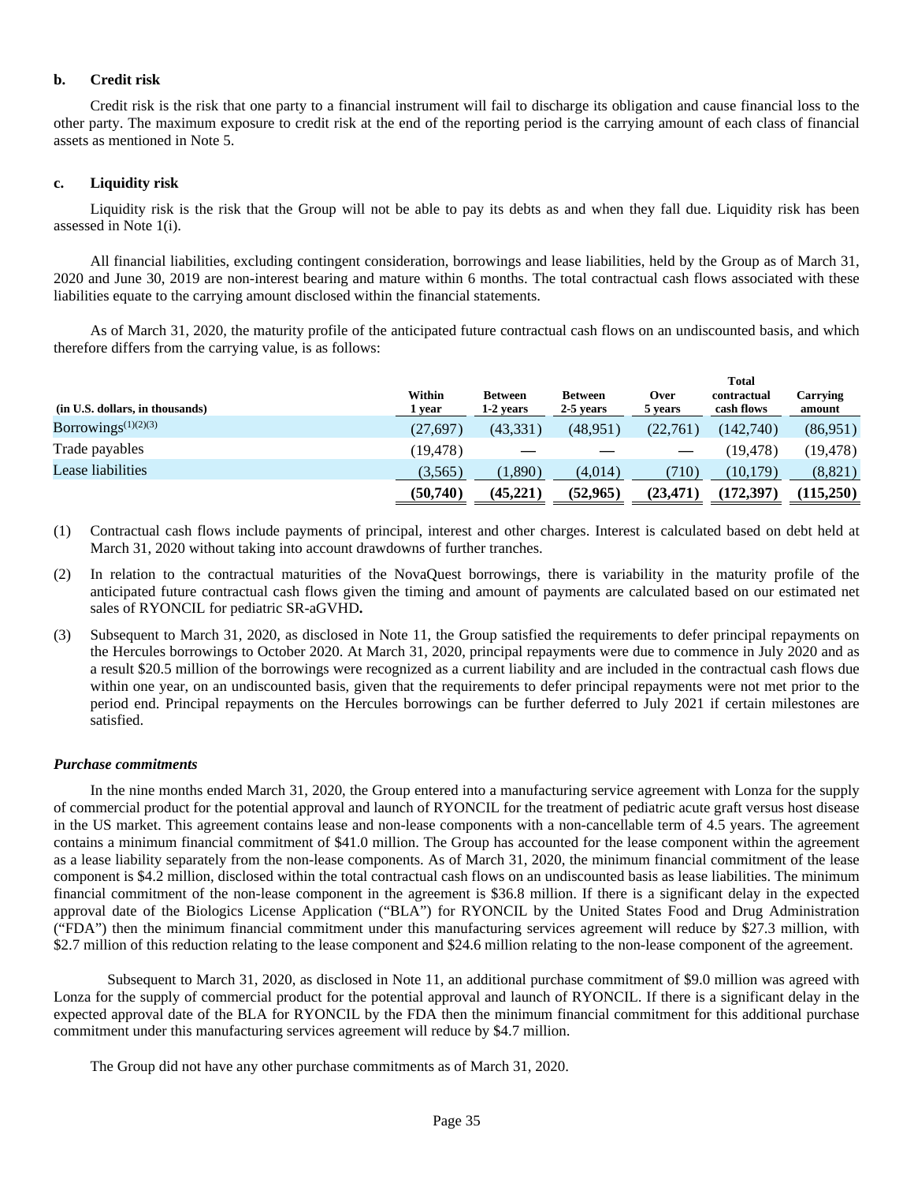**b. Credit risk**

Credit risk is the risk that one party to a financial instrument will fail to discharge its obligation and cause financial loss to the other party. The maximum exposure to credit risk at the end of the reporting period is the carrying amount of each class of financial assets as mentioned in Note 5.

**c. Liquidity risk**

Liquidity risk is the risk that the Group will not be able to pay its debts as and when they fall due. Liquidity risk has been assessed in Note 1(i).

All financial liabilities, excluding contingent consideration, borrowings and lease liabilities, held by the Group as of March 31, 2020 and June 30, 2019 are non-interest bearing and mature within 6 months. The total contractual cash flows associated with these liabilities equate to the carrying amount disclosed within the financial statements.

As of March 31, 2020, the maturity profile of the anticipated future contractual cash flows on an undiscounted basis, and which therefore differs from the carrying value, is as follows:

| (in U.S. dollars, in thousands) | Within 1 year | Between 1-2 years | Between 2-5 years | Over 5 years | Total contractual cash flows | Carrying amount |
|---|---|---|---|---|---|---|
| Borrowings[(1)(2)(3)] | (27,697) | (43,331) | (48,951) | (22,761) | (142,740) | (86,951) |
| Trade payables | (19,478) | — | — | — | (19,478) | (19,478) |
| Lease liabilities | (3,565) | (1,890) | (4,014) | (710) | (10,179) | (8,821) |
| | **(50,740)** | **(45,221)** | **(52,965)** | **(23,471)** | **(172,397)** | **(115,250)** |

(1) Contractual cash flows include payments of principal, interest and other charges. Interest is calculated based on debt held at March 31, 2020 without taking into account drawdowns of further tranches.

(2) In relation to the contractual maturities of the NovaQuest borrowings, there is variability in the maturity profile of the anticipated future contractual cash flows given the timing and amount of payments are calculated based on our estimated net sales of RYONCIL for pediatric SR-aGVHD**.**

(3) Subsequent to March 31, 2020, as disclosed in Note 11, the Group satisfied the requirements to defer principal repayments on the Hercules borrowings to October 2020. At March 31, 2020, principal repayments were due to commence in July 2020 and as a result $20.5 million of the borrowings were recognized as a current liability and are included in the contractual cash flows due within one year, on an undiscounted basis, given that the requirements to defer principal repayments were not met prior to the period end. Principal repayments on the Hercules borrowings can be further deferred to July 2021 if certain milestones are satisfied.

***Purchase commitments***

In the nine months ended March 31, 2020, the Group entered into a manufacturing service agreement with Lonza for the supply of commercial product for the potential approval and launch of RYONCIL for the treatment of pediatric acute graft versus host disease in the US market. This agreement contains lease and non-lease components with a non-cancellable term of 4.5 years. The agreement contains a minimum financial commitment of $41.0 million. The Group has accounted for the lease component within the agreement as a lease liability separately from the non-lease components. As of March 31, 2020, the minimum financial commitment of the lease component is $4.2 million, disclosed within the total contractual cash flows on an undiscounted basis as lease liabilities. The minimum financial commitment of the non-lease component in the agreement is $36.8 million. If there is a significant delay in the expected approval date of the Biologics License Application ("BLA") for RYONCIL by the United States Food and Drug Administration ("FDA") then the minimum financial commitment under this manufacturing services agreement will reduce by $27.3 million, with $2.7 million of this reduction relating to the lease component and $24.6 million relating to the non-lease component of the agreement.

Subsequent to March 31, 2020, as disclosed in Note 11, an additional purchase commitment of $9.0 million was agreed with Lonza for the supply of commercial product for the potential approval and launch of RYONCIL. If there is a significant delay in the expected approval date of the BLA for RYONCIL by the FDA then the minimum financial commitment for this additional purchase commitment under this manufacturing services agreement will reduce by $4.7 million.

The Group did not have any other purchase commitments as of March 31, 2020.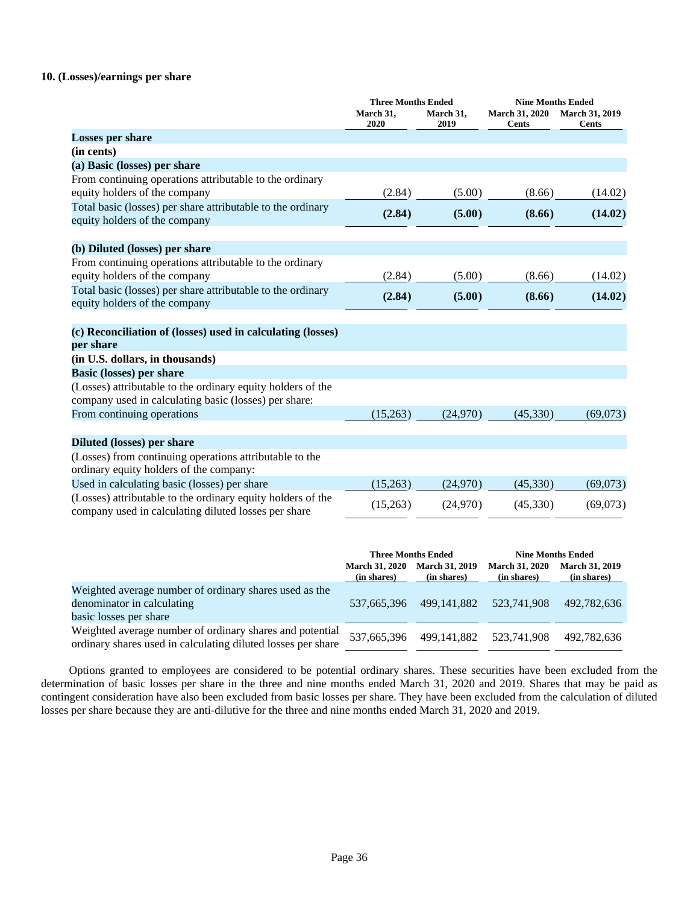### 10. (Losses)/earnings per share

| | Three Months Ended | | Nine Months Ended | |
|---|---|---|---|---|
| | March 31, 2020 | March 31, 2019 | March 31, 2020 Cents | March 31, 2019 Cents |
| **Losses per share** | | | | |
| **(in cents)** | | | | |
| **(a) Basic (losses) per share** | | | | |
| From continuing operations attributable to the ordinary equity holders of the company | (2.84) | (5.00) | (8.66) | (14.02) |
| Total basic (losses) per share attributable to the ordinary equity holders of the company | **(2.84)** | **(5.00)** | **(8.66)** | **(14.02)** |
| **(b) Diluted (losses) per share** | | | | |
| From continuing operations attributable to the ordinary equity holders of the company | (2.84) | (5.00) | (8.66) | (14.02) |
| Total basic (losses) per share attributable to the ordinary equity holders of the company | **(2.84)** | **(5.00)** | **(8.66)** | **(14.02)** |
| **(c) Reconciliation of (losses) used in calculating (losses) per share** | | | | |
| **(in U.S. dollars, in thousands)** | | | | |
| **Basic (losses) per share** | | | | |
| (Losses) attributable to the ordinary equity holders of the company used in calculating basic (losses) per share: | | | | |
| From continuing operations | (15,263) | (24,970) | (45,330) | (69,073) |
| **Diluted (losses) per share** | | | | |
| (Losses) from continuing operations attributable to the ordinary equity holders of the company: | | | | |
| Used in calculating basic (losses) per share | (15,263) | (24,970) | (45,330) | (69,073) |
| (Losses) attributable to the ordinary equity holders of the company used in calculating diluted losses per share | (15,263) | (24,970) | (45,330) | (69,073) |

| | Three Months Ended | | Nine Months Ended | |
|---|---|---|---|---|
| | March 31, 2020 (in shares) | March 31, 2019 (in shares) | March 31, 2020 (in shares) | March 31, 2019 (in shares) |
| Weighted average number of ordinary shares used as the denominator in calculating basic losses per share | 537,665,396 | 499,141,882 | 523,741,908 | 492,782,636 |
| Weighted average number of ordinary shares and potential ordinary shares used in calculating diluted losses per share | 537,665,396 | 499,141,882 | 523,741,908 | 492,782,636 |

Options granted to employees are considered to be potential ordinary shares. These securities have been excluded from the determination of basic losses per share in the three and nine months ended March 31, 2020 and 2019. Shares that may be paid as contingent consideration have also been excluded from basic losses per share. They have been excluded from the calculation of diluted losses per share because they are anti-dilutive for the three and nine months ended March 31, 2020 and 2019.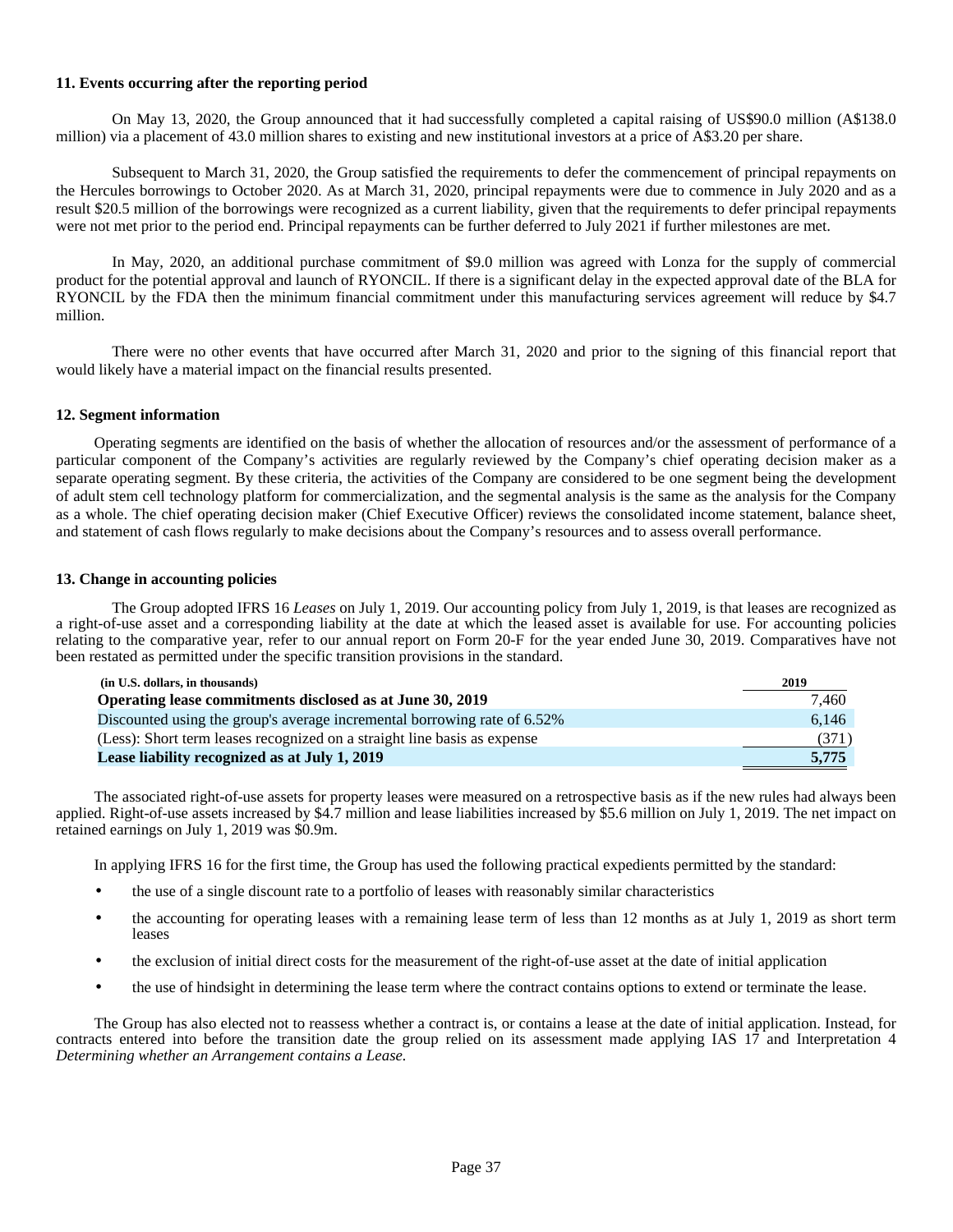### 11. Events occurring after the reporting period

On May 13, 2020, the Group announced that it had successfully completed a capital raising of US$90.0 million (A$138.0 million) via a placement of 43.0 million shares to existing and new institutional investors at a price of A$3.20 per share.

Subsequent to March 31, 2020, the Group satisfied the requirements to defer the commencement of principal repayments on the Hercules borrowings to October 2020. As at March 31, 2020, principal repayments were due to commence in July 2020 and as a result $20.5 million of the borrowings were recognized as a current liability, given that the requirements to defer principal repayments were not met prior to the period end. Principal repayments can be further deferred to July 2021 if further milestones are met.

In May, 2020, an additional purchase commitment of $9.0 million was agreed with Lonza for the supply of commercial product for the potential approval and launch of RYONCIL. If there is a significant delay in the expected approval date of the BLA for RYONCIL by the FDA then the minimum financial commitment under this manufacturing services agreement will reduce by $4.7 million.

There were no other events that have occurred after March 31, 2020 and prior to the signing of this financial report that would likely have a material impact on the financial results presented.

### 12. Segment information

Operating segments are identified on the basis of whether the allocation of resources and/or the assessment of performance of a particular component of the Company's activities are regularly reviewed by the Company's chief operating decision maker as a separate operating segment. By these criteria, the activities of the Company are considered to be one segment being the development of adult stem cell technology platform for commercialization, and the segmental analysis is the same as the analysis for the Company as a whole. The chief operating decision maker (Chief Executive Officer) reviews the consolidated income statement, balance sheet, and statement of cash flows regularly to make decisions about the Company's resources and to assess overall performance.

### 13. Change in accounting policies

The Group adopted IFRS 16 *Leases* on July 1, 2019. Our accounting policy from July 1, 2019, is that leases are recognized as a right-of-use asset and a corresponding liability at the date at which the leased asset is available for use. For accounting policies relating to the comparative year, refer to our annual report on Form 20-F for the year ended June 30, 2019. Comparatives have not been restated as permitted under the specific transition provisions in the standard.

| (in U.S. dollars, in thousands) | 2019 |
|---|---|
| **Operating lease commitments disclosed as at June 30, 2019** | 7,460 |
| Discounted using the group's average incremental borrowing rate of 6.52% | 6,146 |
| (Less): Short term leases recognized on a straight line basis as expense | (371) |
| **Lease liability recognized as at July 1, 2019** | **5,775** |

The associated right-of-use assets for property leases were measured on a retrospective basis as if the new rules had always been applied. Right-of-use assets increased by $4.7 million and lease liabilities increased by $5.6 million on July 1, 2019. The net impact on retained earnings on July 1, 2019 was $0.9m.

In applying IFRS 16 for the first time, the Group has used the following practical expedients permitted by the standard:

- the use of a single discount rate to a portfolio of leases with reasonably similar characteristics
- the accounting for operating leases with a remaining lease term of less than 12 months as at July 1, 2019 as short term leases
- the exclusion of initial direct costs for the measurement of the right-of-use asset at the date of initial application
- the use of hindsight in determining the lease term where the contract contains options to extend or terminate the lease.

The Group has also elected not to reassess whether a contract is, or contains a lease at the date of initial application. Instead, for contracts entered into before the transition date the group relied on its assessment made applying IAS 17 and Interpretation 4 *Determining whether an Arrangement contains a Lease.*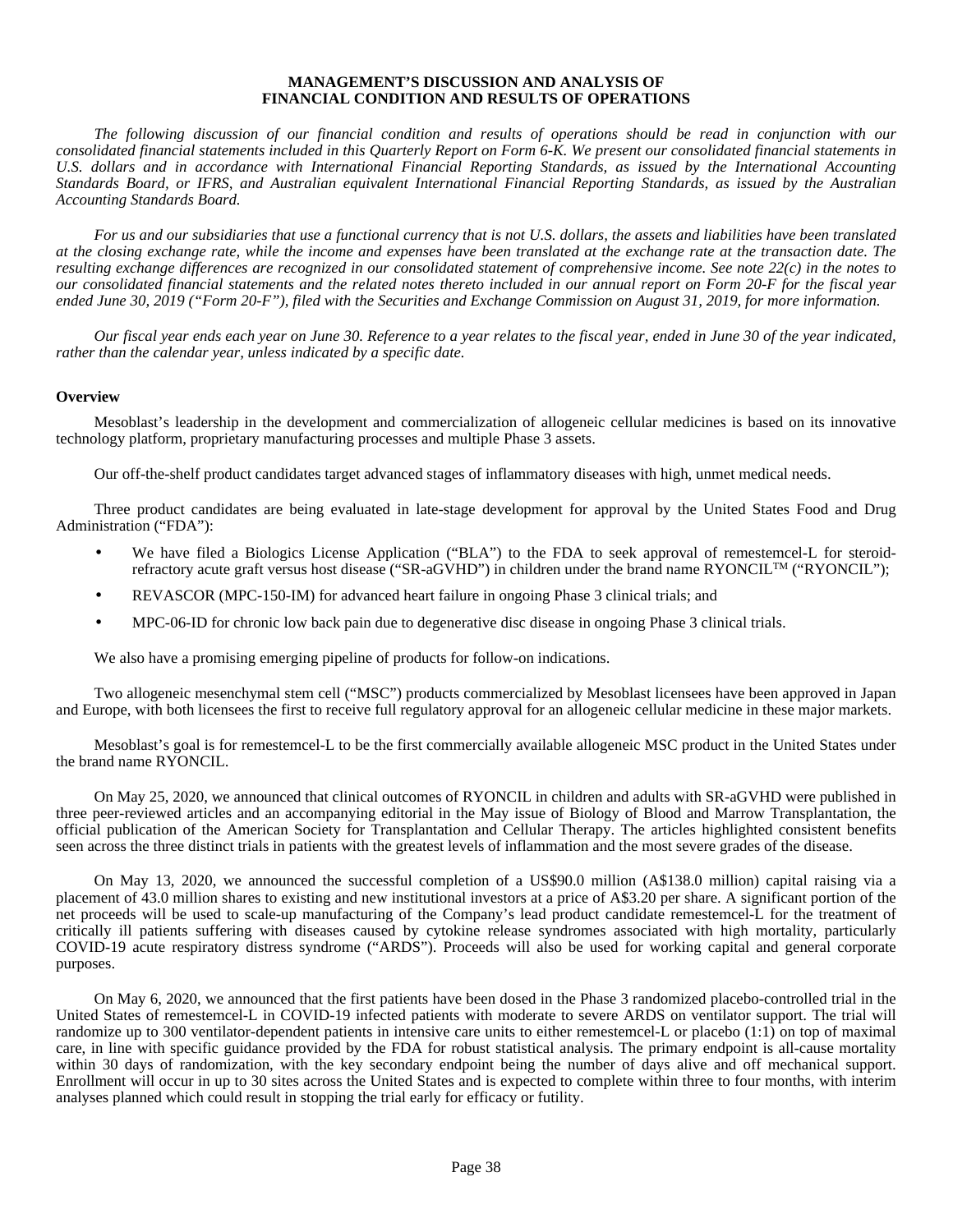**MANAGEMENT'S DISCUSSION AND ANALYSIS OF FINANCIAL CONDITION AND RESULTS OF OPERATIONS**

*The following discussion of our financial condition and results of operations should be read in conjunction with our consolidated financial statements included in this Quarterly Report on Form 6-K. We present our consolidated financial statements in U.S. dollars and in accordance with International Financial Reporting Standards, as issued by the International Accounting Standards Board, or IFRS, and Australian equivalent International Financial Reporting Standards, as issued by the Australian Accounting Standards Board.*

*For us and our subsidiaries that use a functional currency that is not U.S. dollars, the assets and liabilities have been translated at the closing exchange rate, while the income and expenses have been translated at the exchange rate at the transaction date. The resulting exchange differences are recognized in our consolidated statement of comprehensive income. See note 22(c) in the notes to our consolidated financial statements and the related notes thereto included in our annual report on Form 20-F for the fiscal year ended June 30, 2019 ("Form 20-F"), filed with the Securities and Exchange Commission on August 31, 2019, for more information.*

*Our fiscal year ends each year on June 30. Reference to a year relates to the fiscal year, ended in June 30 of the year indicated, rather than the calendar year, unless indicated by a specific date.*

**Overview**

Mesoblast's leadership in the development and commercialization of allogeneic cellular medicines is based on its innovative technology platform, proprietary manufacturing processes and multiple Phase 3 assets.

Our off-the-shelf product candidates target advanced stages of inflammatory diseases with high, unmet medical needs.

Three product candidates are being evaluated in late-stage development for approval by the United States Food and Drug Administration ("FDA"):

- We have filed a Biologics License Application ("BLA") to the FDA to seek approval of remestemcel-L for steroid-refractory acute graft versus host disease ("SR-aGVHD") in children under the brand name RYONCIL™ ("RYONCIL");
- REVASCOR (MPC-150-IM) for advanced heart failure in ongoing Phase 3 clinical trials; and
- MPC-06-ID for chronic low back pain due to degenerative disc disease in ongoing Phase 3 clinical trials.

We also have a promising emerging pipeline of products for follow-on indications.

Two allogeneic mesenchymal stem cell ("MSC") products commercialized by Mesoblast licensees have been approved in Japan and Europe, with both licensees the first to receive full regulatory approval for an allogeneic cellular medicine in these major markets.

Mesoblast's goal is for remestemcel-L to be the first commercially available allogeneic MSC product in the United States under the brand name RYONCIL.

On May 25, 2020, we announced that clinical outcomes of RYONCIL in children and adults with SR-aGVHD were published in three peer-reviewed articles and an accompanying editorial in the May issue of Biology of Blood and Marrow Transplantation, the official publication of the American Society for Transplantation and Cellular Therapy. The articles highlighted consistent benefits seen across the three distinct trials in patients with the greatest levels of inflammation and the most severe grades of the disease.

On May 13, 2020, we announced the successful completion of a US$90.0 million (A$138.0 million) capital raising via a placement of 43.0 million shares to existing and new institutional investors at a price of A$3.20 per share. A significant portion of the net proceeds will be used to scale-up manufacturing of the Company's lead product candidate remestemcel-L for the treatment of critically ill patients suffering with diseases caused by cytokine release syndromes associated with high mortality, particularly COVID-19 acute respiratory distress syndrome ("ARDS"). Proceeds will also be used for working capital and general corporate purposes.

On May 6, 2020, we announced that the first patients have been dosed in the Phase 3 randomized placebo-controlled trial in the United States of remestemcel-L in COVID-19 infected patients with moderate to severe ARDS on ventilator support. The trial will randomize up to 300 ventilator-dependent patients in intensive care units to either remestemcel-L or placebo (1:1) on top of maximal care, in line with specific guidance provided by the FDA for robust statistical analysis. The primary endpoint is all-cause mortality within 30 days of randomization, with the key secondary endpoint being the number of days alive and off mechanical support. Enrollment will occur in up to 30 sites across the United States and is expected to complete within three to four months, with interim analyses planned which could result in stopping the trial early for efficacy or futility.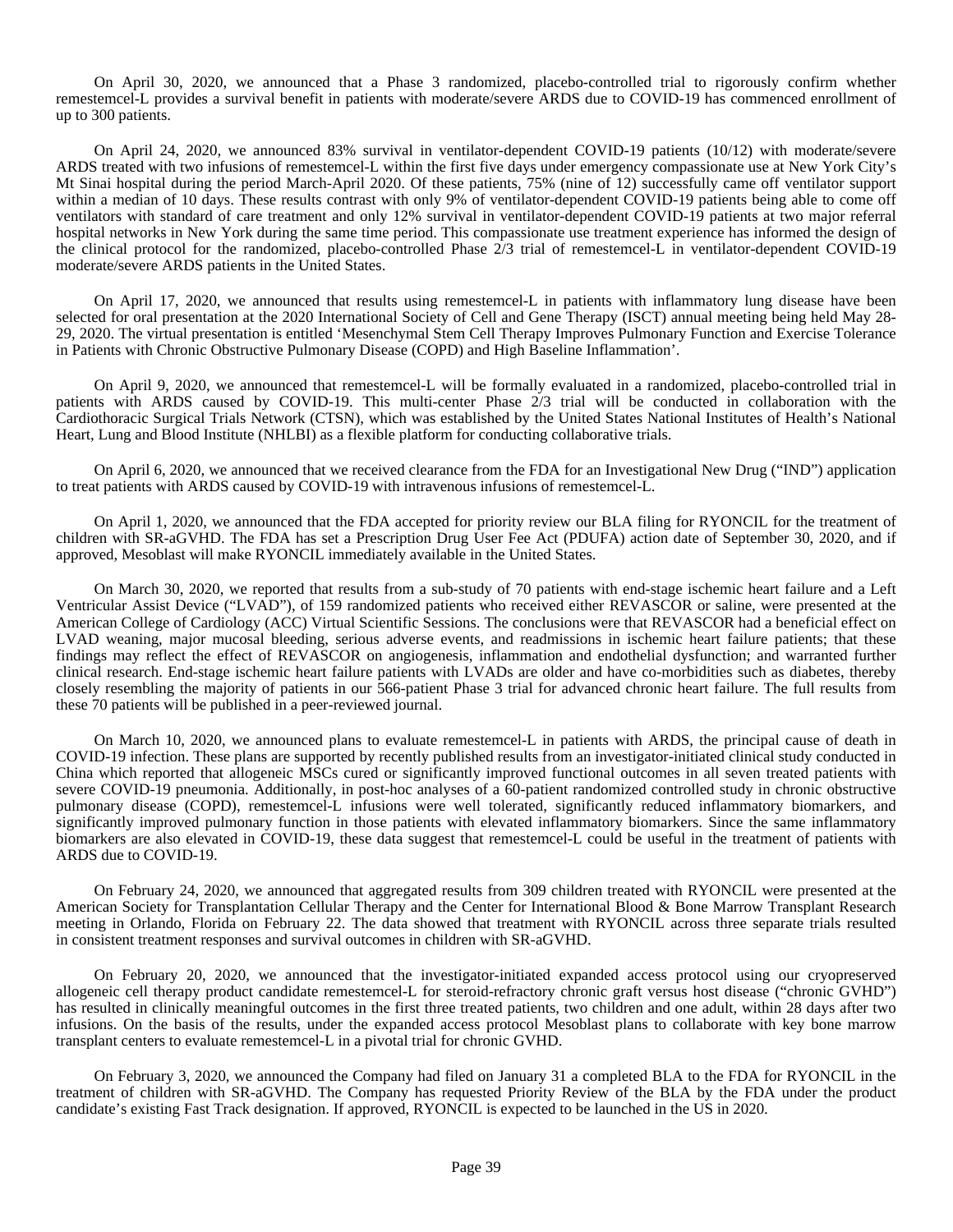On April 30, 2020, we announced that a Phase 3 randomized, placebo-controlled trial to rigorously confirm whether remestemcel-L provides a survival benefit in patients with moderate/severe ARDS due to COVID-19 has commenced enrollment of up to 300 patients.

On April 24, 2020, we announced 83% survival in ventilator-dependent COVID-19 patients (10/12) with moderate/severe ARDS treated with two infusions of remestemcel-L within the first five days under emergency compassionate use at New York City's Mt Sinai hospital during the period March-April 2020. Of these patients, 75% (nine of 12) successfully came off ventilator support within a median of 10 days. These results contrast with only 9% of ventilator-dependent COVID-19 patients being able to come off ventilators with standard of care treatment and only 12% survival in ventilator-dependent COVID-19 patients at two major referral hospital networks in New York during the same time period. This compassionate use treatment experience has informed the design of the clinical protocol for the randomized, placebo-controlled Phase 2/3 trial of remestemcel-L in ventilator-dependent COVID-19 moderate/severe ARDS patients in the United States.

On April 17, 2020, we announced that results using remestemcel-L in patients with inflammatory lung disease have been selected for oral presentation at the 2020 International Society of Cell and Gene Therapy (ISCT) annual meeting being held May 28-29, 2020. The virtual presentation is entitled 'Mesenchymal Stem Cell Therapy Improves Pulmonary Function and Exercise Tolerance in Patients with Chronic Obstructive Pulmonary Disease (COPD) and High Baseline Inflammation'.

On April 9, 2020, we announced that remestemcel-L will be formally evaluated in a randomized, placebo-controlled trial in patients with ARDS caused by COVID-19. This multi-center Phase 2/3 trial will be conducted in collaboration with the Cardiothoracic Surgical Trials Network (CTSN), which was established by the United States National Institutes of Health's National Heart, Lung and Blood Institute (NHLBI) as a flexible platform for conducting collaborative trials.

On April 6, 2020, we announced that we received clearance from the FDA for an Investigational New Drug ("IND") application to treat patients with ARDS caused by COVID-19 with intravenous infusions of remestemcel-L.

On April 1, 2020, we announced that the FDA accepted for priority review our BLA filing for RYONCIL for the treatment of children with SR-aGVHD. The FDA has set a Prescription Drug User Fee Act (PDUFA) action date of September 30, 2020, and if approved, Mesoblast will make RYONCIL immediately available in the United States.

On March 30, 2020, we reported that results from a sub-study of 70 patients with end-stage ischemic heart failure and a Left Ventricular Assist Device ("LVAD"), of 159 randomized patients who received either REVASCOR or saline, were presented at the American College of Cardiology (ACC) Virtual Scientific Sessions. The conclusions were that REVASCOR had a beneficial effect on LVAD weaning, major mucosal bleeding, serious adverse events, and readmissions in ischemic heart failure patients; that these findings may reflect the effect of REVASCOR on angiogenesis, inflammation and endothelial dysfunction; and warranted further clinical research. End-stage ischemic heart failure patients with LVADs are older and have co-morbidities such as diabetes, thereby closely resembling the majority of patients in our 566-patient Phase 3 trial for advanced chronic heart failure. The full results from these 70 patients will be published in a peer-reviewed journal.

On March 10, 2020, we announced plans to evaluate remestemcel-L in patients with ARDS, the principal cause of death in COVID-19 infection. These plans are supported by recently published results from an investigator-initiated clinical study conducted in China which reported that allogeneic MSCs cured or significantly improved functional outcomes in all seven treated patients with severe COVID-19 pneumonia. Additionally, in post-hoc analyses of a 60-patient randomized controlled study in chronic obstructive pulmonary disease (COPD), remestemcel-L infusions were well tolerated, significantly reduced inflammatory biomarkers, and significantly improved pulmonary function in those patients with elevated inflammatory biomarkers. Since the same inflammatory biomarkers are also elevated in COVID-19, these data suggest that remestemcel-L could be useful in the treatment of patients with ARDS due to COVID-19.

On February 24, 2020, we announced that aggregated results from 309 children treated with RYONCIL were presented at the American Society for Transplantation Cellular Therapy and the Center for International Blood & Bone Marrow Transplant Research meeting in Orlando, Florida on February 22. The data showed that treatment with RYONCIL across three separate trials resulted in consistent treatment responses and survival outcomes in children with SR-aGVHD.

On February 20, 2020, we announced that the investigator-initiated expanded access protocol using our cryopreserved allogeneic cell therapy product candidate remestemcel-L for steroid-refractory chronic graft versus host disease ("chronic GVHD") has resulted in clinically meaningful outcomes in the first three treated patients, two children and one adult, within 28 days after two infusions. On the basis of the results, under the expanded access protocol Mesoblast plans to collaborate with key bone marrow transplant centers to evaluate remestemcel-L in a pivotal trial for chronic GVHD.

On February 3, 2020, we announced the Company had filed on January 31 a completed BLA to the FDA for RYONCIL in the treatment of children with SR-aGVHD. The Company has requested Priority Review of the BLA by the FDA under the product candidate's existing Fast Track designation. If approved, RYONCIL is expected to be launched in the US in 2020.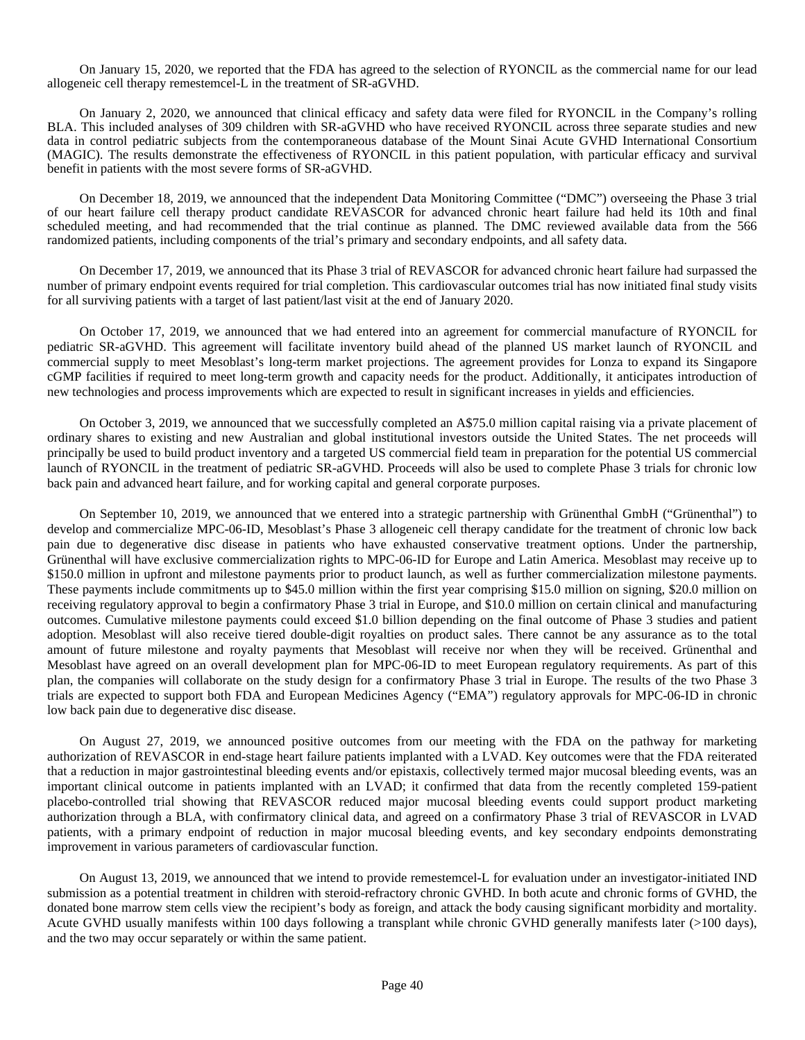On January 15, 2020, we reported that the FDA has agreed to the selection of RYONCIL as the commercial name for our lead allogeneic cell therapy remestemcel-L in the treatment of SR-aGVHD.

On January 2, 2020, we announced that clinical efficacy and safety data were filed for RYONCIL in the Company's rolling BLA. This included analyses of 309 children with SR-aGVHD who have received RYONCIL across three separate studies and new data in control pediatric subjects from the contemporaneous database of the Mount Sinai Acute GVHD International Consortium (MAGIC). The results demonstrate the effectiveness of RYONCIL in this patient population, with particular efficacy and survival benefit in patients with the most severe forms of SR-aGVHD.

On December 18, 2019, we announced that the independent Data Monitoring Committee ("DMC") overseeing the Phase 3 trial of our heart failure cell therapy product candidate REVASCOR for advanced chronic heart failure had held its 10th and final scheduled meeting, and had recommended that the trial continue as planned. The DMC reviewed available data from the 566 randomized patients, including components of the trial's primary and secondary endpoints, and all safety data.

On December 17, 2019, we announced that its Phase 3 trial of REVASCOR for advanced chronic heart failure had surpassed the number of primary endpoint events required for trial completion. This cardiovascular outcomes trial has now initiated final study visits for all surviving patients with a target of last patient/last visit at the end of January 2020.

On October 17, 2019, we announced that we had entered into an agreement for commercial manufacture of RYONCIL for pediatric SR-aGVHD. This agreement will facilitate inventory build ahead of the planned US market launch of RYONCIL and commercial supply to meet Mesoblast's long-term market projections. The agreement provides for Lonza to expand its Singapore cGMP facilities if required to meet long-term growth and capacity needs for the product. Additionally, it anticipates introduction of new technologies and process improvements which are expected to result in significant increases in yields and efficiencies.

On October 3, 2019, we announced that we successfully completed an A$75.0 million capital raising via a private placement of ordinary shares to existing and new Australian and global institutional investors outside the United States. The net proceeds will principally be used to build product inventory and a targeted US commercial field team in preparation for the potential US commercial launch of RYONCIL in the treatment of pediatric SR-aGVHD. Proceeds will also be used to complete Phase 3 trials for chronic low back pain and advanced heart failure, and for working capital and general corporate purposes.

On September 10, 2019, we announced that we entered into a strategic partnership with Grünenthal GmbH ("Grünenthal") to develop and commercialize MPC-06-ID, Mesoblast's Phase 3 allogeneic cell therapy candidate for the treatment of chronic low back pain due to degenerative disc disease in patients who have exhausted conservative treatment options. Under the partnership, Grünenthal will have exclusive commercialization rights to MPC-06-ID for Europe and Latin America. Mesoblast may receive up to $150.0 million in upfront and milestone payments prior to product launch, as well as further commercialization milestone payments. These payments include commitments up to $45.0 million within the first year comprising $15.0 million on signing, $20.0 million on receiving regulatory approval to begin a confirmatory Phase 3 trial in Europe, and $10.0 million on certain clinical and manufacturing outcomes. Cumulative milestone payments could exceed $1.0 billion depending on the final outcome of Phase 3 studies and patient adoption. Mesoblast will also receive tiered double-digit royalties on product sales. There cannot be any assurance as to the total amount of future milestone and royalty payments that Mesoblast will receive nor when they will be received. Grünenthal and Mesoblast have agreed on an overall development plan for MPC-06-ID to meet European regulatory requirements. As part of this plan, the companies will collaborate on the study design for a confirmatory Phase 3 trial in Europe. The results of the two Phase 3 trials are expected to support both FDA and European Medicines Agency ("EMA") regulatory approvals for MPC-06-ID in chronic low back pain due to degenerative disc disease.

On August 27, 2019, we announced positive outcomes from our meeting with the FDA on the pathway for marketing authorization of REVASCOR in end-stage heart failure patients implanted with a LVAD. Key outcomes were that the FDA reiterated that a reduction in major gastrointestinal bleeding events and/or epistaxis, collectively termed major mucosal bleeding events, was an important clinical outcome in patients implanted with an LVAD; it confirmed that data from the recently completed 159-patient placebo-controlled trial showing that REVASCOR reduced major mucosal bleeding events could support product marketing authorization through a BLA, with confirmatory clinical data, and agreed on a confirmatory Phase 3 trial of REVASCOR in LVAD patients, with a primary endpoint of reduction in major mucosal bleeding events, and key secondary endpoints demonstrating improvement in various parameters of cardiovascular function.

On August 13, 2019, we announced that we intend to provide remestemcel-L for evaluation under an investigator-initiated IND submission as a potential treatment in children with steroid-refractory chronic GVHD. In both acute and chronic forms of GVHD, the donated bone marrow stem cells view the recipient's body as foreign, and attack the body causing significant morbidity and mortality. Acute GVHD usually manifests within 100 days following a transplant while chronic GVHD generally manifests later (>100 days), and the two may occur separately or within the same patient.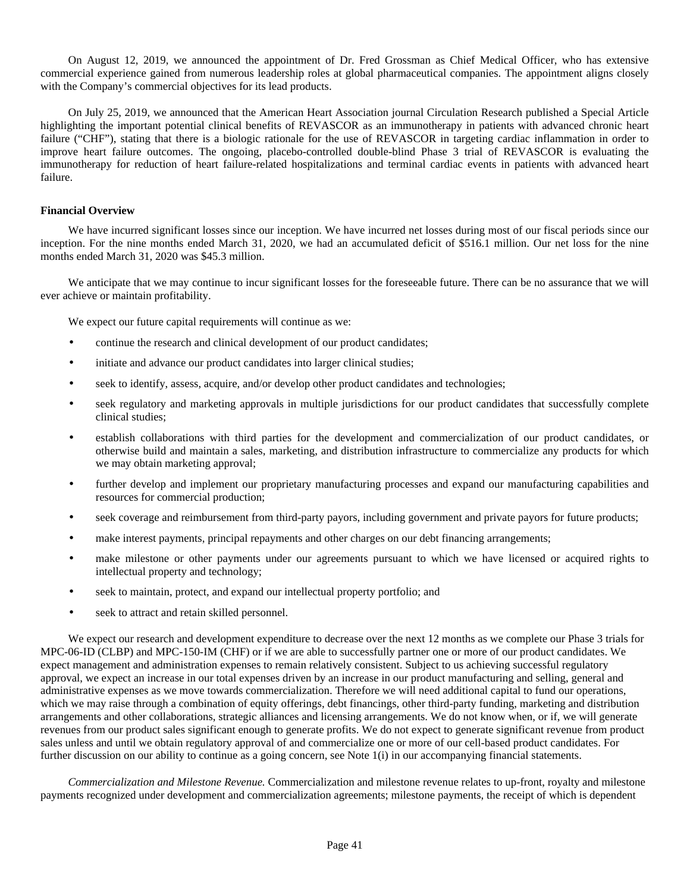On August 12, 2019, we announced the appointment of Dr. Fred Grossman as Chief Medical Officer, who has extensive commercial experience gained from numerous leadership roles at global pharmaceutical companies. The appointment aligns closely with the Company's commercial objectives for its lead products.

On July 25, 2019, we announced that the American Heart Association journal Circulation Research published a Special Article highlighting the important potential clinical benefits of REVASCOR as an immunotherapy in patients with advanced chronic heart failure ("CHF"), stating that there is a biologic rationale for the use of REVASCOR in targeting cardiac inflammation in order to improve heart failure outcomes. The ongoing, placebo-controlled double-blind Phase 3 trial of REVASCOR is evaluating the immunotherapy for reduction of heart failure-related hospitalizations and terminal cardiac events in patients with advanced heart failure.

**Financial Overview**

We have incurred significant losses since our inception. We have incurred net losses during most of our fiscal periods since our inception. For the nine months ended March 31, 2020, we had an accumulated deficit of $516.1 million. Our net loss for the nine months ended March 31, 2020 was $45.3 million.

We anticipate that we may continue to incur significant losses for the foreseeable future. There can be no assurance that we will ever achieve or maintain profitability.

We expect our future capital requirements will continue as we:

- continue the research and clinical development of our product candidates;
- initiate and advance our product candidates into larger clinical studies;
- seek to identify, assess, acquire, and/or develop other product candidates and technologies;
- seek regulatory and marketing approvals in multiple jurisdictions for our product candidates that successfully complete clinical studies;
- establish collaborations with third parties for the development and commercialization of our product candidates, or otherwise build and maintain a sales, marketing, and distribution infrastructure to commercialize any products for which we may obtain marketing approval;
- further develop and implement our proprietary manufacturing processes and expand our manufacturing capabilities and resources for commercial production;
- seek coverage and reimbursement from third-party payors, including government and private payors for future products;
- make interest payments, principal repayments and other charges on our debt financing arrangements;
- make milestone or other payments under our agreements pursuant to which we have licensed or acquired rights to intellectual property and technology;
- seek to maintain, protect, and expand our intellectual property portfolio; and
- seek to attract and retain skilled personnel.

We expect our research and development expenditure to decrease over the next 12 months as we complete our Phase 3 trials for MPC-06-ID (CLBP) and MPC-150-IM (CHF) or if we are able to successfully partner one or more of our product candidates. We expect management and administration expenses to remain relatively consistent. Subject to us achieving successful regulatory approval, we expect an increase in our total expenses driven by an increase in our product manufacturing and selling, general and administrative expenses as we move towards commercialization. Therefore we will need additional capital to fund our operations, which we may raise through a combination of equity offerings, debt financings, other third-party funding, marketing and distribution arrangements and other collaborations, strategic alliances and licensing arrangements. We do not know when, or if, we will generate revenues from our product sales significant enough to generate profits. We do not expect to generate significant revenue from product sales unless and until we obtain regulatory approval of and commercialize one or more of our cell-based product candidates. For further discussion on our ability to continue as a going concern, see Note 1(i) in our accompanying financial statements.

*Commercialization and Milestone Revenue.* Commercialization and milestone revenue relates to up-front, royalty and milestone payments recognized under development and commercialization agreements; milestone payments, the receipt of which is dependent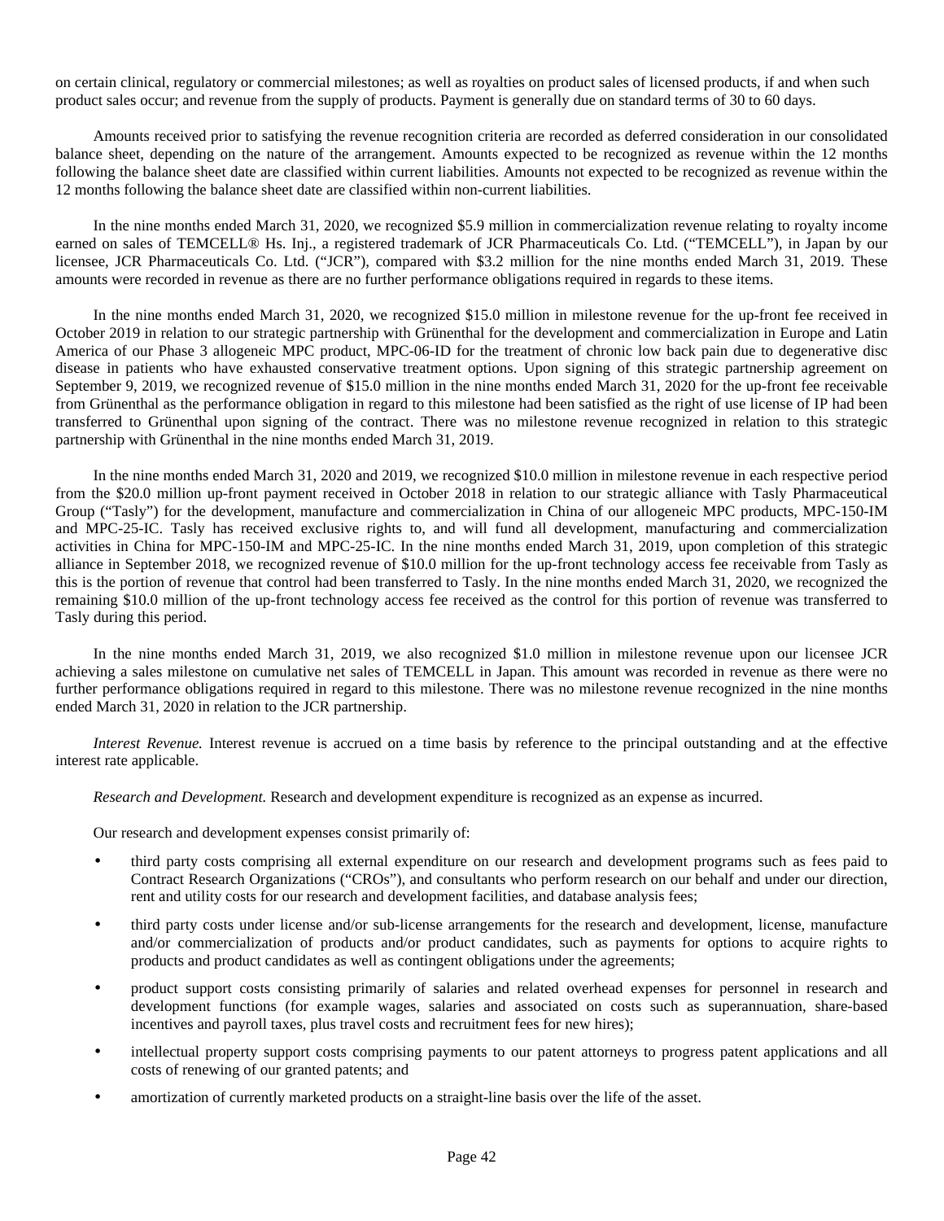on certain clinical, regulatory or commercial milestones; as well as royalties on product sales of licensed products, if and when such product sales occur; and revenue from the supply of products. Payment is generally due on standard terms of 30 to 60 days.

Amounts received prior to satisfying the revenue recognition criteria are recorded as deferred consideration in our consolidated balance sheet, depending on the nature of the arrangement. Amounts expected to be recognized as revenue within the 12 months following the balance sheet date are classified within current liabilities. Amounts not expected to be recognized as revenue within the 12 months following the balance sheet date are classified within non-current liabilities.

In the nine months ended March 31, 2020, we recognized $5.9 million in commercialization revenue relating to royalty income earned on sales of TEMCELL® Hs. Inj., a registered trademark of JCR Pharmaceuticals Co. Ltd. ("TEMCELL"), in Japan by our licensee, JCR Pharmaceuticals Co. Ltd. ("JCR"), compared with $3.2 million for the nine months ended March 31, 2019. These amounts were recorded in revenue as there are no further performance obligations required in regards to these items.

In the nine months ended March 31, 2020, we recognized $15.0 million in milestone revenue for the up-front fee received in October 2019 in relation to our strategic partnership with Grünenthal for the development and commercialization in Europe and Latin America of our Phase 3 allogeneic MPC product, MPC-06-ID for the treatment of chronic low back pain due to degenerative disc disease in patients who have exhausted conservative treatment options. Upon signing of this strategic partnership agreement on September 9, 2019, we recognized revenue of $15.0 million in the nine months ended March 31, 2020 for the up-front fee receivable from Grünenthal as the performance obligation in regard to this milestone had been satisfied as the right of use license of IP had been transferred to Grünenthal upon signing of the contract. There was no milestone revenue recognized in relation to this strategic partnership with Grünenthal in the nine months ended March 31, 2019.

In the nine months ended March 31, 2020 and 2019, we recognized $10.0 million in milestone revenue in each respective period from the $20.0 million up-front payment received in October 2018 in relation to our strategic alliance with Tasly Pharmaceutical Group ("Tasly") for the development, manufacture and commercialization in China of our allogeneic MPC products, MPC-150-IM and MPC-25-IC. Tasly has received exclusive rights to, and will fund all development, manufacturing and commercialization activities in China for MPC-150-IM and MPC-25-IC. In the nine months ended March 31, 2019, upon completion of this strategic alliance in September 2018, we recognized revenue of $10.0 million for the up-front technology access fee receivable from Tasly as this is the portion of revenue that control had been transferred to Tasly. In the nine months ended March 31, 2020, we recognized the remaining $10.0 million of the up-front technology access fee received as the control for this portion of revenue was transferred to Tasly during this period.

In the nine months ended March 31, 2019, we also recognized $1.0 million in milestone revenue upon our licensee JCR achieving a sales milestone on cumulative net sales of TEMCELL in Japan. This amount was recorded in revenue as there were no further performance obligations required in regard to this milestone. There was no milestone revenue recognized in the nine months ended March 31, 2020 in relation to the JCR partnership.

*Interest Revenue.* Interest revenue is accrued on a time basis by reference to the principal outstanding and at the effective interest rate applicable.

*Research and Development.* Research and development expenditure is recognized as an expense as incurred.

Our research and development expenses consist primarily of:

- third party costs comprising all external expenditure on our research and development programs such as fees paid to Contract Research Organizations ("CROs"), and consultants who perform research on our behalf and under our direction, rent and utility costs for our research and development facilities, and database analysis fees;
- third party costs under license and/or sub-license arrangements for the research and development, license, manufacture and/or commercialization of products and/or product candidates, such as payments for options to acquire rights to products and product candidates as well as contingent obligations under the agreements;
- product support costs consisting primarily of salaries and related overhead expenses for personnel in research and development functions (for example wages, salaries and associated on costs such as superannuation, share-based incentives and payroll taxes, plus travel costs and recruitment fees for new hires);
- intellectual property support costs comprising payments to our patent attorneys to progress patent applications and all costs of renewing of our granted patents; and
- amortization of currently marketed products on a straight-line basis over the life of the asset.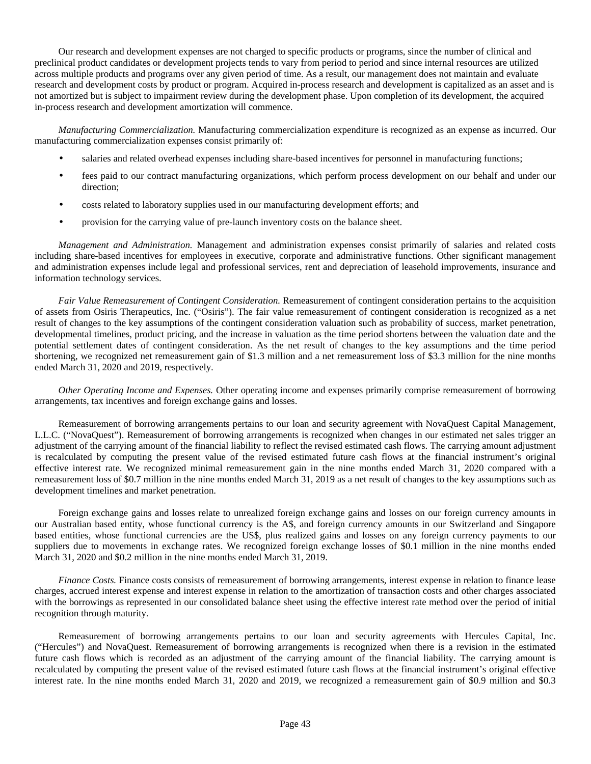Our research and development expenses are not charged to specific products or programs, since the number of clinical and preclinical product candidates or development projects tends to vary from period to period and since internal resources are utilized across multiple products and programs over any given period of time. As a result, our management does not maintain and evaluate research and development costs by product or program. Acquired in-process research and development is capitalized as an asset and is not amortized but is subject to impairment review during the development phase. Upon completion of its development, the acquired in-process research and development amortization will commence.

*Manufacturing Commercialization.* Manufacturing commercialization expenditure is recognized as an expense as incurred. Our manufacturing commercialization expenses consist primarily of:

- salaries and related overhead expenses including share-based incentives for personnel in manufacturing functions;
- fees paid to our contract manufacturing organizations, which perform process development on our behalf and under our direction;
- costs related to laboratory supplies used in our manufacturing development efforts; and
- provision for the carrying value of pre-launch inventory costs on the balance sheet.

*Management and Administration.* Management and administration expenses consist primarily of salaries and related costs including share-based incentives for employees in executive, corporate and administrative functions. Other significant management and administration expenses include legal and professional services, rent and depreciation of leasehold improvements, insurance and information technology services.

*Fair Value Remeasurement of Contingent Consideration.* Remeasurement of contingent consideration pertains to the acquisition of assets from Osiris Therapeutics, Inc. ("Osiris"). The fair value remeasurement of contingent consideration is recognized as a net result of changes to the key assumptions of the contingent consideration valuation such as probability of success, market penetration, developmental timelines, product pricing, and the increase in valuation as the time period shortens between the valuation date and the potential settlement dates of contingent consideration. As the net result of changes to the key assumptions and the time period shortening, we recognized net remeasurement gain of $1.3 million and a net remeasurement loss of $3.3 million for the nine months ended March 31, 2020 and 2019, respectively.

*Other Operating Income and Expenses.* Other operating income and expenses primarily comprise remeasurement of borrowing arrangements, tax incentives and foreign exchange gains and losses.

Remeasurement of borrowing arrangements pertains to our loan and security agreement with NovaQuest Capital Management, L.L.C. ("NovaQuest"). Remeasurement of borrowing arrangements is recognized when changes in our estimated net sales trigger an adjustment of the carrying amount of the financial liability to reflect the revised estimated cash flows. The carrying amount adjustment is recalculated by computing the present value of the revised estimated future cash flows at the financial instrument's original effective interest rate. We recognized minimal remeasurement gain in the nine months ended March 31, 2020 compared with a remeasurement loss of $0.7 million in the nine months ended March 31, 2019 as a net result of changes to the key assumptions such as development timelines and market penetration.

Foreign exchange gains and losses relate to unrealized foreign exchange gains and losses on our foreign currency amounts in our Australian based entity, whose functional currency is the A$, and foreign currency amounts in our Switzerland and Singapore based entities, whose functional currencies are the US$, plus realized gains and losses on any foreign currency payments to our suppliers due to movements in exchange rates. We recognized foreign exchange losses of $0.1 million in the nine months ended March 31, 2020 and $0.2 million in the nine months ended March 31, 2019.

*Finance Costs.* Finance costs consists of remeasurement of borrowing arrangements, interest expense in relation to finance lease charges, accrued interest expense and interest expense in relation to the amortization of transaction costs and other charges associated with the borrowings as represented in our consolidated balance sheet using the effective interest rate method over the period of initial recognition through maturity.

Remeasurement of borrowing arrangements pertains to our loan and security agreements with Hercules Capital, Inc. ("Hercules") and NovaQuest. Remeasurement of borrowing arrangements is recognized when there is a revision in the estimated future cash flows which is recorded as an adjustment of the carrying amount of the financial liability. The carrying amount is recalculated by computing the present value of the revised estimated future cash flows at the financial instrument's original effective interest rate. In the nine months ended March 31, 2020 and 2019, we recognized a remeasurement gain of $0.9 million and $0.3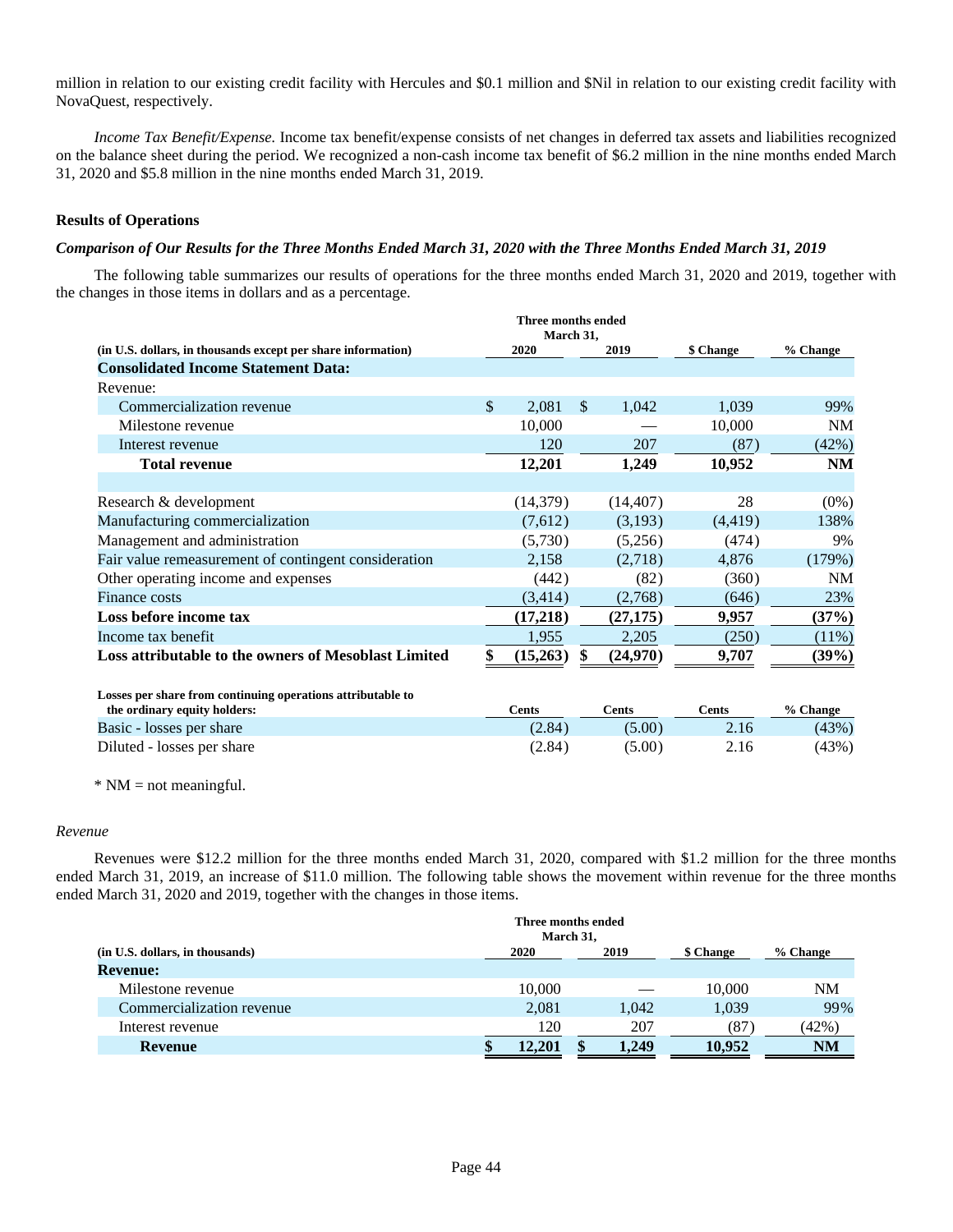million in relation to our existing credit facility with Hercules and $0.1 million and $Nil in relation to our existing credit facility with NovaQuest, respectively.

*Income Tax Benefit/Expense.* Income tax benefit/expense consists of net changes in deferred tax assets and liabilities recognized on the balance sheet during the period. We recognized a non-cash income tax benefit of $6.2 million in the nine months ended March 31, 2020 and $5.8 million in the nine months ended March 31, 2019.

**Results of Operations**

***Comparison of Our Results for the Three Months Ended March 31, 2020 with the Three Months Ended March 31, 2019***

The following table summarizes our results of operations for the three months ended March 31, 2020 and 2019, together with the changes in those items in dollars and as a percentage.

| (in U.S. dollars, in thousands except per share information) | Three months ended March 31, 2020 | 2019 | $ Change | % Change |
|---|---|---|---|---|
| **Consolidated Income Statement Data:** | | | | |
| Revenue: | | | | |
| Commercialization revenue | $ 2,081 | $ 1,042 | 1,039 | 99% |
| Milestone revenue | 10,000 | — | 10,000 | NM |
| Interest revenue | 120 | 207 | (87) | (42%) |
| **Total revenue** | **12,201** | **1,249** | **10,952** | **NM** |
| | | | | |
| Research & development | (14,379) | (14,407) | 28 | (0%) |
| Manufacturing commercialization | (7,612) | (3,193) | (4,419) | 138% |
| Management and administration | (5,730) | (5,256) | (474) | 9% |
| Fair value remeasurement of contingent consideration | 2,158 | (2,718) | 4,876 | (179%) |
| Other operating income and expenses | (442) | (82) | (360) | NM |
| Finance costs | (3,414) | (2,768) | (646) | 23% |
| **Loss before income tax** | **(17,218)** | **(27,175)** | **9,957** | **(37%)** |
| Income tax benefit | 1,955 | 2,205 | (250) | (11%) |
| **Loss attributable to the owners of Mesoblast Limited** | **$ (15,263)** | **$ (24,970)** | **9,707** | **(39%)** |

| Losses per share from continuing operations attributable to the ordinary equity holders: | Cents | Cents | Cents | % Change |
|---|---|---|---|---|
| Basic - losses per share | (2.84) | (5.00) | 2.16 | (43%) |
| Diluted - losses per share | (2.84) | (5.00) | 2.16 | (43%) |

\* NM = not meaningful.

*Revenue*

Revenues were $12.2 million for the three months ended March 31, 2020, compared with $1.2 million for the three months ended March 31, 2019, an increase of $11.0 million. The following table shows the movement within revenue for the three months ended March 31, 2020 and 2019, together with the changes in those items.

| (in U.S. dollars, in thousands) | Three months ended March 31, 2020 | 2019 | $ Change | % Change |
|---|---|---|---|---|
| **Revenue:** | | | | |
| Milestone revenue | 10,000 | — | 10,000 | NM |
| Commercialization revenue | 2,081 | 1,042 | 1,039 | 99% |
| Interest revenue | 120 | 207 | (87) | (42%) |
| **Revenue** | **$ 12,201** | **$ 1,249** | **10,952** | **NM** |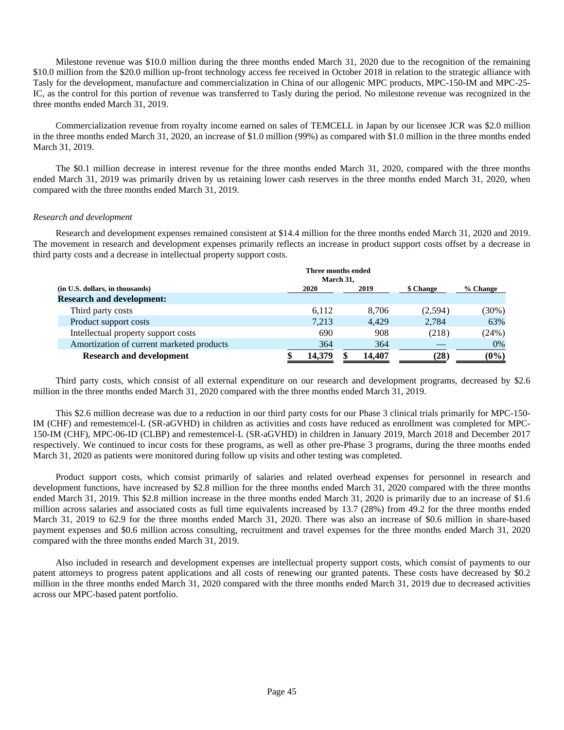Milestone revenue was $10.0 million during the three months ended March 31, 2020 due to the recognition of the remaining $10.0 million from the $20.0 million up-front technology access fee received in October 2018 in relation to the strategic alliance with Tasly for the development, manufacture and commercialization in China of our allogenic MPC products, MPC-150-IM and MPC-25-IC, as the control for this portion of revenue was transferred to Tasly during the period. No milestone revenue was recognized in the three months ended March 31, 2019.

Commercialization revenue from royalty income earned on sales of TEMCELL in Japan by our licensee JCR was $2.0 million in the three months ended March 31, 2020, an increase of $1.0 million (99%) as compared with $1.0 million in the three months ended March 31, 2019.

The $0.1 million decrease in interest revenue for the three months ended March 31, 2020, compared with the three months ended March 31, 2019 was primarily driven by us retaining lower cash reserves in the three months ended March 31, 2020, when compared with the three months ended March 31, 2019.

*Research and development*

Research and development expenses remained consistent at $14.4 million for the three months ended March 31, 2020 and 2019. The movement in research and development expenses primarily reflects an increase in product support costs offset by a decrease in third party costs and a decrease in intellectual property support costs.

| (in U.S. dollars, in thousands) | Three months ended March 31, 2020 | Three months ended March 31, 2019 | $ Change | % Change |
|---|---|---|---|---|
| **Research and development:** | | | | |
| Third party costs | 6,112 | 8,706 | (2,594) | (30%) |
| Product support costs | 7,213 | 4,429 | 2,784 | 63% |
| Intellectual property support costs | 690 | 908 | (218) | (24%) |
| Amortization of current marketed products | 364 | 364 | — | 0% |
| **Research and development** | **$ 14,379** | **$ 14,407** | **(28)** | **(0%)** |

Third party costs, which consist of all external expenditure on our research and development programs, decreased by $2.6 million in the three months ended March 31, 2020 compared with the three months ended March 31, 2019.

This $2.6 million decrease was due to a reduction in our third party costs for our Phase 3 clinical trials primarily for MPC-150-IM (CHF) and remestemcel-L (SR-aGVHD) in children as activities and costs have reduced as enrollment was completed for MPC-150-IM (CHF), MPC-06-ID (CLBP) and remestemcel-L (SR-aGVHD) in children in January 2019, March 2018 and December 2017 respectively. We continued to incur costs for these programs, as well as other pre-Phase 3 programs, during the three months ended March 31, 2020 as patients were monitored during follow up visits and other testing was completed.

Product support costs, which consist primarily of salaries and related overhead expenses for personnel in research and development functions, have increased by $2.8 million for the three months ended March 31, 2020 compared with the three months ended March 31, 2019. This $2.8 million increase in the three months ended March 31, 2020 is primarily due to an increase of $1.6 million across salaries and associated costs as full time equivalents increased by 13.7 (28%) from 49.2 for the three months ended March 31, 2019 to 62.9 for the three months ended March 31, 2020. There was also an increase of $0.6 million in share-based payment expenses and $0.6 million across consulting, recruitment and travel expenses for the three months ended March 31, 2020 compared with the three months ended March 31, 2019.

Also included in research and development expenses are intellectual property support costs, which consist of payments to our patent attorneys to progress patent applications and all costs of renewing our granted patents. These costs have decreased by $0.2 million in the three months ended March 31, 2020 compared with the three months ended March 31, 2019 due to decreased activities across our MPC-based patent portfolio.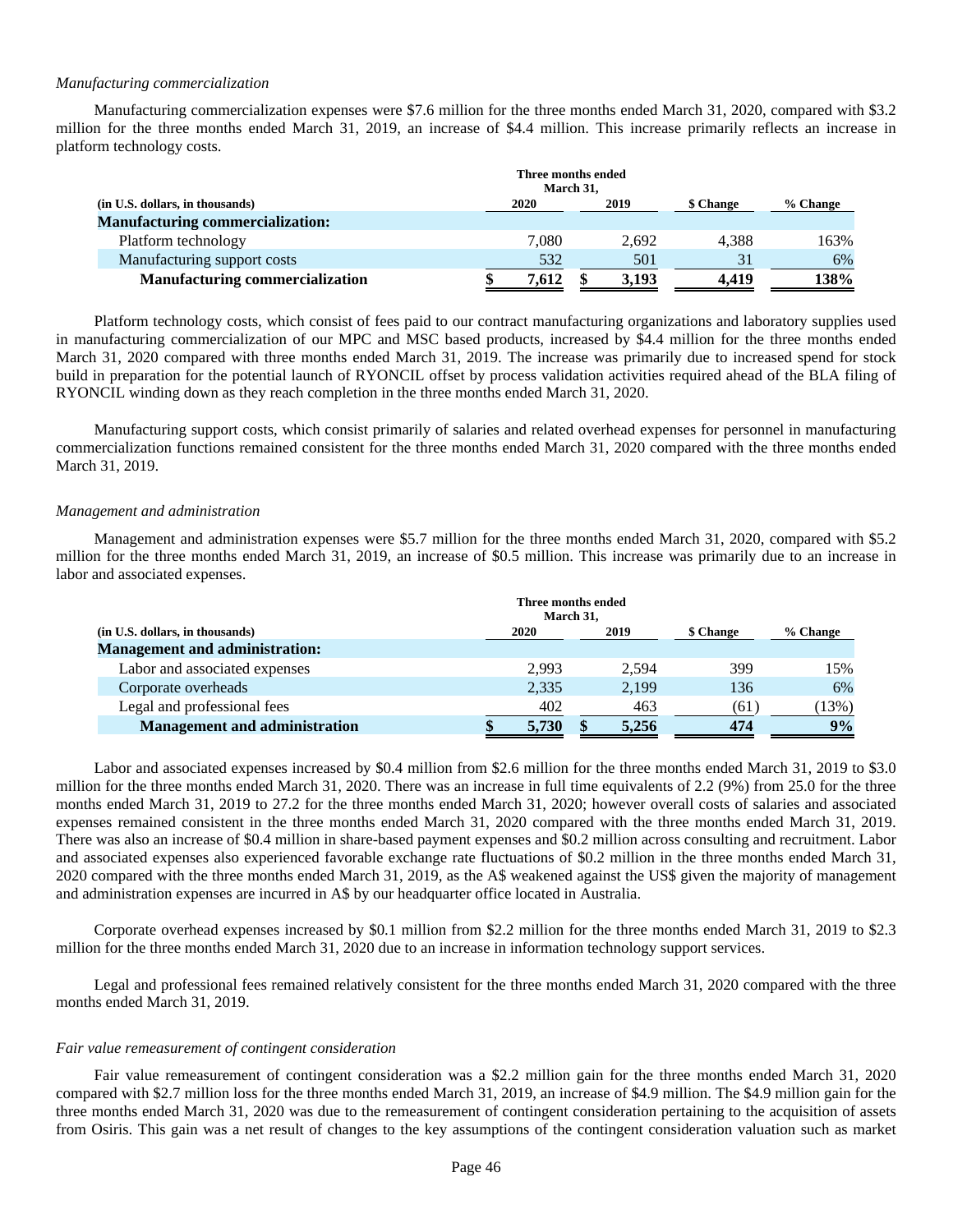*Manufacturing commercialization*

Manufacturing commercialization expenses were $7.6 million for the three months ended March 31, 2020, compared with $3.2 million for the three months ended March 31, 2019, an increase of $4.4 million. This increase primarily reflects an increase in platform technology costs.

| (in U.S. dollars, in thousands) | Three months ended March 31, 2020 | 2019 | $ Change | % Change |
|---|---|---|---|---|
| **Manufacturing commercialization:** | | | | |
| Platform technology | 7,080 | 2,692 | 4,388 | 163% |
| Manufacturing support costs | 532 | 501 | 31 | 6% |
| **Manufacturing commercialization** | **$ 7,612** | **$ 3,193** | **4,419** | **138%** |

Platform technology costs, which consist of fees paid to our contract manufacturing organizations and laboratory supplies used in manufacturing commercialization of our MPC and MSC based products, increased by $4.4 million for the three months ended March 31, 2020 compared with three months ended March 31, 2019. The increase was primarily due to increased spend for stock build in preparation for the potential launch of RYONCIL offset by process validation activities required ahead of the BLA filing of RYONCIL winding down as they reach completion in the three months ended March 31, 2020.

Manufacturing support costs, which consist primarily of salaries and related overhead expenses for personnel in manufacturing commercialization functions remained consistent for the three months ended March 31, 2020 compared with the three months ended March 31, 2019.

*Management and administration*

Management and administration expenses were $5.7 million for the three months ended March 31, 2020, compared with $5.2 million for the three months ended March 31, 2019, an increase of $0.5 million. This increase was primarily due to an increase in labor and associated expenses.

| (in U.S. dollars, in thousands) | Three months ended March 31, 2020 | 2019 | $ Change | % Change |
|---|---|---|---|---|
| **Management and administration:** | | | | |
| Labor and associated expenses | 2,993 | 2,594 | 399 | 15% |
| Corporate overheads | 2,335 | 2,199 | 136 | 6% |
| Legal and professional fees | 402 | 463 | (61) | (13%) |
| **Management and administration** | **$ 5,730** | **$ 5,256** | **474** | **9%** |

Labor and associated expenses increased by $0.4 million from $2.6 million for the three months ended March 31, 2019 to $3.0 million for the three months ended March 31, 2020. There was an increase in full time equivalents of 2.2 (9%) from 25.0 for the three months ended March 31, 2019 to 27.2 for the three months ended March 31, 2020; however overall costs of salaries and associated expenses remained consistent in the three months ended March 31, 2020 compared with the three months ended March 31, 2019. There was also an increase of $0.4 million in share-based payment expenses and $0.2 million across consulting and recruitment. Labor and associated expenses also experienced favorable exchange rate fluctuations of $0.2 million in the three months ended March 31, 2020 compared with the three months ended March 31, 2019, as the A$ weakened against the US$ given the majority of management and administration expenses are incurred in A$ by our headquarter office located in Australia.

Corporate overhead expenses increased by $0.1 million from $2.2 million for the three months ended March 31, 2019 to $2.3 million for the three months ended March 31, 2020 due to an increase in information technology support services.

Legal and professional fees remained relatively consistent for the three months ended March 31, 2020 compared with the three months ended March 31, 2019.

*Fair value remeasurement of contingent consideration*

Fair value remeasurement of contingent consideration was a $2.2 million gain for the three months ended March 31, 2020 compared with $2.7 million loss for the three months ended March 31, 2019, an increase of $4.9 million. The $4.9 million gain for the three months ended March 31, 2020 was due to the remeasurement of contingent consideration pertaining to the acquisition of assets from Osiris. This gain was a net result of changes to the key assumptions of the contingent consideration valuation such as market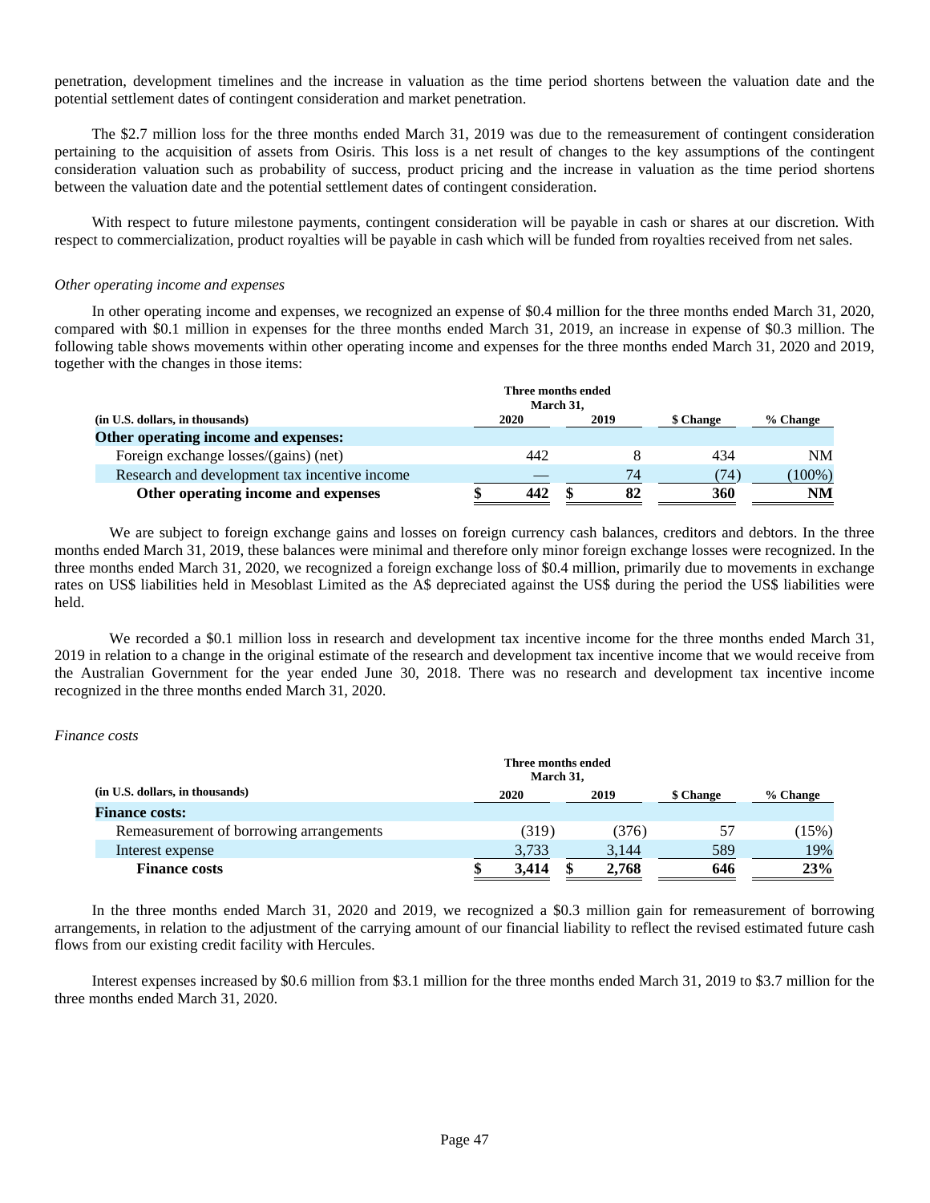penetration, development timelines and the increase in valuation as the time period shortens between the valuation date and the potential settlement dates of contingent consideration and market penetration.

The $2.7 million loss for the three months ended March 31, 2019 was due to the remeasurement of contingent consideration pertaining to the acquisition of assets from Osiris. This loss is a net result of changes to the key assumptions of the contingent consideration valuation such as probability of success, product pricing and the increase in valuation as the time period shortens between the valuation date and the potential settlement dates of contingent consideration.

With respect to future milestone payments, contingent consideration will be payable in cash or shares at our discretion. With respect to commercialization, product royalties will be payable in cash which will be funded from royalties received from net sales.

*Other operating income and expenses*

In other operating income and expenses, we recognized an expense of $0.4 million for the three months ended March 31, 2020, compared with $0.1 million in expenses for the three months ended March 31, 2019, an increase in expense of $0.3 million. The following table shows movements within other operating income and expenses for the three months ended March 31, 2020 and 2019, together with the changes in those items:

| (in U.S. dollars, in thousands) | Three months ended March 31, 2020 | Three months ended March 31, 2019 | $ Change | % Change |
|---|---|---|---|---|
| **Other operating income and expenses:** | | | | |
| Foreign exchange losses/(gains) (net) | 442 | 8 | 434 | NM |
| Research and development tax incentive income | — | 74 | (74) | (100%) |
| **Other operating income and expenses** | **$ 442** | **$ 82** | **360** | **NM** |

We are subject to foreign exchange gains and losses on foreign currency cash balances, creditors and debtors. In the three months ended March 31, 2019, these balances were minimal and therefore only minor foreign exchange losses were recognized. In the three months ended March 31, 2020, we recognized a foreign exchange loss of $0.4 million, primarily due to movements in exchange rates on US$ liabilities held in Mesoblast Limited as the A$ depreciated against the US$ during the period the US$ liabilities were held.

We recorded a $0.1 million loss in research and development tax incentive income for the three months ended March 31, 2019 in relation to a change in the original estimate of the research and development tax incentive income that we would receive from the Australian Government for the year ended June 30, 2018. There was no research and development tax incentive income recognized in the three months ended March 31, 2020.

*Finance costs*

| (in U.S. dollars, in thousands) | Three months ended March 31, 2020 | Three months ended March 31, 2019 | $ Change | % Change |
|---|---|---|---|---|
| **Finance costs:** | | | | |
| Remeasurement of borrowing arrangements | (319) | (376) | 57 | (15%) |
| Interest expense | 3,733 | 3,144 | 589 | 19% |
| **Finance costs** | **$ 3,414** | **$ 2,768** | **646** | **23%** |

In the three months ended March 31, 2020 and 2019, we recognized a $0.3 million gain for remeasurement of borrowing arrangements, in relation to the adjustment of the carrying amount of our financial liability to reflect the revised estimated future cash flows from our existing credit facility with Hercules.

Interest expenses increased by $0.6 million from $3.1 million for the three months ended March 31, 2019 to $3.7 million for the three months ended March 31, 2020.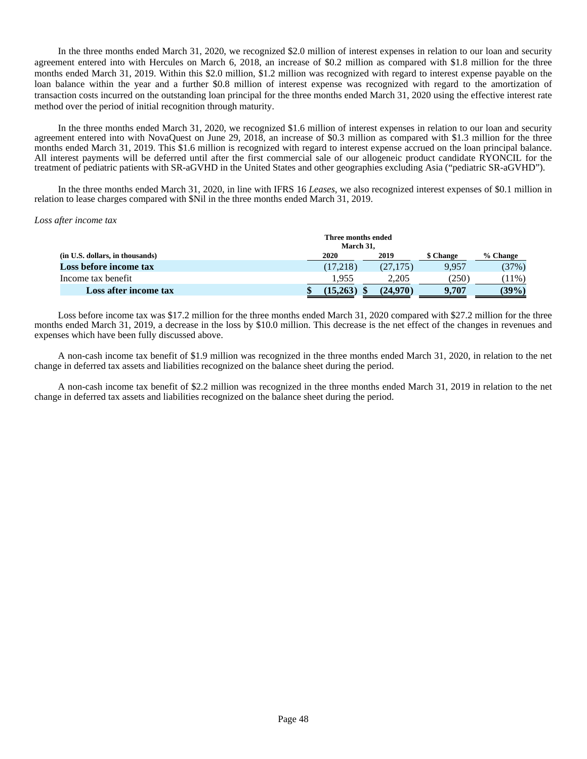In the three months ended March 31, 2020, we recognized $2.0 million of interest expenses in relation to our loan and security agreement entered into with Hercules on March 6, 2018, an increase of $0.2 million as compared with $1.8 million for the three months ended March 31, 2019. Within this $2.0 million, $1.2 million was recognized with regard to interest expense payable on the loan balance within the year and a further $0.8 million of interest expense was recognized with regard to the amortization of transaction costs incurred on the outstanding loan principal for the three months ended March 31, 2020 using the effective interest rate method over the period of initial recognition through maturity.

In the three months ended March 31, 2020, we recognized $1.6 million of interest expenses in relation to our loan and security agreement entered into with NovaQuest on June 29, 2018, an increase of $0.3 million as compared with $1.3 million for the three months ended March 31, 2019. This $1.6 million is recognized with regard to interest expense accrued on the loan principal balance. All interest payments will be deferred until after the first commercial sale of our allogeneic product candidate RYONCIL for the treatment of pediatric patients with SR-aGVHD in the United States and other geographies excluding Asia ("pediatric SR-aGVHD").

In the three months ended March 31, 2020, in line with IFRS 16 *Leases*, we also recognized interest expenses of $0.1 million in relation to lease charges compared with $Nil in the three months ended March 31, 2019.

*Loss after income tax*

| (in U.S. dollars, in thousands) | Three months ended March 31, 2020 | 2019 | $ Change | % Change |
|---|---|---|---|---|
| **Loss before income tax** | (17,218) | (27,175) | 9,957 | (37%) |
| Income tax benefit | 1,955 | 2,205 | (250) | (11%) |
| **Loss after income tax** | **$ (15,263)** | **$ (24,970)** | **9,707** | **(39%)** |

Loss before income tax was $17.2 million for the three months ended March 31, 2020 compared with $27.2 million for the three months ended March 31, 2019, a decrease in the loss by $10.0 million. This decrease is the net effect of the changes in revenues and expenses which have been fully discussed above.

A non-cash income tax benefit of $1.9 million was recognized in the three months ended March 31, 2020, in relation to the net change in deferred tax assets and liabilities recognized on the balance sheet during the period.

A non-cash income tax benefit of $2.2 million was recognized in the three months ended March 31, 2019 in relation to the net change in deferred tax assets and liabilities recognized on the balance sheet during the period.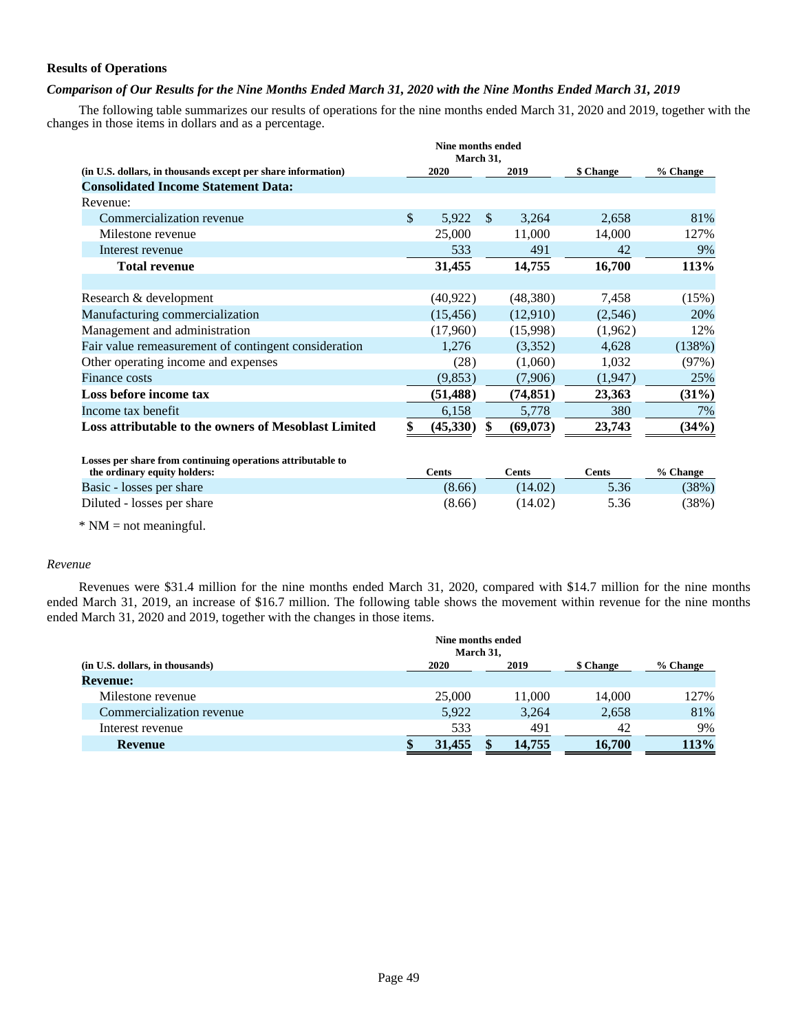**Results of Operations**

***Comparison of Our Results for the Nine Months Ended March 31, 2020 with the Nine Months Ended March 31, 2019***

The following table summarizes our results of operations for the nine months ended March 31, 2020 and 2019, together with the changes in those items in dollars and as a percentage.

| (in U.S. dollars, in thousands except per share information) | Nine months ended March 31, 2020 | Nine months ended March 31, 2019 | $ Change | % Change |
|---|---|---|---|---|
| **Consolidated Income Statement Data:** | | | | |
| Revenue: | | | | |
| Commercialization revenue | $ 5,922 | $ 3,264 | 2,658 | 81% |
| Milestone revenue | 25,000 | 11,000 | 14,000 | 127% |
| Interest revenue | 533 | 491 | 42 | 9% |
| **Total revenue** | **31,455** | **14,755** | **16,700** | **113%** |
| | | | | |
| Research & development | (40,922) | (48,380) | 7,458 | (15%) |
| Manufacturing commercialization | (15,456) | (12,910) | (2,546) | 20% |
| Management and administration | (17,960) | (15,998) | (1,962) | 12% |
| Fair value remeasurement of contingent consideration | 1,276 | (3,352) | 4,628 | (138%) |
| Other operating income and expenses | (28) | (1,060) | 1,032 | (97%) |
| Finance costs | (9,853) | (7,906) | (1,947) | 25% |
| **Loss before income tax** | **(51,488)** | **(74,851)** | **23,363** | **(31%)** |
| Income tax benefit | 6,158 | 5,778 | 380 | 7% |
| **Loss attributable to the owners of Mesoblast Limited** | **$ (45,330)** | **$ (69,073)** | **23,743** | **(34%)** |
| | | | | |
| **Losses per share from continuing operations attributable to the ordinary equity holders:** | **Cents** | **Cents** | **Cents** | **% Change** |
| Basic - losses per share | (8.66) | (14.02) | 5.36 | (38%) |
| Diluted - losses per share | (8.66) | (14.02) | 5.36 | (38%) |

* NM = not meaningful.

*Revenue*

Revenues were $31.4 million for the nine months ended March 31, 2020, compared with $14.7 million for the nine months ended March 31, 2019, an increase of $16.7 million. The following table shows the movement within revenue for the nine months ended March 31, 2020 and 2019, together with the changes in those items.

| (in U.S. dollars, in thousands) | Nine months ended March 31, 2020 | Nine months ended March 31, 2019 | $ Change | % Change |
|---|---|---|---|---|
| **Revenue:** | | | | |
| Milestone revenue | 25,000 | 11,000 | 14,000 | 127% |
| Commercialization revenue | 5,922 | 3,264 | 2,658 | 81% |
| Interest revenue | 533 | 491 | 42 | 9% |
| **Revenue** | **$ 31,455** | **$ 14,755** | **16,700** | **113%** |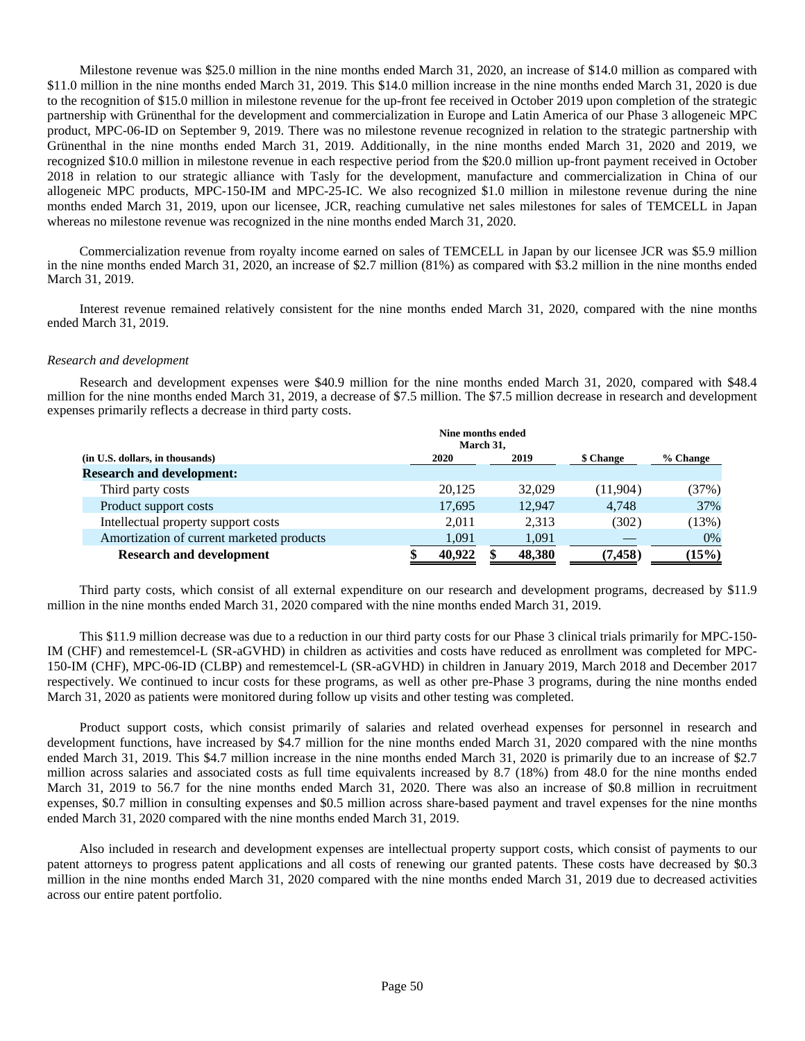Milestone revenue was $25.0 million in the nine months ended March 31, 2020, an increase of $14.0 million as compared with $11.0 million in the nine months ended March 31, 2019. This $14.0 million increase in the nine months ended March 31, 2020 is due to the recognition of $15.0 million in milestone revenue for the up-front fee received in October 2019 upon completion of the strategic partnership with Grünenthal for the development and commercialization in Europe and Latin America of our Phase 3 allogeneic MPC product, MPC-06-ID on September 9, 2019. There was no milestone revenue recognized in relation to the strategic partnership with Grünenthal in the nine months ended March 31, 2019. Additionally, in the nine months ended March 31, 2020 and 2019, we recognized $10.0 million in milestone revenue in each respective period from the $20.0 million up-front payment received in October 2018 in relation to our strategic alliance with Tasly for the development, manufacture and commercialization in China of our allogeneic MPC products, MPC-150-IM and MPC-25-IC. We also recognized $1.0 million in milestone revenue during the nine months ended March 31, 2019, upon our licensee, JCR, reaching cumulative net sales milestones for sales of TEMCELL in Japan whereas no milestone revenue was recognized in the nine months ended March 31, 2020.

Commercialization revenue from royalty income earned on sales of TEMCELL in Japan by our licensee JCR was $5.9 million in the nine months ended March 31, 2020, an increase of $2.7 million (81%) as compared with $3.2 million in the nine months ended March 31, 2019.

Interest revenue remained relatively consistent for the nine months ended March 31, 2020, compared with the nine months ended March 31, 2019.

*Research and development*

Research and development expenses were $40.9 million for the nine months ended March 31, 2020, compared with $48.4 million for the nine months ended March 31, 2019, a decrease of $7.5 million. The $7.5 million decrease in research and development expenses primarily reflects a decrease in third party costs.

| | Nine months ended March 31, | | | |
|---|---|---|---|---|
| (in U.S. dollars, in thousands) | 2020 | 2019 | $ Change | % Change |
| **Research and development:** | | | | |
| Third party costs | 20,125 | 32,029 | (11,904) | (37%) |
| Product support costs | 17,695 | 12,947 | 4,748 | 37% |
| Intellectual property support costs | 2,011 | 2,313 | (302) | (13%) |
| Amortization of current marketed products | 1,091 | 1,091 | — | 0% |
| **Research and development** | **$ 40,922** | **$ 48,380** | **(7,458)** | **(15%)** |

Third party costs, which consist of all external expenditure on our research and development programs, decreased by $11.9 million in the nine months ended March 31, 2020 compared with the nine months ended March 31, 2019.

This $11.9 million decrease was due to a reduction in our third party costs for our Phase 3 clinical trials primarily for MPC-150-IM (CHF) and remestemcel-L (SR-aGVHD) in children as activities and costs have reduced as enrollment was completed for MPC-150-IM (CHF), MPC-06-ID (CLBP) and remestemcel-L (SR-aGVHD) in children in January 2019, March 2018 and December 2017 respectively. We continued to incur costs for these programs, as well as other pre-Phase 3 programs, during the nine months ended March 31, 2020 as patients were monitored during follow up visits and other testing was completed.

Product support costs, which consist primarily of salaries and related overhead expenses for personnel in research and development functions, have increased by $4.7 million for the nine months ended March 31, 2020 compared with the nine months ended March 31, 2019. This $4.7 million increase in the nine months ended March 31, 2020 is primarily due to an increase of $2.7 million across salaries and associated costs as full time equivalents increased by 8.7 (18%) from 48.0 for the nine months ended March 31, 2019 to 56.7 for the nine months ended March 31, 2020. There was also an increase of $0.8 million in recruitment expenses, $0.7 million in consulting expenses and $0.5 million across share-based payment and travel expenses for the nine months ended March 31, 2020 compared with the nine months ended March 31, 2019.

Also included in research and development expenses are intellectual property support costs, which consist of payments to our patent attorneys to progress patent applications and all costs of renewing our granted patents. These costs have decreased by $0.3 million in the nine months ended March 31, 2020 compared with the nine months ended March 31, 2019 due to decreased activities across our entire patent portfolio.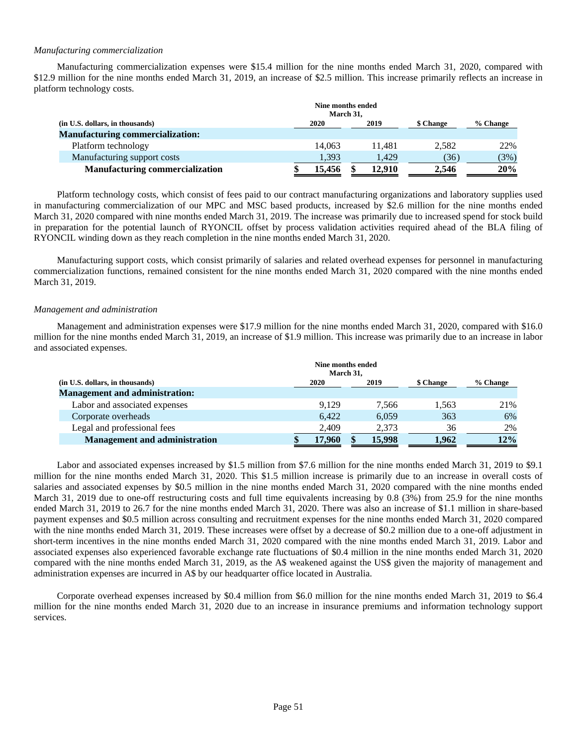*Manufacturing commercialization*

Manufacturing commercialization expenses were $15.4 million for the nine months ended March 31, 2020, compared with $12.9 million for the nine months ended March 31, 2019, an increase of $2.5 million. This increase primarily reflects an increase in platform technology costs.

| (in U.S. dollars, in thousands) | Nine months ended March 31, 2020 | Nine months ended March 31, 2019 | $ Change | % Change |
|---|---|---|---|---|
| **Manufacturing commercialization:** | | | | |
| Platform technology | 14,063 | 11,481 | 2,582 | 22% |
| Manufacturing support costs | 1,393 | 1,429 | (36) | (3%) |
| **Manufacturing commercialization** | **$ 15,456** | **$ 12,910** | **2,546** | **20%** |

Platform technology costs, which consist of fees paid to our contract manufacturing organizations and laboratory supplies used in manufacturing commercialization of our MPC and MSC based products, increased by $2.6 million for the nine months ended March 31, 2020 compared with nine months ended March 31, 2019. The increase was primarily due to increased spend for stock build in preparation for the potential launch of RYONCIL offset by process validation activities required ahead of the BLA filing of RYONCIL winding down as they reach completion in the nine months ended March 31, 2020.

Manufacturing support costs, which consist primarily of salaries and related overhead expenses for personnel in manufacturing commercialization functions, remained consistent for the nine months ended March 31, 2020 compared with the nine months ended March 31, 2019.

*Management and administration*

Management and administration expenses were $17.9 million for the nine months ended March 31, 2020, compared with $16.0 million for the nine months ended March 31, 2019, an increase of $1.9 million. This increase was primarily due to an increase in labor and associated expenses.

| (in U.S. dollars, in thousands) | Nine months ended March 31, 2020 | Nine months ended March 31, 2019 | $ Change | % Change |
|---|---|---|---|---|
| **Management and administration:** | | | | |
| Labor and associated expenses | 9,129 | 7,566 | 1,563 | 21% |
| Corporate overheads | 6,422 | 6,059 | 363 | 6% |
| Legal and professional fees | 2,409 | 2,373 | 36 | 2% |
| **Management and administration** | **$ 17,960** | **$ 15,998** | **1,962** | **12%** |

Labor and associated expenses increased by $1.5 million from $7.6 million for the nine months ended March 31, 2019 to $9.1 million for the nine months ended March 31, 2020. This $1.5 million increase is primarily due to an increase in overall costs of salaries and associated expenses by $0.5 million in the nine months ended March 31, 2020 compared with the nine months ended March 31, 2019 due to one-off restructuring costs and full time equivalents increasing by 0.8 (3%) from 25.9 for the nine months ended March 31, 2019 to 26.7 for the nine months ended March 31, 2020. There was also an increase of $1.1 million in share-based payment expenses and $0.5 million across consulting and recruitment expenses for the nine months ended March 31, 2020 compared with the nine months ended March 31, 2019. These increases were offset by a decrease of $0.2 million due to a one-off adjustment in short-term incentives in the nine months ended March 31, 2020 compared with the nine months ended March 31, 2019. Labor and associated expenses also experienced favorable exchange rate fluctuations of $0.4 million in the nine months ended March 31, 2020 compared with the nine months ended March 31, 2019, as the A$ weakened against the US$ given the majority of management and administration expenses are incurred in A$ by our headquarter office located in Australia.

Corporate overhead expenses increased by $0.4 million from $6.0 million for the nine months ended March 31, 2019 to $6.4 million for the nine months ended March 31, 2020 due to an increase in insurance premiums and information technology support services.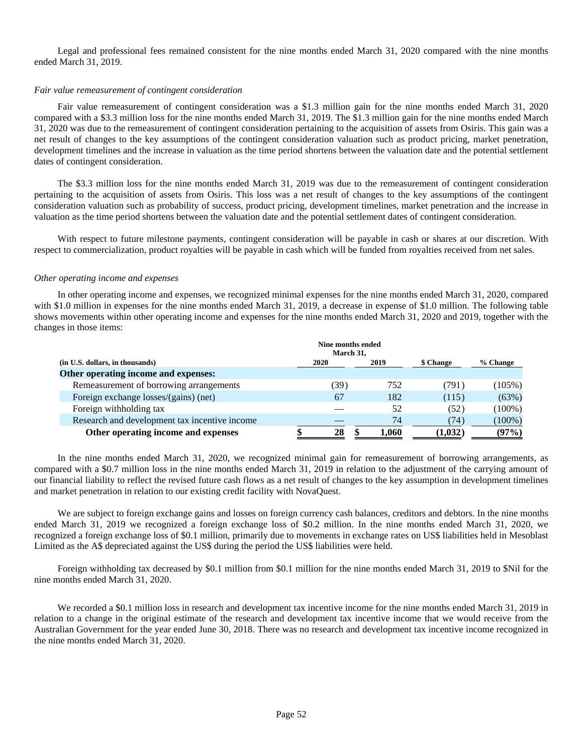Legal and professional fees remained consistent for the nine months ended March 31, 2020 compared with the nine months ended March 31, 2019.

*Fair value remeasurement of contingent consideration*

Fair value remeasurement of contingent consideration was a $1.3 million gain for the nine months ended March 31, 2020 compared with a $3.3 million loss for the nine months ended March 31, 2019. The $1.3 million gain for the nine months ended March 31, 2020 was due to the remeasurement of contingent consideration pertaining to the acquisition of assets from Osiris. This gain was a net result of changes to the key assumptions of the contingent consideration valuation such as product pricing, market penetration, development timelines and the increase in valuation as the time period shortens between the valuation date and the potential settlement dates of contingent consideration.

The $3.3 million loss for the nine months ended March 31, 2019 was due to the remeasurement of contingent consideration pertaining to the acquisition of assets from Osiris. This loss was a net result of changes to the key assumptions of the contingent consideration valuation such as probability of success, product pricing, development timelines, market penetration and the increase in valuation as the time period shortens between the valuation date and the potential settlement dates of contingent consideration.

With respect to future milestone payments, contingent consideration will be payable in cash or shares at our discretion. With respect to commercialization, product royalties will be payable in cash which will be funded from royalties received from net sales.

*Other operating income and expenses*

In other operating income and expenses, we recognized minimal expenses for the nine months ended March 31, 2020, compared with $1.0 million in expenses for the nine months ended March 31, 2019, a decrease in expense of $1.0 million. The following table shows movements within other operating income and expenses for the nine months ended March 31, 2020 and 2019, together with the changes in those items:

| (in U.S. dollars, in thousands) | Nine months ended March 31, 2020 | Nine months ended March 31, 2019 | $ Change | % Change |
|---|---|---|---|---|
| **Other operating income and expenses:** | | | | |
| Remeasurement of borrowing arrangements | (39) | 752 | (791) | (105%) |
| Foreign exchange losses/(gains) (net) | 67 | 182 | (115) | (63%) |
| Foreign withholding tax | — | 52 | (52) | (100%) |
| Research and development tax incentive income | — | 74 | (74) | (100%) |
| **Other operating income and expenses** | **$ 28** | **$ 1,060** | **(1,032)** | **(97%)** |

In the nine months ended March 31, 2020, we recognized minimal gain for remeasurement of borrowing arrangements, as compared with a $0.7 million loss in the nine months ended March 31, 2019 in relation to the adjustment of the carrying amount of our financial liability to reflect the revised future cash flows as a net result of changes to the key assumption in development timelines and market penetration in relation to our existing credit facility with NovaQuest.

We are subject to foreign exchange gains and losses on foreign currency cash balances, creditors and debtors. In the nine months ended March 31, 2019 we recognized a foreign exchange loss of $0.2 million. In the nine months ended March 31, 2020, we recognized a foreign exchange loss of $0.1 million, primarily due to movements in exchange rates on US$ liabilities held in Mesoblast Limited as the A$ depreciated against the US$ during the period the US$ liabilities were held.

Foreign withholding tax decreased by $0.1 million from $0.1 million for the nine months ended March 31, 2019 to $Nil for the nine months ended March 31, 2020.

We recorded a $0.1 million loss in research and development tax incentive income for the nine months ended March 31, 2019 in relation to a change in the original estimate of the research and development tax incentive income that we would receive from the Australian Government for the year ended June 30, 2018. There was no research and development tax incentive income recognized in the nine months ended March 31, 2020.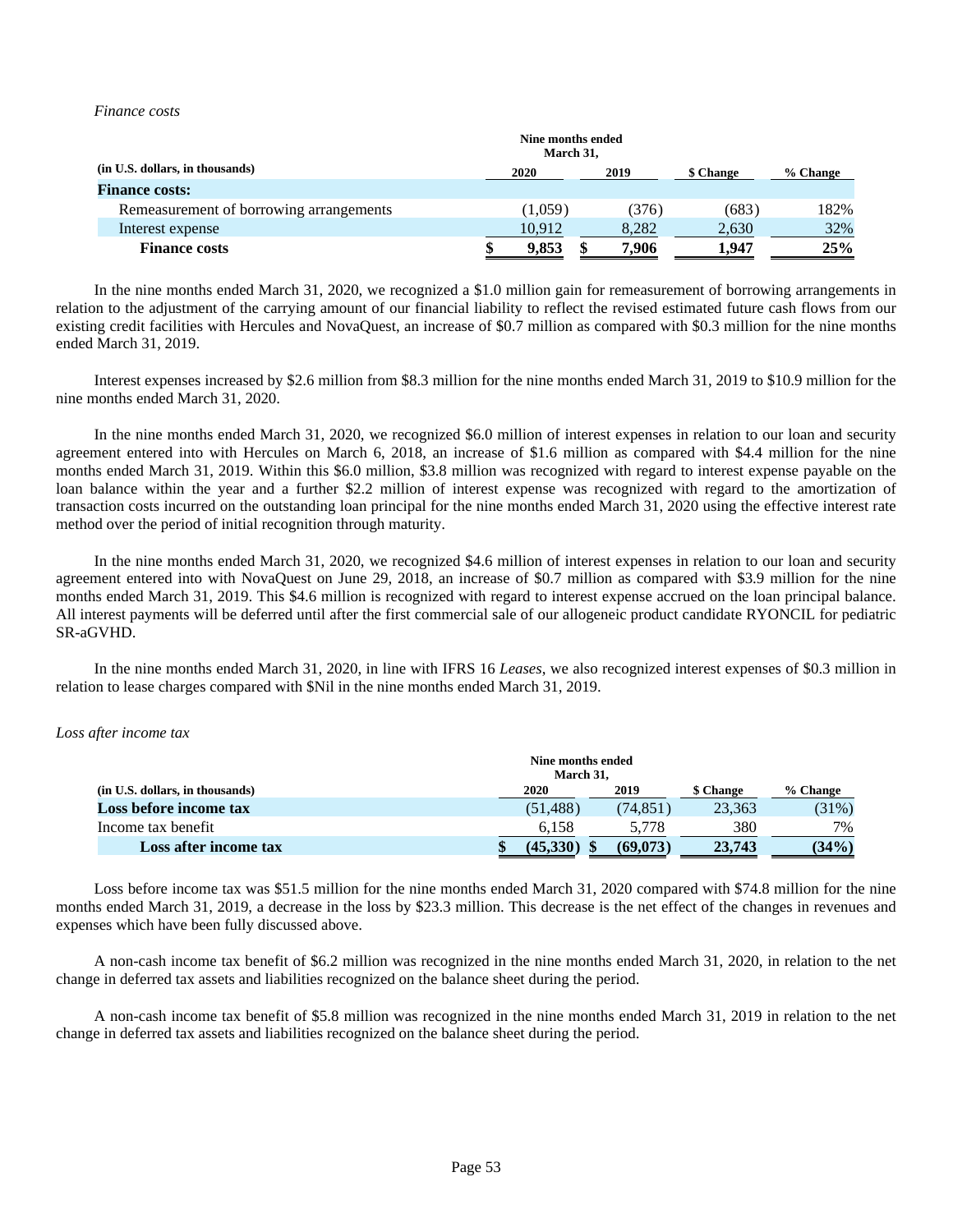*Finance costs*

| (in U.S. dollars, in thousands) | Nine months ended March 31, 2020 | 2019 | $ Change | % Change |
|---|---|---|---|---|
| **Finance costs:** | | | | |
| Remeasurement of borrowing arrangements | (1,059) | (376) | (683) | 182% |
| Interest expense | 10,912 | 8,282 | 2,630 | 32% |
| **Finance costs** | **$ 9,853** | **$ 7,906** | **1,947** | **25%** |

In the nine months ended March 31, 2020, we recognized a $1.0 million gain for remeasurement of borrowing arrangements in relation to the adjustment of the carrying amount of our financial liability to reflect the revised estimated future cash flows from our existing credit facilities with Hercules and NovaQuest, an increase of $0.7 million as compared with $0.3 million for the nine months ended March 31, 2019.

Interest expenses increased by $2.6 million from $8.3 million for the nine months ended March 31, 2019 to $10.9 million for the nine months ended March 31, 2020.

In the nine months ended March 31, 2020, we recognized $6.0 million of interest expenses in relation to our loan and security agreement entered into with Hercules on March 6, 2018, an increase of $1.6 million as compared with $4.4 million for the nine months ended March 31, 2019. Within this $6.0 million, $3.8 million was recognized with regard to interest expense payable on the loan balance within the year and a further $2.2 million of interest expense was recognized with regard to the amortization of transaction costs incurred on the outstanding loan principal for the nine months ended March 31, 2020 using the effective interest rate method over the period of initial recognition through maturity.

In the nine months ended March 31, 2020, we recognized $4.6 million of interest expenses in relation to our loan and security agreement entered into with NovaQuest on June 29, 2018, an increase of $0.7 million as compared with $3.9 million for the nine months ended March 31, 2019. This $4.6 million is recognized with regard to interest expense accrued on the loan principal balance. All interest payments will be deferred until after the first commercial sale of our allogeneic product candidate RYONCIL for pediatric SR-aGVHD.

In the nine months ended March 31, 2020, in line with IFRS 16 *Leases*, we also recognized interest expenses of $0.3 million in relation to lease charges compared with $Nil in the nine months ended March 31, 2019.

*Loss after income tax*

| (in U.S. dollars, in thousands) | Nine months ended March 31, 2020 | 2019 | $ Change | % Change |
|---|---|---|---|---|
| **Loss before income tax** | (51,488) | (74,851) | 23,363 | (31%) |
| Income tax benefit | 6,158 | 5,778 | 380 | 7% |
| **Loss after income tax** | **$ (45,330)** | **$ (69,073)** | **23,743** | **(34%)** |

Loss before income tax was $51.5 million for the nine months ended March 31, 2020 compared with $74.8 million for the nine months ended March 31, 2019, a decrease in the loss by $23.3 million. This decrease is the net effect of the changes in revenues and expenses which have been fully discussed above.

A non-cash income tax benefit of $6.2 million was recognized in the nine months ended March 31, 2020, in relation to the net change in deferred tax assets and liabilities recognized on the balance sheet during the period.

A non-cash income tax benefit of $5.8 million was recognized in the nine months ended March 31, 2019 in relation to the net change in deferred tax assets and liabilities recognized on the balance sheet during the period.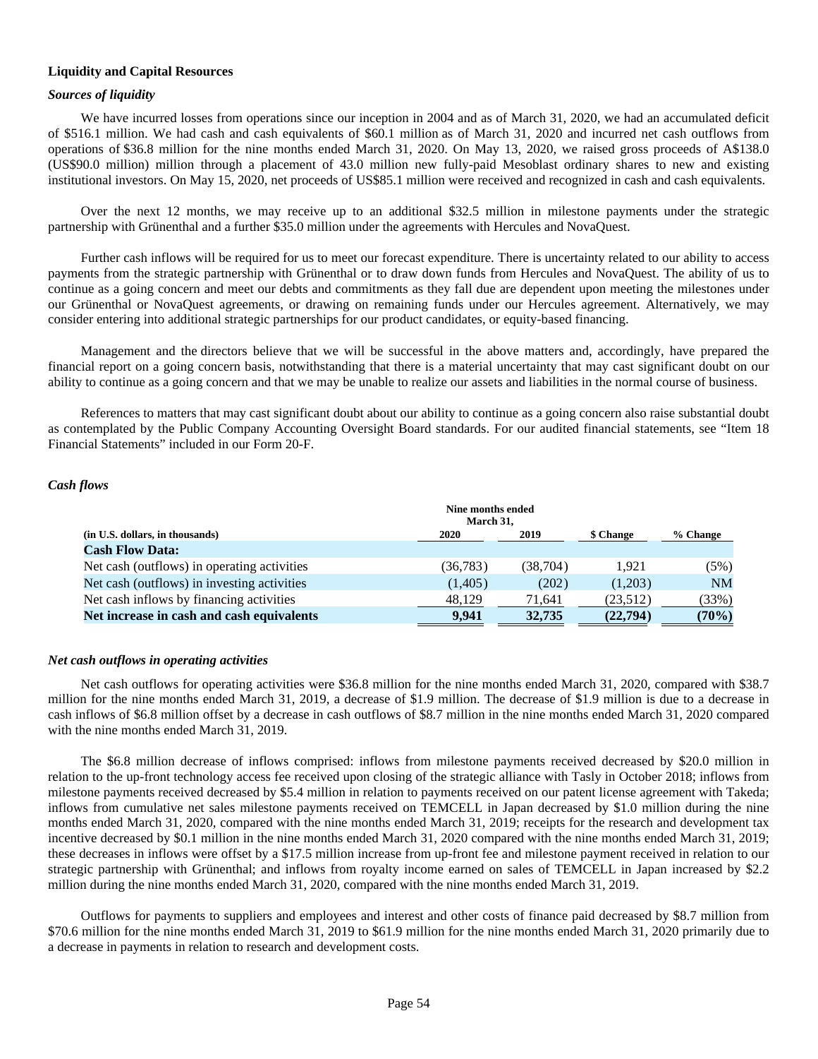### Liquidity and Capital Resources

***Sources of liquidity***

We have incurred losses from operations since our inception in 2004 and as of March 31, 2020, we had an accumulated deficit of $516.1 million. We had cash and cash equivalents of $60.1 million as of March 31, 2020 and incurred net cash outflows from operations of $36.8 million for the nine months ended March 31, 2020. On May 13, 2020, we raised gross proceeds of A$138.0 (US$90.0 million) million through a placement of 43.0 million new fully-paid Mesoblast ordinary shares to new and existing institutional investors. On May 15, 2020, net proceeds of US$85.1 million were received and recognized in cash and cash equivalents.

Over the next 12 months, we may receive up to an additional $32.5 million in milestone payments under the strategic partnership with Grünenthal and a further $35.0 million under the agreements with Hercules and NovaQuest.

Further cash inflows will be required for us to meet our forecast expenditure. There is uncertainty related to our ability to access payments from the strategic partnership with Grünenthal or to draw down funds from Hercules and NovaQuest. The ability of us to continue as a going concern and meet our debts and commitments as they fall due are dependent upon meeting the milestones under our Grünenthal or NovaQuest agreements, or drawing on remaining funds under our Hercules agreement. Alternatively, we may consider entering into additional strategic partnerships for our product candidates, or equity-based financing.

Management and the directors believe that we will be successful in the above matters and, accordingly, have prepared the financial report on a going concern basis, notwithstanding that there is a material uncertainty that may cast significant doubt on our ability to continue as a going concern and that we may be unable to realize our assets and liabilities in the normal course of business.

References to matters that may cast significant doubt about our ability to continue as a going concern also raise substantial doubt as contemplated by the Public Company Accounting Oversight Board standards. For our audited financial statements, see "Item 18 Financial Statements" included in our Form 20-F.

***Cash flows***

| (in U.S. dollars, in thousands) | Nine months ended March 31, 2020 | 2019 | $ Change | % Change |
|---|---|---|---|---|
| **Cash Flow Data:** | | | | |
| Net cash (outflows) in operating activities | (36,783) | (38,704) | 1,921 | (5%) |
| Net cash (outflows) in investing activities | (1,405) | (202) | (1,203) | NM |
| Net cash inflows by financing activities | 48,129 | 71,641 | (23,512) | (33%) |
| **Net increase in cash and cash equivalents** | **9,941** | **32,735** | **(22,794)** | **(70%)** |

***Net cash outflows in operating activities***

Net cash outflows for operating activities were $36.8 million for the nine months ended March 31, 2020, compared with $38.7 million for the nine months ended March 31, 2019, a decrease of $1.9 million. The decrease of $1.9 million is due to a decrease in cash inflows of $6.8 million offset by a decrease in cash outflows of $8.7 million in the nine months ended March 31, 2020 compared with the nine months ended March 31, 2019.

The $6.8 million decrease of inflows comprised: inflows from milestone payments received decreased by $20.0 million in relation to the up-front technology access fee received upon closing of the strategic alliance with Tasly in October 2018; inflows from milestone payments received decreased by $5.4 million in relation to payments received on our patent license agreement with Takeda; inflows from cumulative net sales milestone payments received on TEMCELL in Japan decreased by $1.0 million during the nine months ended March 31, 2020, compared with the nine months ended March 31, 2019; receipts for the research and development tax incentive decreased by $0.1 million in the nine months ended March 31, 2020 compared with the nine months ended March 31, 2019; these decreases in inflows were offset by a $17.5 million increase from up-front fee and milestone payment received in relation to our strategic partnership with Grünenthal; and inflows from royalty income earned on sales of TEMCELL in Japan increased by $2.2 million during the nine months ended March 31, 2020, compared with the nine months ended March 31, 2019.

Outflows for payments to suppliers and employees and interest and other costs of finance paid decreased by $8.7 million from $70.6 million for the nine months ended March 31, 2019 to $61.9 million for the nine months ended March 31, 2020 primarily due to a decrease in payments in relation to research and development costs.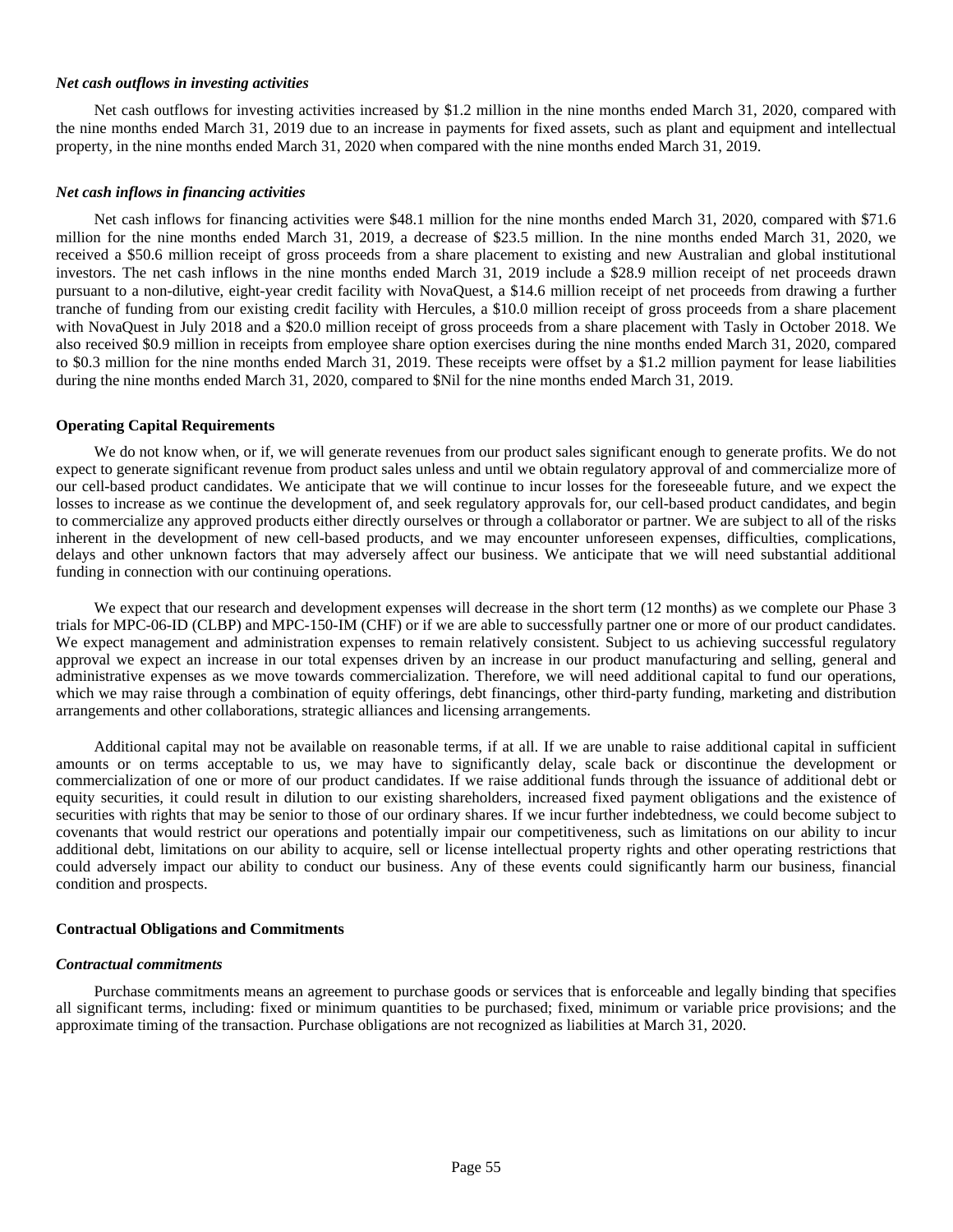*Net cash outflows in investing activities*

Net cash outflows for investing activities increased by $1.2 million in the nine months ended March 31, 2020, compared with the nine months ended March 31, 2019 due to an increase in payments for fixed assets, such as plant and equipment and intellectual property, in the nine months ended March 31, 2020 when compared with the nine months ended March 31, 2019.

*Net cash inflows in financing activities*

Net cash inflows for financing activities were $48.1 million for the nine months ended March 31, 2020, compared with $71.6 million for the nine months ended March 31, 2019, a decrease of $23.5 million. In the nine months ended March 31, 2020, we received a $50.6 million receipt of gross proceeds from a share placement to existing and new Australian and global institutional investors. The net cash inflows in the nine months ended March 31, 2019 include a $28.9 million receipt of net proceeds drawn pursuant to a non-dilutive, eight-year credit facility with NovaQuest, a $14.6 million receipt of net proceeds from drawing a further tranche of funding from our existing credit facility with Hercules, a $10.0 million receipt of gross proceeds from a share placement with NovaQuest in July 2018 and a $20.0 million receipt of gross proceeds from a share placement with Tasly in October 2018. We also received $0.9 million in receipts from employee share option exercises during the nine months ended March 31, 2020, compared to $0.3 million for the nine months ended March 31, 2019. These receipts were offset by a $1.2 million payment for lease liabilities during the nine months ended March 31, 2020, compared to $Nil for the nine months ended March 31, 2019.

**Operating Capital Requirements**

We do not know when, or if, we will generate revenues from our product sales significant enough to generate profits. We do not expect to generate significant revenue from product sales unless and until we obtain regulatory approval of and commercialize more of our cell-based product candidates. We anticipate that we will continue to incur losses for the foreseeable future, and we expect the losses to increase as we continue the development of, and seek regulatory approvals for, our cell-based product candidates, and begin to commercialize any approved products either directly ourselves or through a collaborator or partner. We are subject to all of the risks inherent in the development of new cell-based products, and we may encounter unforeseen expenses, difficulties, complications, delays and other unknown factors that may adversely affect our business. We anticipate that we will need substantial additional funding in connection with our continuing operations.

We expect that our research and development expenses will decrease in the short term (12 months) as we complete our Phase 3 trials for MPC-06-ID (CLBP) and MPC-150-IM (CHF) or if we are able to successfully partner one or more of our product candidates. We expect management and administration expenses to remain relatively consistent. Subject to us achieving successful regulatory approval we expect an increase in our total expenses driven by an increase in our product manufacturing and selling, general and administrative expenses as we move towards commercialization. Therefore, we will need additional capital to fund our operations, which we may raise through a combination of equity offerings, debt financings, other third-party funding, marketing and distribution arrangements and other collaborations, strategic alliances and licensing arrangements.

Additional capital may not be available on reasonable terms, if at all. If we are unable to raise additional capital in sufficient amounts or on terms acceptable to us, we may have to significantly delay, scale back or discontinue the development or commercialization of one or more of our product candidates. If we raise additional funds through the issuance of additional debt or equity securities, it could result in dilution to our existing shareholders, increased fixed payment obligations and the existence of securities with rights that may be senior to those of our ordinary shares. If we incur further indebtedness, we could become subject to covenants that would restrict our operations and potentially impair our competitiveness, such as limitations on our ability to incur additional debt, limitations on our ability to acquire, sell or license intellectual property rights and other operating restrictions that could adversely impact our ability to conduct our business. Any of these events could significantly harm our business, financial condition and prospects.

**Contractual Obligations and Commitments**

*Contractual commitments*

Purchase commitments means an agreement to purchase goods or services that is enforceable and legally binding that specifies all significant terms, including: fixed or minimum quantities to be purchased; fixed, minimum or variable price provisions; and the approximate timing of the transaction. Purchase obligations are not recognized as liabilities at March 31, 2020.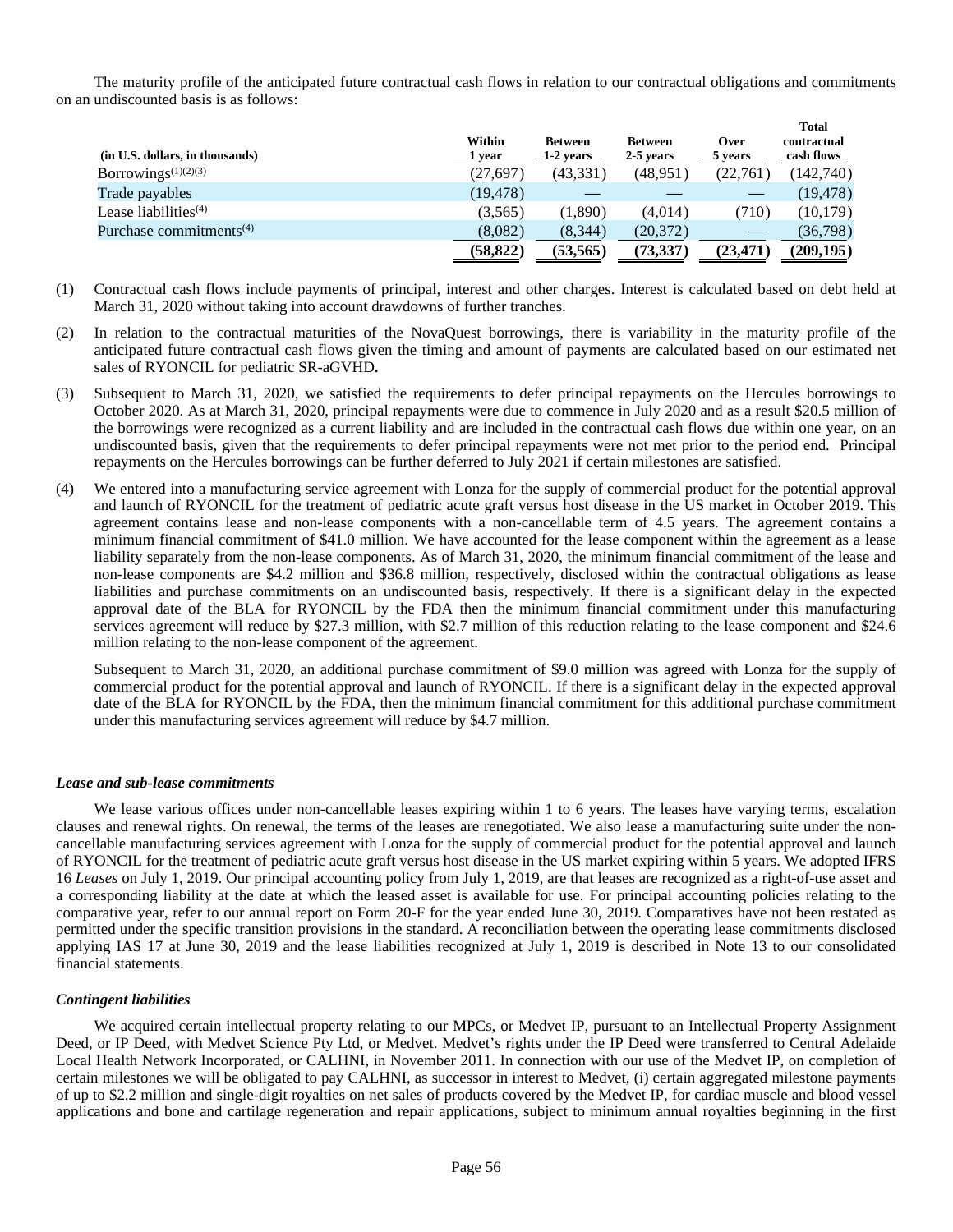The maturity profile of the anticipated future contractual cash flows in relation to our contractual obligations and commitments on an undiscounted basis is as follows:

| (in U.S. dollars, in thousands) | Within 1 year | Between 1-2 years | Between 2-5 years | Over 5 years | Total contractual cash flows |
|---|---|---|---|---|---|
| Borrowings[(1)(2)(3)] | (27,697) | (43,331) | (48,951) | (22,761) | (142,740) |
| Trade payables | (19,478) | — | — | — | (19,478) |
| Lease liabilities[(4)] | (3,565) | (1,890) | (4,014) | (710) | (10,179) |
| Purchase commitments[(4)] | (8,082) | (8,344) | (20,372) | — | (36,798) |
| | **(58,822)** | **(53,565)** | **(73,337)** | **(23,471)** | **(209,195)** |

(1) Contractual cash flows include payments of principal, interest and other charges. Interest is calculated based on debt held at March 31, 2020 without taking into account drawdowns of further tranches.

(2) In relation to the contractual maturities of the NovaQuest borrowings, there is variability in the maturity profile of the anticipated future contractual cash flows given the timing and amount of payments are calculated based on our estimated net sales of RYONCIL for pediatric SR-aGVHD**.**

(3) Subsequent to March 31, 2020, we satisfied the requirements to defer principal repayments on the Hercules borrowings to October 2020. As at March 31, 2020, principal repayments were due to commence in July 2020 and as a result $20.5 million of the borrowings were recognized as a current liability and are included in the contractual cash flows due within one year, on an undiscounted basis, given that the requirements to defer principal repayments were not met prior to the period end. Principal repayments on the Hercules borrowings can be further deferred to July 2021 if certain milestones are satisfied.

(4) We entered into a manufacturing service agreement with Lonza for the supply of commercial product for the potential approval and launch of RYONCIL for the treatment of pediatric acute graft versus host disease in the US market in October 2019. This agreement contains lease and non-lease components with a non-cancellable term of 4.5 years. The agreement contains a minimum financial commitment of $41.0 million. We have accounted for the lease component within the agreement as a lease liability separately from the non-lease components. As of March 31, 2020, the minimum financial commitment of the lease and non-lease components are $4.2 million and $36.8 million, respectively, disclosed within the contractual obligations as lease liabilities and purchase commitments on an undiscounted basis, respectively. If there is a significant delay in the expected approval date of the BLA for RYONCIL by the FDA then the minimum financial commitment under this manufacturing services agreement will reduce by $27.3 million, with $2.7 million of this reduction relating to the lease component and $24.6 million relating to the non-lease component of the agreement.

    Subsequent to March 31, 2020, an additional purchase commitment of $9.0 million was agreed with Lonza for the supply of commercial product for the potential approval and launch of RYONCIL. If there is a significant delay in the expected approval date of the BLA for RYONCIL by the FDA, then the minimum financial commitment for this additional purchase commitment under this manufacturing services agreement will reduce by $4.7 million.

***Lease and sub-lease commitments***

We lease various offices under non-cancellable leases expiring within 1 to 6 years. The leases have varying terms, escalation clauses and renewal rights. On renewal, the terms of the leases are renegotiated. We also lease a manufacturing suite under the non-cancellable manufacturing services agreement with Lonza for the supply of commercial product for the potential approval and launch of RYONCIL for the treatment of pediatric acute graft versus host disease in the US market expiring within 5 years. We adopted IFRS 16 *Leases* on July 1, 2019. Our principal accounting policy from July 1, 2019, are that leases are recognized as a right-of-use asset and a corresponding liability at the date at which the leased asset is available for use. For principal accounting policies relating to the comparative year, refer to our annual report on Form 20-F for the year ended June 30, 2019. Comparatives have not been restated as permitted under the specific transition provisions in the standard. A reconciliation between the operating lease commitments disclosed applying IAS 17 at June 30, 2019 and the lease liabilities recognized at July 1, 2019 is described in Note 13 to our consolidated financial statements.

***Contingent liabilities***

We acquired certain intellectual property relating to our MPCs, or Medvet IP, pursuant to an Intellectual Property Assignment Deed, or IP Deed, with Medvet Science Pty Ltd, or Medvet. Medvet's rights under the IP Deed were transferred to Central Adelaide Local Health Network Incorporated, or CALHNI, in November 2011. In connection with our use of the Medvet IP, on completion of certain milestones we will be obligated to pay CALHNI, as successor in interest to Medvet, (i) certain aggregated milestone payments of up to $2.2 million and single-digit royalties on net sales of products covered by the Medvet IP, for cardiac muscle and blood vessel applications and bone and cartilage regeneration and repair applications, subject to minimum annual royalties beginning in the first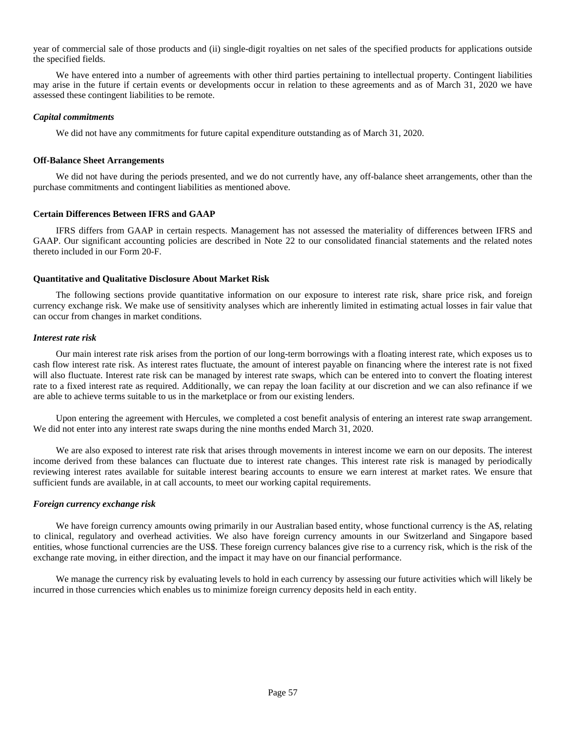year of commercial sale of those products and (ii) single-digit royalties on net sales of the specified products for applications outside the specified fields.

We have entered into a number of agreements with other third parties pertaining to intellectual property. Contingent liabilities may arise in the future if certain events or developments occur in relation to these agreements and as of March 31, 2020 we have assessed these contingent liabilities to be remote.

***Capital commitments***

We did not have any commitments for future capital expenditure outstanding as of March 31, 2020.

**Off-Balance Sheet Arrangements**

We did not have during the periods presented, and we do not currently have, any off-balance sheet arrangements, other than the purchase commitments and contingent liabilities as mentioned above.

**Certain Differences Between IFRS and GAAP**

IFRS differs from GAAP in certain respects. Management has not assessed the materiality of differences between IFRS and GAAP. Our significant accounting policies are described in Note 22 to our consolidated financial statements and the related notes thereto included in our Form 20-F.

**Quantitative and Qualitative Disclosure About Market Risk**

The following sections provide quantitative information on our exposure to interest rate risk, share price risk, and foreign currency exchange risk. We make use of sensitivity analyses which are inherently limited in estimating actual losses in fair value that can occur from changes in market conditions.

***Interest rate risk***

Our main interest rate risk arises from the portion of our long-term borrowings with a floating interest rate, which exposes us to cash flow interest rate risk. As interest rates fluctuate, the amount of interest payable on financing where the interest rate is not fixed will also fluctuate. Interest rate risk can be managed by interest rate swaps, which can be entered into to convert the floating interest rate to a fixed interest rate as required. Additionally, we can repay the loan facility at our discretion and we can also refinance if we are able to achieve terms suitable to us in the marketplace or from our existing lenders.

Upon entering the agreement with Hercules, we completed a cost benefit analysis of entering an interest rate swap arrangement. We did not enter into any interest rate swaps during the nine months ended March 31, 2020.

We are also exposed to interest rate risk that arises through movements in interest income we earn on our deposits. The interest income derived from these balances can fluctuate due to interest rate changes. This interest rate risk is managed by periodically reviewing interest rates available for suitable interest bearing accounts to ensure we earn interest at market rates. We ensure that sufficient funds are available, in at call accounts, to meet our working capital requirements.

***Foreign currency exchange risk***

We have foreign currency amounts owing primarily in our Australian based entity, whose functional currency is the A$, relating to clinical, regulatory and overhead activities. We also have foreign currency amounts in our Switzerland and Singapore based entities, whose functional currencies are the US$. These foreign currency balances give rise to a currency risk, which is the risk of the exchange rate moving, in either direction, and the impact it may have on our financial performance.

We manage the currency risk by evaluating levels to hold in each currency by assessing our future activities which will likely be incurred in those currencies which enables us to minimize foreign currency deposits held in each entity.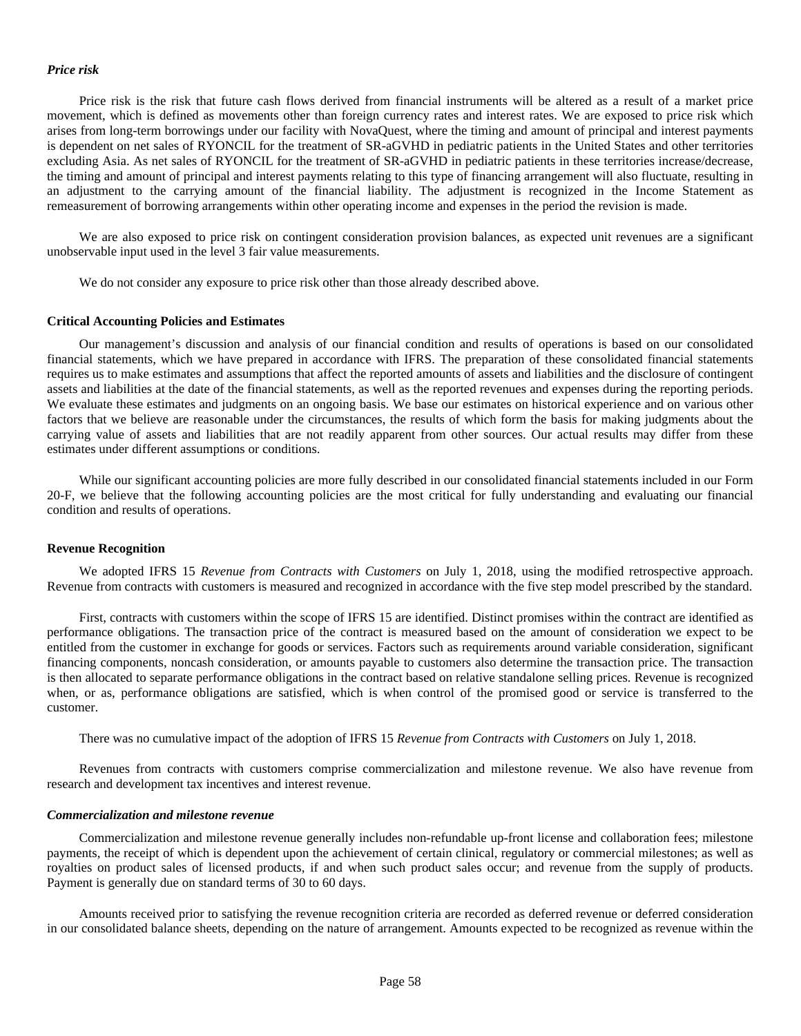***Price risk***

Price risk is the risk that future cash flows derived from financial instruments will be altered as a result of a market price movement, which is defined as movements other than foreign currency rates and interest rates. We are exposed to price risk which arises from long-term borrowings under our facility with NovaQuest, where the timing and amount of principal and interest payments is dependent on net sales of RYONCIL for the treatment of SR-aGVHD in pediatric patients in the United States and other territories excluding Asia. As net sales of RYONCIL for the treatment of SR-aGVHD in pediatric patients in these territories increase/decrease, the timing and amount of principal and interest payments relating to this type of financing arrangement will also fluctuate, resulting in an adjustment to the carrying amount of the financial liability. The adjustment is recognized in the Income Statement as remeasurement of borrowing arrangements within other operating income and expenses in the period the revision is made.

We are also exposed to price risk on contingent consideration provision balances, as expected unit revenues are a significant unobservable input used in the level 3 fair value measurements.

We do not consider any exposure to price risk other than those already described above.

**Critical Accounting Policies and Estimates**

Our management's discussion and analysis of our financial condition and results of operations is based on our consolidated financial statements, which we have prepared in accordance with IFRS. The preparation of these consolidated financial statements requires us to make estimates and assumptions that affect the reported amounts of assets and liabilities and the disclosure of contingent assets and liabilities at the date of the financial statements, as well as the reported revenues and expenses during the reporting periods. We evaluate these estimates and judgments on an ongoing basis. We base our estimates on historical experience and on various other factors that we believe are reasonable under the circumstances, the results of which form the basis for making judgments about the carrying value of assets and liabilities that are not readily apparent from other sources. Our actual results may differ from these estimates under different assumptions or conditions.

While our significant accounting policies are more fully described in our consolidated financial statements included in our Form 20-F, we believe that the following accounting policies are the most critical for fully understanding and evaluating our financial condition and results of operations.

**Revenue Recognition**

We adopted IFRS 15 *Revenue from Contracts with Customers* on July 1, 2018, using the modified retrospective approach. Revenue from contracts with customers is measured and recognized in accordance with the five step model prescribed by the standard.

First, contracts with customers within the scope of IFRS 15 are identified. Distinct promises within the contract are identified as performance obligations. The transaction price of the contract is measured based on the amount of consideration we expect to be entitled from the customer in exchange for goods or services. Factors such as requirements around variable consideration, significant financing components, noncash consideration, or amounts payable to customers also determine the transaction price. The transaction is then allocated to separate performance obligations in the contract based on relative standalone selling prices. Revenue is recognized when, or as, performance obligations are satisfied, which is when control of the promised good or service is transferred to the customer.

There was no cumulative impact of the adoption of IFRS 15 *Revenue from Contracts with Customers* on July 1, 2018.

Revenues from contracts with customers comprise commercialization and milestone revenue. We also have revenue from research and development tax incentives and interest revenue.

***Commercialization and milestone revenue***

Commercialization and milestone revenue generally includes non-refundable up-front license and collaboration fees; milestone payments, the receipt of which is dependent upon the achievement of certain clinical, regulatory or commercial milestones; as well as royalties on product sales of licensed products, if and when such product sales occur; and revenue from the supply of products. Payment is generally due on standard terms of 30 to 60 days.

Amounts received prior to satisfying the revenue recognition criteria are recorded as deferred revenue or deferred consideration in our consolidated balance sheets, depending on the nature of arrangement. Amounts expected to be recognized as revenue within the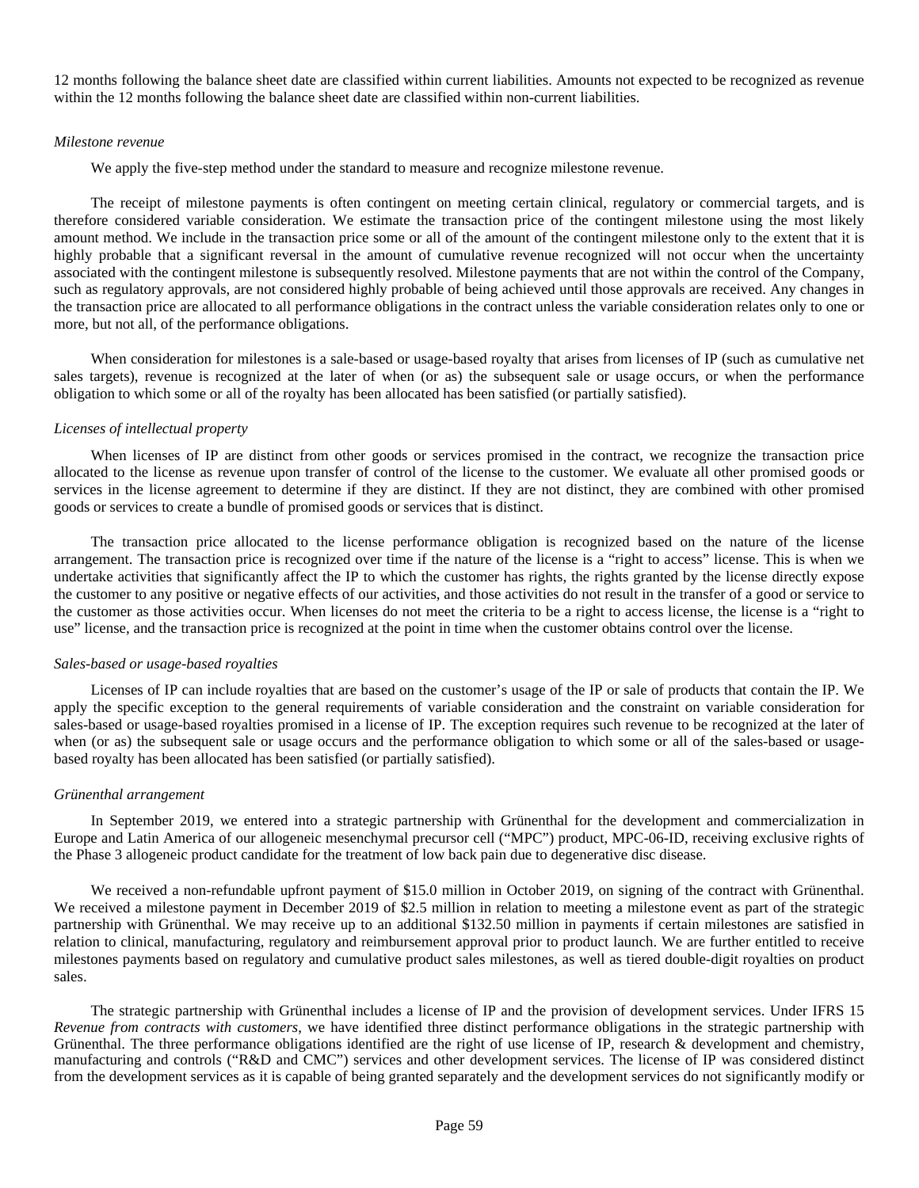12 months following the balance sheet date are classified within current liabilities. Amounts not expected to be recognized as revenue within the 12 months following the balance sheet date are classified within non-current liabilities.

*Milestone revenue*

We apply the five-step method under the standard to measure and recognize milestone revenue.

The receipt of milestone payments is often contingent on meeting certain clinical, regulatory or commercial targets, and is therefore considered variable consideration. We estimate the transaction price of the contingent milestone using the most likely amount method. We include in the transaction price some or all of the amount of the contingent milestone only to the extent that it is highly probable that a significant reversal in the amount of cumulative revenue recognized will not occur when the uncertainty associated with the contingent milestone is subsequently resolved. Milestone payments that are not within the control of the Company, such as regulatory approvals, are not considered highly probable of being achieved until those approvals are received. Any changes in the transaction price are allocated to all performance obligations in the contract unless the variable consideration relates only to one or more, but not all, of the performance obligations.

When consideration for milestones is a sale-based or usage-based royalty that arises from licenses of IP (such as cumulative net sales targets), revenue is recognized at the later of when (or as) the subsequent sale or usage occurs, or when the performance obligation to which some or all of the royalty has been allocated has been satisfied (or partially satisfied).

*Licenses of intellectual property*

When licenses of IP are distinct from other goods or services promised in the contract, we recognize the transaction price allocated to the license as revenue upon transfer of control of the license to the customer. We evaluate all other promised goods or services in the license agreement to determine if they are distinct. If they are not distinct, they are combined with other promised goods or services to create a bundle of promised goods or services that is distinct.

The transaction price allocated to the license performance obligation is recognized based on the nature of the license arrangement. The transaction price is recognized over time if the nature of the license is a “right to access” license. This is when we undertake activities that significantly affect the IP to which the customer has rights, the rights granted by the license directly expose the customer to any positive or negative effects of our activities, and those activities do not result in the transfer of a good or service to the customer as those activities occur. When licenses do not meet the criteria to be a right to access license, the license is a “right to use” license, and the transaction price is recognized at the point in time when the customer obtains control over the license.

*Sales-based or usage-based royalties*

Licenses of IP can include royalties that are based on the customer’s usage of the IP or sale of products that contain the IP. We apply the specific exception to the general requirements of variable consideration and the constraint on variable consideration for sales-based or usage-based royalties promised in a license of IP. The exception requires such revenue to be recognized at the later of when (or as) the subsequent sale or usage occurs and the performance obligation to which some or all of the sales-based or usage-based royalty has been allocated has been satisfied (or partially satisfied).

*Grünenthal arrangement*

In September 2019, we entered into a strategic partnership with Grünenthal for the development and commercialization in Europe and Latin America of our allogeneic mesenchymal precursor cell (“MPC”) product, MPC-06-ID, receiving exclusive rights of the Phase 3 allogeneic product candidate for the treatment of low back pain due to degenerative disc disease.

We received a non-refundable upfront payment of $15.0 million in October 2019, on signing of the contract with Grünenthal. We received a milestone payment in December 2019 of $2.5 million in relation to meeting a milestone event as part of the strategic partnership with Grünenthal. We may receive up to an additional $132.50 million in payments if certain milestones are satisfied in relation to clinical, manufacturing, regulatory and reimbursement approval prior to product launch. We are further entitled to receive milestones payments based on regulatory and cumulative product sales milestones, as well as tiered double-digit royalties on product sales.

The strategic partnership with Grünenthal includes a license of IP and the provision of development services. Under IFRS 15 *Revenue from contracts with customers*, we have identified three distinct performance obligations in the strategic partnership with Grünenthal. The three performance obligations identified are the right of use license of IP, research & development and chemistry, manufacturing and controls (“R&D and CMC”) services and other development services. The license of IP was considered distinct from the development services as it is capable of being granted separately and the development services do not significantly modify or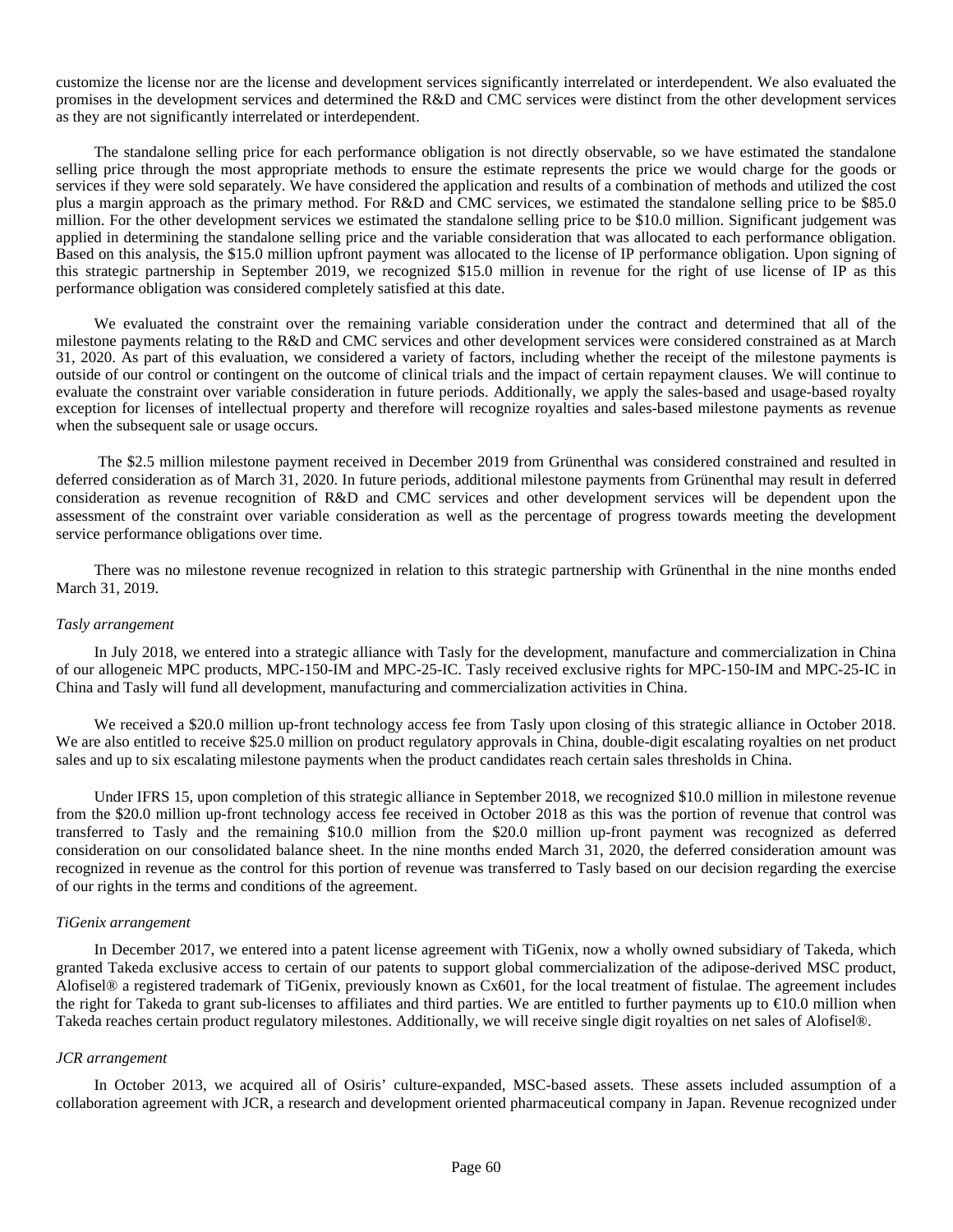customize the license nor are the license and development services significantly interrelated or interdependent. We also evaluated the promises in the development services and determined the R&D and CMC services were distinct from the other development services as they are not significantly interrelated or interdependent.

The standalone selling price for each performance obligation is not directly observable, so we have estimated the standalone selling price through the most appropriate methods to ensure the estimate represents the price we would charge for the goods or services if they were sold separately. We have considered the application and results of a combination of methods and utilized the cost plus a margin approach as the primary method. For R&D and CMC services, we estimated the standalone selling price to be $85.0 million. For the other development services we estimated the standalone selling price to be $10.0 million. Significant judgement was applied in determining the standalone selling price and the variable consideration that was allocated to each performance obligation. Based on this analysis, the $15.0 million upfront payment was allocated to the license of IP performance obligation. Upon signing of this strategic partnership in September 2019, we recognized $15.0 million in revenue for the right of use license of IP as this performance obligation was considered completely satisfied at this date.

We evaluated the constraint over the remaining variable consideration under the contract and determined that all of the milestone payments relating to the R&D and CMC services and other development services were considered constrained as at March 31, 2020. As part of this evaluation, we considered a variety of factors, including whether the receipt of the milestone payments is outside of our control or contingent on the outcome of clinical trials and the impact of certain repayment clauses. We will continue to evaluate the constraint over variable consideration in future periods. Additionally, we apply the sales-based and usage-based royalty exception for licenses of intellectual property and therefore will recognize royalties and sales-based milestone payments as revenue when the subsequent sale or usage occurs.

The $2.5 million milestone payment received in December 2019 from Grünenthal was considered constrained and resulted in deferred consideration as of March 31, 2020. In future periods, additional milestone payments from Grünenthal may result in deferred consideration as revenue recognition of R&D and CMC services and other development services will be dependent upon the assessment of the constraint over variable consideration as well as the percentage of progress towards meeting the development service performance obligations over time.

There was no milestone revenue recognized in relation to this strategic partnership with Grünenthal in the nine months ended March 31, 2019.

*Tasly arrangement*

In July 2018, we entered into a strategic alliance with Tasly for the development, manufacture and commercialization in China of our allogeneic MPC products, MPC-150-IM and MPC-25-IC. Tasly received exclusive rights for MPC-150-IM and MPC-25-IC in China and Tasly will fund all development, manufacturing and commercialization activities in China.

We received a $20.0 million up-front technology access fee from Tasly upon closing of this strategic alliance in October 2018. We are also entitled to receive $25.0 million on product regulatory approvals in China, double-digit escalating royalties on net product sales and up to six escalating milestone payments when the product candidates reach certain sales thresholds in China.

Under IFRS 15, upon completion of this strategic alliance in September 2018, we recognized $10.0 million in milestone revenue from the $20.0 million up-front technology access fee received in October 2018 as this was the portion of revenue that control was transferred to Tasly and the remaining $10.0 million from the $20.0 million up-front payment was recognized as deferred consideration on our consolidated balance sheet. In the nine months ended March 31, 2020, the deferred consideration amount was recognized in revenue as the control for this portion of revenue was transferred to Tasly based on our decision regarding the exercise of our rights in the terms and conditions of the agreement.

*TiGenix arrangement*

In December 2017, we entered into a patent license agreement with TiGenix, now a wholly owned subsidiary of Takeda, which granted Takeda exclusive access to certain of our patents to support global commercialization of the adipose-derived MSC product, Alofisel® a registered trademark of TiGenix, previously known as Cx601, for the local treatment of fistulae. The agreement includes the right for Takeda to grant sub-licenses to affiliates and third parties. We are entitled to further payments up to €10.0 million when Takeda reaches certain product regulatory milestones. Additionally, we will receive single digit royalties on net sales of Alofisel®.

*JCR arrangement*

In October 2013, we acquired all of Osiris' culture-expanded, MSC-based assets. These assets included assumption of a collaboration agreement with JCR, a research and development oriented pharmaceutical company in Japan. Revenue recognized under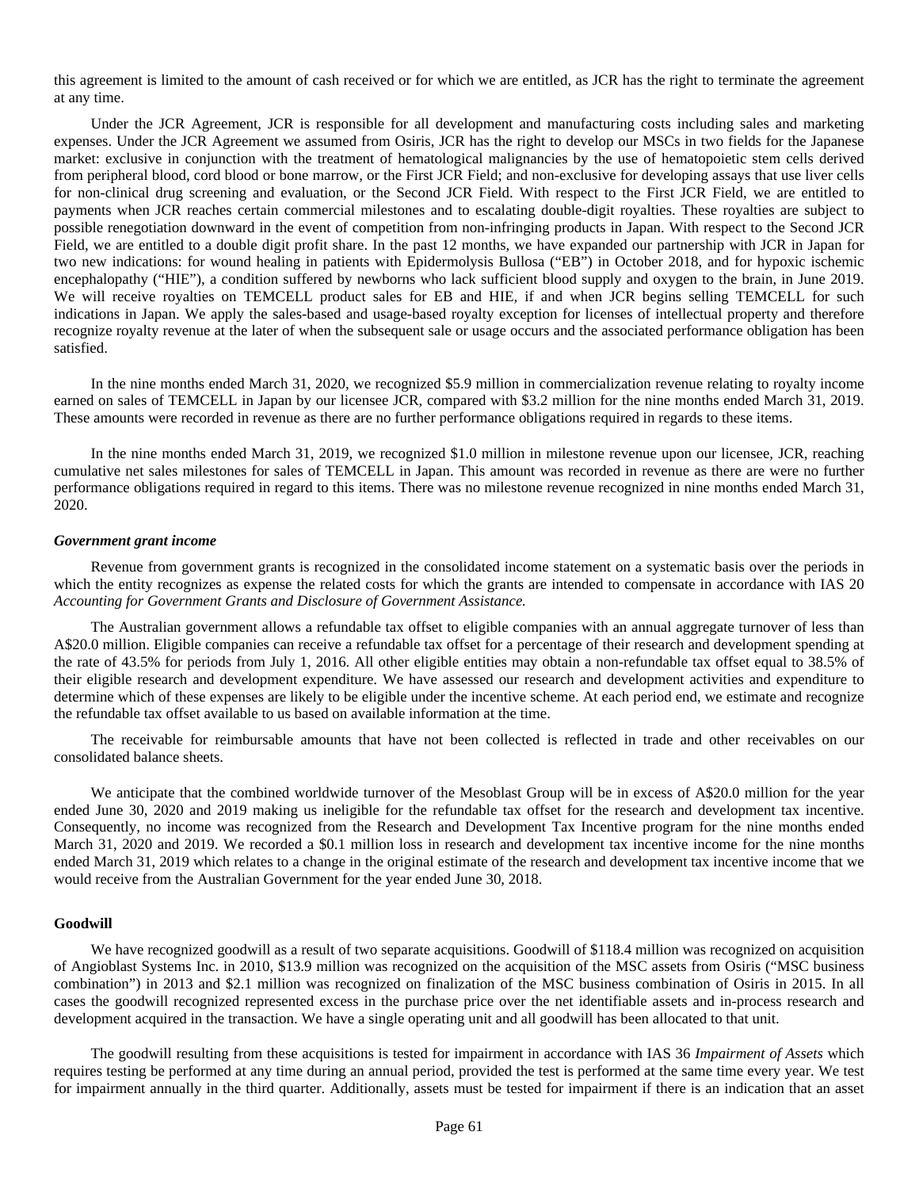this agreement is limited to the amount of cash received or for which we are entitled, as JCR has the right to terminate the agreement at any time.

Under the JCR Agreement, JCR is responsible for all development and manufacturing costs including sales and marketing expenses. Under the JCR Agreement we assumed from Osiris, JCR has the right to develop our MSCs in two fields for the Japanese market: exclusive in conjunction with the treatment of hematological malignancies by the use of hematopoietic stem cells derived from peripheral blood, cord blood or bone marrow, or the First JCR Field; and non-exclusive for developing assays that use liver cells for non-clinical drug screening and evaluation, or the Second JCR Field. With respect to the First JCR Field, we are entitled to payments when JCR reaches certain commercial milestones and to escalating double-digit royalties. These royalties are subject to possible renegotiation downward in the event of competition from non-infringing products in Japan. With respect to the Second JCR Field, we are entitled to a double digit profit share. In the past 12 months, we have expanded our partnership with JCR in Japan for two new indications: for wound healing in patients with Epidermolysis Bullosa ("EB") in October 2018, and for hypoxic ischemic encephalopathy ("HIE"), a condition suffered by newborns who lack sufficient blood supply and oxygen to the brain, in June 2019. We will receive royalties on TEMCELL product sales for EB and HIE, if and when JCR begins selling TEMCELL for such indications in Japan. We apply the sales-based and usage-based royalty exception for licenses of intellectual property and therefore recognize royalty revenue at the later of when the subsequent sale or usage occurs and the associated performance obligation has been satisfied.

In the nine months ended March 31, 2020, we recognized $5.9 million in commercialization revenue relating to royalty income earned on sales of TEMCELL in Japan by our licensee JCR, compared with $3.2 million for the nine months ended March 31, 2019. These amounts were recorded in revenue as there are no further performance obligations required in regards to these items.

In the nine months ended March 31, 2019, we recognized $1.0 million in milestone revenue upon our licensee, JCR, reaching cumulative net sales milestones for sales of TEMCELL in Japan. This amount was recorded in revenue as there are were no further performance obligations required in regard to this items. There was no milestone revenue recognized in nine months ended March 31, 2020.

***Government grant income***

Revenue from government grants is recognized in the consolidated income statement on a systematic basis over the periods in which the entity recognizes as expense the related costs for which the grants are intended to compensate in accordance with IAS 20 *Accounting for Government Grants and Disclosure of Government Assistance.*

The Australian government allows a refundable tax offset to eligible companies with an annual aggregate turnover of less than A$20.0 million. Eligible companies can receive a refundable tax offset for a percentage of their research and development spending at the rate of 43.5% for periods from July 1, 2016. All other eligible entities may obtain a non-refundable tax offset equal to 38.5% of their eligible research and development expenditure. We have assessed our research and development activities and expenditure to determine which of these expenses are likely to be eligible under the incentive scheme. At each period end, we estimate and recognize the refundable tax offset available to us based on available information at the time.

The receivable for reimbursable amounts that have not been collected is reflected in trade and other receivables on our consolidated balance sheets.

We anticipate that the combined worldwide turnover of the Mesoblast Group will be in excess of A$20.0 million for the year ended June 30, 2020 and 2019 making us ineligible for the refundable tax offset for the research and development tax incentive. Consequently, no income was recognized from the Research and Development Tax Incentive program for the nine months ended March 31, 2020 and 2019. We recorded a $0.1 million loss in research and development tax incentive income for the nine months ended March 31, 2019 which relates to a change in the original estimate of the research and development tax incentive income that we would receive from the Australian Government for the year ended June 30, 2018.

**Goodwill**

We have recognized goodwill as a result of two separate acquisitions. Goodwill of $118.4 million was recognized on acquisition of Angioblast Systems Inc. in 2010, $13.9 million was recognized on the acquisition of the MSC assets from Osiris ("MSC business combination") in 2013 and $2.1 million was recognized on finalization of the MSC business combination of Osiris in 2015. In all cases the goodwill recognized represented excess in the purchase price over the net identifiable assets and in-process research and development acquired in the transaction. We have a single operating unit and all goodwill has been allocated to that unit.

The goodwill resulting from these acquisitions is tested for impairment in accordance with IAS 36 *Impairment of Assets* which requires testing be performed at any time during an annual period, provided the test is performed at the same time every year. We test for impairment annually in the third quarter. Additionally, assets must be tested for impairment if there is an indication that an asset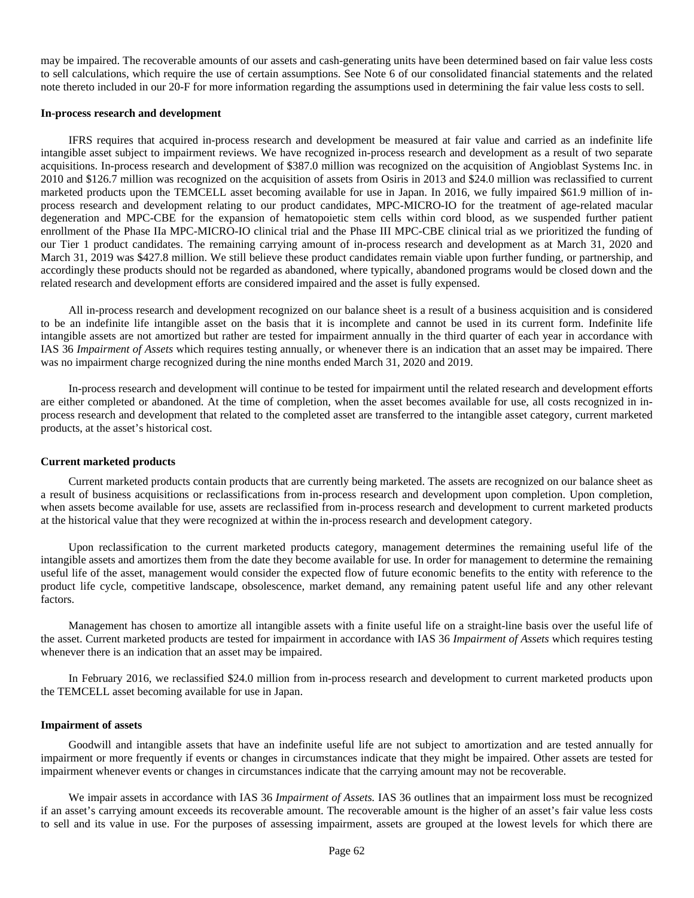may be impaired. The recoverable amounts of our assets and cash-generating units have been determined based on fair value less costs to sell calculations, which require the use of certain assumptions. See Note 6 of our consolidated financial statements and the related note thereto included in our 20-F for more information regarding the assumptions used in determining the fair value less costs to sell.

**In-process research and development**

IFRS requires that acquired in-process research and development be measured at fair value and carried as an indefinite life intangible asset subject to impairment reviews. We have recognized in-process research and development as a result of two separate acquisitions. In-process research and development of $387.0 million was recognized on the acquisition of Angioblast Systems Inc. in 2010 and $126.7 million was recognized on the acquisition of assets from Osiris in 2013 and $24.0 million was reclassified to current marketed products upon the TEMCELL asset becoming available for use in Japan. In 2016, we fully impaired $61.9 million of in-process research and development relating to our product candidates, MPC-MICRO-IO for the treatment of age-related macular degeneration and MPC-CBE for the expansion of hematopoietic stem cells within cord blood, as we suspended further patient enrollment of the Phase IIa MPC-MICRO-IO clinical trial and the Phase III MPC-CBE clinical trial as we prioritized the funding of our Tier 1 product candidates. The remaining carrying amount of in-process research and development as at March 31, 2020 and March 31, 2019 was $427.8 million. We still believe these product candidates remain viable upon further funding, or partnership, and accordingly these products should not be regarded as abandoned, where typically, abandoned programs would be closed down and the related research and development efforts are considered impaired and the asset is fully expensed.

All in-process research and development recognized on our balance sheet is a result of a business acquisition and is considered to be an indefinite life intangible asset on the basis that it is incomplete and cannot be used in its current form. Indefinite life intangible assets are not amortized but rather are tested for impairment annually in the third quarter of each year in accordance with IAS 36 *Impairment of Assets* which requires testing annually, or whenever there is an indication that an asset may be impaired. There was no impairment charge recognized during the nine months ended March 31, 2020 and 2019.

In-process research and development will continue to be tested for impairment until the related research and development efforts are either completed or abandoned. At the time of completion, when the asset becomes available for use, all costs recognized in in-process research and development that related to the completed asset are transferred to the intangible asset category, current marketed products, at the asset's historical cost.

**Current marketed products**

Current marketed products contain products that are currently being marketed. The assets are recognized on our balance sheet as a result of business acquisitions or reclassifications from in-process research and development upon completion. Upon completion, when assets become available for use, assets are reclassified from in-process research and development to current marketed products at the historical value that they were recognized at within the in-process research and development category.

Upon reclassification to the current marketed products category, management determines the remaining useful life of the intangible assets and amortizes them from the date they become available for use. In order for management to determine the remaining useful life of the asset, management would consider the expected flow of future economic benefits to the entity with reference to the product life cycle, competitive landscape, obsolescence, market demand, any remaining patent useful life and any other relevant factors.

Management has chosen to amortize all intangible assets with a finite useful life on a straight-line basis over the useful life of the asset. Current marketed products are tested for impairment in accordance with IAS 36 *Impairment of Assets* which requires testing whenever there is an indication that an asset may be impaired.

In February 2016, we reclassified $24.0 million from in-process research and development to current marketed products upon the TEMCELL asset becoming available for use in Japan.

**Impairment of assets**

Goodwill and intangible assets that have an indefinite useful life are not subject to amortization and are tested annually for impairment or more frequently if events or changes in circumstances indicate that they might be impaired. Other assets are tested for impairment whenever events or changes in circumstances indicate that the carrying amount may not be recoverable.

We impair assets in accordance with IAS 36 *Impairment of Assets.* IAS 36 outlines that an impairment loss must be recognized if an asset's carrying amount exceeds its recoverable amount. The recoverable amount is the higher of an asset's fair value less costs to sell and its value in use. For the purposes of assessing impairment, assets are grouped at the lowest levels for which there are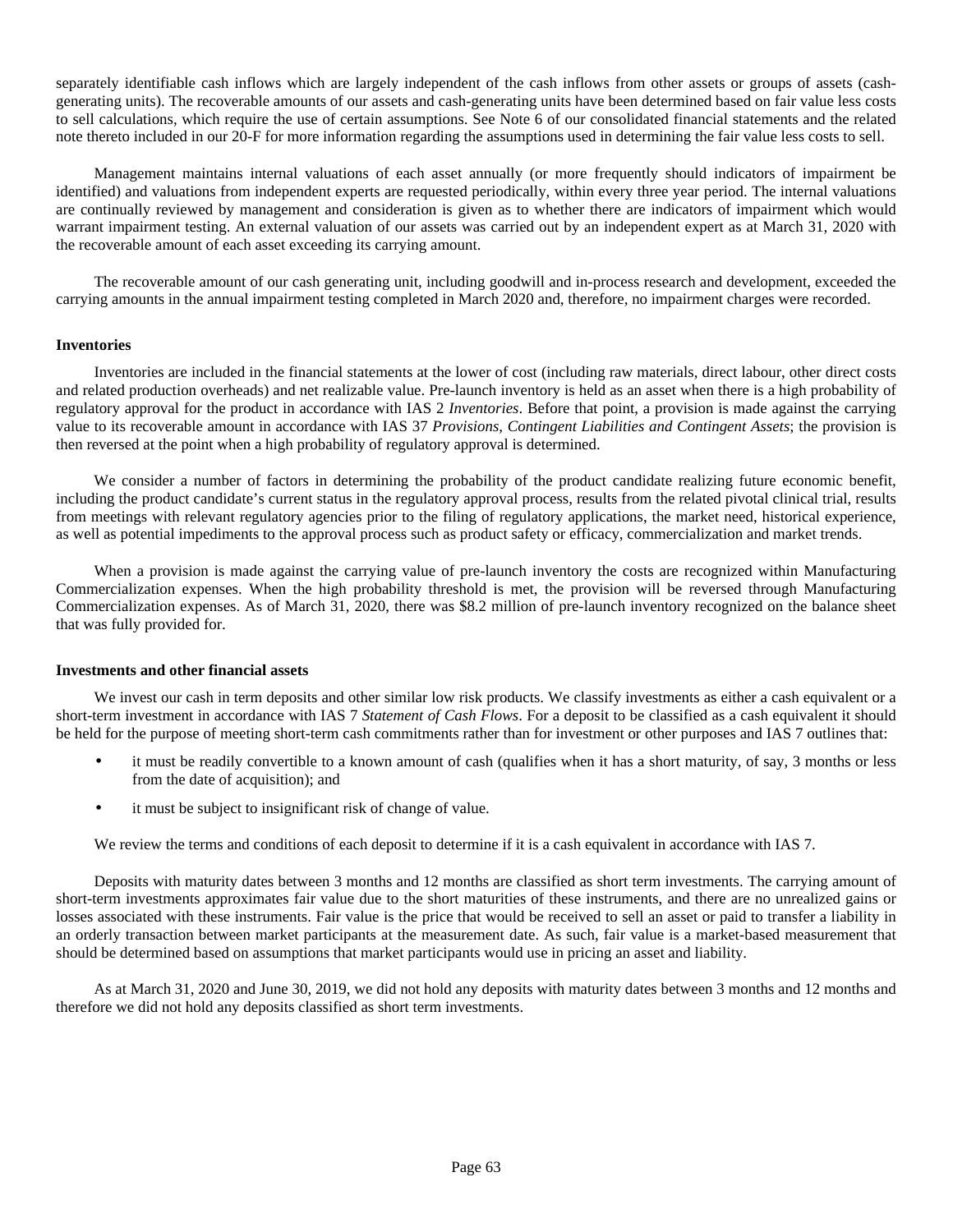separately identifiable cash inflows which are largely independent of the cash inflows from other assets or groups of assets (cash-generating units). The recoverable amounts of our assets and cash-generating units have been determined based on fair value less costs to sell calculations, which require the use of certain assumptions. See Note 6 of our consolidated financial statements and the related note thereto included in our 20-F for more information regarding the assumptions used in determining the fair value less costs to sell.

Management maintains internal valuations of each asset annually (or more frequently should indicators of impairment be identified) and valuations from independent experts are requested periodically, within every three year period. The internal valuations are continually reviewed by management and consideration is given as to whether there are indicators of impairment which would warrant impairment testing. An external valuation of our assets was carried out by an independent expert as at March 31, 2020 with the recoverable amount of each asset exceeding its carrying amount.

The recoverable amount of our cash generating unit, including goodwill and in-process research and development, exceeded the carrying amounts in the annual impairment testing completed in March 2020 and, therefore, no impairment charges were recorded.

**Inventories**

Inventories are included in the financial statements at the lower of cost (including raw materials, direct labour, other direct costs and related production overheads) and net realizable value. Pre-launch inventory is held as an asset when there is a high probability of regulatory approval for the product in accordance with IAS 2 *Inventories*. Before that point, a provision is made against the carrying value to its recoverable amount in accordance with IAS 37 *Provisions, Contingent Liabilities and Contingent Assets*; the provision is then reversed at the point when a high probability of regulatory approval is determined.

We consider a number of factors in determining the probability of the product candidate realizing future economic benefit, including the product candidate's current status in the regulatory approval process, results from the related pivotal clinical trial, results from meetings with relevant regulatory agencies prior to the filing of regulatory applications, the market need, historical experience, as well as potential impediments to the approval process such as product safety or efficacy, commercialization and market trends.

When a provision is made against the carrying value of pre-launch inventory the costs are recognized within Manufacturing Commercialization expenses. When the high probability threshold is met, the provision will be reversed through Manufacturing Commercialization expenses. As of March 31, 2020, there was $8.2 million of pre-launch inventory recognized on the balance sheet that was fully provided for.

**Investments and other financial assets**

We invest our cash in term deposits and other similar low risk products. We classify investments as either a cash equivalent or a short-term investment in accordance with IAS 7 *Statement of Cash Flows*. For a deposit to be classified as a cash equivalent it should be held for the purpose of meeting short-term cash commitments rather than for investment or other purposes and IAS 7 outlines that:

- it must be readily convertible to a known amount of cash (qualifies when it has a short maturity, of say, 3 months or less from the date of acquisition); and
- it must be subject to insignificant risk of change of value.

We review the terms and conditions of each deposit to determine if it is a cash equivalent in accordance with IAS 7.

Deposits with maturity dates between 3 months and 12 months are classified as short term investments. The carrying amount of short-term investments approximates fair value due to the short maturities of these instruments, and there are no unrealized gains or losses associated with these instruments. Fair value is the price that would be received to sell an asset or paid to transfer a liability in an orderly transaction between market participants at the measurement date. As such, fair value is a market-based measurement that should be determined based on assumptions that market participants would use in pricing an asset and liability.

As at March 31, 2020 and June 30, 2019, we did not hold any deposits with maturity dates between 3 months and 12 months and therefore we did not hold any deposits classified as short term investments.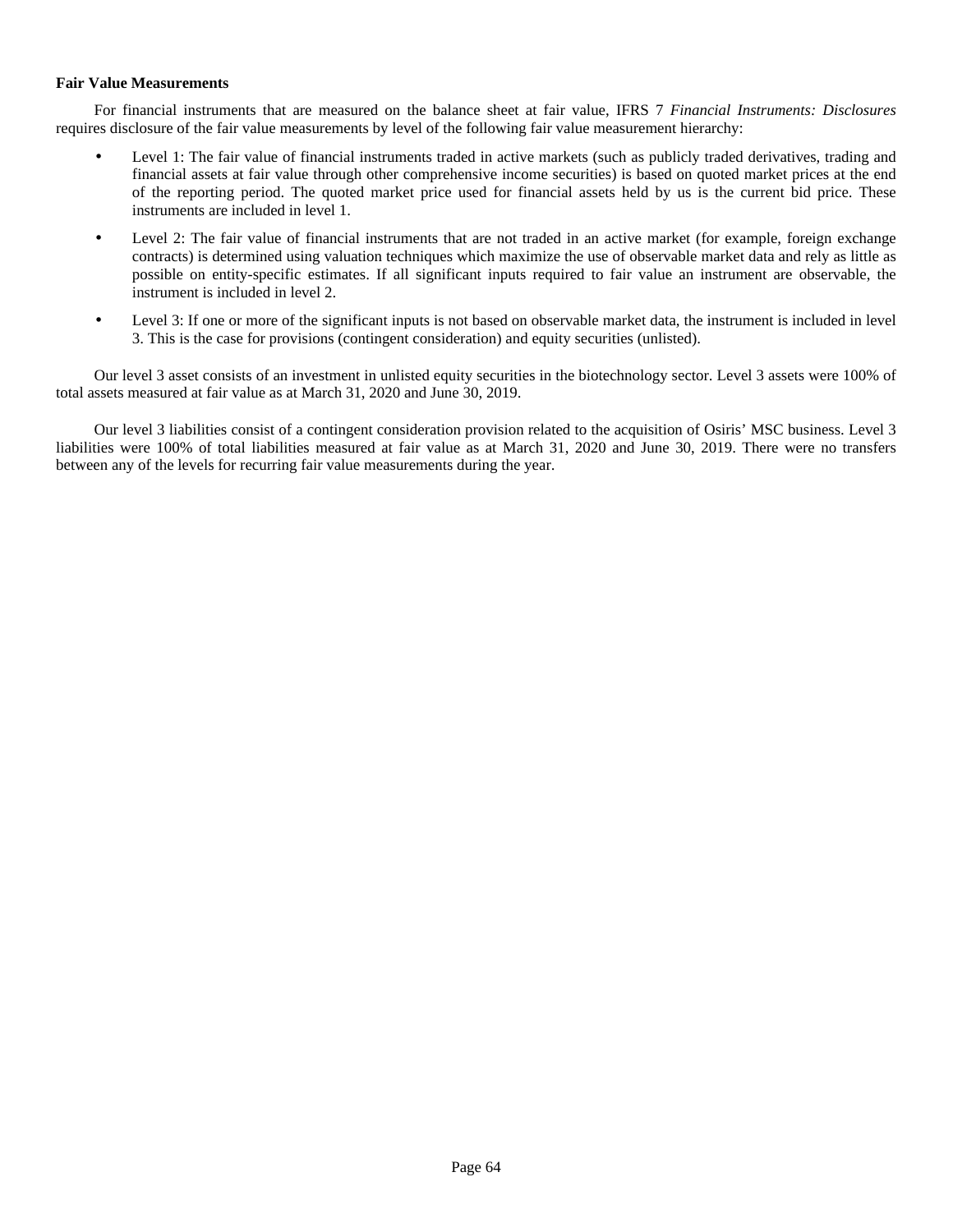**Fair Value Measurements**

For financial instruments that are measured on the balance sheet at fair value, IFRS 7 *Financial Instruments: Disclosures* requires disclosure of the fair value measurements by level of the following fair value measurement hierarchy:

- Level 1: The fair value of financial instruments traded in active markets (such as publicly traded derivatives, trading and financial assets at fair value through other comprehensive income securities) is based on quoted market prices at the end of the reporting period. The quoted market price used for financial assets held by us is the current bid price. These instruments are included in level 1.
- Level 2: The fair value of financial instruments that are not traded in an active market (for example, foreign exchange contracts) is determined using valuation techniques which maximize the use of observable market data and rely as little as possible on entity-specific estimates. If all significant inputs required to fair value an instrument are observable, the instrument is included in level 2.
- Level 3: If one or more of the significant inputs is not based on observable market data, the instrument is included in level 3. This is the case for provisions (contingent consideration) and equity securities (unlisted).

Our level 3 asset consists of an investment in unlisted equity securities in the biotechnology sector. Level 3 assets were 100% of total assets measured at fair value as at March 31, 2020 and June 30, 2019.

Our level 3 liabilities consist of a contingent consideration provision related to the acquisition of Osiris' MSC business. Level 3 liabilities were 100% of total liabilities measured at fair value as at March 31, 2020 and June 30, 2019. There were no transfers between any of the levels for recurring fair value measurements during the year.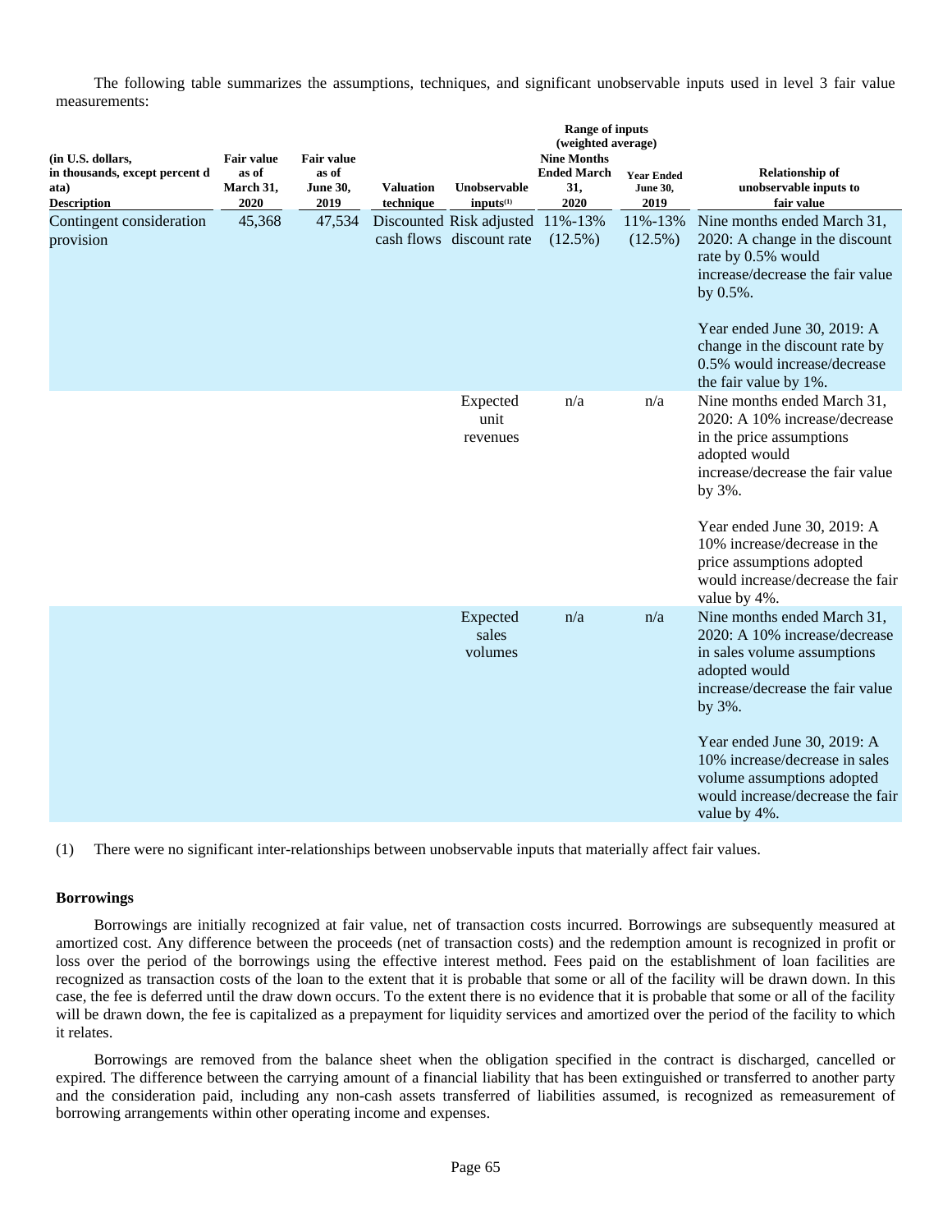The following table summarizes the assumptions, techniques, and significant unobservable inputs used in level 3 fair value measurements:

| (in U.S. dollars, in thousands, except percent data) Description | Fair value as of March 31, 2020 | Fair value as of June 30, 2019 | Valuation technique | Unobservable inputs[(1)] | Range of inputs (weighted average) Nine Months Ended March 31, 2020 | Year Ended June 30, 2019 | Relationship of unobservable inputs to fair value |
|---|---|---|---|---|---|---|---|
| Contingent consideration provision | 45,368 | 47,534 | Discounted cash flows | Risk adjusted discount rate | 11%-13% (12.5%) | 11%-13% (12.5%) | Nine months ended March 31, 2020: A change in the discount rate by 0.5% would increase/decrease the fair value by 0.5%. Year ended June 30, 2019: A change in the discount rate by 0.5% would increase/decrease the fair value by 1%. |
| | | | | Expected unit revenues | n/a | n/a | Nine months ended March 31, 2020: A 10% increase/decrease in the price assumptions adopted would increase/decrease the fair value by 3%. Year ended June 30, 2019: A 10% increase/decrease in the price assumptions adopted would increase/decrease the fair value by 4%. |
| | | | | Expected sales volumes | n/a | n/a | Nine months ended March 31, 2020: A 10% increase/decrease in sales volume assumptions adopted would increase/decrease the fair value by 3%. Year ended June 30, 2019: A 10% increase/decrease in sales volume assumptions adopted would increase/decrease the fair value by 4%. |

(1) There were no significant inter-relationships between unobservable inputs that materially affect fair values.

**Borrowings**

Borrowings are initially recognized at fair value, net of transaction costs incurred. Borrowings are subsequently measured at amortized cost. Any difference between the proceeds (net of transaction costs) and the redemption amount is recognized in profit or loss over the period of the borrowings using the effective interest method. Fees paid on the establishment of loan facilities are recognized as transaction costs of the loan to the extent that it is probable that some or all of the facility will be drawn down. In this case, the fee is deferred until the draw down occurs. To the extent there is no evidence that it is probable that some or all of the facility will be drawn down, the fee is capitalized as a prepayment for liquidity services and amortized over the period of the facility to which it relates.

Borrowings are removed from the balance sheet when the obligation specified in the contract is discharged, cancelled or expired. The difference between the carrying amount of a financial liability that has been extinguished or transferred to another party and the consideration paid, including any non-cash assets transferred of liabilities assumed, is recognized as remeasurement of borrowing arrangements within other operating income and expenses.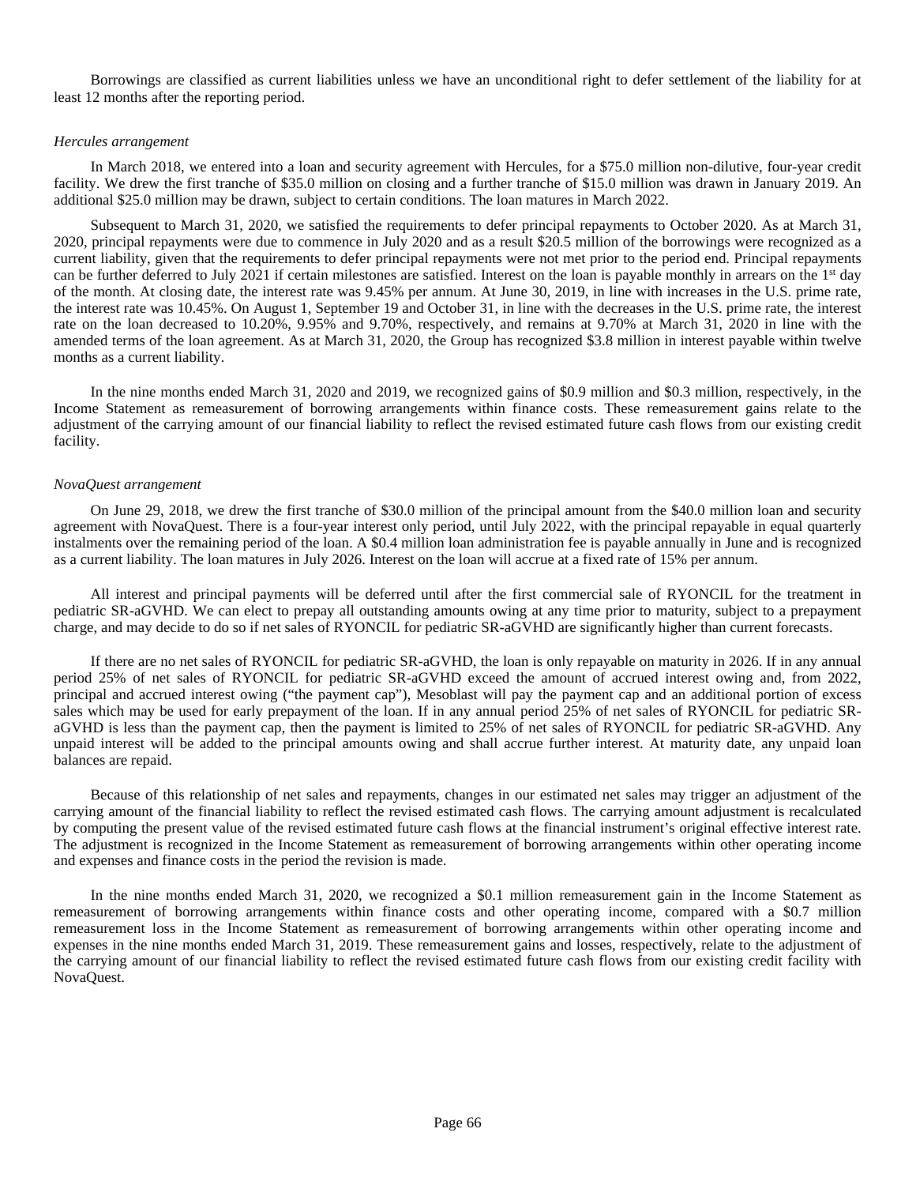Borrowings are classified as current liabilities unless we have an unconditional right to defer settlement of the liability for at least 12 months after the reporting period.

*Hercules arrangement*

In March 2018, we entered into a loan and security agreement with Hercules, for a $75.0 million non-dilutive, four-year credit facility. We drew the first tranche of $35.0 million on closing and a further tranche of $15.0 million was drawn in January 2019. An additional $25.0 million may be drawn, subject to certain conditions. The loan matures in March 2022.

Subsequent to March 31, 2020, we satisfied the requirements to defer principal repayments to October 2020. As at March 31, 2020, principal repayments were due to commence in July 2020 and as a result $20.5 million of the borrowings were recognized as a current liability, given that the requirements to defer principal repayments were not met prior to the period end. Principal repayments can be further deferred to July 2021 if certain milestones are satisfied. Interest on the loan is payable monthly in arrears on the 1st day of the month. At closing date, the interest rate was 9.45% per annum. At June 30, 2019, in line with increases in the U.S. prime rate, the interest rate was 10.45%. On August 1, September 19 and October 31, in line with the decreases in the U.S. prime rate, the interest rate on the loan decreased to 10.20%, 9.95% and 9.70%, respectively, and remains at 9.70% at March 31, 2020 in line with the amended terms of the loan agreement. As at March 31, 2020, the Group has recognized $3.8 million in interest payable within twelve months as a current liability.

In the nine months ended March 31, 2020 and 2019, we recognized gains of $0.9 million and $0.3 million, respectively, in the Income Statement as remeasurement of borrowing arrangements within finance costs. These remeasurement gains relate to the adjustment of the carrying amount of our financial liability to reflect the revised estimated future cash flows from our existing credit facility.

*NovaQuest arrangement*

On June 29, 2018, we drew the first tranche of $30.0 million of the principal amount from the $40.0 million loan and security agreement with NovaQuest. There is a four-year interest only period, until July 2022, with the principal repayable in equal quarterly instalments over the remaining period of the loan. A $0.4 million loan administration fee is payable annually in June and is recognized as a current liability. The loan matures in July 2026. Interest on the loan will accrue at a fixed rate of 15% per annum.

All interest and principal payments will be deferred until after the first commercial sale of RYONCIL for the treatment in pediatric SR-aGVHD. We can elect to prepay all outstanding amounts owing at any time prior to maturity, subject to a prepayment charge, and may decide to do so if net sales of RYONCIL for pediatric SR-aGVHD are significantly higher than current forecasts.

If there are no net sales of RYONCIL for pediatric SR-aGVHD, the loan is only repayable on maturity in 2026. If in any annual period 25% of net sales of RYONCIL for pediatric SR-aGVHD exceed the amount of accrued interest owing and, from 2022, principal and accrued interest owing ("the payment cap"), Mesoblast will pay the payment cap and an additional portion of excess sales which may be used for early prepayment of the loan. If in any annual period 25% of net sales of RYONCIL for pediatric SR-aGVHD is less than the payment cap, then the payment is limited to 25% of net sales of RYONCIL for pediatric SR-aGVHD. Any unpaid interest will be added to the principal amounts owing and shall accrue further interest. At maturity date, any unpaid loan balances are repaid.

Because of this relationship of net sales and repayments, changes in our estimated net sales may trigger an adjustment of the carrying amount of the financial liability to reflect the revised estimated cash flows. The carrying amount adjustment is recalculated by computing the present value of the revised estimated future cash flows at the financial instrument's original effective interest rate. The adjustment is recognized in the Income Statement as remeasurement of borrowing arrangements within other operating income and expenses and finance costs in the period the revision is made.

In the nine months ended March 31, 2020, we recognized a $0.1 million remeasurement gain in the Income Statement as remeasurement of borrowing arrangements within finance costs and other operating income, compared with a $0.7 million remeasurement loss in the Income Statement as remeasurement of borrowing arrangements within other operating income and expenses in the nine months ended March 31, 2019. These remeasurement gains and losses, respectively, relate to the adjustment of the carrying amount of our financial liability to reflect the revised estimated future cash flows from our existing credit facility with NovaQuest.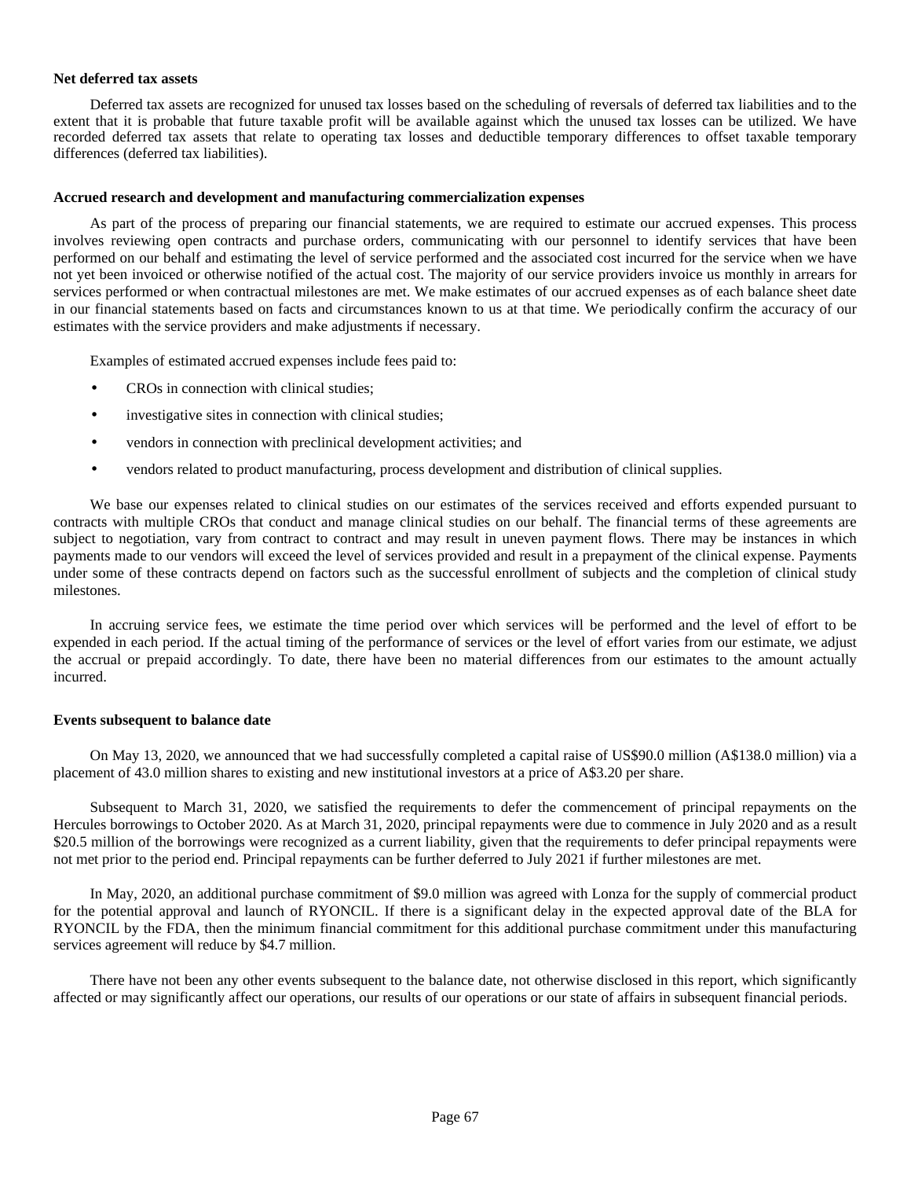**Net deferred tax assets**

Deferred tax assets are recognized for unused tax losses based on the scheduling of reversals of deferred tax liabilities and to the extent that it is probable that future taxable profit will be available against which the unused tax losses can be utilized. We have recorded deferred tax assets that relate to operating tax losses and deductible temporary differences to offset taxable temporary differences (deferred tax liabilities).

**Accrued research and development and manufacturing commercialization expenses**

As part of the process of preparing our financial statements, we are required to estimate our accrued expenses. This process involves reviewing open contracts and purchase orders, communicating with our personnel to identify services that have been performed on our behalf and estimating the level of service performed and the associated cost incurred for the service when we have not yet been invoiced or otherwise notified of the actual cost. The majority of our service providers invoice us monthly in arrears for services performed or when contractual milestones are met. We make estimates of our accrued expenses as of each balance sheet date in our financial statements based on facts and circumstances known to us at that time. We periodically confirm the accuracy of our estimates with the service providers and make adjustments if necessary.

Examples of estimated accrued expenses include fees paid to:

- CROs in connection with clinical studies;
- investigative sites in connection with clinical studies;
- vendors in connection with preclinical development activities; and
- vendors related to product manufacturing, process development and distribution of clinical supplies.

We base our expenses related to clinical studies on our estimates of the services received and efforts expended pursuant to contracts with multiple CROs that conduct and manage clinical studies on our behalf. The financial terms of these agreements are subject to negotiation, vary from contract to contract and may result in uneven payment flows. There may be instances in which payments made to our vendors will exceed the level of services provided and result in a prepayment of the clinical expense. Payments under some of these contracts depend on factors such as the successful enrollment of subjects and the completion of clinical study milestones.

In accruing service fees, we estimate the time period over which services will be performed and the level of effort to be expended in each period. If the actual timing of the performance of services or the level of effort varies from our estimate, we adjust the accrual or prepaid accordingly. To date, there have been no material differences from our estimates to the amount actually incurred.

**Events subsequent to balance date**

On May 13, 2020, we announced that we had successfully completed a capital raise of US$90.0 million (A$138.0 million) via a placement of 43.0 million shares to existing and new institutional investors at a price of A$3.20 per share.

Subsequent to March 31, 2020, we satisfied the requirements to defer the commencement of principal repayments on the Hercules borrowings to October 2020. As at March 31, 2020, principal repayments were due to commence in July 2020 and as a result $20.5 million of the borrowings were recognized as a current liability, given that the requirements to defer principal repayments were not met prior to the period end. Principal repayments can be further deferred to July 2021 if further milestones are met.

In May, 2020, an additional purchase commitment of $9.0 million was agreed with Lonza for the supply of commercial product for the potential approval and launch of RYONCIL. If there is a significant delay in the expected approval date of the BLA for RYONCIL by the FDA, then the minimum financial commitment for this additional purchase commitment under this manufacturing services agreement will reduce by $4.7 million.

There have not been any other events subsequent to the balance date, not otherwise disclosed in this report, which significantly affected or may significantly affect our operations, our results of our operations or our state of affairs in subsequent financial periods.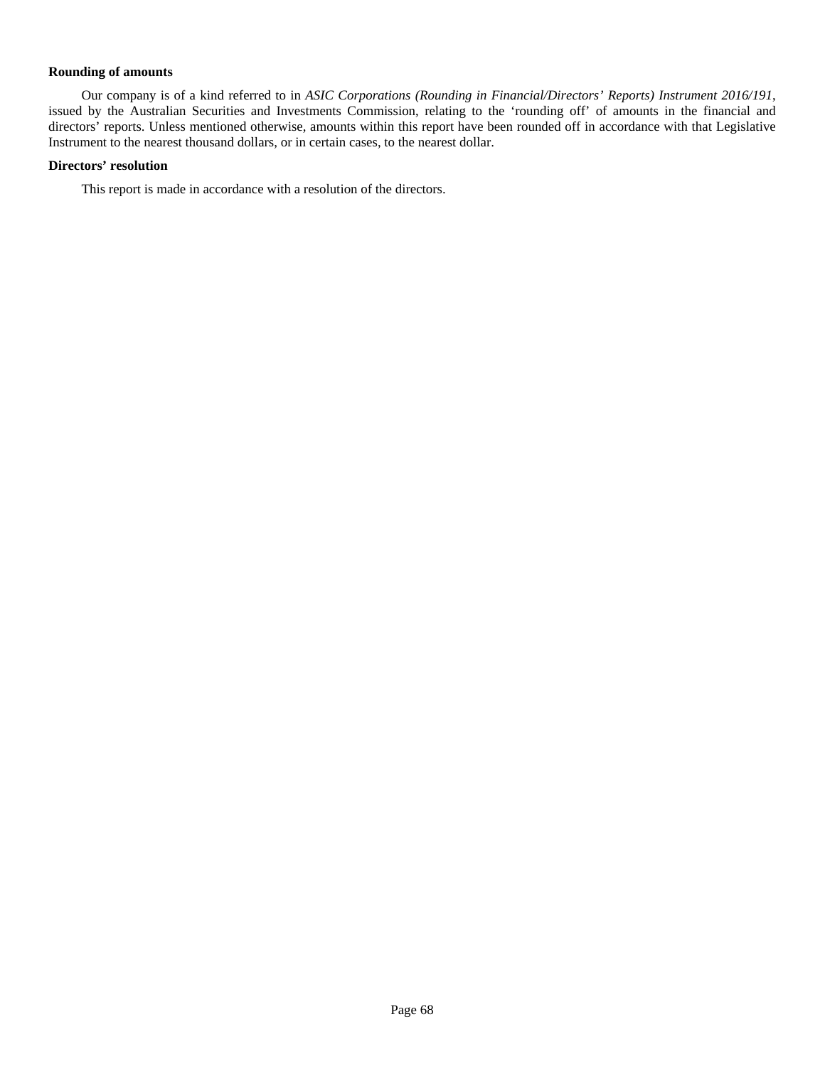**Rounding of amounts**

Our company is of a kind referred to in *ASIC Corporations (Rounding in Financial/Directors' Reports) Instrument 2016/191*, issued by the Australian Securities and Investments Commission, relating to the 'rounding off' of amounts in the financial and directors' reports. Unless mentioned otherwise, amounts within this report have been rounded off in accordance with that Legislative Instrument to the nearest thousand dollars, or in certain cases, to the nearest dollar.

**Directors' resolution**

This report is made in accordance with a resolution of the directors.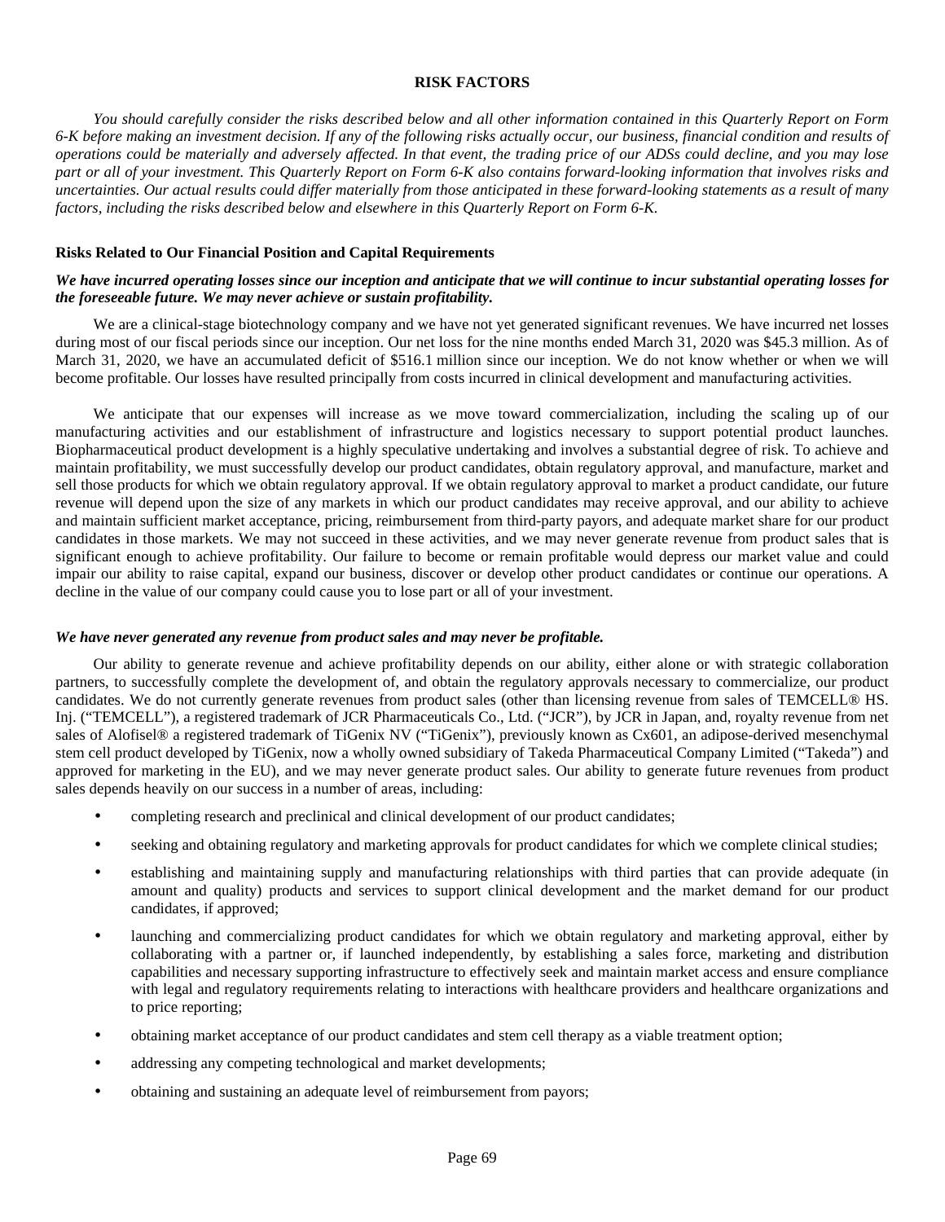## RISK FACTORS

*You should carefully consider the risks described below and all other information contained in this Quarterly Report on Form 6-K before making an investment decision. If any of the following risks actually occur, our business, financial condition and results of operations could be materially and adversely affected. In that event, the trading price of our ADSs could decline, and you may lose part or all of your investment. This Quarterly Report on Form 6-K also contains forward-looking information that involves risks and uncertainties. Our actual results could differ materially from those anticipated in these forward-looking statements as a result of many factors, including the risks described below and elsewhere in this Quarterly Report on Form 6-K.*

### Risks Related to Our Financial Position and Capital Requirements

***We have incurred operating losses since our inception and anticipate that we will continue to incur substantial operating losses for the foreseeable future. We may never achieve or sustain profitability.***

We are a clinical-stage biotechnology company and we have not yet generated significant revenues. We have incurred net losses during most of our fiscal periods since our inception. Our net loss for the nine months ended March 31, 2020 was $45.3 million. As of March 31, 2020, we have an accumulated deficit of $516.1 million since our inception. We do not know whether or when we will become profitable. Our losses have resulted principally from costs incurred in clinical development and manufacturing activities.

We anticipate that our expenses will increase as we move toward commercialization, including the scaling up of our manufacturing activities and our establishment of infrastructure and logistics necessary to support potential product launches. Biopharmaceutical product development is a highly speculative undertaking and involves a substantial degree of risk. To achieve and maintain profitability, we must successfully develop our product candidates, obtain regulatory approval, and manufacture, market and sell those products for which we obtain regulatory approval. If we obtain regulatory approval to market a product candidate, our future revenue will depend upon the size of any markets in which our product candidates may receive approval, and our ability to achieve and maintain sufficient market acceptance, pricing, reimbursement from third-party payors, and adequate market share for our product candidates in those markets. We may not succeed in these activities, and we may never generate revenue from product sales that is significant enough to achieve profitability. Our failure to become or remain profitable would depress our market value and could impair our ability to raise capital, expand our business, discover or develop other product candidates or continue our operations. A decline in the value of our company could cause you to lose part or all of your investment.

***We have never generated any revenue from product sales and may never be profitable.***

Our ability to generate revenue and achieve profitability depends on our ability, either alone or with strategic collaboration partners, to successfully complete the development of, and obtain the regulatory approvals necessary to commercialize, our product candidates. We do not currently generate revenues from product sales (other than licensing revenue from sales of TEMCELL® HS. Inj. ("TEMCELL"), a registered trademark of JCR Pharmaceuticals Co., Ltd. ("JCR"), by JCR in Japan, and, royalty revenue from net sales of Alofisel® a registered trademark of TiGenix NV ("TiGenix"), previously known as Cx601, an adipose-derived mesenchymal stem cell product developed by TiGenix, now a wholly owned subsidiary of Takeda Pharmaceutical Company Limited ("Takeda") and approved for marketing in the EU), and we may never generate product sales. Our ability to generate future revenues from product sales depends heavily on our success in a number of areas, including:

- completing research and preclinical and clinical development of our product candidates;
- seeking and obtaining regulatory and marketing approvals for product candidates for which we complete clinical studies;
- establishing and maintaining supply and manufacturing relationships with third parties that can provide adequate (in amount and quality) products and services to support clinical development and the market demand for our product candidates, if approved;
- launching and commercializing product candidates for which we obtain regulatory and marketing approval, either by collaborating with a partner or, if launched independently, by establishing a sales force, marketing and distribution capabilities and necessary supporting infrastructure to effectively seek and maintain market access and ensure compliance with legal and regulatory requirements relating to interactions with healthcare providers and healthcare organizations and to price reporting;
- obtaining market acceptance of our product candidates and stem cell therapy as a viable treatment option;
- addressing any competing technological and market developments;
- obtaining and sustaining an adequate level of reimbursement from payors;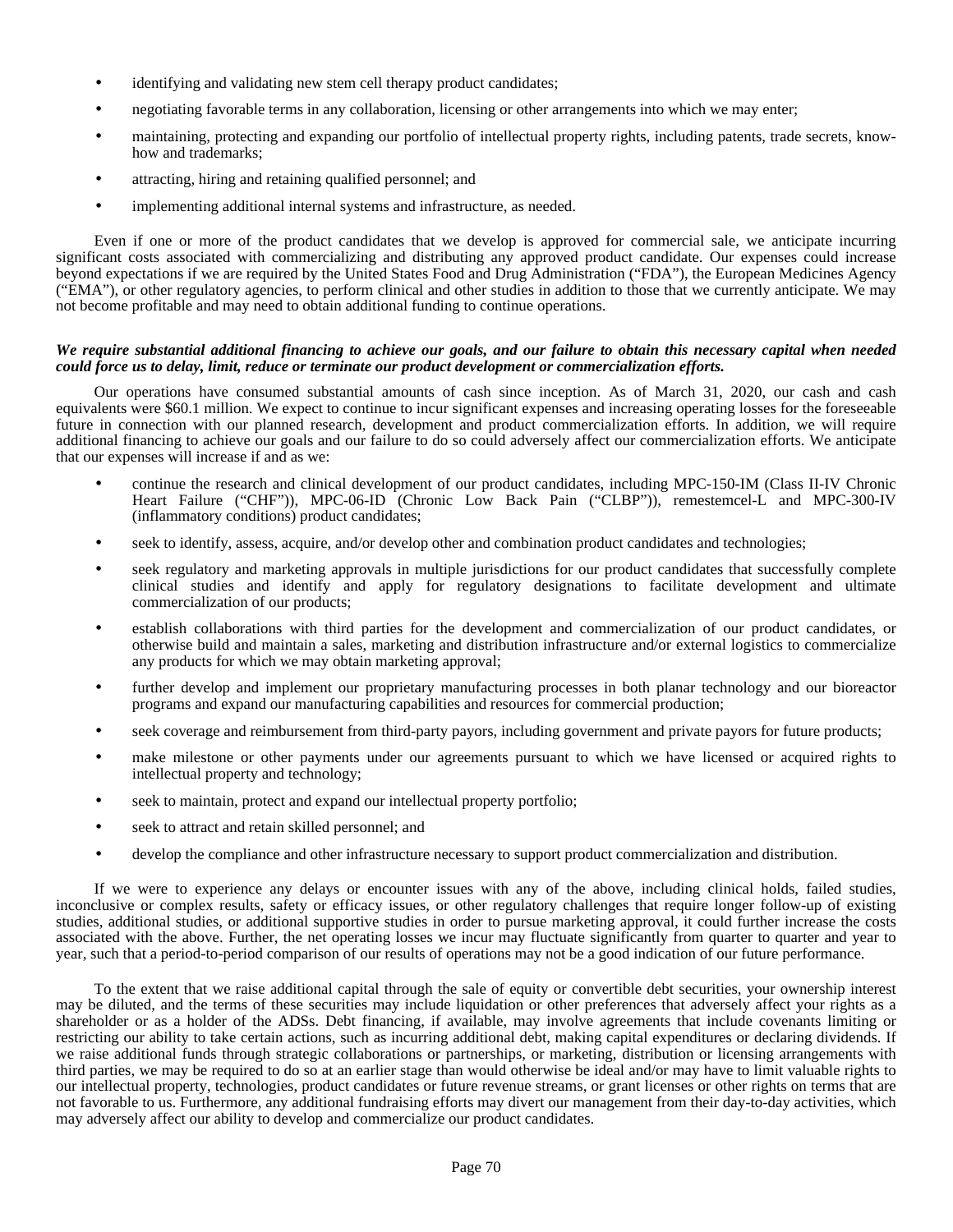- identifying and validating new stem cell therapy product candidates;
- negotiating favorable terms in any collaboration, licensing or other arrangements into which we may enter;
- maintaining, protecting and expanding our portfolio of intellectual property rights, including patents, trade secrets, know-how and trademarks;
- attracting, hiring and retaining qualified personnel; and
- implementing additional internal systems and infrastructure, as needed.

Even if one or more of the product candidates that we develop is approved for commercial sale, we anticipate incurring significant costs associated with commercializing and distributing any approved product candidate. Our expenses could increase beyond expectations if we are required by the United States Food and Drug Administration ("FDA"), the European Medicines Agency ("EMA"), or other regulatory agencies, to perform clinical and other studies in addition to those that we currently anticipate. We may not become profitable and may need to obtain additional funding to continue operations.

***We require substantial additional financing to achieve our goals, and our failure to obtain this necessary capital when needed could force us to delay, limit, reduce or terminate our product development or commercialization efforts.***

Our operations have consumed substantial amounts of cash since inception. As of March 31, 2020, our cash and cash equivalents were $60.1 million. We expect to continue to incur significant expenses and increasing operating losses for the foreseeable future in connection with our planned research, development and product commercialization efforts. In addition, we will require additional financing to achieve our goals and our failure to do so could adversely affect our commercialization efforts. We anticipate that our expenses will increase if and as we:

- continue the research and clinical development of our product candidates, including MPC-150-IM (Class II-IV Chronic Heart Failure ("CHF")), MPC-06-ID (Chronic Low Back Pain ("CLBP")), remestemcel-L and MPC-300-IV (inflammatory conditions) product candidates;
- seek to identify, assess, acquire, and/or develop other and combination product candidates and technologies;
- seek regulatory and marketing approvals in multiple jurisdictions for our product candidates that successfully complete clinical studies and identify and apply for regulatory designations to facilitate development and ultimate commercialization of our products;
- establish collaborations with third parties for the development and commercialization of our product candidates, or otherwise build and maintain a sales, marketing and distribution infrastructure and/or external logistics to commercialize any products for which we may obtain marketing approval;
- further develop and implement our proprietary manufacturing processes in both planar technology and our bioreactor programs and expand our manufacturing capabilities and resources for commercial production;
- seek coverage and reimbursement from third-party payors, including government and private payors for future products;
- make milestone or other payments under our agreements pursuant to which we have licensed or acquired rights to intellectual property and technology;
- seek to maintain, protect and expand our intellectual property portfolio;
- seek to attract and retain skilled personnel; and
- develop the compliance and other infrastructure necessary to support product commercialization and distribution.

If we were to experience any delays or encounter issues with any of the above, including clinical holds, failed studies, inconclusive or complex results, safety or efficacy issues, or other regulatory challenges that require longer follow-up of existing studies, additional studies, or additional supportive studies in order to pursue marketing approval, it could further increase the costs associated with the above. Further, the net operating losses we incur may fluctuate significantly from quarter to quarter and year to year, such that a period-to-period comparison of our results of operations may not be a good indication of our future performance.

To the extent that we raise additional capital through the sale of equity or convertible debt securities, your ownership interest may be diluted, and the terms of these securities may include liquidation or other preferences that adversely affect your rights as a shareholder or as a holder of the ADSs. Debt financing, if available, may involve agreements that include covenants limiting or restricting our ability to take certain actions, such as incurring additional debt, making capital expenditures or declaring dividends. If we raise additional funds through strategic collaborations or partnerships, or marketing, distribution or licensing arrangements with third parties, we may be required to do so at an earlier stage than would otherwise be ideal and/or may have to limit valuable rights to our intellectual property, technologies, product candidates or future revenue streams, or grant licenses or other rights on terms that are not favorable to us. Furthermore, any additional fundraising efforts may divert our management from their day-to-day activities, which may adversely affect our ability to develop and commercialize our product candidates.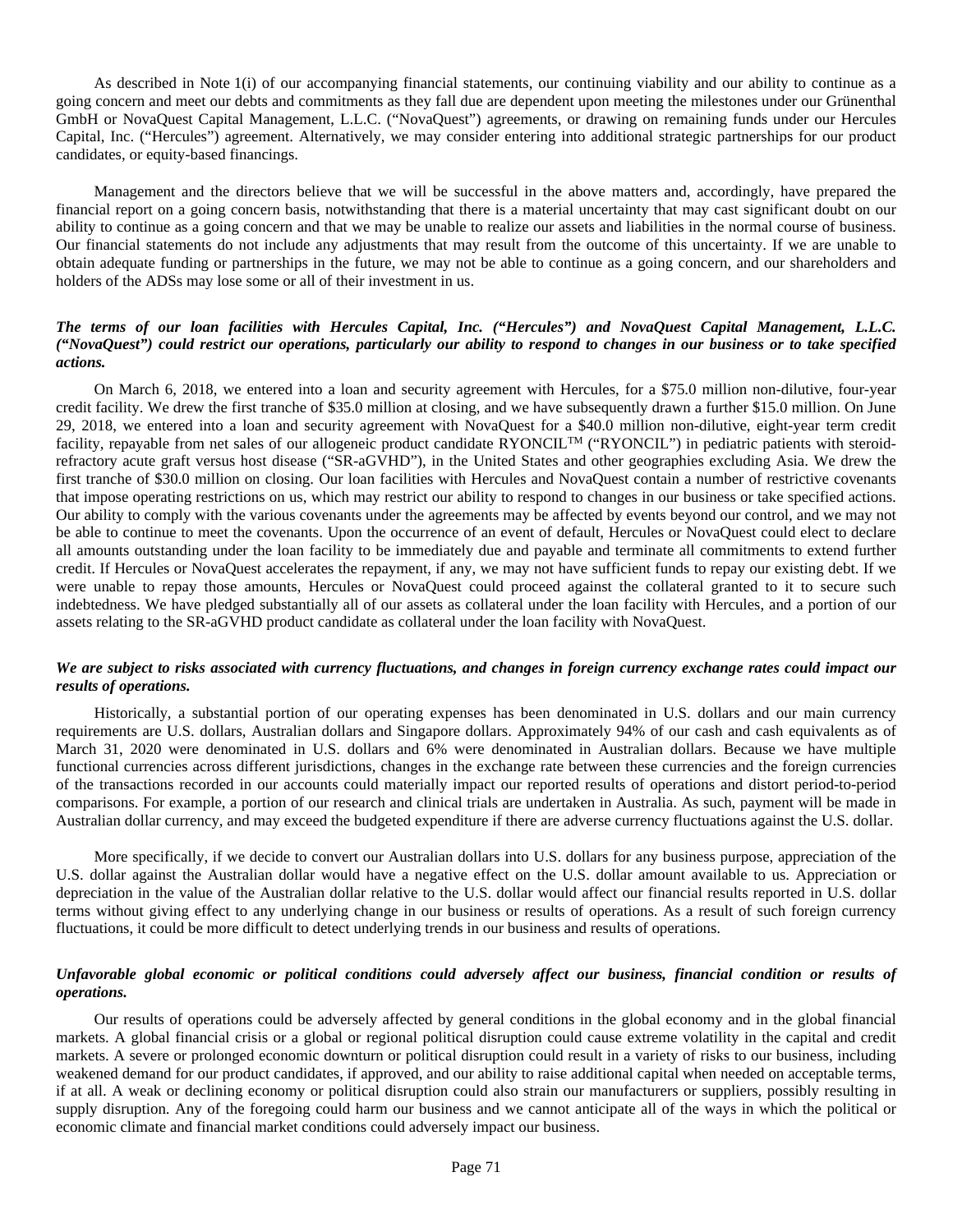As described in Note 1(i) of our accompanying financial statements, our continuing viability and our ability to continue as a going concern and meet our debts and commitments as they fall due are dependent upon meeting the milestones under our Grünenthal GmbH or NovaQuest Capital Management, L.L.C. ("NovaQuest") agreements, or drawing on remaining funds under our Hercules Capital, Inc. ("Hercules") agreement. Alternatively, we may consider entering into additional strategic partnerships for our product candidates, or equity-based financings.

Management and the directors believe that we will be successful in the above matters and, accordingly, have prepared the financial report on a going concern basis, notwithstanding that there is a material uncertainty that may cast significant doubt on our ability to continue as a going concern and that we may be unable to realize our assets and liabilities in the normal course of business. Our financial statements do not include any adjustments that may result from the outcome of this uncertainty. If we are unable to obtain adequate funding or partnerships in the future, we may not be able to continue as a going concern, and our shareholders and holders of the ADSs may lose some or all of their investment in us.

***The terms of our loan facilities with Hercules Capital, Inc. ("Hercules") and NovaQuest Capital Management, L.L.C. ("NovaQuest") could restrict our operations, particularly our ability to respond to changes in our business or to take specified actions.***

On March 6, 2018, we entered into a loan and security agreement with Hercules, for a $75.0 million non-dilutive, four-year credit facility. We drew the first tranche of $35.0 million at closing, and we have subsequently drawn a further $15.0 million. On June 29, 2018, we entered into a loan and security agreement with NovaQuest for a $40.0 million non-dilutive, eight-year term credit facility, repayable from net sales of our allogeneic product candidate RYONCIL™ ("RYONCIL") in pediatric patients with steroid-refractory acute graft versus host disease ("SR-aGVHD"), in the United States and other geographies excluding Asia. We drew the first tranche of $30.0 million on closing. Our loan facilities with Hercules and NovaQuest contain a number of restrictive covenants that impose operating restrictions on us, which may restrict our ability to respond to changes in our business or take specified actions. Our ability to comply with the various covenants under the agreements may be affected by events beyond our control, and we may not be able to continue to meet the covenants. Upon the occurrence of an event of default, Hercules or NovaQuest could elect to declare all amounts outstanding under the loan facility to be immediately due and payable and terminate all commitments to extend further credit. If Hercules or NovaQuest accelerates the repayment, if any, we may not have sufficient funds to repay our existing debt. If we were unable to repay those amounts, Hercules or NovaQuest could proceed against the collateral granted to it to secure such indebtedness. We have pledged substantially all of our assets as collateral under the loan facility with Hercules, and a portion of our assets relating to the SR-aGVHD product candidate as collateral under the loan facility with NovaQuest.

***We are subject to risks associated with currency fluctuations, and changes in foreign currency exchange rates could impact our results of operations.***

Historically, a substantial portion of our operating expenses has been denominated in U.S. dollars and our main currency requirements are U.S. dollars, Australian dollars and Singapore dollars. Approximately 94% of our cash and cash equivalents as of March 31, 2020 were denominated in U.S. dollars and 6% were denominated in Australian dollars. Because we have multiple functional currencies across different jurisdictions, changes in the exchange rate between these currencies and the foreign currencies of the transactions recorded in our accounts could materially impact our reported results of operations and distort period-to-period comparisons. For example, a portion of our research and clinical trials are undertaken in Australia. As such, payment will be made in Australian dollar currency, and may exceed the budgeted expenditure if there are adverse currency fluctuations against the U.S. dollar.

More specifically, if we decide to convert our Australian dollars into U.S. dollars for any business purpose, appreciation of the U.S. dollar against the Australian dollar would have a negative effect on the U.S. dollar amount available to us. Appreciation or depreciation in the value of the Australian dollar relative to the U.S. dollar would affect our financial results reported in U.S. dollar terms without giving effect to any underlying change in our business or results of operations. As a result of such foreign currency fluctuations, it could be more difficult to detect underlying trends in our business and results of operations.

***Unfavorable global economic or political conditions could adversely affect our business, financial condition or results of operations.***

Our results of operations could be adversely affected by general conditions in the global economy and in the global financial markets. A global financial crisis or a global or regional political disruption could cause extreme volatility in the capital and credit markets. A severe or prolonged economic downturn or political disruption could result in a variety of risks to our business, including weakened demand for our product candidates, if approved, and our ability to raise additional capital when needed on acceptable terms, if at all. A weak or declining economy or political disruption could also strain our manufacturers or suppliers, possibly resulting in supply disruption. Any of the foregoing could harm our business and we cannot anticipate all of the ways in which the political or economic climate and financial market conditions could adversely impact our business.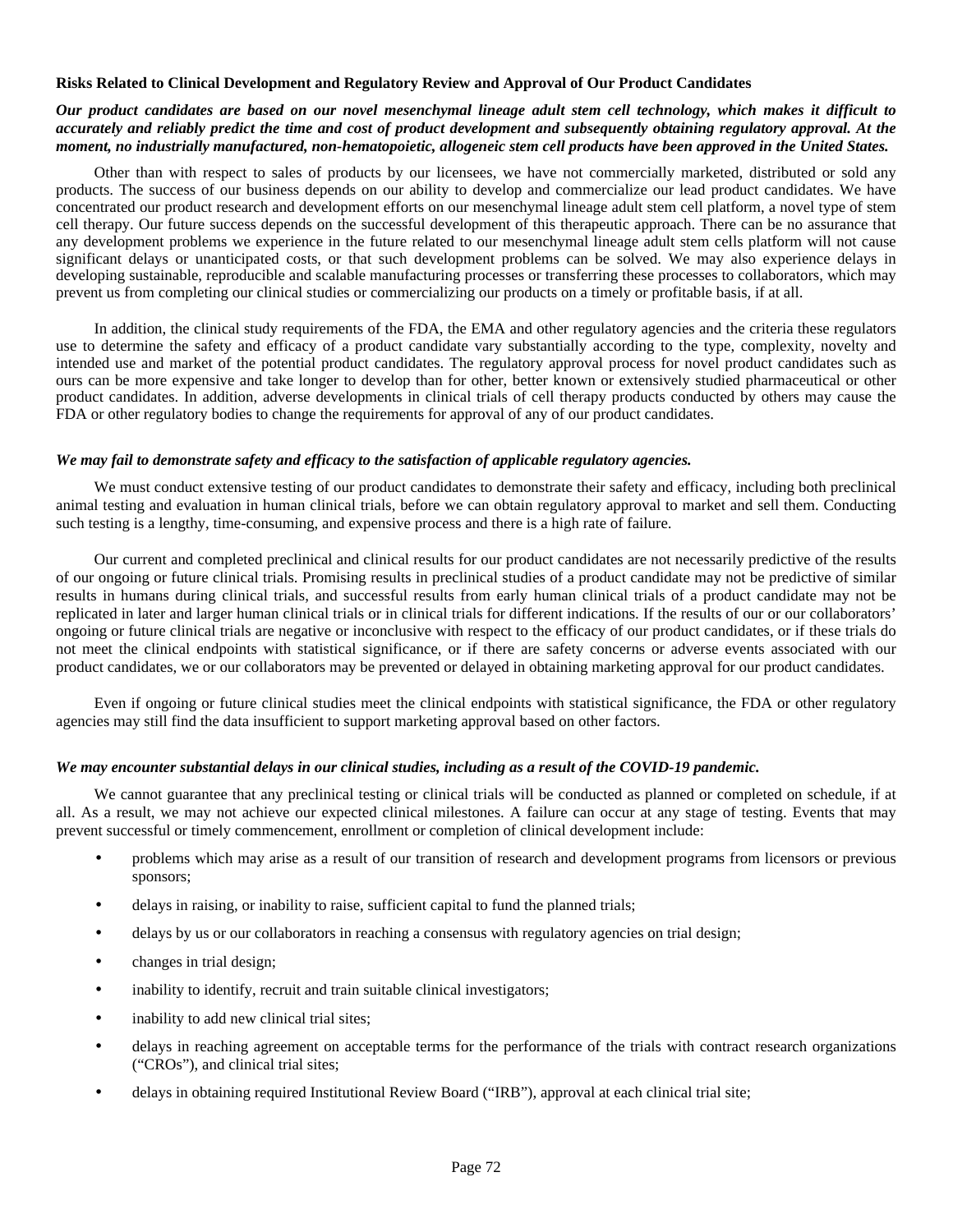**Risks Related to Clinical Development and Regulatory Review and Approval of Our Product Candidates**

***Our product candidates are based on our novel mesenchymal lineage adult stem cell technology, which makes it difficult to accurately and reliably predict the time and cost of product development and subsequently obtaining regulatory approval. At the moment, no industrially manufactured, non-hematopoietic, allogeneic stem cell products have been approved in the United States.***

Other than with respect to sales of products by our licensees, we have not commercially marketed, distributed or sold any products. The success of our business depends on our ability to develop and commercialize our lead product candidates. We have concentrated our product research and development efforts on our mesenchymal lineage adult stem cell platform, a novel type of stem cell therapy. Our future success depends on the successful development of this therapeutic approach. There can be no assurance that any development problems we experience in the future related to our mesenchymal lineage adult stem cells platform will not cause significant delays or unanticipated costs, or that such development problems can be solved. We may also experience delays in developing sustainable, reproducible and scalable manufacturing processes or transferring these processes to collaborators, which may prevent us from completing our clinical studies or commercializing our products on a timely or profitable basis, if at all.

In addition, the clinical study requirements of the FDA, the EMA and other regulatory agencies and the criteria these regulators use to determine the safety and efficacy of a product candidate vary substantially according to the type, complexity, novelty and intended use and market of the potential product candidates. The regulatory approval process for novel product candidates such as ours can be more expensive and take longer to develop than for other, better known or extensively studied pharmaceutical or other product candidates. In addition, adverse developments in clinical trials of cell therapy products conducted by others may cause the FDA or other regulatory bodies to change the requirements for approval of any of our product candidates.

***We may fail to demonstrate safety and efficacy to the satisfaction of applicable regulatory agencies.***

We must conduct extensive testing of our product candidates to demonstrate their safety and efficacy, including both preclinical animal testing and evaluation in human clinical trials, before we can obtain regulatory approval to market and sell them. Conducting such testing is a lengthy, time-consuming, and expensive process and there is a high rate of failure.

Our current and completed preclinical and clinical results for our product candidates are not necessarily predictive of the results of our ongoing or future clinical trials. Promising results in preclinical studies of a product candidate may not be predictive of similar results in humans during clinical trials, and successful results from early human clinical trials of a product candidate may not be replicated in later and larger human clinical trials or in clinical trials for different indications. If the results of our or our collaborators' ongoing or future clinical trials are negative or inconclusive with respect to the efficacy of our product candidates, or if these trials do not meet the clinical endpoints with statistical significance, or if there are safety concerns or adverse events associated with our product candidates, we or our collaborators may be prevented or delayed in obtaining marketing approval for our product candidates.

Even if ongoing or future clinical studies meet the clinical endpoints with statistical significance, the FDA or other regulatory agencies may still find the data insufficient to support marketing approval based on other factors.

***We may encounter substantial delays in our clinical studies, including as a result of the COVID-19 pandemic.***

We cannot guarantee that any preclinical testing or clinical trials will be conducted as planned or completed on schedule, if at all. As a result, we may not achieve our expected clinical milestones. A failure can occur at any stage of testing. Events that may prevent successful or timely commencement, enrollment or completion of clinical development include:

- problems which may arise as a result of our transition of research and development programs from licensors or previous sponsors;
- delays in raising, or inability to raise, sufficient capital to fund the planned trials;
- delays by us or our collaborators in reaching a consensus with regulatory agencies on trial design;
- changes in trial design;
- inability to identify, recruit and train suitable clinical investigators;
- inability to add new clinical trial sites;
- delays in reaching agreement on acceptable terms for the performance of the trials with contract research organizations ("CROs"), and clinical trial sites;
- delays in obtaining required Institutional Review Board ("IRB"), approval at each clinical trial site;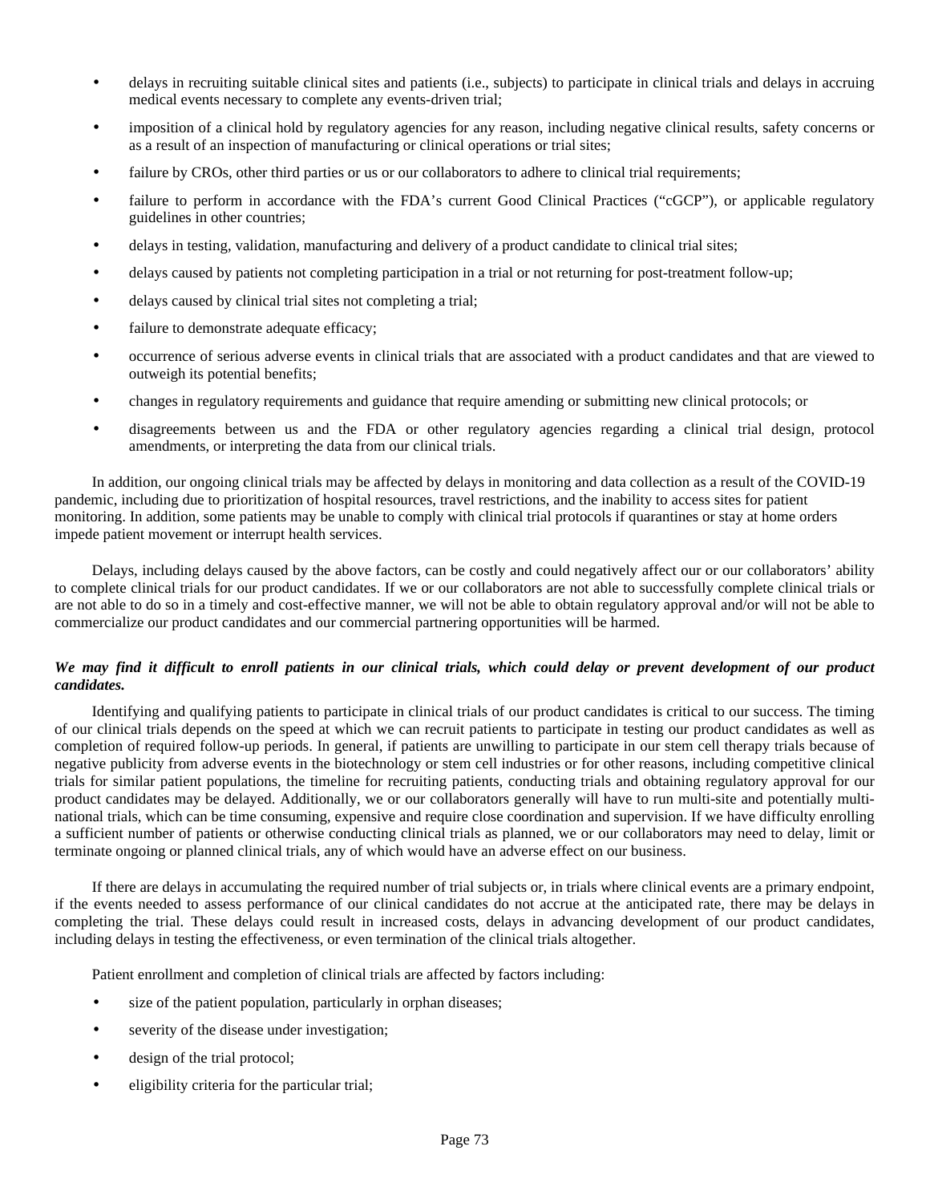- delays in recruiting suitable clinical sites and patients (i.e., subjects) to participate in clinical trials and delays in accruing medical events necessary to complete any events-driven trial;
- imposition of a clinical hold by regulatory agencies for any reason, including negative clinical results, safety concerns or as a result of an inspection of manufacturing or clinical operations or trial sites;
- failure by CROs, other third parties or us or our collaborators to adhere to clinical trial requirements;
- failure to perform in accordance with the FDA's current Good Clinical Practices ("cGCP"), or applicable regulatory guidelines in other countries;
- delays in testing, validation, manufacturing and delivery of a product candidate to clinical trial sites;
- delays caused by patients not completing participation in a trial or not returning for post-treatment follow-up;
- delays caused by clinical trial sites not completing a trial;
- failure to demonstrate adequate efficacy;
- occurrence of serious adverse events in clinical trials that are associated with a product candidates and that are viewed to outweigh its potential benefits;
- changes in regulatory requirements and guidance that require amending or submitting new clinical protocols; or
- disagreements between us and the FDA or other regulatory agencies regarding a clinical trial design, protocol amendments, or interpreting the data from our clinical trials.

In addition, our ongoing clinical trials may be affected by delays in monitoring and data collection as a result of the COVID-19 pandemic, including due to prioritization of hospital resources, travel restrictions, and the inability to access sites for patient monitoring. In addition, some patients may be unable to comply with clinical trial protocols if quarantines or stay at home orders impede patient movement or interrupt health services.

Delays, including delays caused by the above factors, can be costly and could negatively affect our or our collaborators' ability to complete clinical trials for our product candidates. If we or our collaborators are not able to successfully complete clinical trials or are not able to do so in a timely and cost-effective manner, we will not be able to obtain regulatory approval and/or will not be able to commercialize our product candidates and our commercial partnering opportunities will be harmed.

***We may find it difficult to enroll patients in our clinical trials, which could delay or prevent development of our product candidates.***

Identifying and qualifying patients to participate in clinical trials of our product candidates is critical to our success. The timing of our clinical trials depends on the speed at which we can recruit patients to participate in testing our product candidates as well as completion of required follow-up periods. In general, if patients are unwilling to participate in our stem cell therapy trials because of negative publicity from adverse events in the biotechnology or stem cell industries or for other reasons, including competitive clinical trials for similar patient populations, the timeline for recruiting patients, conducting trials and obtaining regulatory approval for our product candidates may be delayed. Additionally, we or our collaborators generally will have to run multi-site and potentially multi-national trials, which can be time consuming, expensive and require close coordination and supervision. If we have difficulty enrolling a sufficient number of patients or otherwise conducting clinical trials as planned, we or our collaborators may need to delay, limit or terminate ongoing or planned clinical trials, any of which would have an adverse effect on our business.

If there are delays in accumulating the required number of trial subjects or, in trials where clinical events are a primary endpoint, if the events needed to assess performance of our clinical candidates do not accrue at the anticipated rate, there may be delays in completing the trial. These delays could result in increased costs, delays in advancing development of our product candidates, including delays in testing the effectiveness, or even termination of the clinical trials altogether.

Patient enrollment and completion of clinical trials are affected by factors including:

- size of the patient population, particularly in orphan diseases;
- severity of the disease under investigation;
- design of the trial protocol;
- eligibility criteria for the particular trial;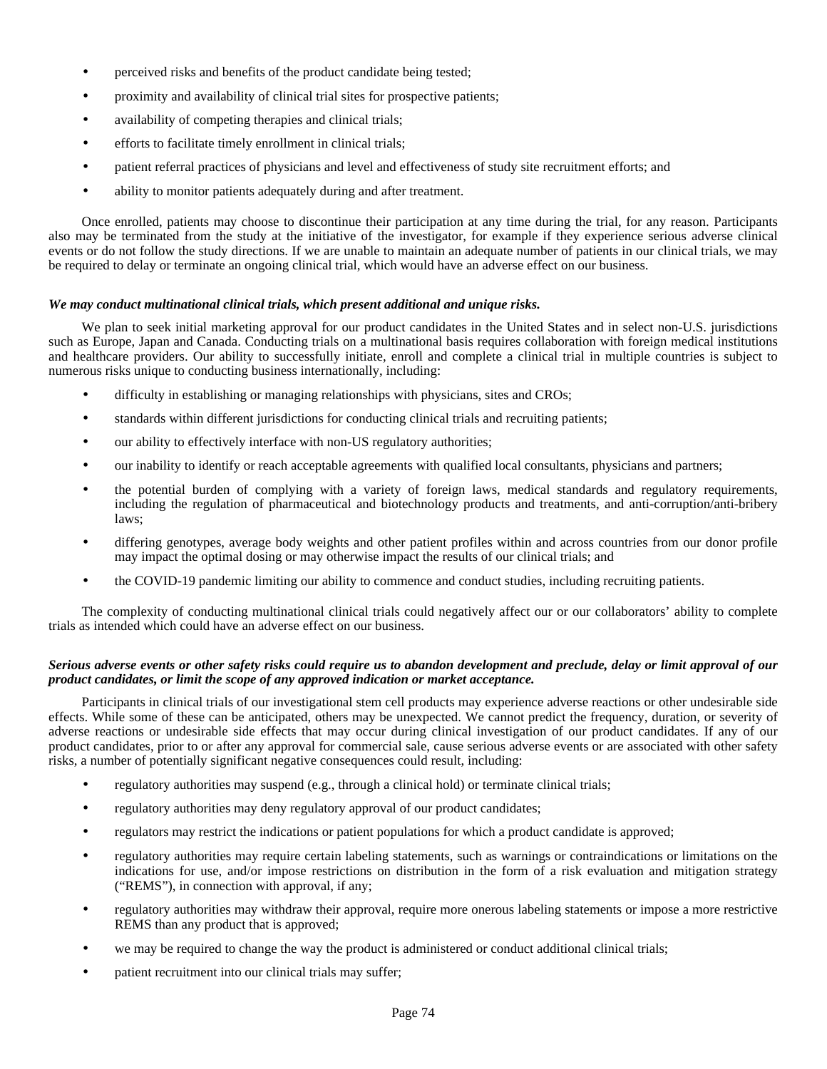- perceived risks and benefits of the product candidate being tested;
- proximity and availability of clinical trial sites for prospective patients;
- availability of competing therapies and clinical trials;
- efforts to facilitate timely enrollment in clinical trials;
- patient referral practices of physicians and level and effectiveness of study site recruitment efforts; and
- ability to monitor patients adequately during and after treatment.

Once enrolled, patients may choose to discontinue their participation at any time during the trial, for any reason. Participants also may be terminated from the study at the initiative of the investigator, for example if they experience serious adverse clinical events or do not follow the study directions. If we are unable to maintain an adequate number of patients in our clinical trials, we may be required to delay or terminate an ongoing clinical trial, which would have an adverse effect on our business.

***We may conduct multinational clinical trials, which present additional and unique risks.***

We plan to seek initial marketing approval for our product candidates in the United States and in select non-U.S. jurisdictions such as Europe, Japan and Canada. Conducting trials on a multinational basis requires collaboration with foreign medical institutions and healthcare providers. Our ability to successfully initiate, enroll and complete a clinical trial in multiple countries is subject to numerous risks unique to conducting business internationally, including:

- difficulty in establishing or managing relationships with physicians, sites and CROs;
- standards within different jurisdictions for conducting clinical trials and recruiting patients;
- our ability to effectively interface with non-US regulatory authorities;
- our inability to identify or reach acceptable agreements with qualified local consultants, physicians and partners;
- the potential burden of complying with a variety of foreign laws, medical standards and regulatory requirements, including the regulation of pharmaceutical and biotechnology products and treatments, and anti-corruption/anti-bribery laws;
- differing genotypes, average body weights and other patient profiles within and across countries from our donor profile may impact the optimal dosing or may otherwise impact the results of our clinical trials; and
- the COVID-19 pandemic limiting our ability to commence and conduct studies, including recruiting patients.

The complexity of conducting multinational clinical trials could negatively affect our or our collaborators' ability to complete trials as intended which could have an adverse effect on our business.

***Serious adverse events or other safety risks could require us to abandon development and preclude, delay or limit approval of our product candidates, or limit the scope of any approved indication or market acceptance.***

Participants in clinical trials of our investigational stem cell products may experience adverse reactions or other undesirable side effects. While some of these can be anticipated, others may be unexpected. We cannot predict the frequency, duration, or severity of adverse reactions or undesirable side effects that may occur during clinical investigation of our product candidates. If any of our product candidates, prior to or after any approval for commercial sale, cause serious adverse events or are associated with other safety risks, a number of potentially significant negative consequences could result, including:

- regulatory authorities may suspend (e.g., through a clinical hold) or terminate clinical trials;
- regulatory authorities may deny regulatory approval of our product candidates;
- regulators may restrict the indications or patient populations for which a product candidate is approved;
- regulatory authorities may require certain labeling statements, such as warnings or contraindications or limitations on the indications for use, and/or impose restrictions on distribution in the form of a risk evaluation and mitigation strategy ("REMS"), in connection with approval, if any;
- regulatory authorities may withdraw their approval, require more onerous labeling statements or impose a more restrictive REMS than any product that is approved;
- we may be required to change the way the product is administered or conduct additional clinical trials;
- patient recruitment into our clinical trials may suffer;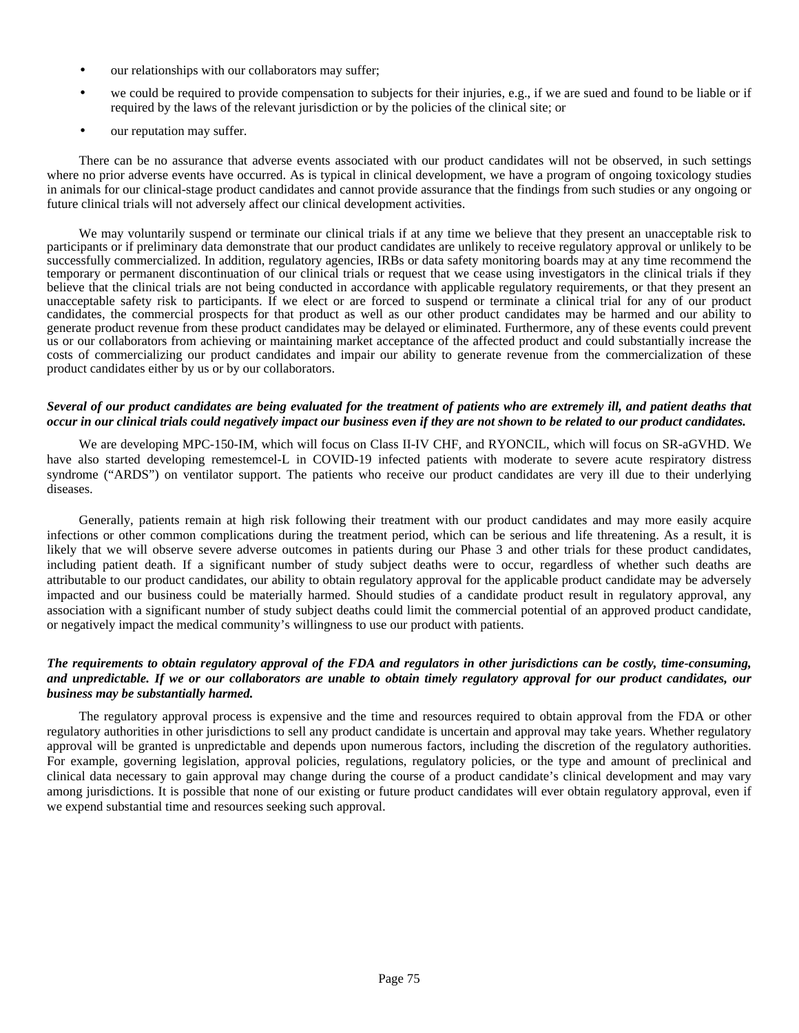- our relationships with our collaborators may suffer;
- we could be required to provide compensation to subjects for their injuries, e.g., if we are sued and found to be liable or if required by the laws of the relevant jurisdiction or by the policies of the clinical site; or
- our reputation may suffer.

There can be no assurance that adverse events associated with our product candidates will not be observed, in such settings where no prior adverse events have occurred. As is typical in clinical development, we have a program of ongoing toxicology studies in animals for our clinical-stage product candidates and cannot provide assurance that the findings from such studies or any ongoing or future clinical trials will not adversely affect our clinical development activities.

We may voluntarily suspend or terminate our clinical trials if at any time we believe that they present an unacceptable risk to participants or if preliminary data demonstrate that our product candidates are unlikely to receive regulatory approval or unlikely to be successfully commercialized. In addition, regulatory agencies, IRBs or data safety monitoring boards may at any time recommend the temporary or permanent discontinuation of our clinical trials or request that we cease using investigators in the clinical trials if they believe that the clinical trials are not being conducted in accordance with applicable regulatory requirements, or that they present an unacceptable safety risk to participants. If we elect or are forced to suspend or terminate a clinical trial for any of our product candidates, the commercial prospects for that product as well as our other product candidates may be harmed and our ability to generate product revenue from these product candidates may be delayed or eliminated. Furthermore, any of these events could prevent us or our collaborators from achieving or maintaining market acceptance of the affected product and could substantially increase the costs of commercializing our product candidates and impair our ability to generate revenue from the commercialization of these product candidates either by us or by our collaborators.

***Several of our product candidates are being evaluated for the treatment of patients who are extremely ill, and patient deaths that occur in our clinical trials could negatively impact our business even if they are not shown to be related to our product candidates.***

We are developing MPC-150-IM, which will focus on Class II-IV CHF, and RYONCIL, which will focus on SR-aGVHD. We have also started developing remestemcel-L in COVID-19 infected patients with moderate to severe acute respiratory distress syndrome ("ARDS") on ventilator support. The patients who receive our product candidates are very ill due to their underlying diseases.

Generally, patients remain at high risk following their treatment with our product candidates and may more easily acquire infections or other common complications during the treatment period, which can be serious and life threatening. As a result, it is likely that we will observe severe adverse outcomes in patients during our Phase 3 and other trials for these product candidates, including patient death. If a significant number of study subject deaths were to occur, regardless of whether such deaths are attributable to our product candidates, our ability to obtain regulatory approval for the applicable product candidate may be adversely impacted and our business could be materially harmed. Should studies of a candidate product result in regulatory approval, any association with a significant number of study subject deaths could limit the commercial potential of an approved product candidate, or negatively impact the medical community's willingness to use our product with patients.

***The requirements to obtain regulatory approval of the FDA and regulators in other jurisdictions can be costly, time-consuming, and unpredictable. If we or our collaborators are unable to obtain timely regulatory approval for our product candidates, our business may be substantially harmed.***

The regulatory approval process is expensive and the time and resources required to obtain approval from the FDA or other regulatory authorities in other jurisdictions to sell any product candidate is uncertain and approval may take years. Whether regulatory approval will be granted is unpredictable and depends upon numerous factors, including the discretion of the regulatory authorities. For example, governing legislation, approval policies, regulations, regulatory policies, or the type and amount of preclinical and clinical data necessary to gain approval may change during the course of a product candidate's clinical development and may vary among jurisdictions. It is possible that none of our existing or future product candidates will ever obtain regulatory approval, even if we expend substantial time and resources seeking such approval.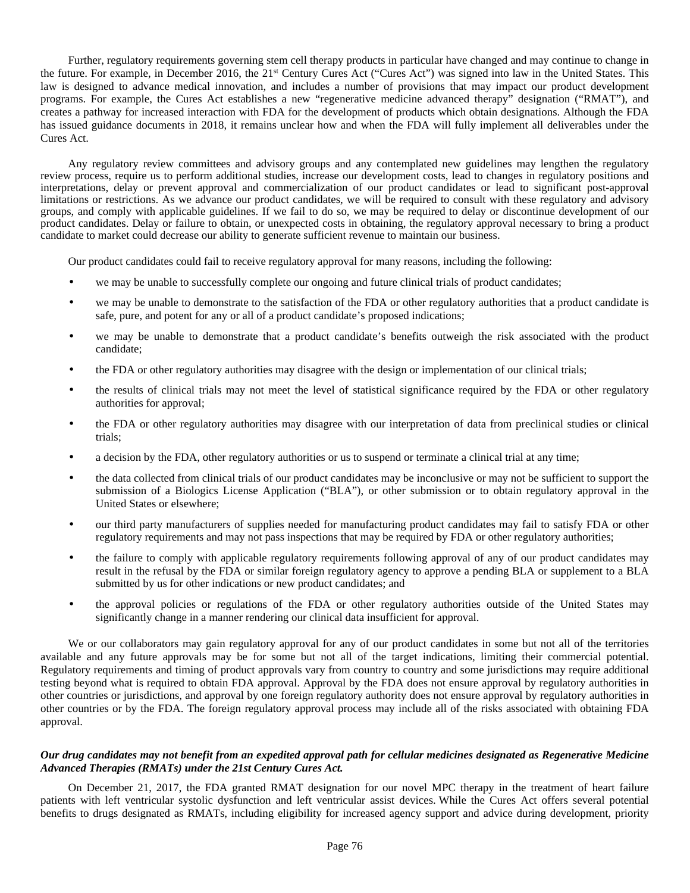Further, regulatory requirements governing stem cell therapy products in particular have changed and may continue to change in the future. For example, in December 2016, the 21st Century Cures Act ("Cures Act") was signed into law in the United States. This law is designed to advance medical innovation, and includes a number of provisions that may impact our product development programs. For example, the Cures Act establishes a new "regenerative medicine advanced therapy" designation ("RMAT"), and creates a pathway for increased interaction with FDA for the development of products which obtain designations. Although the FDA has issued guidance documents in 2018, it remains unclear how and when the FDA will fully implement all deliverables under the Cures Act.

Any regulatory review committees and advisory groups and any contemplated new guidelines may lengthen the regulatory review process, require us to perform additional studies, increase our development costs, lead to changes in regulatory positions and interpretations, delay or prevent approval and commercialization of our product candidates or lead to significant post-approval limitations or restrictions. As we advance our product candidates, we will be required to consult with these regulatory and advisory groups, and comply with applicable guidelines. If we fail to do so, we may be required to delay or discontinue development of our product candidates. Delay or failure to obtain, or unexpected costs in obtaining, the regulatory approval necessary to bring a product candidate to market could decrease our ability to generate sufficient revenue to maintain our business.

Our product candidates could fail to receive regulatory approval for many reasons, including the following:

- we may be unable to successfully complete our ongoing and future clinical trials of product candidates;
- we may be unable to demonstrate to the satisfaction of the FDA or other regulatory authorities that a product candidate is safe, pure, and potent for any or all of a product candidate's proposed indications;
- we may be unable to demonstrate that a product candidate's benefits outweigh the risk associated with the product candidate;
- the FDA or other regulatory authorities may disagree with the design or implementation of our clinical trials;
- the results of clinical trials may not meet the level of statistical significance required by the FDA or other regulatory authorities for approval;
- the FDA or other regulatory authorities may disagree with our interpretation of data from preclinical studies or clinical trials;
- a decision by the FDA, other regulatory authorities or us to suspend or terminate a clinical trial at any time;
- the data collected from clinical trials of our product candidates may be inconclusive or may not be sufficient to support the submission of a Biologics License Application ("BLA"), or other submission or to obtain regulatory approval in the United States or elsewhere;
- our third party manufacturers of supplies needed for manufacturing product candidates may fail to satisfy FDA or other regulatory requirements and may not pass inspections that may be required by FDA or other regulatory authorities;
- the failure to comply with applicable regulatory requirements following approval of any of our product candidates may result in the refusal by the FDA or similar foreign regulatory agency to approve a pending BLA or supplement to a BLA submitted by us for other indications or new product candidates; and
- the approval policies or regulations of the FDA or other regulatory authorities outside of the United States may significantly change in a manner rendering our clinical data insufficient for approval.

We or our collaborators may gain regulatory approval for any of our product candidates in some but not all of the territories available and any future approvals may be for some but not all of the target indications, limiting their commercial potential. Regulatory requirements and timing of product approvals vary from country to country and some jurisdictions may require additional testing beyond what is required to obtain FDA approval. Approval by the FDA does not ensure approval by regulatory authorities in other countries or jurisdictions, and approval by one foreign regulatory authority does not ensure approval by regulatory authorities in other countries or by the FDA. The foreign regulatory approval process may include all of the risks associated with obtaining FDA approval.

***Our drug candidates may not benefit from an expedited approval path for cellular medicines designated as Regenerative Medicine Advanced Therapies (RMATs) under the 21st Century Cures Act.***

On December 21, 2017, the FDA granted RMAT designation for our novel MPC therapy in the treatment of heart failure patients with left ventricular systolic dysfunction and left ventricular assist devices. While the Cures Act offers several potential benefits to drugs designated as RMATs, including eligibility for increased agency support and advice during development, priority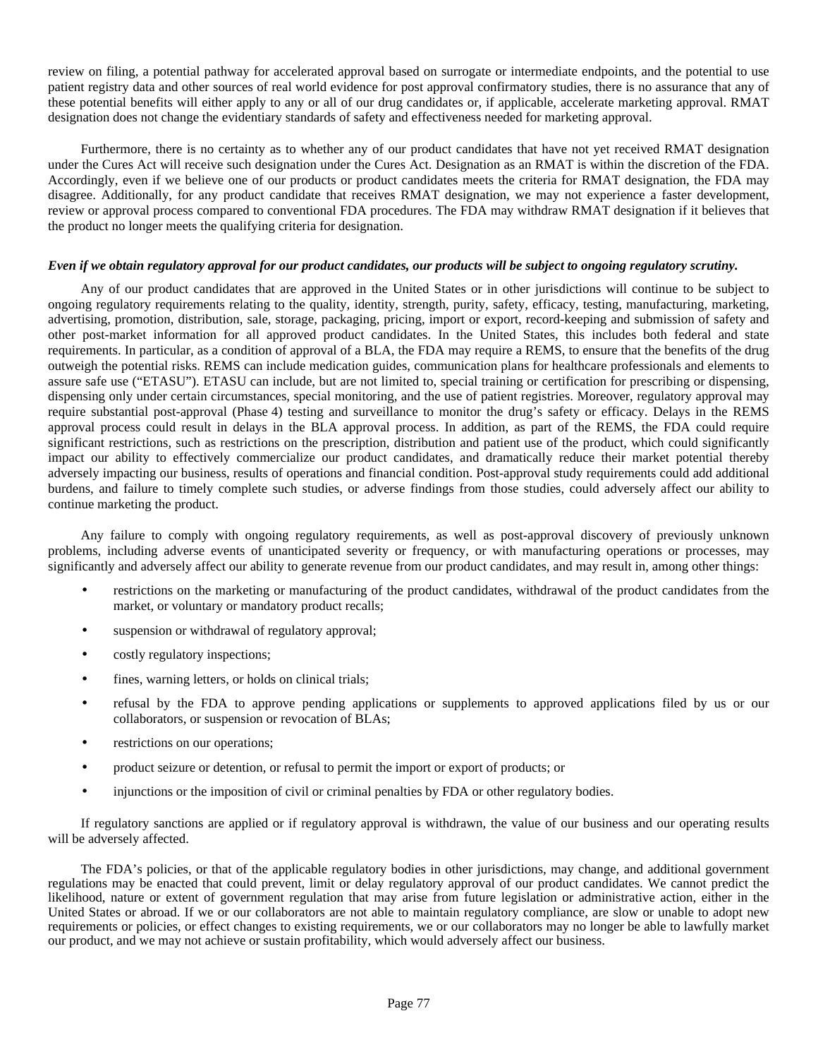review on filing, a potential pathway for accelerated approval based on surrogate or intermediate endpoints, and the potential to use patient registry data and other sources of real world evidence for post approval confirmatory studies, there is no assurance that any of these potential benefits will either apply to any or all of our drug candidates or, if applicable, accelerate marketing approval. RMAT designation does not change the evidentiary standards of safety and effectiveness needed for marketing approval.

Furthermore, there is no certainty as to whether any of our product candidates that have not yet received RMAT designation under the Cures Act will receive such designation under the Cures Act. Designation as an RMAT is within the discretion of the FDA. Accordingly, even if we believe one of our products or product candidates meets the criteria for RMAT designation, the FDA may disagree. Additionally, for any product candidate that receives RMAT designation, we may not experience a faster development, review or approval process compared to conventional FDA procedures. The FDA may withdraw RMAT designation if it believes that the product no longer meets the qualifying criteria for designation.

***Even if we obtain regulatory approval for our product candidates, our products will be subject to ongoing regulatory scrutiny.***

Any of our product candidates that are approved in the United States or in other jurisdictions will continue to be subject to ongoing regulatory requirements relating to the quality, identity, strength, purity, safety, efficacy, testing, manufacturing, marketing, advertising, promotion, distribution, sale, storage, packaging, pricing, import or export, record-keeping and submission of safety and other post-market information for all approved product candidates. In the United States, this includes both federal and state requirements. In particular, as a condition of approval of a BLA, the FDA may require a REMS, to ensure that the benefits of the drug outweigh the potential risks. REMS can include medication guides, communication plans for healthcare professionals and elements to assure safe use ("ETASU"). ETASU can include, but are not limited to, special training or certification for prescribing or dispensing, dispensing only under certain circumstances, special monitoring, and the use of patient registries. Moreover, regulatory approval may require substantial post-approval (Phase 4) testing and surveillance to monitor the drug's safety or efficacy. Delays in the REMS approval process could result in delays in the BLA approval process. In addition, as part of the REMS, the FDA could require significant restrictions, such as restrictions on the prescription, distribution and patient use of the product, which could significantly impact our ability to effectively commercialize our product candidates, and dramatically reduce their market potential thereby adversely impacting our business, results of operations and financial condition. Post-approval study requirements could add additional burdens, and failure to timely complete such studies, or adverse findings from those studies, could adversely affect our ability to continue marketing the product.

Any failure to comply with ongoing regulatory requirements, as well as post-approval discovery of previously unknown problems, including adverse events of unanticipated severity or frequency, or with manufacturing operations or processes, may significantly and adversely affect our ability to generate revenue from our product candidates, and may result in, among other things:

- restrictions on the marketing or manufacturing of the product candidates, withdrawal of the product candidates from the market, or voluntary or mandatory product recalls;
- suspension or withdrawal of regulatory approval;
- costly regulatory inspections;
- fines, warning letters, or holds on clinical trials;
- refusal by the FDA to approve pending applications or supplements to approved applications filed by us or our collaborators, or suspension or revocation of BLAs;
- restrictions on our operations;
- product seizure or detention, or refusal to permit the import or export of products; or
- injunctions or the imposition of civil or criminal penalties by FDA or other regulatory bodies.

If regulatory sanctions are applied or if regulatory approval is withdrawn, the value of our business and our operating results will be adversely affected.

The FDA's policies, or that of the applicable regulatory bodies in other jurisdictions, may change, and additional government regulations may be enacted that could prevent, limit or delay regulatory approval of our product candidates. We cannot predict the likelihood, nature or extent of government regulation that may arise from future legislation or administrative action, either in the United States or abroad. If we or our collaborators are not able to maintain regulatory compliance, are slow or unable to adopt new requirements or policies, or effect changes to existing requirements, we or our collaborators may no longer be able to lawfully market our product, and we may not achieve or sustain profitability, which would adversely affect our business.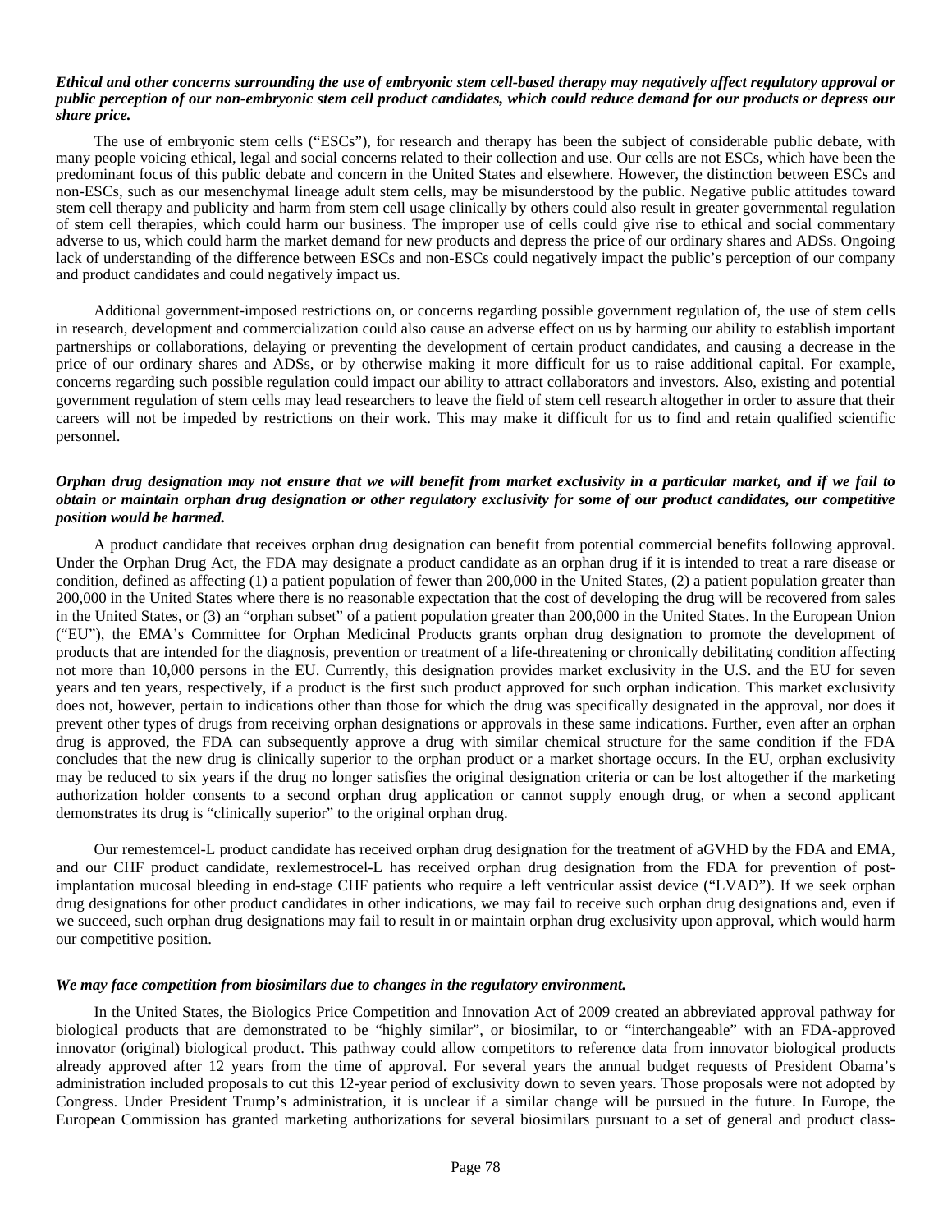***Ethical and other concerns surrounding the use of embryonic stem cell-based therapy may negatively affect regulatory approval or public perception of our non-embryonic stem cell product candidates, which could reduce demand for our products or depress our share price.***

The use of embryonic stem cells ("ESCs"), for research and therapy has been the subject of considerable public debate, with many people voicing ethical, legal and social concerns related to their collection and use. Our cells are not ESCs, which have been the predominant focus of this public debate and concern in the United States and elsewhere. However, the distinction between ESCs and non-ESCs, such as our mesenchymal lineage adult stem cells, may be misunderstood by the public. Negative public attitudes toward stem cell therapy and publicity and harm from stem cell usage clinically by others could also result in greater governmental regulation of stem cell therapies, which could harm our business. The improper use of cells could give rise to ethical and social commentary adverse to us, which could harm the market demand for new products and depress the price of our ordinary shares and ADSs. Ongoing lack of understanding of the difference between ESCs and non-ESCs could negatively impact the public's perception of our company and product candidates and could negatively impact us.

Additional government-imposed restrictions on, or concerns regarding possible government regulation of, the use of stem cells in research, development and commercialization could also cause an adverse effect on us by harming our ability to establish important partnerships or collaborations, delaying or preventing the development of certain product candidates, and causing a decrease in the price of our ordinary shares and ADSs, or by otherwise making it more difficult for us to raise additional capital. For example, concerns regarding such possible regulation could impact our ability to attract collaborators and investors. Also, existing and potential government regulation of stem cells may lead researchers to leave the field of stem cell research altogether in order to assure that their careers will not be impeded by restrictions on their work. This may make it difficult for us to find and retain qualified scientific personnel.

***Orphan drug designation may not ensure that we will benefit from market exclusivity in a particular market, and if we fail to obtain or maintain orphan drug designation or other regulatory exclusivity for some of our product candidates, our competitive position would be harmed.***

A product candidate that receives orphan drug designation can benefit from potential commercial benefits following approval. Under the Orphan Drug Act, the FDA may designate a product candidate as an orphan drug if it is intended to treat a rare disease or condition, defined as affecting (1) a patient population of fewer than 200,000 in the United States, (2) a patient population greater than 200,000 in the United States where there is no reasonable expectation that the cost of developing the drug will be recovered from sales in the United States, or (3) an "orphan subset" of a patient population greater than 200,000 in the United States. In the European Union ("EU"), the EMA's Committee for Orphan Medicinal Products grants orphan drug designation to promote the development of products that are intended for the diagnosis, prevention or treatment of a life-threatening or chronically debilitating condition affecting not more than 10,000 persons in the EU. Currently, this designation provides market exclusivity in the U.S. and the EU for seven years and ten years, respectively, if a product is the first such product approved for such orphan indication. This market exclusivity does not, however, pertain to indications other than those for which the drug was specifically designated in the approval, nor does it prevent other types of drugs from receiving orphan designations or approvals in these same indications. Further, even after an orphan drug is approved, the FDA can subsequently approve a drug with similar chemical structure for the same condition if the FDA concludes that the new drug is clinically superior to the orphan product or a market shortage occurs. In the EU, orphan exclusivity may be reduced to six years if the drug no longer satisfies the original designation criteria or can be lost altogether if the marketing authorization holder consents to a second orphan drug application or cannot supply enough drug, or when a second applicant demonstrates its drug is "clinically superior" to the original orphan drug.

Our remestemcel-L product candidate has received orphan drug designation for the treatment of aGVHD by the FDA and EMA, and our CHF product candidate, rexlemestrocel-L has received orphan drug designation from the FDA for prevention of post-implantation mucosal bleeding in end-stage CHF patients who require a left ventricular assist device ("LVAD"). If we seek orphan drug designations for other product candidates in other indications, we may fail to receive such orphan drug designations and, even if we succeed, such orphan drug designations may fail to result in or maintain orphan drug exclusivity upon approval, which would harm our competitive position.

***We may face competition from biosimilars due to changes in the regulatory environment.***

In the United States, the Biologics Price Competition and Innovation Act of 2009 created an abbreviated approval pathway for biological products that are demonstrated to be "highly similar", or biosimilar, to or "interchangeable" with an FDA-approved innovator (original) biological product. This pathway could allow competitors to reference data from innovator biological products already approved after 12 years from the time of approval. For several years the annual budget requests of President Obama's administration included proposals to cut this 12-year period of exclusivity down to seven years. Those proposals were not adopted by Congress. Under President Trump's administration, it is unclear if a similar change will be pursued in the future. In Europe, the European Commission has granted marketing authorizations for several biosimilars pursuant to a set of general and product class-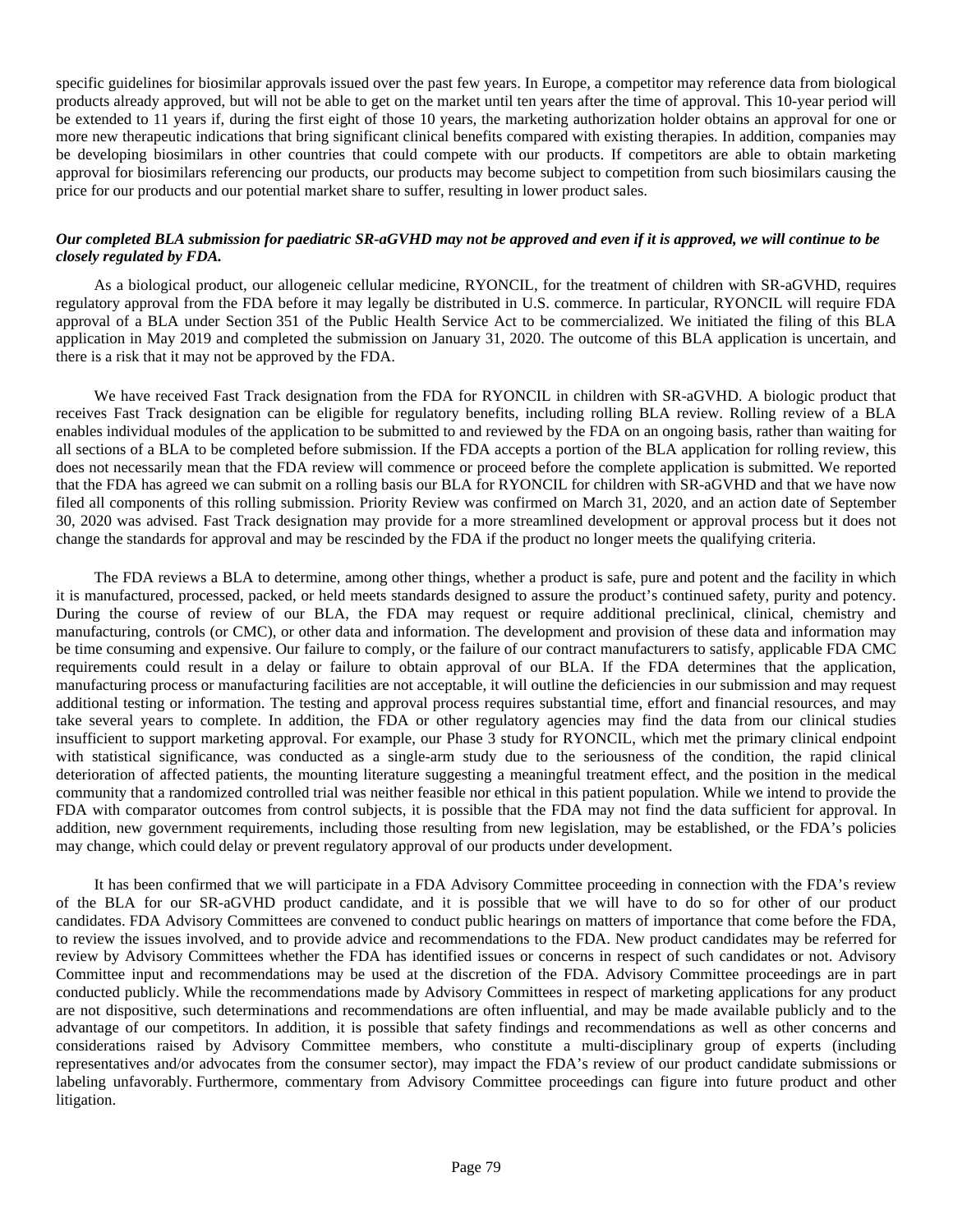specific guidelines for biosimilar approvals issued over the past few years. In Europe, a competitor may reference data from biological products already approved, but will not be able to get on the market until ten years after the time of approval. This 10-year period will be extended to 11 years if, during the first eight of those 10 years, the marketing authorization holder obtains an approval for one or more new therapeutic indications that bring significant clinical benefits compared with existing therapies. In addition, companies may be developing biosimilars in other countries that could compete with our products. If competitors are able to obtain marketing approval for biosimilars referencing our products, our products may become subject to competition from such biosimilars causing the price for our products and our potential market share to suffer, resulting in lower product sales.

***Our completed BLA submission for paediatric SR-aGVHD may not be approved and even if it is approved, we will continue to be closely regulated by FDA.***

As a biological product, our allogeneic cellular medicine, RYONCIL, for the treatment of children with SR-aGVHD, requires regulatory approval from the FDA before it may legally be distributed in U.S. commerce. In particular, RYONCIL will require FDA approval of a BLA under Section 351 of the Public Health Service Act to be commercialized. We initiated the filing of this BLA application in May 2019 and completed the submission on January 31, 2020. The outcome of this BLA application is uncertain, and there is a risk that it may not be approved by the FDA.

We have received Fast Track designation from the FDA for RYONCIL in children with SR-aGVHD. A biologic product that receives Fast Track designation can be eligible for regulatory benefits, including rolling BLA review. Rolling review of a BLA enables individual modules of the application to be submitted to and reviewed by the FDA on an ongoing basis, rather than waiting for all sections of a BLA to be completed before submission. If the FDA accepts a portion of the BLA application for rolling review, this does not necessarily mean that the FDA review will commence or proceed before the complete application is submitted. We reported that the FDA has agreed we can submit on a rolling basis our BLA for RYONCIL for children with SR-aGVHD and that we have now filed all components of this rolling submission. Priority Review was confirmed on March 31, 2020, and an action date of September 30, 2020 was advised. Fast Track designation may provide for a more streamlined development or approval process but it does not change the standards for approval and may be rescinded by the FDA if the product no longer meets the qualifying criteria.

The FDA reviews a BLA to determine, among other things, whether a product is safe, pure and potent and the facility in which it is manufactured, processed, packed, or held meets standards designed to assure the product's continued safety, purity and potency. During the course of review of our BLA, the FDA may request or require additional preclinical, clinical, chemistry and manufacturing, controls (or CMC), or other data and information. The development and provision of these data and information may be time consuming and expensive. Our failure to comply, or the failure of our contract manufacturers to satisfy, applicable FDA CMC requirements could result in a delay or failure to obtain approval of our BLA. If the FDA determines that the application, manufacturing process or manufacturing facilities are not acceptable, it will outline the deficiencies in our submission and may request additional testing or information. The testing and approval process requires substantial time, effort and financial resources, and may take several years to complete. In addition, the FDA or other regulatory agencies may find the data from our clinical studies insufficient to support marketing approval. For example, our Phase 3 study for RYONCIL, which met the primary clinical endpoint with statistical significance, was conducted as a single-arm study due to the seriousness of the condition, the rapid clinical deterioration of affected patients, the mounting literature suggesting a meaningful treatment effect, and the position in the medical community that a randomized controlled trial was neither feasible nor ethical in this patient population. While we intend to provide the FDA with comparator outcomes from control subjects, it is possible that the FDA may not find the data sufficient for approval. In addition, new government requirements, including those resulting from new legislation, may be established, or the FDA's policies may change, which could delay or prevent regulatory approval of our products under development.

It has been confirmed that we will participate in a FDA Advisory Committee proceeding in connection with the FDA's review of the BLA for our SR-aGVHD product candidate, and it is possible that we will have to do so for other of our product candidates. FDA Advisory Committees are convened to conduct public hearings on matters of importance that come before the FDA, to review the issues involved, and to provide advice and recommendations to the FDA. New product candidates may be referred for review by Advisory Committees whether the FDA has identified issues or concerns in respect of such candidates or not. Advisory Committee input and recommendations may be used at the discretion of the FDA. Advisory Committee proceedings are in part conducted publicly. While the recommendations made by Advisory Committees in respect of marketing applications for any product are not dispositive, such determinations and recommendations are often influential, and may be made available publicly and to the advantage of our competitors. In addition, it is possible that safety findings and recommendations as well as other concerns and considerations raised by Advisory Committee members, who constitute a multi-disciplinary group of experts (including representatives and/or advocates from the consumer sector), may impact the FDA's review of our product candidate submissions or labeling unfavorably. Furthermore, commentary from Advisory Committee proceedings can figure into future product and other litigation.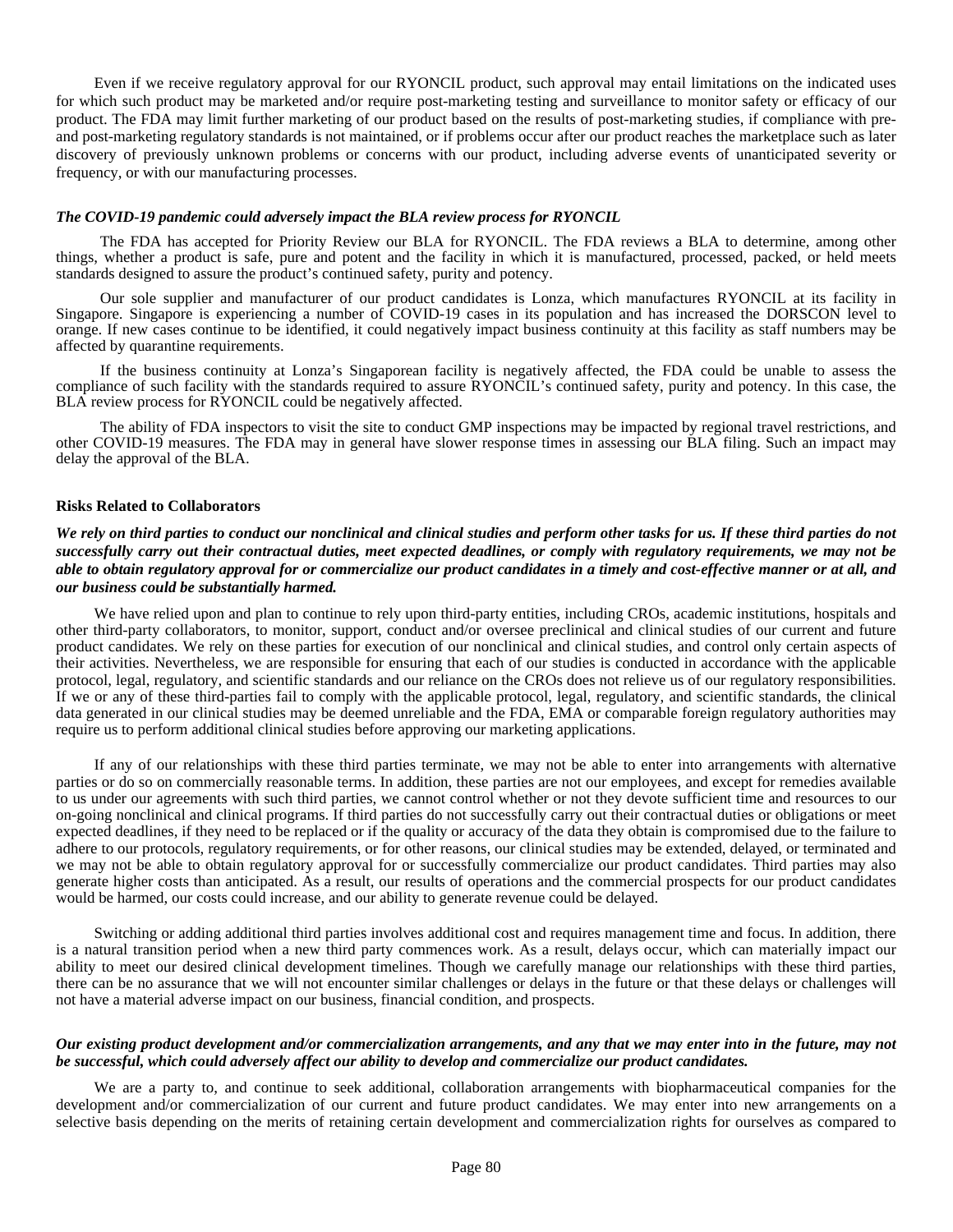Even if we receive regulatory approval for our RYONCIL product, such approval may entail limitations on the indicated uses for which such product may be marketed and/or require post-marketing testing and surveillance to monitor safety or efficacy of our product. The FDA may limit further marketing of our product based on the results of post-marketing studies, if compliance with pre- and post-marketing regulatory standards is not maintained, or if problems occur after our product reaches the marketplace such as later discovery of previously unknown problems or concerns with our product, including adverse events of unanticipated severity or frequency, or with our manufacturing processes.

***The COVID-19 pandemic could adversely impact the BLA review process for RYONCIL***

The FDA has accepted for Priority Review our BLA for RYONCIL. The FDA reviews a BLA to determine, among other things, whether a product is safe, pure and potent and the facility in which it is manufactured, processed, packed, or held meets standards designed to assure the product's continued safety, purity and potency.

Our sole supplier and manufacturer of our product candidates is Lonza, which manufactures RYONCIL at its facility in Singapore. Singapore is experiencing a number of COVID-19 cases in its population and has increased the DORSCON level to orange. If new cases continue to be identified, it could negatively impact business continuity at this facility as staff numbers may be affected by quarantine requirements.

If the business continuity at Lonza's Singaporean facility is negatively affected, the FDA could be unable to assess the compliance of such facility with the standards required to assure RYONCIL's continued safety, purity and potency. In this case, the BLA review process for RYONCIL could be negatively affected.

The ability of FDA inspectors to visit the site to conduct GMP inspections may be impacted by regional travel restrictions, and other COVID-19 measures. The FDA may in general have slower response times in assessing our BLA filing. Such an impact may delay the approval of the BLA.

**Risks Related to Collaborators**

***We rely on third parties to conduct our nonclinical and clinical studies and perform other tasks for us. If these third parties do not successfully carry out their contractual duties, meet expected deadlines, or comply with regulatory requirements, we may not be able to obtain regulatory approval for or commercialize our product candidates in a timely and cost-effective manner or at all, and our business could be substantially harmed.***

We have relied upon and plan to continue to rely upon third-party entities, including CROs, academic institutions, hospitals and other third-party collaborators, to monitor, support, conduct and/or oversee preclinical and clinical studies of our current and future product candidates. We rely on these parties for execution of our nonclinical and clinical studies, and control only certain aspects of their activities. Nevertheless, we are responsible for ensuring that each of our studies is conducted in accordance with the applicable protocol, legal, regulatory, and scientific standards and our reliance on the CROs does not relieve us of our regulatory responsibilities. If we or any of these third-parties fail to comply with the applicable protocol, legal, regulatory, and scientific standards, the clinical data generated in our clinical studies may be deemed unreliable and the FDA, EMA or comparable foreign regulatory authorities may require us to perform additional clinical studies before approving our marketing applications.

If any of our relationships with these third parties terminate, we may not be able to enter into arrangements with alternative parties or do so on commercially reasonable terms. In addition, these parties are not our employees, and except for remedies available to us under our agreements with such third parties, we cannot control whether or not they devote sufficient time and resources to our on-going nonclinical and clinical programs. If third parties do not successfully carry out their contractual duties or obligations or meet expected deadlines, if they need to be replaced or if the quality or accuracy of the data they obtain is compromised due to the failure to adhere to our protocols, regulatory requirements, or for other reasons, our clinical studies may be extended, delayed, or terminated and we may not be able to obtain regulatory approval for or successfully commercialize our product candidates. Third parties may also generate higher costs than anticipated. As a result, our results of operations and the commercial prospects for our product candidates would be harmed, our costs could increase, and our ability to generate revenue could be delayed.

Switching or adding additional third parties involves additional cost and requires management time and focus. In addition, there is a natural transition period when a new third party commences work. As a result, delays occur, which can materially impact our ability to meet our desired clinical development timelines. Though we carefully manage our relationships with these third parties, there can be no assurance that we will not encounter similar challenges or delays in the future or that these delays or challenges will not have a material adverse impact on our business, financial condition, and prospects.

***Our existing product development and/or commercialization arrangements, and any that we may enter into in the future, may not be successful, which could adversely affect our ability to develop and commercialize our product candidates.***

We are a party to, and continue to seek additional, collaboration arrangements with biopharmaceutical companies for the development and/or commercialization of our current and future product candidates. We may enter into new arrangements on a selective basis depending on the merits of retaining certain development and commercialization rights for ourselves as compared to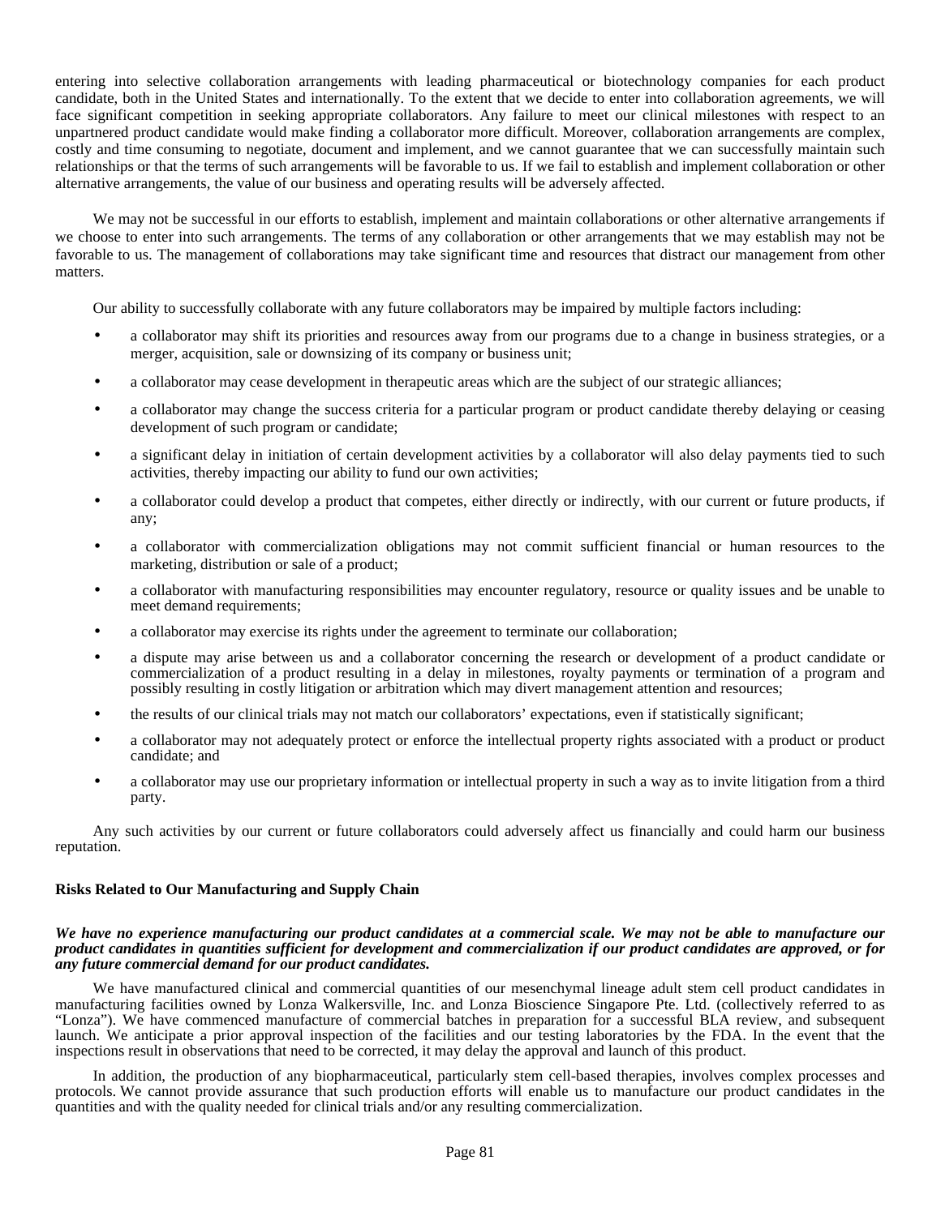entering into selective collaboration arrangements with leading pharmaceutical or biotechnology companies for each product candidate, both in the United States and internationally. To the extent that we decide to enter into collaboration agreements, we will face significant competition in seeking appropriate collaborators. Any failure to meet our clinical milestones with respect to an unpartnered product candidate would make finding a collaborator more difficult. Moreover, collaboration arrangements are complex, costly and time consuming to negotiate, document and implement, and we cannot guarantee that we can successfully maintain such relationships or that the terms of such arrangements will be favorable to us. If we fail to establish and implement collaboration or other alternative arrangements, the value of our business and operating results will be adversely affected.

We may not be successful in our efforts to establish, implement and maintain collaborations or other alternative arrangements if we choose to enter into such arrangements. The terms of any collaboration or other arrangements that we may establish may not be favorable to us. The management of collaborations may take significant time and resources that distract our management from other matters.

Our ability to successfully collaborate with any future collaborators may be impaired by multiple factors including:

- a collaborator may shift its priorities and resources away from our programs due to a change in business strategies, or a merger, acquisition, sale or downsizing of its company or business unit;
- a collaborator may cease development in therapeutic areas which are the subject of our strategic alliances;
- a collaborator may change the success criteria for a particular program or product candidate thereby delaying or ceasing development of such program or candidate;
- a significant delay in initiation of certain development activities by a collaborator will also delay payments tied to such activities, thereby impacting our ability to fund our own activities;
- a collaborator could develop a product that competes, either directly or indirectly, with our current or future products, if any;
- a collaborator with commercialization obligations may not commit sufficient financial or human resources to the marketing, distribution or sale of a product;
- a collaborator with manufacturing responsibilities may encounter regulatory, resource or quality issues and be unable to meet demand requirements;
- a collaborator may exercise its rights under the agreement to terminate our collaboration;
- a dispute may arise between us and a collaborator concerning the research or development of a product candidate or commercialization of a product resulting in a delay in milestones, royalty payments or termination of a program and possibly resulting in costly litigation or arbitration which may divert management attention and resources;
- the results of our clinical trials may not match our collaborators' expectations, even if statistically significant;
- a collaborator may not adequately protect or enforce the intellectual property rights associated with a product or product candidate; and
- a collaborator may use our proprietary information or intellectual property in such a way as to invite litigation from a third party.

Any such activities by our current or future collaborators could adversely affect us financially and could harm our business reputation.

### Risks Related to Our Manufacturing and Supply Chain

***We have no experience manufacturing our product candidates at a commercial scale. We may not be able to manufacture our product candidates in quantities sufficient for development and commercialization if our product candidates are approved, or for any future commercial demand for our product candidates.***

We have manufactured clinical and commercial quantities of our mesenchymal lineage adult stem cell product candidates in manufacturing facilities owned by Lonza Walkersville, Inc. and Lonza Bioscience Singapore Pte. Ltd. (collectively referred to as "Lonza"). We have commenced manufacture of commercial batches in preparation for a successful BLA review, and subsequent launch. We anticipate a prior approval inspection of the facilities and our testing laboratories by the FDA. In the event that the inspections result in observations that need to be corrected, it may delay the approval and launch of this product.

In addition, the production of any biopharmaceutical, particularly stem cell-based therapies, involves complex processes and protocols. We cannot provide assurance that such production efforts will enable us to manufacture our product candidates in the quantities and with the quality needed for clinical trials and/or any resulting commercialization.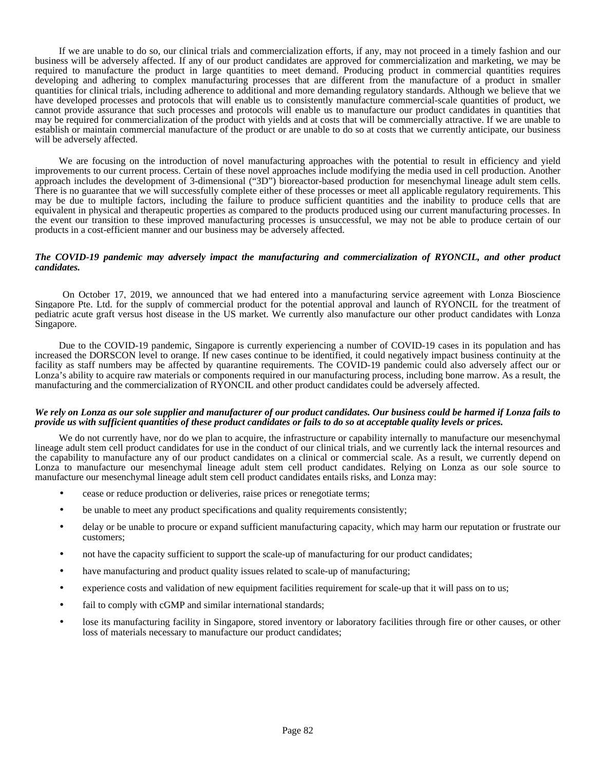If we are unable to do so, our clinical trials and commercialization efforts, if any, may not proceed in a timely fashion and our business will be adversely affected. If any of our product candidates are approved for commercialization and marketing, we may be required to manufacture the product in large quantities to meet demand. Producing product in commercial quantities requires developing and adhering to complex manufacturing processes that are different from the manufacture of a product in smaller quantities for clinical trials, including adherence to additional and more demanding regulatory standards. Although we believe that we have developed processes and protocols that will enable us to consistently manufacture commercial-scale quantities of product, we cannot provide assurance that such processes and protocols will enable us to manufacture our product candidates in quantities that may be required for commercialization of the product with yields and at costs that will be commercially attractive. If we are unable to establish or maintain commercial manufacture of the product or are unable to do so at costs that we currently anticipate, our business will be adversely affected.

We are focusing on the introduction of novel manufacturing approaches with the potential to result in efficiency and yield improvements to our current process. Certain of these novel approaches include modifying the media used in cell production. Another approach includes the development of 3-dimensional ("3D") bioreactor-based production for mesenchymal lineage adult stem cells. There is no guarantee that we will successfully complete either of these processes or meet all applicable regulatory requirements. This may be due to multiple factors, including the failure to produce sufficient quantities and the inability to produce cells that are equivalent in physical and therapeutic properties as compared to the products produced using our current manufacturing processes. In the event our transition to these improved manufacturing processes is unsuccessful, we may not be able to produce certain of our products in a cost-efficient manner and our business may be adversely affected.

***The COVID-19 pandemic may adversely impact the manufacturing and commercialization of RYONCIL, and other product candidates.***

On October 17, 2019, we announced that we had entered into a manufacturing service agreement with Lonza Bioscience Singapore Pte. Ltd. for the supply of commercial product for the potential approval and launch of RYONCIL for the treatment of pediatric acute graft versus host disease in the US market. We currently also manufacture our other product candidates with Lonza Singapore.

Due to the COVID-19 pandemic, Singapore is currently experiencing a number of COVID-19 cases in its population and has increased the DORSCON level to orange. If new cases continue to be identified, it could negatively impact business continuity at the facility as staff numbers may be affected by quarantine requirements. The COVID-19 pandemic could also adversely affect our or Lonza's ability to acquire raw materials or components required in our manufacturing process, including bone marrow. As a result, the manufacturing and the commercialization of RYONCIL and other product candidates could be adversely affected.

***We rely on Lonza as our sole supplier and manufacturer of our product candidates. Our business could be harmed if Lonza fails to provide us with sufficient quantities of these product candidates or fails to do so at acceptable quality levels or prices.***

We do not currently have, nor do we plan to acquire, the infrastructure or capability internally to manufacture our mesenchymal lineage adult stem cell product candidates for use in the conduct of our clinical trials, and we currently lack the internal resources and the capability to manufacture any of our product candidates on a clinical or commercial scale. As a result, we currently depend on Lonza to manufacture our mesenchymal lineage adult stem cell product candidates. Relying on Lonza as our sole source to manufacture our mesenchymal lineage adult stem cell product candidates entails risks, and Lonza may:

- cease or reduce production or deliveries, raise prices or renegotiate terms;
- be unable to meet any product specifications and quality requirements consistently;
- delay or be unable to procure or expand sufficient manufacturing capacity, which may harm our reputation or frustrate our customers;
- not have the capacity sufficient to support the scale-up of manufacturing for our product candidates;
- have manufacturing and product quality issues related to scale-up of manufacturing;
- experience costs and validation of new equipment facilities requirement for scale-up that it will pass on to us;
- fail to comply with cGMP and similar international standards;
- lose its manufacturing facility in Singapore, stored inventory or laboratory facilities through fire or other causes, or other loss of materials necessary to manufacture our product candidates;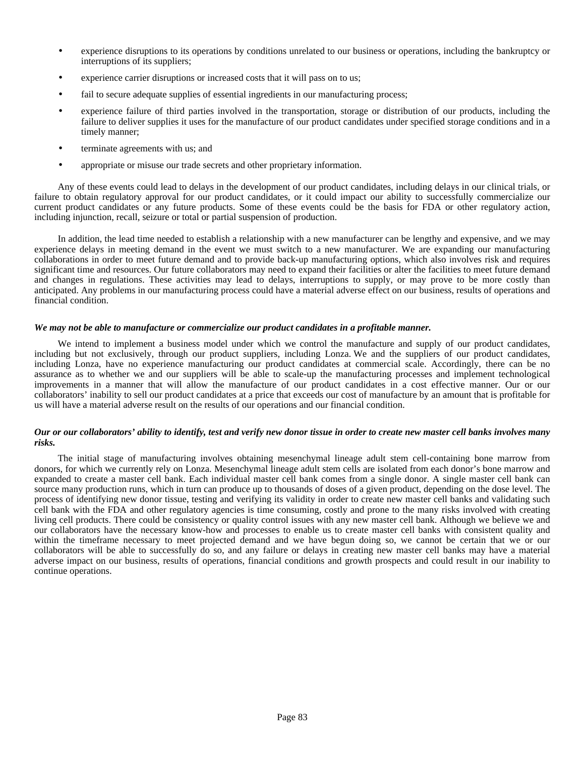- experience disruptions to its operations by conditions unrelated to our business or operations, including the bankruptcy or interruptions of its suppliers;
- experience carrier disruptions or increased costs that it will pass on to us;
- fail to secure adequate supplies of essential ingredients in our manufacturing process;
- experience failure of third parties involved in the transportation, storage or distribution of our products, including the failure to deliver supplies it uses for the manufacture of our product candidates under specified storage conditions and in a timely manner;
- terminate agreements with us; and
- appropriate or misuse our trade secrets and other proprietary information.

Any of these events could lead to delays in the development of our product candidates, including delays in our clinical trials, or failure to obtain regulatory approval for our product candidates, or it could impact our ability to successfully commercialize our current product candidates or any future products. Some of these events could be the basis for FDA or other regulatory action, including injunction, recall, seizure or total or partial suspension of production.

In addition, the lead time needed to establish a relationship with a new manufacturer can be lengthy and expensive, and we may experience delays in meeting demand in the event we must switch to a new manufacturer. We are expanding our manufacturing collaborations in order to meet future demand and to provide back-up manufacturing options, which also involves risk and requires significant time and resources. Our future collaborators may need to expand their facilities or alter the facilities to meet future demand and changes in regulations. These activities may lead to delays, interruptions to supply, or may prove to be more costly than anticipated. Any problems in our manufacturing process could have a material adverse effect on our business, results of operations and financial condition.

***We may not be able to manufacture or commercialize our product candidates in a profitable manner.***

We intend to implement a business model under which we control the manufacture and supply of our product candidates, including but not exclusively, through our product suppliers, including Lonza. We and the suppliers of our product candidates, including Lonza, have no experience manufacturing our product candidates at commercial scale. Accordingly, there can be no assurance as to whether we and our suppliers will be able to scale-up the manufacturing processes and implement technological improvements in a manner that will allow the manufacture of our product candidates in a cost effective manner. Our or our collaborators' inability to sell our product candidates at a price that exceeds our cost of manufacture by an amount that is profitable for us will have a material adverse result on the results of our operations and our financial condition.

***Our or our collaborators' ability to identify, test and verify new donor tissue in order to create new master cell banks involves many risks.***

The initial stage of manufacturing involves obtaining mesenchymal lineage adult stem cell-containing bone marrow from donors, for which we currently rely on Lonza. Mesenchymal lineage adult stem cells are isolated from each donor's bone marrow and expanded to create a master cell bank. Each individual master cell bank comes from a single donor. A single master cell bank can source many production runs, which in turn can produce up to thousands of doses of a given product, depending on the dose level. The process of identifying new donor tissue, testing and verifying its validity in order to create new master cell banks and validating such cell bank with the FDA and other regulatory agencies is time consuming, costly and prone to the many risks involved with creating living cell products. There could be consistency or quality control issues with any new master cell bank. Although we believe we and our collaborators have the necessary know-how and processes to enable us to create master cell banks with consistent quality and within the timeframe necessary to meet projected demand and we have begun doing so, we cannot be certain that we or our collaborators will be able to successfully do so, and any failure or delays in creating new master cell banks may have a material adverse impact on our business, results of operations, financial conditions and growth prospects and could result in our inability to continue operations.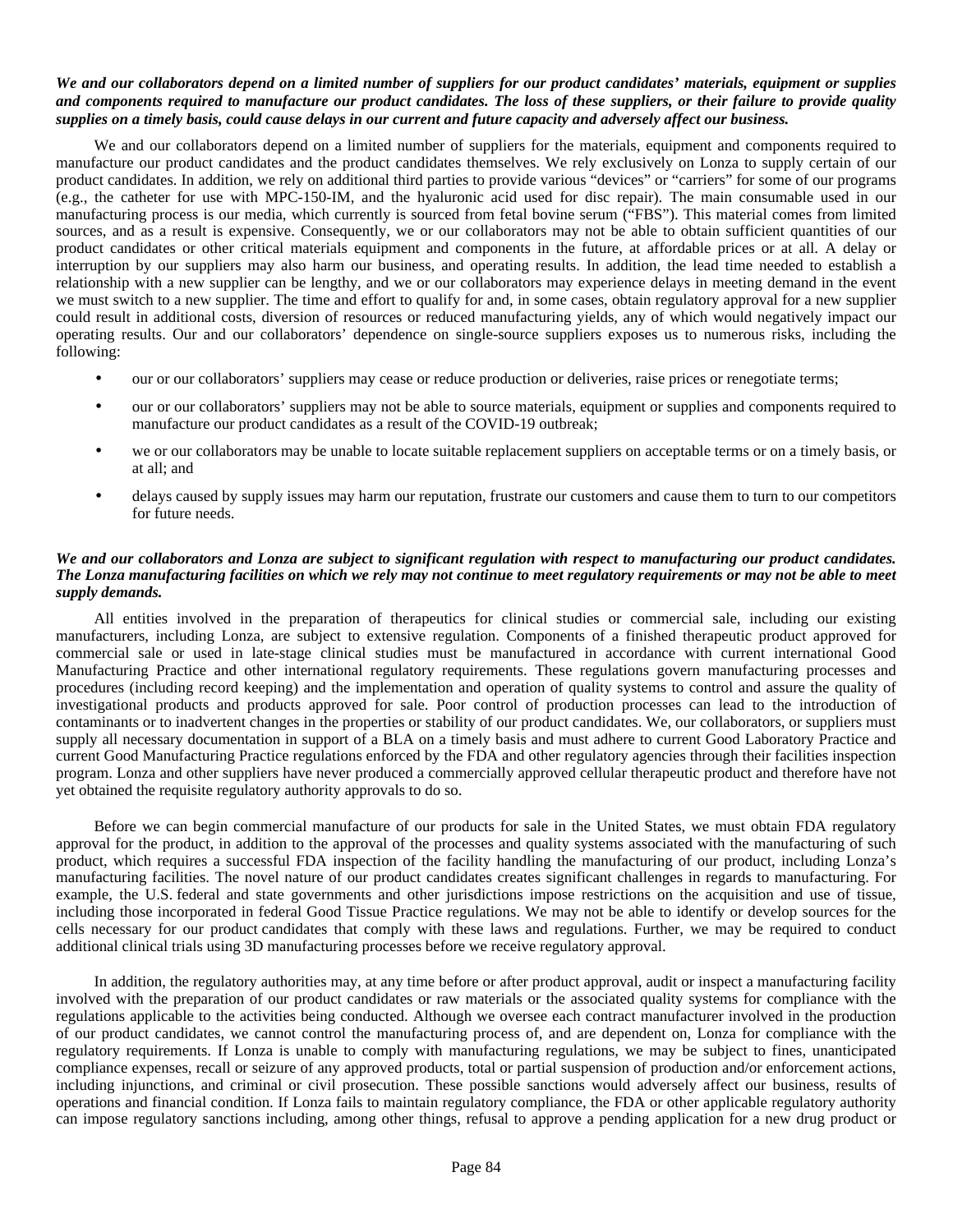***We and our collaborators depend on a limited number of suppliers for our product candidates' materials, equipment or supplies and components required to manufacture our product candidates. The loss of these suppliers, or their failure to provide quality supplies on a timely basis, could cause delays in our current and future capacity and adversely affect our business.***

We and our collaborators depend on a limited number of suppliers for the materials, equipment and components required to manufacture our product candidates and the product candidates themselves. We rely exclusively on Lonza to supply certain of our product candidates. In addition, we rely on additional third parties to provide various "devices" or "carriers" for some of our programs (e.g., the catheter for use with MPC-150-IM, and the hyaluronic acid used for disc repair). The main consumable used in our manufacturing process is our media, which currently is sourced from fetal bovine serum ("FBS"). This material comes from limited sources, and as a result is expensive. Consequently, we or our collaborators may not be able to obtain sufficient quantities of our product candidates or other critical materials equipment and components in the future, at affordable prices or at all. A delay or interruption by our suppliers may also harm our business, and operating results. In addition, the lead time needed to establish a relationship with a new supplier can be lengthy, and we or our collaborators may experience delays in meeting demand in the event we must switch to a new supplier. The time and effort to qualify for and, in some cases, obtain regulatory approval for a new supplier could result in additional costs, diversion of resources or reduced manufacturing yields, any of which would negatively impact our operating results. Our and our collaborators' dependence on single-source suppliers exposes us to numerous risks, including the following:

- our or our collaborators' suppliers may cease or reduce production or deliveries, raise prices or renegotiate terms;
- our or our collaborators' suppliers may not be able to source materials, equipment or supplies and components required to manufacture our product candidates as a result of the COVID-19 outbreak;
- we or our collaborators may be unable to locate suitable replacement suppliers on acceptable terms or on a timely basis, or at all; and
- delays caused by supply issues may harm our reputation, frustrate our customers and cause them to turn to our competitors for future needs.

***We and our collaborators and Lonza are subject to significant regulation with respect to manufacturing our product candidates. The Lonza manufacturing facilities on which we rely may not continue to meet regulatory requirements or may not be able to meet supply demands.***

All entities involved in the preparation of therapeutics for clinical studies or commercial sale, including our existing manufacturers, including Lonza, are subject to extensive regulation. Components of a finished therapeutic product approved for commercial sale or used in late-stage clinical studies must be manufactured in accordance with current international Good Manufacturing Practice and other international regulatory requirements. These regulations govern manufacturing processes and procedures (including record keeping) and the implementation and operation of quality systems to control and assure the quality of investigational products and products approved for sale. Poor control of production processes can lead to the introduction of contaminants or to inadvertent changes in the properties or stability of our product candidates. We, our collaborators, or suppliers must supply all necessary documentation in support of a BLA on a timely basis and must adhere to current Good Laboratory Practice and current Good Manufacturing Practice regulations enforced by the FDA and other regulatory agencies through their facilities inspection program. Lonza and other suppliers have never produced a commercially approved cellular therapeutic product and therefore have not yet obtained the requisite regulatory authority approvals to do so.

Before we can begin commercial manufacture of our products for sale in the United States, we must obtain FDA regulatory approval for the product, in addition to the approval of the processes and quality systems associated with the manufacturing of such product, which requires a successful FDA inspection of the facility handling the manufacturing of our product, including Lonza's manufacturing facilities. The novel nature of our product candidates creates significant challenges in regards to manufacturing. For example, the U.S. federal and state governments and other jurisdictions impose restrictions on the acquisition and use of tissue, including those incorporated in federal Good Tissue Practice regulations. We may not be able to identify or develop sources for the cells necessary for our product candidates that comply with these laws and regulations. Further, we may be required to conduct additional clinical trials using 3D manufacturing processes before we receive regulatory approval.

In addition, the regulatory authorities may, at any time before or after product approval, audit or inspect a manufacturing facility involved with the preparation of our product candidates or raw materials or the associated quality systems for compliance with the regulations applicable to the activities being conducted. Although we oversee each contract manufacturer involved in the production of our product candidates, we cannot control the manufacturing process of, and are dependent on, Lonza for compliance with the regulatory requirements. If Lonza is unable to comply with manufacturing regulations, we may be subject to fines, unanticipated compliance expenses, recall or seizure of any approved products, total or partial suspension of production and/or enforcement actions, including injunctions, and criminal or civil prosecution. These possible sanctions would adversely affect our business, results of operations and financial condition. If Lonza fails to maintain regulatory compliance, the FDA or other applicable regulatory authority can impose regulatory sanctions including, among other things, refusal to approve a pending application for a new drug product or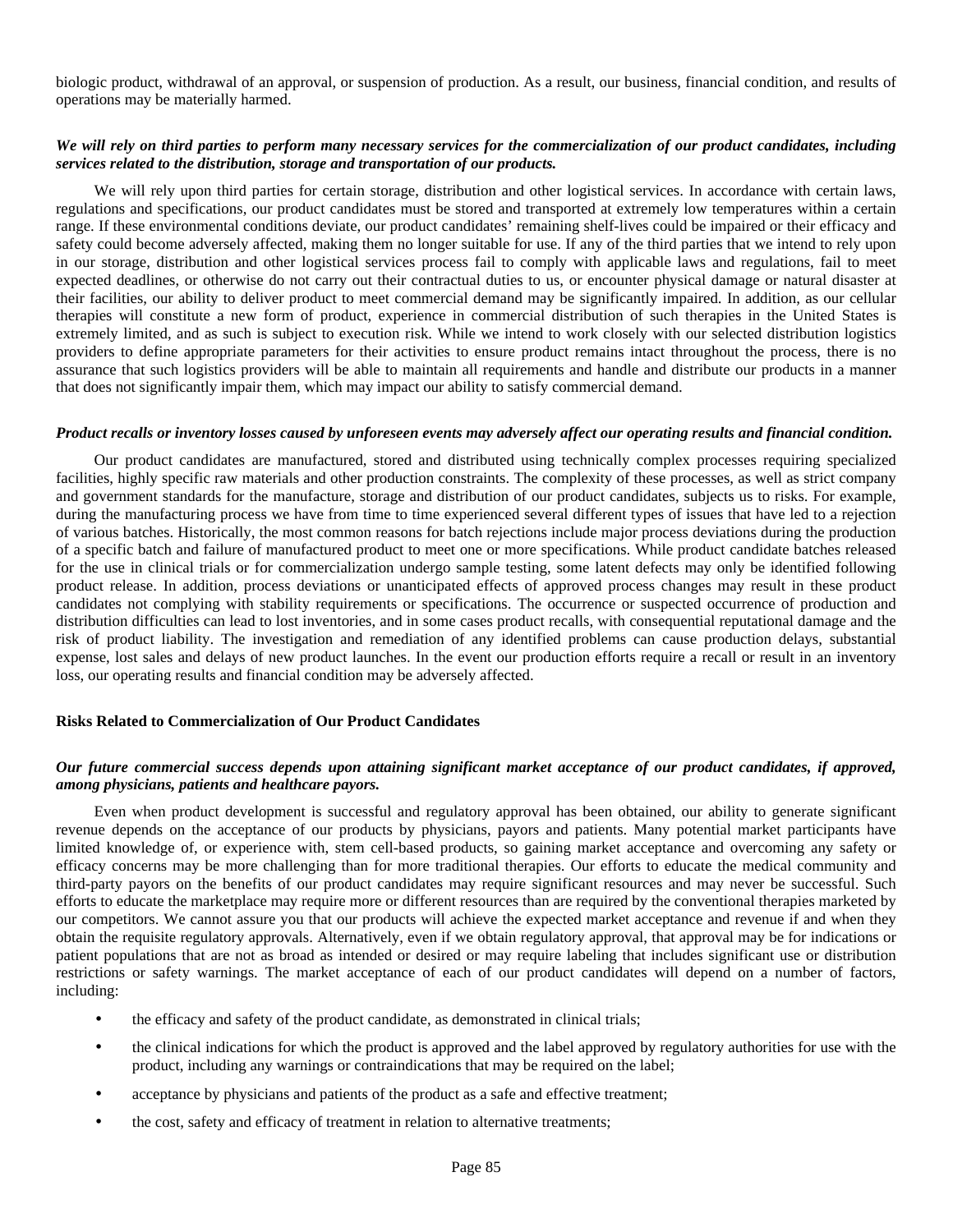biologic product, withdrawal of an approval, or suspension of production. As a result, our business, financial condition, and results of operations may be materially harmed.

***We will rely on third parties to perform many necessary services for the commercialization of our product candidates, including services related to the distribution, storage and transportation of our products.***

We will rely upon third parties for certain storage, distribution and other logistical services. In accordance with certain laws, regulations and specifications, our product candidates must be stored and transported at extremely low temperatures within a certain range. If these environmental conditions deviate, our product candidates' remaining shelf-lives could be impaired or their efficacy and safety could become adversely affected, making them no longer suitable for use. If any of the third parties that we intend to rely upon in our storage, distribution and other logistical services process fail to comply with applicable laws and regulations, fail to meet expected deadlines, or otherwise do not carry out their contractual duties to us, or encounter physical damage or natural disaster at their facilities, our ability to deliver product to meet commercial demand may be significantly impaired. In addition, as our cellular therapies will constitute a new form of product, experience in commercial distribution of such therapies in the United States is extremely limited, and as such is subject to execution risk. While we intend to work closely with our selected distribution logistics providers to define appropriate parameters for their activities to ensure product remains intact throughout the process, there is no assurance that such logistics providers will be able to maintain all requirements and handle and distribute our products in a manner that does not significantly impair them, which may impact our ability to satisfy commercial demand.

***Product recalls or inventory losses caused by unforeseen events may adversely affect our operating results and financial condition.***

Our product candidates are manufactured, stored and distributed using technically complex processes requiring specialized facilities, highly specific raw materials and other production constraints. The complexity of these processes, as well as strict company and government standards for the manufacture, storage and distribution of our product candidates, subjects us to risks. For example, during the manufacturing process we have from time to time experienced several different types of issues that have led to a rejection of various batches. Historically, the most common reasons for batch rejections include major process deviations during the production of a specific batch and failure of manufactured product to meet one or more specifications. While product candidate batches released for the use in clinical trials or for commercialization undergo sample testing, some latent defects may only be identified following product release. In addition, process deviations or unanticipated effects of approved process changes may result in these product candidates not complying with stability requirements or specifications. The occurrence or suspected occurrence of production and distribution difficulties can lead to lost inventories, and in some cases product recalls, with consequential reputational damage and the risk of product liability. The investigation and remediation of any identified problems can cause production delays, substantial expense, lost sales and delays of new product launches. In the event our production efforts require a recall or result in an inventory loss, our operating results and financial condition may be adversely affected.

### Risks Related to Commercialization of Our Product Candidates

***Our future commercial success depends upon attaining significant market acceptance of our product candidates, if approved, among physicians, patients and healthcare payors.***

Even when product development is successful and regulatory approval has been obtained, our ability to generate significant revenue depends on the acceptance of our products by physicians, payors and patients. Many potential market participants have limited knowledge of, or experience with, stem cell-based products, so gaining market acceptance and overcoming any safety or efficacy concerns may be more challenging than for more traditional therapies. Our efforts to educate the medical community and third-party payors on the benefits of our product candidates may require significant resources and may never be successful. Such efforts to educate the marketplace may require more or different resources than are required by the conventional therapies marketed by our competitors. We cannot assure you that our products will achieve the expected market acceptance and revenue if and when they obtain the requisite regulatory approvals. Alternatively, even if we obtain regulatory approval, that approval may be for indications or patient populations that are not as broad as intended or desired or may require labeling that includes significant use or distribution restrictions or safety warnings. The market acceptance of each of our product candidates will depend on a number of factors, including:

- the efficacy and safety of the product candidate, as demonstrated in clinical trials;
- the clinical indications for which the product is approved and the label approved by regulatory authorities for use with the product, including any warnings or contraindications that may be required on the label;
- acceptance by physicians and patients of the product as a safe and effective treatment;
- the cost, safety and efficacy of treatment in relation to alternative treatments;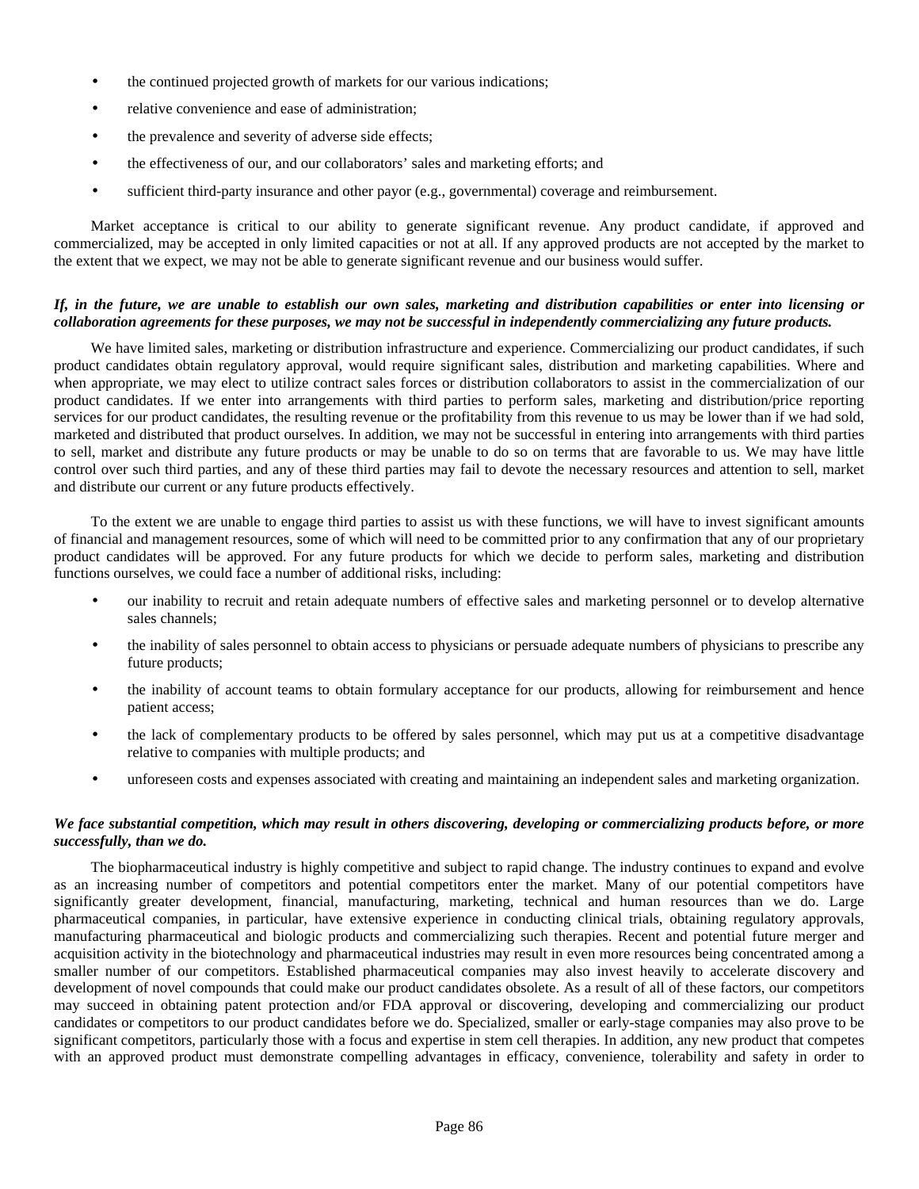- the continued projected growth of markets for our various indications;
- relative convenience and ease of administration;
- the prevalence and severity of adverse side effects;
- the effectiveness of our, and our collaborators' sales and marketing efforts; and
- sufficient third-party insurance and other payor (e.g., governmental) coverage and reimbursement.

Market acceptance is critical to our ability to generate significant revenue. Any product candidate, if approved and commercialized, may be accepted in only limited capacities or not at all. If any approved products are not accepted by the market to the extent that we expect, we may not be able to generate significant revenue and our business would suffer.

***If, in the future, we are unable to establish our own sales, marketing and distribution capabilities or enter into licensing or collaboration agreements for these purposes, we may not be successful in independently commercializing any future products.***

We have limited sales, marketing or distribution infrastructure and experience. Commercializing our product candidates, if such product candidates obtain regulatory approval, would require significant sales, distribution and marketing capabilities. Where and when appropriate, we may elect to utilize contract sales forces or distribution collaborators to assist in the commercialization of our product candidates. If we enter into arrangements with third parties to perform sales, marketing and distribution/price reporting services for our product candidates, the resulting revenue or the profitability from this revenue to us may be lower than if we had sold, marketed and distributed that product ourselves. In addition, we may not be successful in entering into arrangements with third parties to sell, market and distribute any future products or may be unable to do so on terms that are favorable to us. We may have little control over such third parties, and any of these third parties may fail to devote the necessary resources and attention to sell, market and distribute our current or any future products effectively.

To the extent we are unable to engage third parties to assist us with these functions, we will have to invest significant amounts of financial and management resources, some of which will need to be committed prior to any confirmation that any of our proprietary product candidates will be approved. For any future products for which we decide to perform sales, marketing and distribution functions ourselves, we could face a number of additional risks, including:

- our inability to recruit and retain adequate numbers of effective sales and marketing personnel or to develop alternative sales channels;
- the inability of sales personnel to obtain access to physicians or persuade adequate numbers of physicians to prescribe any future products;
- the inability of account teams to obtain formulary acceptance for our products, allowing for reimbursement and hence patient access;
- the lack of complementary products to be offered by sales personnel, which may put us at a competitive disadvantage relative to companies with multiple products; and
- unforeseen costs and expenses associated with creating and maintaining an independent sales and marketing organization.

***We face substantial competition, which may result in others discovering, developing or commercializing products before, or more successfully, than we do.***

The biopharmaceutical industry is highly competitive and subject to rapid change. The industry continues to expand and evolve as an increasing number of competitors and potential competitors enter the market. Many of our potential competitors have significantly greater development, financial, manufacturing, marketing, technical and human resources than we do. Large pharmaceutical companies, in particular, have extensive experience in conducting clinical trials, obtaining regulatory approvals, manufacturing pharmaceutical and biologic products and commercializing such therapies. Recent and potential future merger and acquisition activity in the biotechnology and pharmaceutical industries may result in even more resources being concentrated among a smaller number of our competitors. Established pharmaceutical companies may also invest heavily to accelerate discovery and development of novel compounds that could make our product candidates obsolete. As a result of all of these factors, our competitors may succeed in obtaining patent protection and/or FDA approval or discovering, developing and commercializing our product candidates or competitors to our product candidates before we do. Specialized, smaller or early-stage companies may also prove to be significant competitors, particularly those with a focus and expertise in stem cell therapies. In addition, any new product that competes with an approved product must demonstrate compelling advantages in efficacy, convenience, tolerability and safety in order to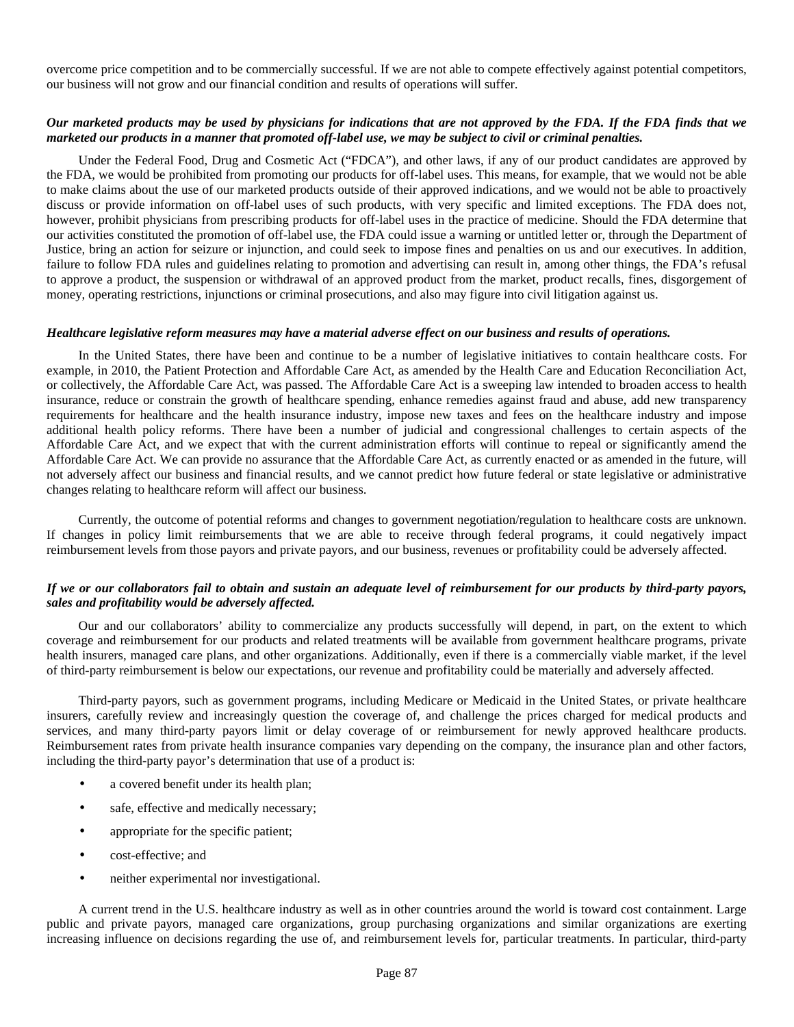overcome price competition and to be commercially successful. If we are not able to compete effectively against potential competitors, our business will not grow and our financial condition and results of operations will suffer.

***Our marketed products may be used by physicians for indications that are not approved by the FDA. If the FDA finds that we marketed our products in a manner that promoted off-label use, we may be subject to civil or criminal penalties.***

Under the Federal Food, Drug and Cosmetic Act ("FDCA"), and other laws, if any of our product candidates are approved by the FDA, we would be prohibited from promoting our products for off-label uses. This means, for example, that we would not be able to make claims about the use of our marketed products outside of their approved indications, and we would not be able to proactively discuss or provide information on off-label uses of such products, with very specific and limited exceptions. The FDA does not, however, prohibit physicians from prescribing products for off-label uses in the practice of medicine. Should the FDA determine that our activities constituted the promotion of off-label use, the FDA could issue a warning or untitled letter or, through the Department of Justice, bring an action for seizure or injunction, and could seek to impose fines and penalties on us and our executives. In addition, failure to follow FDA rules and guidelines relating to promotion and advertising can result in, among other things, the FDA's refusal to approve a product, the suspension or withdrawal of an approved product from the market, product recalls, fines, disgorgement of money, operating restrictions, injunctions or criminal prosecutions, and also may figure into civil litigation against us.

***Healthcare legislative reform measures may have a material adverse effect on our business and results of operations.***

In the United States, there have been and continue to be a number of legislative initiatives to contain healthcare costs. For example, in 2010, the Patient Protection and Affordable Care Act, as amended by the Health Care and Education Reconciliation Act, or collectively, the Affordable Care Act, was passed. The Affordable Care Act is a sweeping law intended to broaden access to health insurance, reduce or constrain the growth of healthcare spending, enhance remedies against fraud and abuse, add new transparency requirements for healthcare and the health insurance industry, impose new taxes and fees on the healthcare industry and impose additional health policy reforms. There have been a number of judicial and congressional challenges to certain aspects of the Affordable Care Act, and we expect that with the current administration efforts will continue to repeal or significantly amend the Affordable Care Act. We can provide no assurance that the Affordable Care Act, as currently enacted or as amended in the future, will not adversely affect our business and financial results, and we cannot predict how future federal or state legislative or administrative changes relating to healthcare reform will affect our business.

Currently, the outcome of potential reforms and changes to government negotiation/regulation to healthcare costs are unknown. If changes in policy limit reimbursements that we are able to receive through federal programs, it could negatively impact reimbursement levels from those payors and private payors, and our business, revenues or profitability could be adversely affected.

***If we or our collaborators fail to obtain and sustain an adequate level of reimbursement for our products by third-party payors, sales and profitability would be adversely affected.***

Our and our collaborators' ability to commercialize any products successfully will depend, in part, on the extent to which coverage and reimbursement for our products and related treatments will be available from government healthcare programs, private health insurers, managed care plans, and other organizations. Additionally, even if there is a commercially viable market, if the level of third-party reimbursement is below our expectations, our revenue and profitability could be materially and adversely affected.

Third-party payors, such as government programs, including Medicare or Medicaid in the United States, or private healthcare insurers, carefully review and increasingly question the coverage of, and challenge the prices charged for medical products and services, and many third-party payors limit or delay coverage of or reimbursement for newly approved healthcare products. Reimbursement rates from private health insurance companies vary depending on the company, the insurance plan and other factors, including the third-party payor's determination that use of a product is:

- a covered benefit under its health plan;
- safe, effective and medically necessary;
- appropriate for the specific patient;
- cost-effective; and
- neither experimental nor investigational.

A current trend in the U.S. healthcare industry as well as in other countries around the world is toward cost containment. Large public and private payors, managed care organizations, group purchasing organizations and similar organizations are exerting increasing influence on decisions regarding the use of, and reimbursement levels for, particular treatments. In particular, third-party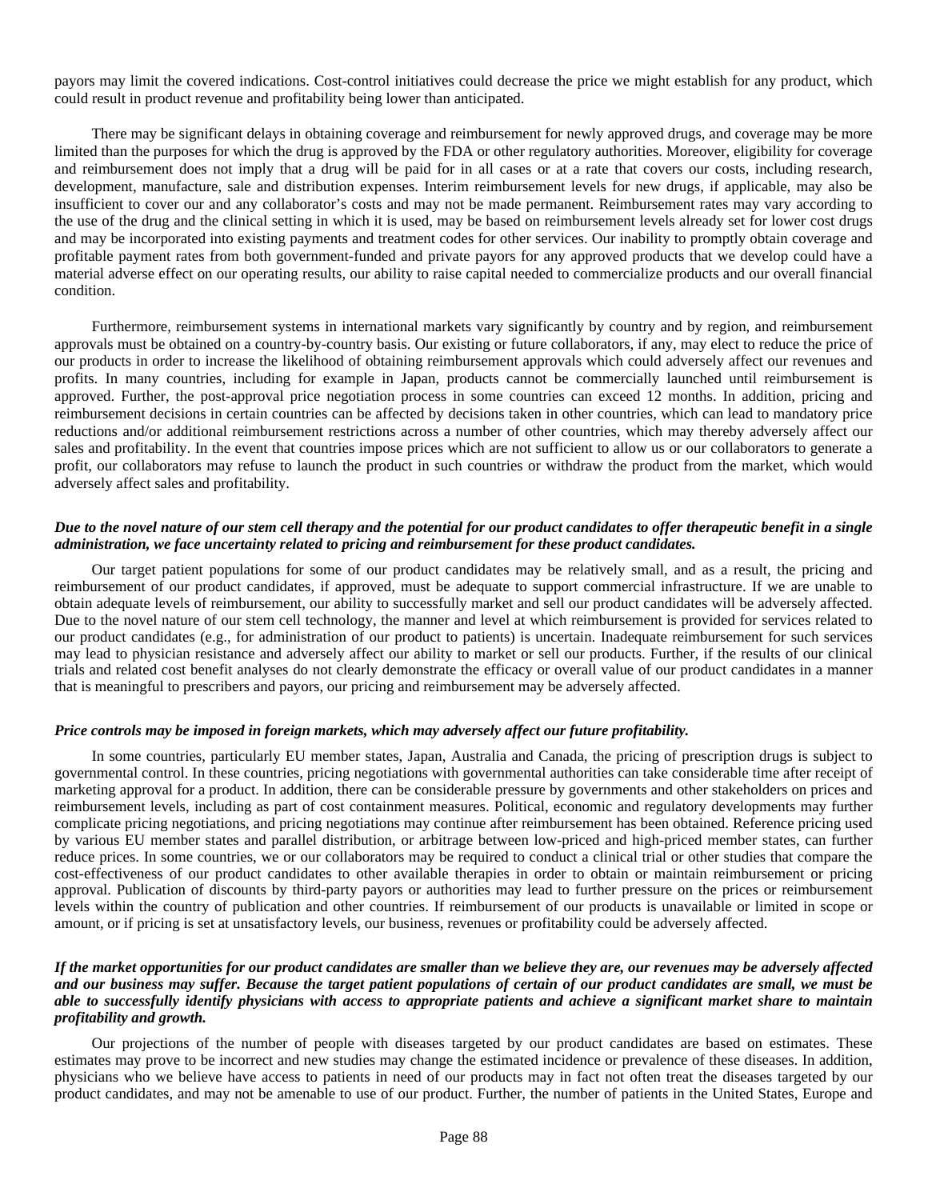payors may limit the covered indications. Cost-control initiatives could decrease the price we might establish for any product, which could result in product revenue and profitability being lower than anticipated.

There may be significant delays in obtaining coverage and reimbursement for newly approved drugs, and coverage may be more limited than the purposes for which the drug is approved by the FDA or other regulatory authorities. Moreover, eligibility for coverage and reimbursement does not imply that a drug will be paid for in all cases or at a rate that covers our costs, including research, development, manufacture, sale and distribution expenses. Interim reimbursement levels for new drugs, if applicable, may also be insufficient to cover our and any collaborator's costs and may not be made permanent. Reimbursement rates may vary according to the use of the drug and the clinical setting in which it is used, may be based on reimbursement levels already set for lower cost drugs and may be incorporated into existing payments and treatment codes for other services. Our inability to promptly obtain coverage and profitable payment rates from both government-funded and private payors for any approved products that we develop could have a material adverse effect on our operating results, our ability to raise capital needed to commercialize products and our overall financial condition.

Furthermore, reimbursement systems in international markets vary significantly by country and by region, and reimbursement approvals must be obtained on a country-by-country basis. Our existing or future collaborators, if any, may elect to reduce the price of our products in order to increase the likelihood of obtaining reimbursement approvals which could adversely affect our revenues and profits. In many countries, including for example in Japan, products cannot be commercially launched until reimbursement is approved. Further, the post-approval price negotiation process in some countries can exceed 12 months. In addition, pricing and reimbursement decisions in certain countries can be affected by decisions taken in other countries, which can lead to mandatory price reductions and/or additional reimbursement restrictions across a number of other countries, which may thereby adversely affect our sales and profitability. In the event that countries impose prices which are not sufficient to allow us or our collaborators to generate a profit, our collaborators may refuse to launch the product in such countries or withdraw the product from the market, which would adversely affect sales and profitability.

***Due to the novel nature of our stem cell therapy and the potential for our product candidates to offer therapeutic benefit in a single administration, we face uncertainty related to pricing and reimbursement for these product candidates.***

Our target patient populations for some of our product candidates may be relatively small, and as a result, the pricing and reimbursement of our product candidates, if approved, must be adequate to support commercial infrastructure. If we are unable to obtain adequate levels of reimbursement, our ability to successfully market and sell our product candidates will be adversely affected. Due to the novel nature of our stem cell technology, the manner and level at which reimbursement is provided for services related to our product candidates (e.g., for administration of our product to patients) is uncertain. Inadequate reimbursement for such services may lead to physician resistance and adversely affect our ability to market or sell our products. Further, if the results of our clinical trials and related cost benefit analyses do not clearly demonstrate the efficacy or overall value of our product candidates in a manner that is meaningful to prescribers and payors, our pricing and reimbursement may be adversely affected.

***Price controls may be imposed in foreign markets, which may adversely affect our future profitability.***

In some countries, particularly EU member states, Japan, Australia and Canada, the pricing of prescription drugs is subject to governmental control. In these countries, pricing negotiations with governmental authorities can take considerable time after receipt of marketing approval for a product. In addition, there can be considerable pressure by governments and other stakeholders on prices and reimbursement levels, including as part of cost containment measures. Political, economic and regulatory developments may further complicate pricing negotiations, and pricing negotiations may continue after reimbursement has been obtained. Reference pricing used by various EU member states and parallel distribution, or arbitrage between low-priced and high-priced member states, can further reduce prices. In some countries, we or our collaborators may be required to conduct a clinical trial or other studies that compare the cost-effectiveness of our product candidates to other available therapies in order to obtain or maintain reimbursement or pricing approval. Publication of discounts by third-party payors or authorities may lead to further pressure on the prices or reimbursement levels within the country of publication and other countries. If reimbursement of our products is unavailable or limited in scope or amount, or if pricing is set at unsatisfactory levels, our business, revenues or profitability could be adversely affected.

***If the market opportunities for our product candidates are smaller than we believe they are, our revenues may be adversely affected and our business may suffer. Because the target patient populations of certain of our product candidates are small, we must be able to successfully identify physicians with access to appropriate patients and achieve a significant market share to maintain profitability and growth.***

Our projections of the number of people with diseases targeted by our product candidates are based on estimates. These estimates may prove to be incorrect and new studies may change the estimated incidence or prevalence of these diseases. In addition, physicians who we believe have access to patients in need of our products may in fact not often treat the diseases targeted by our product candidates, and may not be amenable to use of our product. Further, the number of patients in the United States, Europe and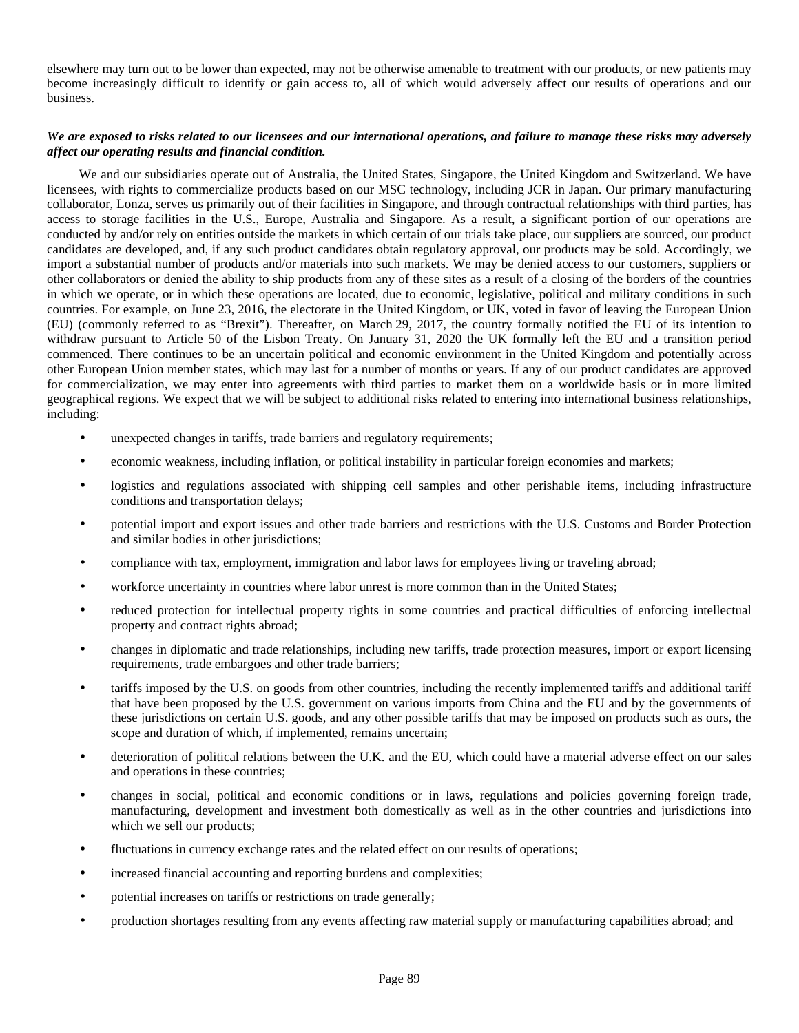elsewhere may turn out to be lower than expected, may not be otherwise amenable to treatment with our products, or new patients may become increasingly difficult to identify or gain access to, all of which would adversely affect our results of operations and our business.

***We are exposed to risks related to our licensees and our international operations, and failure to manage these risks may adversely affect our operating results and financial condition.***

We and our subsidiaries operate out of Australia, the United States, Singapore, the United Kingdom and Switzerland. We have licensees, with rights to commercialize products based on our MSC technology, including JCR in Japan. Our primary manufacturing collaborator, Lonza, serves us primarily out of their facilities in Singapore, and through contractual relationships with third parties, has access to storage facilities in the U.S., Europe, Australia and Singapore. As a result, a significant portion of our operations are conducted by and/or rely on entities outside the markets in which certain of our trials take place, our suppliers are sourced, our product candidates are developed, and, if any such product candidates obtain regulatory approval, our products may be sold. Accordingly, we import a substantial number of products and/or materials into such markets. We may be denied access to our customers, suppliers or other collaborators or denied the ability to ship products from any of these sites as a result of a closing of the borders of the countries in which we operate, or in which these operations are located, due to economic, legislative, political and military conditions in such countries. For example, on June 23, 2016, the electorate in the United Kingdom, or UK, voted in favor of leaving the European Union (EU) (commonly referred to as "Brexit"). Thereafter, on March 29, 2017, the country formally notified the EU of its intention to withdraw pursuant to Article 50 of the Lisbon Treaty. On January 31, 2020 the UK formally left the EU and a transition period commenced. There continues to be an uncertain political and economic environment in the United Kingdom and potentially across other European Union member states, which may last for a number of months or years. If any of our product candidates are approved for commercialization, we may enter into agreements with third parties to market them on a worldwide basis or in more limited geographical regions. We expect that we will be subject to additional risks related to entering into international business relationships, including:

- unexpected changes in tariffs, trade barriers and regulatory requirements;
- economic weakness, including inflation, or political instability in particular foreign economies and markets;
- logistics and regulations associated with shipping cell samples and other perishable items, including infrastructure conditions and transportation delays;
- potential import and export issues and other trade barriers and restrictions with the U.S. Customs and Border Protection and similar bodies in other jurisdictions;
- compliance with tax, employment, immigration and labor laws for employees living or traveling abroad;
- workforce uncertainty in countries where labor unrest is more common than in the United States;
- reduced protection for intellectual property rights in some countries and practical difficulties of enforcing intellectual property and contract rights abroad;
- changes in diplomatic and trade relationships, including new tariffs, trade protection measures, import or export licensing requirements, trade embargoes and other trade barriers;
- tariffs imposed by the U.S. on goods from other countries, including the recently implemented tariffs and additional tariff that have been proposed by the U.S. government on various imports from China and the EU and by the governments of these jurisdictions on certain U.S. goods, and any other possible tariffs that may be imposed on products such as ours, the scope and duration of which, if implemented, remains uncertain;
- deterioration of political relations between the U.K. and the EU, which could have a material adverse effect on our sales and operations in these countries;
- changes in social, political and economic conditions or in laws, regulations and policies governing foreign trade, manufacturing, development and investment both domestically as well as in the other countries and jurisdictions into which we sell our products;
- fluctuations in currency exchange rates and the related effect on our results of operations;
- increased financial accounting and reporting burdens and complexities;
- potential increases on tariffs or restrictions on trade generally;
- production shortages resulting from any events affecting raw material supply or manufacturing capabilities abroad; and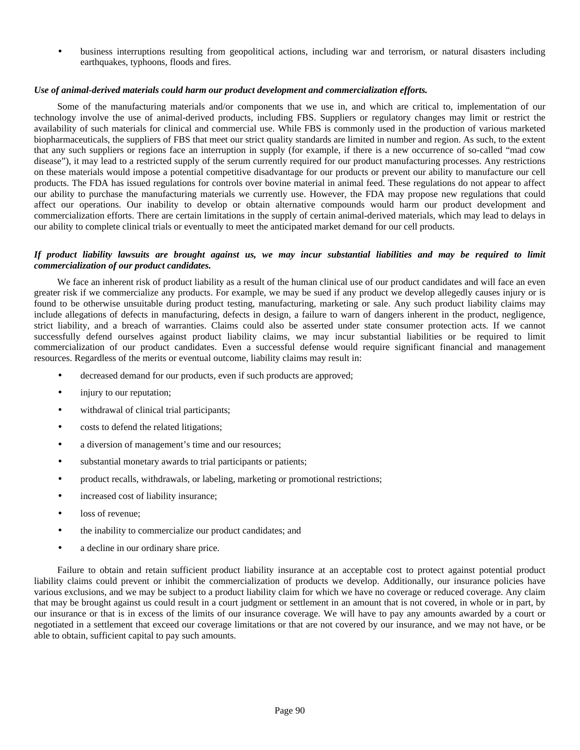- business interruptions resulting from geopolitical actions, including war and terrorism, or natural disasters including earthquakes, typhoons, floods and fires.

***Use of animal-derived materials could harm our product development and commercialization efforts.***

Some of the manufacturing materials and/or components that we use in, and which are critical to, implementation of our technology involve the use of animal-derived products, including FBS. Suppliers or regulatory changes may limit or restrict the availability of such materials for clinical and commercial use. While FBS is commonly used in the production of various marketed biopharmaceuticals, the suppliers of FBS that meet our strict quality standards are limited in number and region. As such, to the extent that any such suppliers or regions face an interruption in supply (for example, if there is a new occurrence of so-called "mad cow disease"), it may lead to a restricted supply of the serum currently required for our product manufacturing processes. Any restrictions on these materials would impose a potential competitive disadvantage for our products or prevent our ability to manufacture our cell products. The FDA has issued regulations for controls over bovine material in animal feed. These regulations do not appear to affect our ability to purchase the manufacturing materials we currently use. However, the FDA may propose new regulations that could affect our operations. Our inability to develop or obtain alternative compounds would harm our product development and commercialization efforts. There are certain limitations in the supply of certain animal-derived materials, which may lead to delays in our ability to complete clinical trials or eventually to meet the anticipated market demand for our cell products.

***If product liability lawsuits are brought against us, we may incur substantial liabilities and may be required to limit commercialization of our product candidates.***

We face an inherent risk of product liability as a result of the human clinical use of our product candidates and will face an even greater risk if we commercialize any products. For example, we may be sued if any product we develop allegedly causes injury or is found to be otherwise unsuitable during product testing, manufacturing, marketing or sale. Any such product liability claims may include allegations of defects in manufacturing, defects in design, a failure to warn of dangers inherent in the product, negligence, strict liability, and a breach of warranties. Claims could also be asserted under state consumer protection acts. If we cannot successfully defend ourselves against product liability claims, we may incur substantial liabilities or be required to limit commercialization of our product candidates. Even a successful defense would require significant financial and management resources. Regardless of the merits or eventual outcome, liability claims may result in:

- decreased demand for our products, even if such products are approved;
- injury to our reputation;
- withdrawal of clinical trial participants;
- costs to defend the related litigations;
- a diversion of management's time and our resources;
- substantial monetary awards to trial participants or patients;
- product recalls, withdrawals, or labeling, marketing or promotional restrictions;
- increased cost of liability insurance;
- loss of revenue;
- the inability to commercialize our product candidates; and
- a decline in our ordinary share price.

Failure to obtain and retain sufficient product liability insurance at an acceptable cost to protect against potential product liability claims could prevent or inhibit the commercialization of products we develop. Additionally, our insurance policies have various exclusions, and we may be subject to a product liability claim for which we have no coverage or reduced coverage. Any claim that may be brought against us could result in a court judgment or settlement in an amount that is not covered, in whole or in part, by our insurance or that is in excess of the limits of our insurance coverage. We will have to pay any amounts awarded by a court or negotiated in a settlement that exceed our coverage limitations or that are not covered by our insurance, and we may not have, or be able to obtain, sufficient capital to pay such amounts.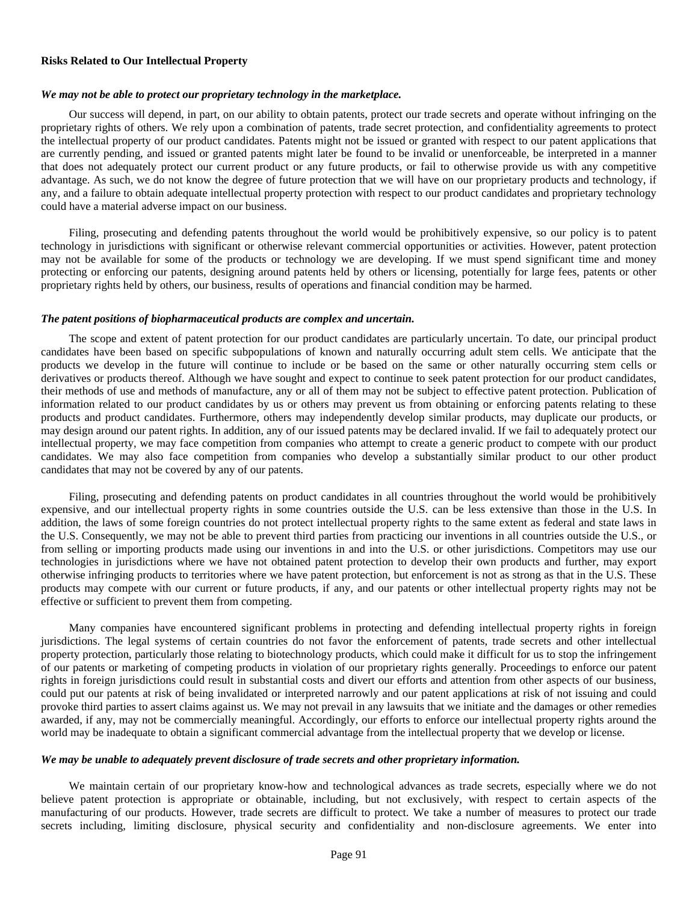**Risks Related to Our Intellectual Property**

***We may not be able to protect our proprietary technology in the marketplace.***

Our success will depend, in part, on our ability to obtain patents, protect our trade secrets and operate without infringing on the proprietary rights of others. We rely upon a combination of patents, trade secret protection, and confidentiality agreements to protect the intellectual property of our product candidates. Patents might not be issued or granted with respect to our patent applications that are currently pending, and issued or granted patents might later be found to be invalid or unenforceable, be interpreted in a manner that does not adequately protect our current product or any future products, or fail to otherwise provide us with any competitive advantage. As such, we do not know the degree of future protection that we will have on our proprietary products and technology, if any, and a failure to obtain adequate intellectual property protection with respect to our product candidates and proprietary technology could have a material adverse impact on our business.

Filing, prosecuting and defending patents throughout the world would be prohibitively expensive, so our policy is to patent technology in jurisdictions with significant or otherwise relevant commercial opportunities or activities. However, patent protection may not be available for some of the products or technology we are developing. If we must spend significant time and money protecting or enforcing our patents, designing around patents held by others or licensing, potentially for large fees, patents or other proprietary rights held by others, our business, results of operations and financial condition may be harmed.

***The patent positions of biopharmaceutical products are complex and uncertain.***

The scope and extent of patent protection for our product candidates are particularly uncertain. To date, our principal product candidates have been based on specific subpopulations of known and naturally occurring adult stem cells. We anticipate that the products we develop in the future will continue to include or be based on the same or other naturally occurring stem cells or derivatives or products thereof. Although we have sought and expect to continue to seek patent protection for our product candidates, their methods of use and methods of manufacture, any or all of them may not be subject to effective patent protection. Publication of information related to our product candidates by us or others may prevent us from obtaining or enforcing patents relating to these products and product candidates. Furthermore, others may independently develop similar products, may duplicate our products, or may design around our patent rights. In addition, any of our issued patents may be declared invalid. If we fail to adequately protect our intellectual property, we may face competition from companies who attempt to create a generic product to compete with our product candidates. We may also face competition from companies who develop a substantially similar product to our other product candidates that may not be covered by any of our patents.

Filing, prosecuting and defending patents on product candidates in all countries throughout the world would be prohibitively expensive, and our intellectual property rights in some countries outside the U.S. can be less extensive than those in the U.S. In addition, the laws of some foreign countries do not protect intellectual property rights to the same extent as federal and state laws in the U.S. Consequently, we may not be able to prevent third parties from practicing our inventions in all countries outside the U.S., or from selling or importing products made using our inventions in and into the U.S. or other jurisdictions. Competitors may use our technologies in jurisdictions where we have not obtained patent protection to develop their own products and further, may export otherwise infringing products to territories where we have patent protection, but enforcement is not as strong as that in the U.S. These products may compete with our current or future products, if any, and our patents or other intellectual property rights may not be effective or sufficient to prevent them from competing.

Many companies have encountered significant problems in protecting and defending intellectual property rights in foreign jurisdictions. The legal systems of certain countries do not favor the enforcement of patents, trade secrets and other intellectual property protection, particularly those relating to biotechnology products, which could make it difficult for us to stop the infringement of our patents or marketing of competing products in violation of our proprietary rights generally. Proceedings to enforce our patent rights in foreign jurisdictions could result in substantial costs and divert our efforts and attention from other aspects of our business, could put our patents at risk of being invalidated or interpreted narrowly and our patent applications at risk of not issuing and could provoke third parties to assert claims against us. We may not prevail in any lawsuits that we initiate and the damages or other remedies awarded, if any, may not be commercially meaningful. Accordingly, our efforts to enforce our intellectual property rights around the world may be inadequate to obtain a significant commercial advantage from the intellectual property that we develop or license.

***We may be unable to adequately prevent disclosure of trade secrets and other proprietary information.***

We maintain certain of our proprietary know-how and technological advances as trade secrets, especially where we do not believe patent protection is appropriate or obtainable, including, but not exclusively, with respect to certain aspects of the manufacturing of our products. However, trade secrets are difficult to protect. We take a number of measures to protect our trade secrets including, limiting disclosure, physical security and confidentiality and non-disclosure agreements. We enter into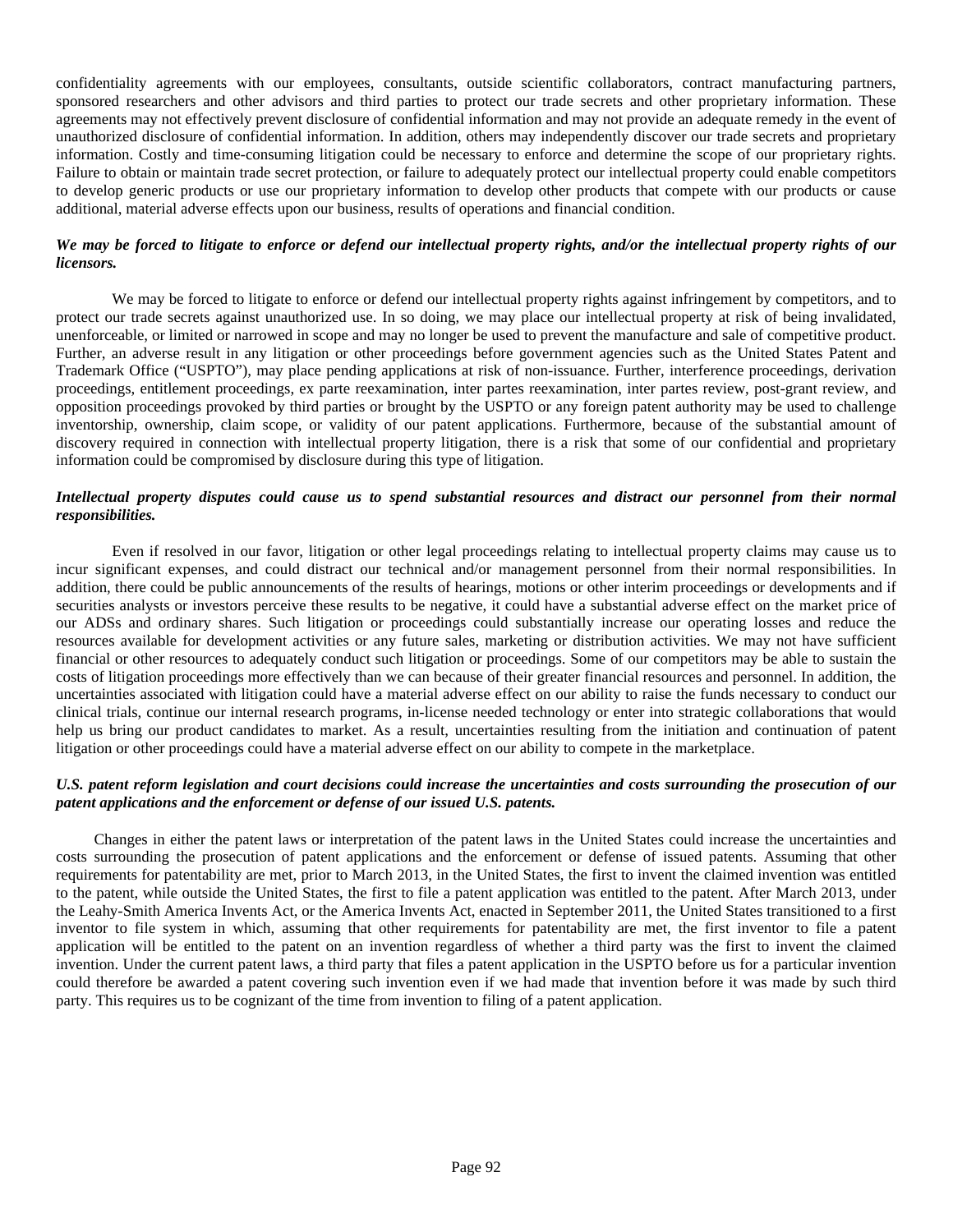confidentiality agreements with our employees, consultants, outside scientific collaborators, contract manufacturing partners, sponsored researchers and other advisors and third parties to protect our trade secrets and other proprietary information. These agreements may not effectively prevent disclosure of confidential information and may not provide an adequate remedy in the event of unauthorized disclosure of confidential information. In addition, others may independently discover our trade secrets and proprietary information. Costly and time-consuming litigation could be necessary to enforce and determine the scope of our proprietary rights. Failure to obtain or maintain trade secret protection, or failure to adequately protect our intellectual property could enable competitors to develop generic products or use our proprietary information to develop other products that compete with our products or cause additional, material adverse effects upon our business, results of operations and financial condition.

***We may be forced to litigate to enforce or defend our intellectual property rights, and/or the intellectual property rights of our licensors.***

We may be forced to litigate to enforce or defend our intellectual property rights against infringement by competitors, and to protect our trade secrets against unauthorized use. In so doing, we may place our intellectual property at risk of being invalidated, unenforceable, or limited or narrowed in scope and may no longer be used to prevent the manufacture and sale of competitive product. Further, an adverse result in any litigation or other proceedings before government agencies such as the United States Patent and Trademark Office ("USPTO"), may place pending applications at risk of non-issuance. Further, interference proceedings, derivation proceedings, entitlement proceedings, ex parte reexamination, inter partes reexamination, inter partes review, post-grant review, and opposition proceedings provoked by third parties or brought by the USPTO or any foreign patent authority may be used to challenge inventorship, ownership, claim scope, or validity of our patent applications. Furthermore, because of the substantial amount of discovery required in connection with intellectual property litigation, there is a risk that some of our confidential and proprietary information could be compromised by disclosure during this type of litigation.

***Intellectual property disputes could cause us to spend substantial resources and distract our personnel from their normal responsibilities.***

Even if resolved in our favor, litigation or other legal proceedings relating to intellectual property claims may cause us to incur significant expenses, and could distract our technical and/or management personnel from their normal responsibilities. In addition, there could be public announcements of the results of hearings, motions or other interim proceedings or developments and if securities analysts or investors perceive these results to be negative, it could have a substantial adverse effect on the market price of our ADSs and ordinary shares. Such litigation or proceedings could substantially increase our operating losses and reduce the resources available for development activities or any future sales, marketing or distribution activities. We may not have sufficient financial or other resources to adequately conduct such litigation or proceedings. Some of our competitors may be able to sustain the costs of litigation proceedings more effectively than we can because of their greater financial resources and personnel. In addition, the uncertainties associated with litigation could have a material adverse effect on our ability to raise the funds necessary to conduct our clinical trials, continue our internal research programs, in-license needed technology or enter into strategic collaborations that would help us bring our product candidates to market. As a result, uncertainties resulting from the initiation and continuation of patent litigation or other proceedings could have a material adverse effect on our ability to compete in the marketplace.

***U.S. patent reform legislation and court decisions could increase the uncertainties and costs surrounding the prosecution of our patent applications and the enforcement or defense of our issued U.S. patents.***

Changes in either the patent laws or interpretation of the patent laws in the United States could increase the uncertainties and costs surrounding the prosecution of patent applications and the enforcement or defense of issued patents. Assuming that other requirements for patentability are met, prior to March 2013, in the United States, the first to invent the claimed invention was entitled to the patent, while outside the United States, the first to file a patent application was entitled to the patent. After March 2013, under the Leahy-Smith America Invents Act, or the America Invents Act, enacted in September 2011, the United States transitioned to a first inventor to file system in which, assuming that other requirements for patentability are met, the first inventor to file a patent application will be entitled to the patent on an invention regardless of whether a third party was the first to invent the claimed invention. Under the current patent laws, a third party that files a patent application in the USPTO before us for a particular invention could therefore be awarded a patent covering such invention even if we had made that invention before it was made by such third party. This requires us to be cognizant of the time from invention to filing of a patent application.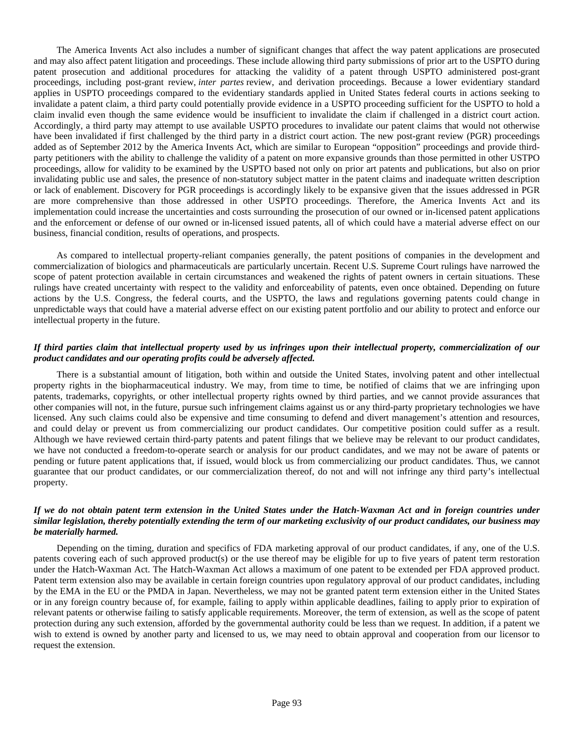The America Invents Act also includes a number of significant changes that affect the way patent applications are prosecuted and may also affect patent litigation and proceedings. These include allowing third party submissions of prior art to the USPTO during patent prosecution and additional procedures for attacking the validity of a patent through USPTO administered post-grant proceedings, including post-grant review, *inter partes* review, and derivation proceedings. Because a lower evidentiary standard applies in USPTO proceedings compared to the evidentiary standards applied in United States federal courts in actions seeking to invalidate a patent claim, a third party could potentially provide evidence in a USPTO proceeding sufficient for the USPTO to hold a claim invalid even though the same evidence would be insufficient to invalidate the claim if challenged in a district court action. Accordingly, a third party may attempt to use available USPTO procedures to invalidate our patent claims that would not otherwise have been invalidated if first challenged by the third party in a district court action. The new post-grant review (PGR) proceedings added as of September 2012 by the America Invents Act, which are similar to European "opposition" proceedings and provide third-party petitioners with the ability to challenge the validity of a patent on more expansive grounds than those permitted in other USTPO proceedings, allow for validity to be examined by the USPTO based not only on prior art patents and publications, but also on prior invalidating public use and sales, the presence of non-statutory subject matter in the patent claims and inadequate written description or lack of enablement. Discovery for PGR proceedings is accordingly likely to be expansive given that the issues addressed in PGR are more comprehensive than those addressed in other USPTO proceedings. Therefore, the America Invents Act and its implementation could increase the uncertainties and costs surrounding the prosecution of our owned or in-licensed patent applications and the enforcement or defense of our owned or in-licensed issued patents, all of which could have a material adverse effect on our business, financial condition, results of operations, and prospects.

As compared to intellectual property-reliant companies generally, the patent positions of companies in the development and commercialization of biologics and pharmaceuticals are particularly uncertain. Recent U.S. Supreme Court rulings have narrowed the scope of patent protection available in certain circumstances and weakened the rights of patent owners in certain situations. These rulings have created uncertainty with respect to the validity and enforceability of patents, even once obtained. Depending on future actions by the U.S. Congress, the federal courts, and the USPTO, the laws and regulations governing patents could change in unpredictable ways that could have a material adverse effect on our existing patent portfolio and our ability to protect and enforce our intellectual property in the future.

***If third parties claim that intellectual property used by us infringes upon their intellectual property, commercialization of our product candidates and our operating profits could be adversely affected.***

There is a substantial amount of litigation, both within and outside the United States, involving patent and other intellectual property rights in the biopharmaceutical industry. We may, from time to time, be notified of claims that we are infringing upon patents, trademarks, copyrights, or other intellectual property rights owned by third parties, and we cannot provide assurances that other companies will not, in the future, pursue such infringement claims against us or any third-party proprietary technologies we have licensed. Any such claims could also be expensive and time consuming to defend and divert management's attention and resources, and could delay or prevent us from commercializing our product candidates. Our competitive position could suffer as a result. Although we have reviewed certain third-party patents and patent filings that we believe may be relevant to our product candidates, we have not conducted a freedom-to-operate search or analysis for our product candidates, and we may not be aware of patents or pending or future patent applications that, if issued, would block us from commercializing our product candidates. Thus, we cannot guarantee that our product candidates, or our commercialization thereof, do not and will not infringe any third party's intellectual property.

***If we do not obtain patent term extension in the United States under the Hatch-Waxman Act and in foreign countries under similar legislation, thereby potentially extending the term of our marketing exclusivity of our product candidates, our business may be materially harmed.***

Depending on the timing, duration and specifics of FDA marketing approval of our product candidates, if any, one of the U.S. patents covering each of such approved product(s) or the use thereof may be eligible for up to five years of patent term restoration under the Hatch-Waxman Act. The Hatch-Waxman Act allows a maximum of one patent to be extended per FDA approved product. Patent term extension also may be available in certain foreign countries upon regulatory approval of our product candidates, including by the EMA in the EU or the PMDA in Japan. Nevertheless, we may not be granted patent term extension either in the United States or in any foreign country because of, for example, failing to apply within applicable deadlines, failing to apply prior to expiration of relevant patents or otherwise failing to satisfy applicable requirements. Moreover, the term of extension, as well as the scope of patent protection during any such extension, afforded by the governmental authority could be less than we request. In addition, if a patent we wish to extend is owned by another party and licensed to us, we may need to obtain approval and cooperation from our licensor to request the extension.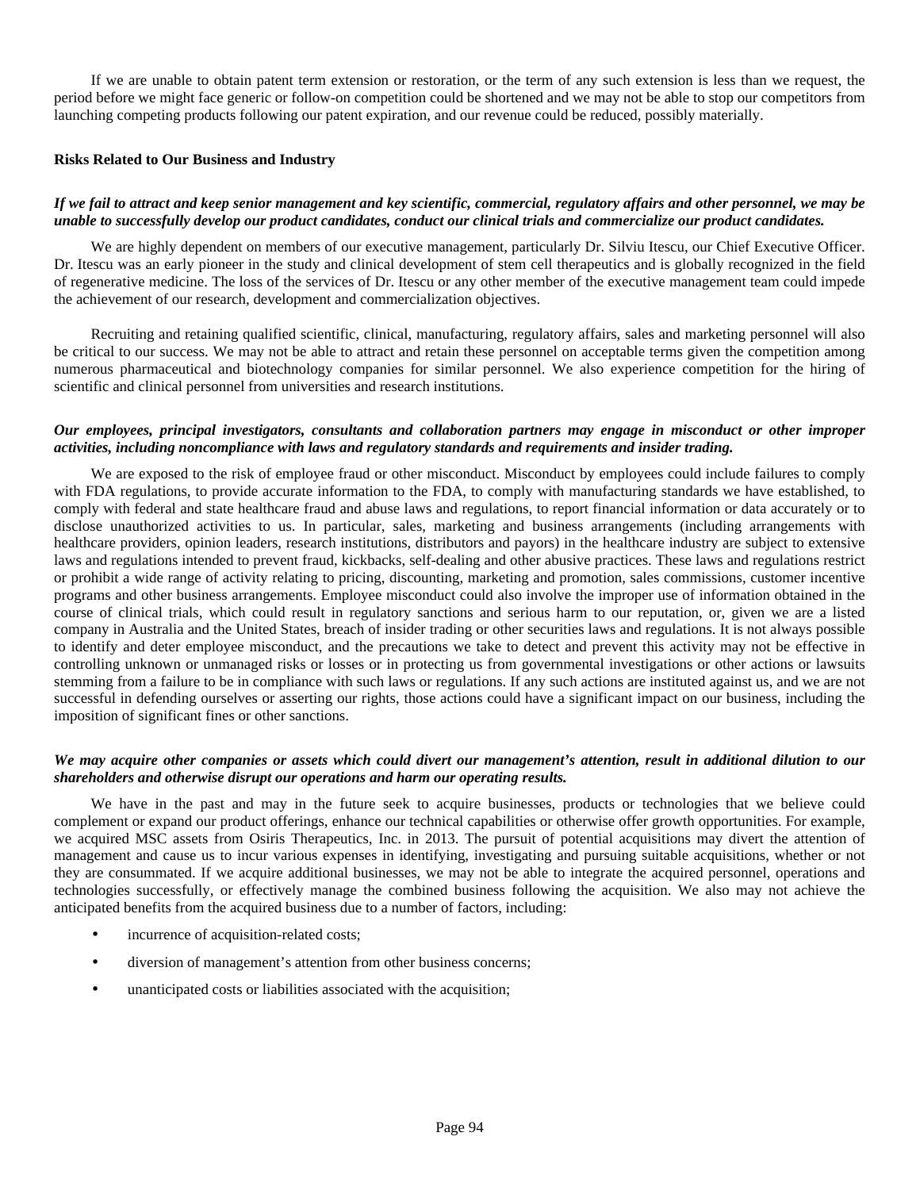If we are unable to obtain patent term extension or restoration, or the term of any such extension is less than we request, the period before we might face generic or follow-on competition could be shortened and we may not be able to stop our competitors from launching competing products following our patent expiration, and our revenue could be reduced, possibly materially.

**Risks Related to Our Business and Industry**

***If we fail to attract and keep senior management and key scientific, commercial, regulatory affairs and other personnel, we may be unable to successfully develop our product candidates, conduct our clinical trials and commercialize our product candidates.***

We are highly dependent on members of our executive management, particularly Dr. Silviu Itescu, our Chief Executive Officer. Dr. Itescu was an early pioneer in the study and clinical development of stem cell therapeutics and is globally recognized in the field of regenerative medicine. The loss of the services of Dr. Itescu or any other member of the executive management team could impede the achievement of our research, development and commercialization objectives.

Recruiting and retaining qualified scientific, clinical, manufacturing, regulatory affairs, sales and marketing personnel will also be critical to our success. We may not be able to attract and retain these personnel on acceptable terms given the competition among numerous pharmaceutical and biotechnology companies for similar personnel. We also experience competition for the hiring of scientific and clinical personnel from universities and research institutions.

***Our employees, principal investigators, consultants and collaboration partners may engage in misconduct or other improper activities, including noncompliance with laws and regulatory standards and requirements and insider trading.***

We are exposed to the risk of employee fraud or other misconduct. Misconduct by employees could include failures to comply with FDA regulations, to provide accurate information to the FDA, to comply with manufacturing standards we have established, to comply with federal and state healthcare fraud and abuse laws and regulations, to report financial information or data accurately or to disclose unauthorized activities to us. In particular, sales, marketing and business arrangements (including arrangements with healthcare providers, opinion leaders, research institutions, distributors and payors) in the healthcare industry are subject to extensive laws and regulations intended to prevent fraud, kickbacks, self-dealing and other abusive practices. These laws and regulations restrict or prohibit a wide range of activity relating to pricing, discounting, marketing and promotion, sales commissions, customer incentive programs and other business arrangements. Employee misconduct could also involve the improper use of information obtained in the course of clinical trials, which could result in regulatory sanctions and serious harm to our reputation, or, given we are a listed company in Australia and the United States, breach of insider trading or other securities laws and regulations. It is not always possible to identify and deter employee misconduct, and the precautions we take to detect and prevent this activity may not be effective in controlling unknown or unmanaged risks or losses or in protecting us from governmental investigations or other actions or lawsuits stemming from a failure to be in compliance with such laws or regulations. If any such actions are instituted against us, and we are not successful in defending ourselves or asserting our rights, those actions could have a significant impact on our business, including the imposition of significant fines or other sanctions.

***We may acquire other companies or assets which could divert our management's attention, result in additional dilution to our shareholders and otherwise disrupt our operations and harm our operating results.***

We have in the past and may in the future seek to acquire businesses, products or technologies that we believe could complement or expand our product offerings, enhance our technical capabilities or otherwise offer growth opportunities. For example, we acquired MSC assets from Osiris Therapeutics, Inc. in 2013. The pursuit of potential acquisitions may divert the attention of management and cause us to incur various expenses in identifying, investigating and pursuing suitable acquisitions, whether or not they are consummated. If we acquire additional businesses, we may not be able to integrate the acquired personnel, operations and technologies successfully, or effectively manage the combined business following the acquisition. We also may not achieve the anticipated benefits from the acquired business due to a number of factors, including:

- incurrence of acquisition-related costs;
- diversion of management's attention from other business concerns;
- unanticipated costs or liabilities associated with the acquisition;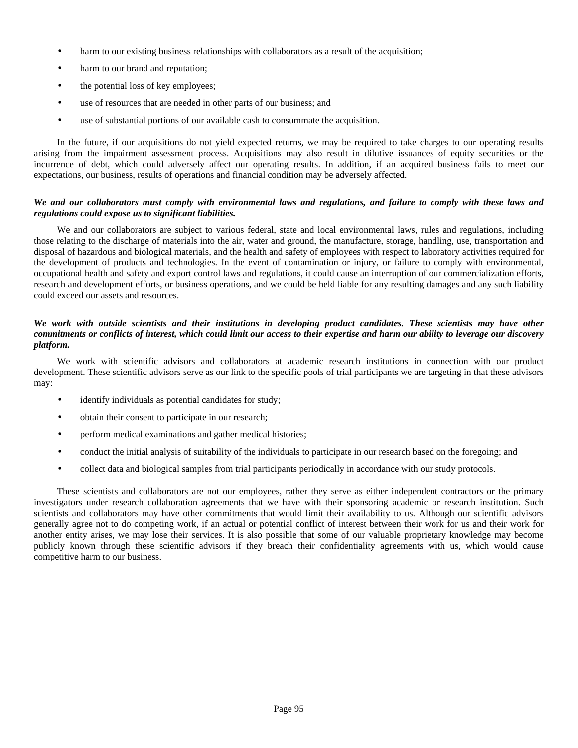- harm to our existing business relationships with collaborators as a result of the acquisition;
- harm to our brand and reputation;
- the potential loss of key employees;
- use of resources that are needed in other parts of our business; and
- use of substantial portions of our available cash to consummate the acquisition.

In the future, if our acquisitions do not yield expected returns, we may be required to take charges to our operating results arising from the impairment assessment process. Acquisitions may also result in dilutive issuances of equity securities or the incurrence of debt, which could adversely affect our operating results. In addition, if an acquired business fails to meet our expectations, our business, results of operations and financial condition may be adversely affected.

***We and our collaborators must comply with environmental laws and regulations, and failure to comply with these laws and regulations could expose us to significant liabilities.***

We and our collaborators are subject to various federal, state and local environmental laws, rules and regulations, including those relating to the discharge of materials into the air, water and ground, the manufacture, storage, handling, use, transportation and disposal of hazardous and biological materials, and the health and safety of employees with respect to laboratory activities required for the development of products and technologies. In the event of contamination or injury, or failure to comply with environmental, occupational health and safety and export control laws and regulations, it could cause an interruption of our commercialization efforts, research and development efforts, or business operations, and we could be held liable for any resulting damages and any such liability could exceed our assets and resources.

***We work with outside scientists and their institutions in developing product candidates. These scientists may have other commitments or conflicts of interest, which could limit our access to their expertise and harm our ability to leverage our discovery platform.***

We work with scientific advisors and collaborators at academic research institutions in connection with our product development. These scientific advisors serve as our link to the specific pools of trial participants we are targeting in that these advisors may:

- identify individuals as potential candidates for study;
- obtain their consent to participate in our research;
- perform medical examinations and gather medical histories;
- conduct the initial analysis of suitability of the individuals to participate in our research based on the foregoing; and
- collect data and biological samples from trial participants periodically in accordance with our study protocols.

These scientists and collaborators are not our employees, rather they serve as either independent contractors or the primary investigators under research collaboration agreements that we have with their sponsoring academic or research institution. Such scientists and collaborators may have other commitments that would limit their availability to us. Although our scientific advisors generally agree not to do competing work, if an actual or potential conflict of interest between their work for us and their work for another entity arises, we may lose their services. It is also possible that some of our valuable proprietary knowledge may become publicly known through these scientific advisors if they breach their confidentiality agreements with us, which would cause competitive harm to our business.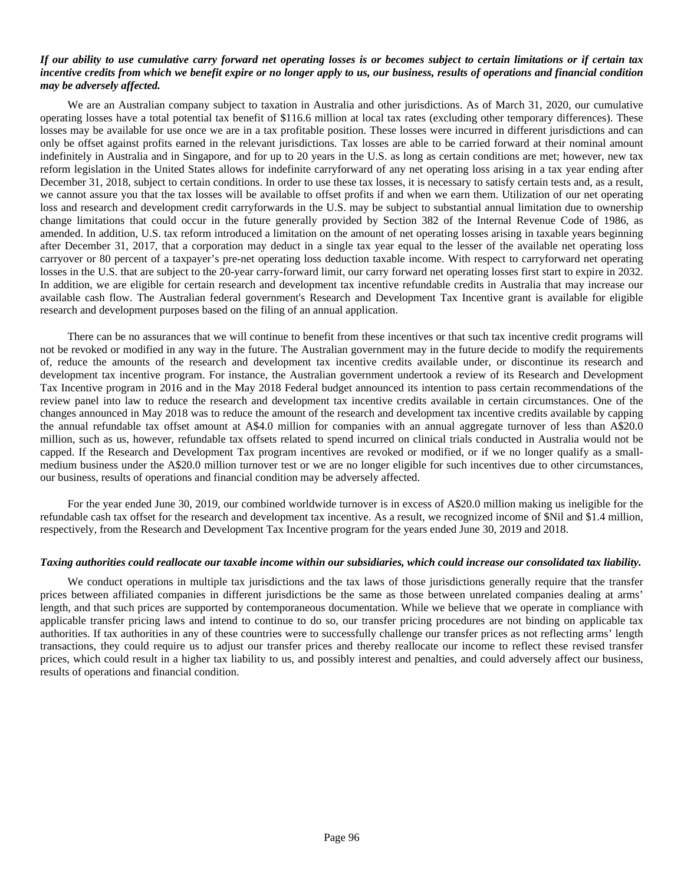***If our ability to use cumulative carry forward net operating losses is or becomes subject to certain limitations or if certain tax incentive credits from which we benefit expire or no longer apply to us, our business, results of operations and financial condition may be adversely affected.***

We are an Australian company subject to taxation in Australia and other jurisdictions. As of March 31, 2020, our cumulative operating losses have a total potential tax benefit of $116.6 million at local tax rates (excluding other temporary differences). These losses may be available for use once we are in a tax profitable position. These losses were incurred in different jurisdictions and can only be offset against profits earned in the relevant jurisdictions. Tax losses are able to be carried forward at their nominal amount indefinitely in Australia and in Singapore, and for up to 20 years in the U.S. as long as certain conditions are met; however, new tax reform legislation in the United States allows for indefinite carryforward of any net operating loss arising in a tax year ending after December 31, 2018, subject to certain conditions. In order to use these tax losses, it is necessary to satisfy certain tests and, as a result, we cannot assure you that the tax losses will be available to offset profits if and when we earn them. Utilization of our net operating loss and research and development credit carryforwards in the U.S. may be subject to substantial annual limitation due to ownership change limitations that could occur in the future generally provided by Section 382 of the Internal Revenue Code of 1986, as amended. In addition, U.S. tax reform introduced a limitation on the amount of net operating losses arising in taxable years beginning after December 31, 2017, that a corporation may deduct in a single tax year equal to the lesser of the available net operating loss carryover or 80 percent of a taxpayer's pre-net operating loss deduction taxable income. With respect to carryforward net operating losses in the U.S. that are subject to the 20-year carry-forward limit, our carry forward net operating losses first start to expire in 2032. In addition, we are eligible for certain research and development tax incentive refundable credits in Australia that may increase our available cash flow. The Australian federal government's Research and Development Tax Incentive grant is available for eligible research and development purposes based on the filing of an annual application.

There can be no assurances that we will continue to benefit from these incentives or that such tax incentive credit programs will not be revoked or modified in any way in the future. The Australian government may in the future decide to modify the requirements of, reduce the amounts of the research and development tax incentive credits available under, or discontinue its research and development tax incentive program. For instance, the Australian government undertook a review of its Research and Development Tax Incentive program in 2016 and in the May 2018 Federal budget announced its intention to pass certain recommendations of the review panel into law to reduce the research and development tax incentive credits available in certain circumstances. One of the changes announced in May 2018 was to reduce the amount of the research and development tax incentive credits available by capping the annual refundable tax offset amount at A$4.0 million for companies with an annual aggregate turnover of less than A$20.0 million, such as us, however, refundable tax offsets related to spend incurred on clinical trials conducted in Australia would not be capped. If the Research and Development Tax program incentives are revoked or modified, or if we no longer qualify as a small-medium business under the A$20.0 million turnover test or we are no longer eligible for such incentives due to other circumstances, our business, results of operations and financial condition may be adversely affected.

For the year ended June 30, 2019, our combined worldwide turnover is in excess of A$20.0 million making us ineligible for the refundable cash tax offset for the research and development tax incentive. As a result, we recognized income of $Nil and $1.4 million, respectively, from the Research and Development Tax Incentive program for the years ended June 30, 2019 and 2018.

***Taxing authorities could reallocate our taxable income within our subsidiaries, which could increase our consolidated tax liability.***

We conduct operations in multiple tax jurisdictions and the tax laws of those jurisdictions generally require that the transfer prices between affiliated companies in different jurisdictions be the same as those between unrelated companies dealing at arms' length, and that such prices are supported by contemporaneous documentation. While we believe that we operate in compliance with applicable transfer pricing laws and intend to continue to do so, our transfer pricing procedures are not binding on applicable tax authorities. If tax authorities in any of these countries were to successfully challenge our transfer prices as not reflecting arms' length transactions, they could require us to adjust our transfer prices and thereby reallocate our income to reflect these revised transfer prices, which could result in a higher tax liability to us, and possibly interest and penalties, and could adversely affect our business, results of operations and financial condition.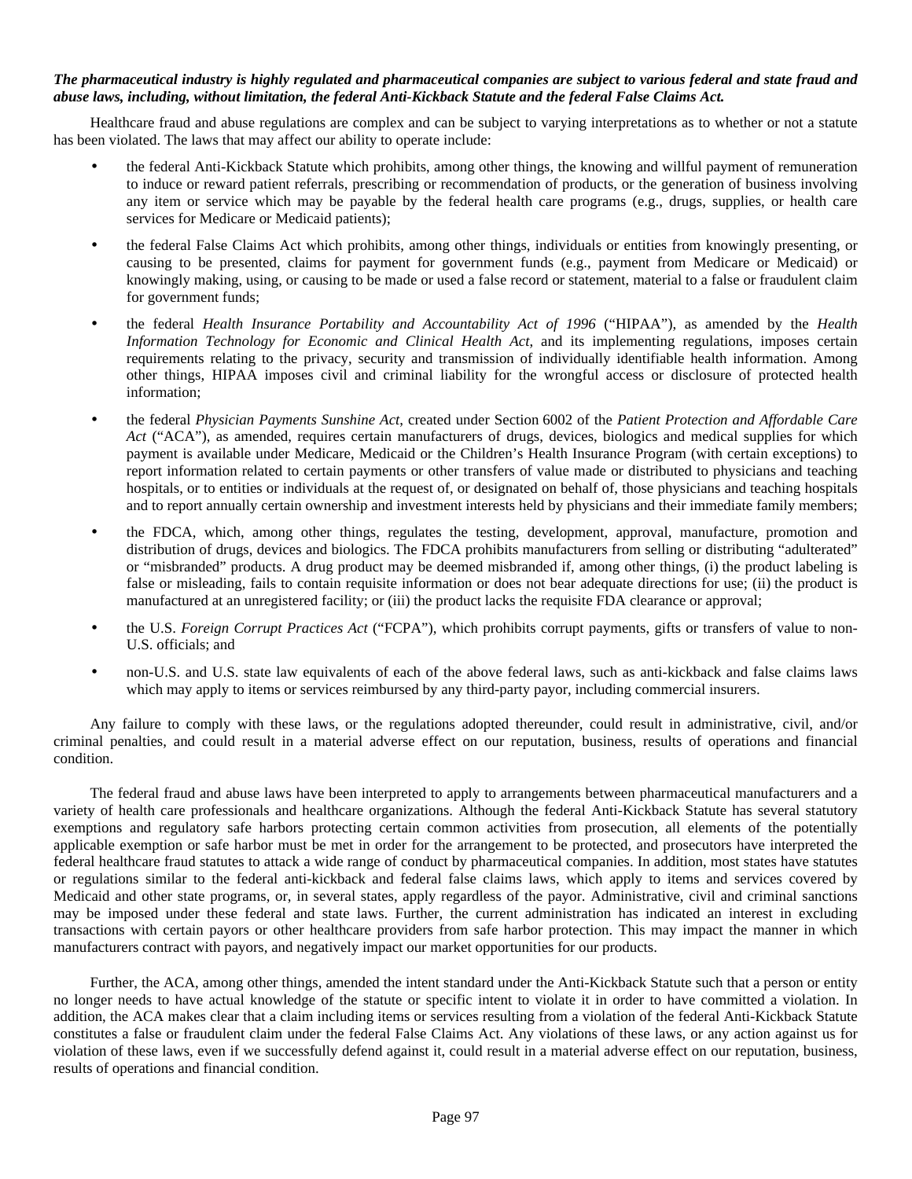***The pharmaceutical industry is highly regulated and pharmaceutical companies are subject to various federal and state fraud and abuse laws, including, without limitation, the federal Anti-Kickback Statute and the federal False Claims Act.***

Healthcare fraud and abuse regulations are complex and can be subject to varying interpretations as to whether or not a statute has been violated. The laws that may affect our ability to operate include:

- the federal Anti-Kickback Statute which prohibits, among other things, the knowing and willful payment of remuneration to induce or reward patient referrals, prescribing or recommendation of products, or the generation of business involving any item or service which may be payable by the federal health care programs (e.g., drugs, supplies, or health care services for Medicare or Medicaid patients);
- the federal False Claims Act which prohibits, among other things, individuals or entities from knowingly presenting, or causing to be presented, claims for payment for government funds (e.g., payment from Medicare or Medicaid) or knowingly making, using, or causing to be made or used a false record or statement, material to a false or fraudulent claim for government funds;
- the federal *Health Insurance Portability and Accountability Act of 1996* ("HIPAA"), as amended by the *Health Information Technology for Economic and Clinical Health Act*, and its implementing regulations, imposes certain requirements relating to the privacy, security and transmission of individually identifiable health information. Among other things, HIPAA imposes civil and criminal liability for the wrongful access or disclosure of protected health information;
- the federal *Physician Payments Sunshine Act*, created under Section 6002 of the *Patient Protection and Affordable Care Act* ("ACA"), as amended, requires certain manufacturers of drugs, devices, biologics and medical supplies for which payment is available under Medicare, Medicaid or the Children's Health Insurance Program (with certain exceptions) to report information related to certain payments or other transfers of value made or distributed to physicians and teaching hospitals, or to entities or individuals at the request of, or designated on behalf of, those physicians and teaching hospitals and to report annually certain ownership and investment interests held by physicians and their immediate family members;
- the FDCA, which, among other things, regulates the testing, development, approval, manufacture, promotion and distribution of drugs, devices and biologics. The FDCA prohibits manufacturers from selling or distributing "adulterated" or "misbranded" products. A drug product may be deemed misbranded if, among other things, (i) the product labeling is false or misleading, fails to contain requisite information or does not bear adequate directions for use; (ii) the product is manufactured at an unregistered facility; or (iii) the product lacks the requisite FDA clearance or approval;
- the U.S. *Foreign Corrupt Practices Act* ("FCPA"), which prohibits corrupt payments, gifts or transfers of value to non-U.S. officials; and
- non-U.S. and U.S. state law equivalents of each of the above federal laws, such as anti-kickback and false claims laws which may apply to items or services reimbursed by any third-party payor, including commercial insurers.

Any failure to comply with these laws, or the regulations adopted thereunder, could result in administrative, civil, and/or criminal penalties, and could result in a material adverse effect on our reputation, business, results of operations and financial condition.

The federal fraud and abuse laws have been interpreted to apply to arrangements between pharmaceutical manufacturers and a variety of health care professionals and healthcare organizations. Although the federal Anti-Kickback Statute has several statutory exemptions and regulatory safe harbors protecting certain common activities from prosecution, all elements of the potentially applicable exemption or safe harbor must be met in order for the arrangement to be protected, and prosecutors have interpreted the federal healthcare fraud statutes to attack a wide range of conduct by pharmaceutical companies. In addition, most states have statutes or regulations similar to the federal anti-kickback and federal false claims laws, which apply to items and services covered by Medicaid and other state programs, or, in several states, apply regardless of the payor. Administrative, civil and criminal sanctions may be imposed under these federal and state laws. Further, the current administration has indicated an interest in excluding transactions with certain payors or other healthcare providers from safe harbor protection. This may impact the manner in which manufacturers contract with payors, and negatively impact our market opportunities for our products.

Further, the ACA, among other things, amended the intent standard under the Anti-Kickback Statute such that a person or entity no longer needs to have actual knowledge of the statute or specific intent to violate it in order to have committed a violation. In addition, the ACA makes clear that a claim including items or services resulting from a violation of the federal Anti-Kickback Statute constitutes a false or fraudulent claim under the federal False Claims Act. Any violations of these laws, or any action against us for violation of these laws, even if we successfully defend against it, could result in a material adverse effect on our reputation, business, results of operations and financial condition.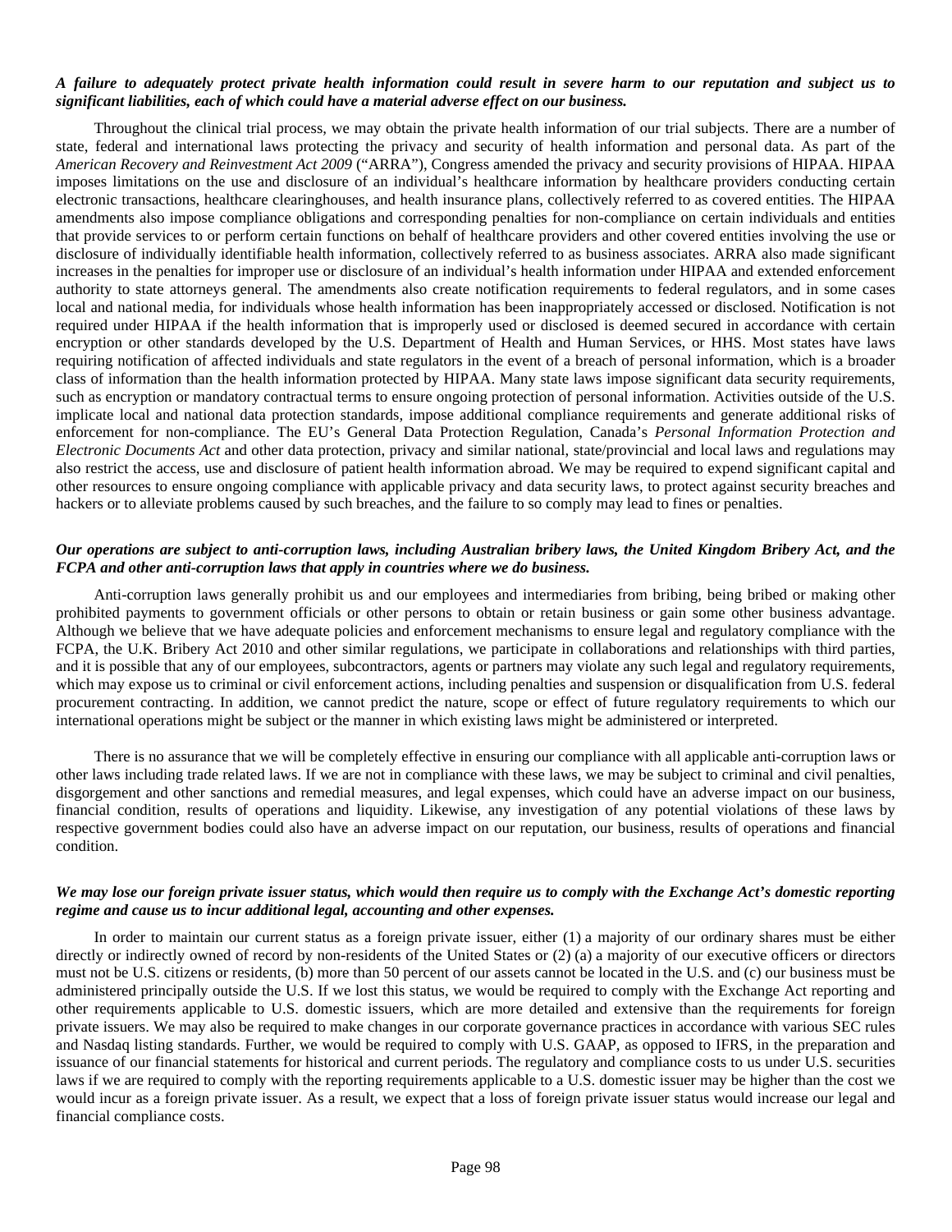***A failure to adequately protect private health information could result in severe harm to our reputation and subject us to significant liabilities, each of which could have a material adverse effect on our business.***

Throughout the clinical trial process, we may obtain the private health information of our trial subjects. There are a number of state, federal and international laws protecting the privacy and security of health information and personal data. As part of the *American Recovery and Reinvestment Act 2009* ("ARRA"), Congress amended the privacy and security provisions of HIPAA. HIPAA imposes limitations on the use and disclosure of an individual's healthcare information by healthcare providers conducting certain electronic transactions, healthcare clearinghouses, and health insurance plans, collectively referred to as covered entities. The HIPAA amendments also impose compliance obligations and corresponding penalties for non-compliance on certain individuals and entities that provide services to or perform certain functions on behalf of healthcare providers and other covered entities involving the use or disclosure of individually identifiable health information, collectively referred to as business associates. ARRA also made significant increases in the penalties for improper use or disclosure of an individual's health information under HIPAA and extended enforcement authority to state attorneys general. The amendments also create notification requirements to federal regulators, and in some cases local and national media, for individuals whose health information has been inappropriately accessed or disclosed. Notification is not required under HIPAA if the health information that is improperly used or disclosed is deemed secured in accordance with certain encryption or other standards developed by the U.S. Department of Health and Human Services, or HHS. Most states have laws requiring notification of affected individuals and state regulators in the event of a breach of personal information, which is a broader class of information than the health information protected by HIPAA. Many state laws impose significant data security requirements, such as encryption or mandatory contractual terms to ensure ongoing protection of personal information. Activities outside of the U.S. implicate local and national data protection standards, impose additional compliance requirements and generate additional risks of enforcement for non-compliance. The EU's General Data Protection Regulation, Canada's *Personal Information Protection and Electronic Documents Act* and other data protection, privacy and similar national, state/provincial and local laws and regulations may also restrict the access, use and disclosure of patient health information abroad. We may be required to expend significant capital and other resources to ensure ongoing compliance with applicable privacy and data security laws, to protect against security breaches and hackers or to alleviate problems caused by such breaches, and the failure to so comply may lead to fines or penalties.

***Our operations are subject to anti-corruption laws, including Australian bribery laws, the United Kingdom Bribery Act, and the FCPA and other anti-corruption laws that apply in countries where we do business.***

Anti-corruption laws generally prohibit us and our employees and intermediaries from bribing, being bribed or making other prohibited payments to government officials or other persons to obtain or retain business or gain some other business advantage. Although we believe that we have adequate policies and enforcement mechanisms to ensure legal and regulatory compliance with the FCPA, the U.K. Bribery Act 2010 and other similar regulations, we participate in collaborations and relationships with third parties, and it is possible that any of our employees, subcontractors, agents or partners may violate any such legal and regulatory requirements, which may expose us to criminal or civil enforcement actions, including penalties and suspension or disqualification from U.S. federal procurement contracting. In addition, we cannot predict the nature, scope or effect of future regulatory requirements to which our international operations might be subject or the manner in which existing laws might be administered or interpreted.

There is no assurance that we will be completely effective in ensuring our compliance with all applicable anti-corruption laws or other laws including trade related laws. If we are not in compliance with these laws, we may be subject to criminal and civil penalties, disgorgement and other sanctions and remedial measures, and legal expenses, which could have an adverse impact on our business, financial condition, results of operations and liquidity. Likewise, any investigation of any potential violations of these laws by respective government bodies could also have an adverse impact on our reputation, our business, results of operations and financial condition.

***We may lose our foreign private issuer status, which would then require us to comply with the Exchange Act's domestic reporting regime and cause us to incur additional legal, accounting and other expenses.***

In order to maintain our current status as a foreign private issuer, either (1) a majority of our ordinary shares must be either directly or indirectly owned of record by non-residents of the United States or (2) (a) a majority of our executive officers or directors must not be U.S. citizens or residents, (b) more than 50 percent of our assets cannot be located in the U.S. and (c) our business must be administered principally outside the U.S. If we lost this status, we would be required to comply with the Exchange Act reporting and other requirements applicable to U.S. domestic issuers, which are more detailed and extensive than the requirements for foreign private issuers. We may also be required to make changes in our corporate governance practices in accordance with various SEC rules and Nasdaq listing standards. Further, we would be required to comply with U.S. GAAP, as opposed to IFRS, in the preparation and issuance of our financial statements for historical and current periods. The regulatory and compliance costs to us under U.S. securities laws if we are required to comply with the reporting requirements applicable to a U.S. domestic issuer may be higher than the cost we would incur as a foreign private issuer. As a result, we expect that a loss of foreign private issuer status would increase our legal and financial compliance costs.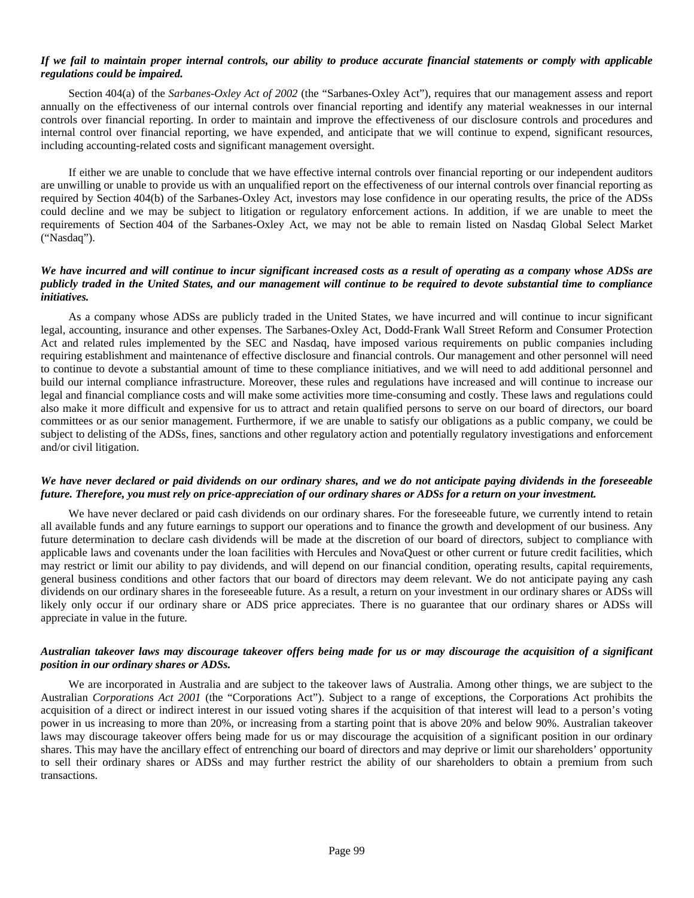***If we fail to maintain proper internal controls, our ability to produce accurate financial statements or comply with applicable regulations could be impaired.***

Section 404(a) of the *Sarbanes-Oxley Act of 2002* (the "Sarbanes-Oxley Act"), requires that our management assess and report annually on the effectiveness of our internal controls over financial reporting and identify any material weaknesses in our internal controls over financial reporting. In order to maintain and improve the effectiveness of our disclosure controls and procedures and internal control over financial reporting, we have expended, and anticipate that we will continue to expend, significant resources, including accounting-related costs and significant management oversight.

If either we are unable to conclude that we have effective internal controls over financial reporting or our independent auditors are unwilling or unable to provide us with an unqualified report on the effectiveness of our internal controls over financial reporting as required by Section 404(b) of the Sarbanes-Oxley Act, investors may lose confidence in our operating results, the price of the ADSs could decline and we may be subject to litigation or regulatory enforcement actions. In addition, if we are unable to meet the requirements of Section 404 of the Sarbanes-Oxley Act, we may not be able to remain listed on Nasdaq Global Select Market ("Nasdaq").

***We have incurred and will continue to incur significant increased costs as a result of operating as a company whose ADSs are publicly traded in the United States, and our management will continue to be required to devote substantial time to compliance initiatives.***

As a company whose ADSs are publicly traded in the United States, we have incurred and will continue to incur significant legal, accounting, insurance and other expenses. The Sarbanes-Oxley Act, Dodd-Frank Wall Street Reform and Consumer Protection Act and related rules implemented by the SEC and Nasdaq, have imposed various requirements on public companies including requiring establishment and maintenance of effective disclosure and financial controls. Our management and other personnel will need to continue to devote a substantial amount of time to these compliance initiatives, and we will need to add additional personnel and build our internal compliance infrastructure. Moreover, these rules and regulations have increased and will continue to increase our legal and financial compliance costs and will make some activities more time-consuming and costly. These laws and regulations could also make it more difficult and expensive for us to attract and retain qualified persons to serve on our board of directors, our board committees or as our senior management. Furthermore, if we are unable to satisfy our obligations as a public company, we could be subject to delisting of the ADSs, fines, sanctions and other regulatory action and potentially regulatory investigations and enforcement and/or civil litigation.

***We have never declared or paid dividends on our ordinary shares, and we do not anticipate paying dividends in the foreseeable future. Therefore, you must rely on price-appreciation of our ordinary shares or ADSs for a return on your investment.***

We have never declared or paid cash dividends on our ordinary shares. For the foreseeable future, we currently intend to retain all available funds and any future earnings to support our operations and to finance the growth and development of our business. Any future determination to declare cash dividends will be made at the discretion of our board of directors, subject to compliance with applicable laws and covenants under the loan facilities with Hercules and NovaQuest or other current or future credit facilities, which may restrict or limit our ability to pay dividends, and will depend on our financial condition, operating results, capital requirements, general business conditions and other factors that our board of directors may deem relevant. We do not anticipate paying any cash dividends on our ordinary shares in the foreseeable future. As a result, a return on your investment in our ordinary shares or ADSs will likely only occur if our ordinary share or ADS price appreciates. There is no guarantee that our ordinary shares or ADSs will appreciate in value in the future.

***Australian takeover laws may discourage takeover offers being made for us or may discourage the acquisition of a significant position in our ordinary shares or ADSs.***

We are incorporated in Australia and are subject to the takeover laws of Australia. Among other things, we are subject to the Australian *Corporations Act 2001* (the "Corporations Act"). Subject to a range of exceptions, the Corporations Act prohibits the acquisition of a direct or indirect interest in our issued voting shares if the acquisition of that interest will lead to a person's voting power in us increasing to more than 20%, or increasing from a starting point that is above 20% and below 90%. Australian takeover laws may discourage takeover offers being made for us or may discourage the acquisition of a significant position in our ordinary shares. This may have the ancillary effect of entrenching our board of directors and may deprive or limit our shareholders' opportunity to sell their ordinary shares or ADSs and may further restrict the ability of our shareholders to obtain a premium from such transactions.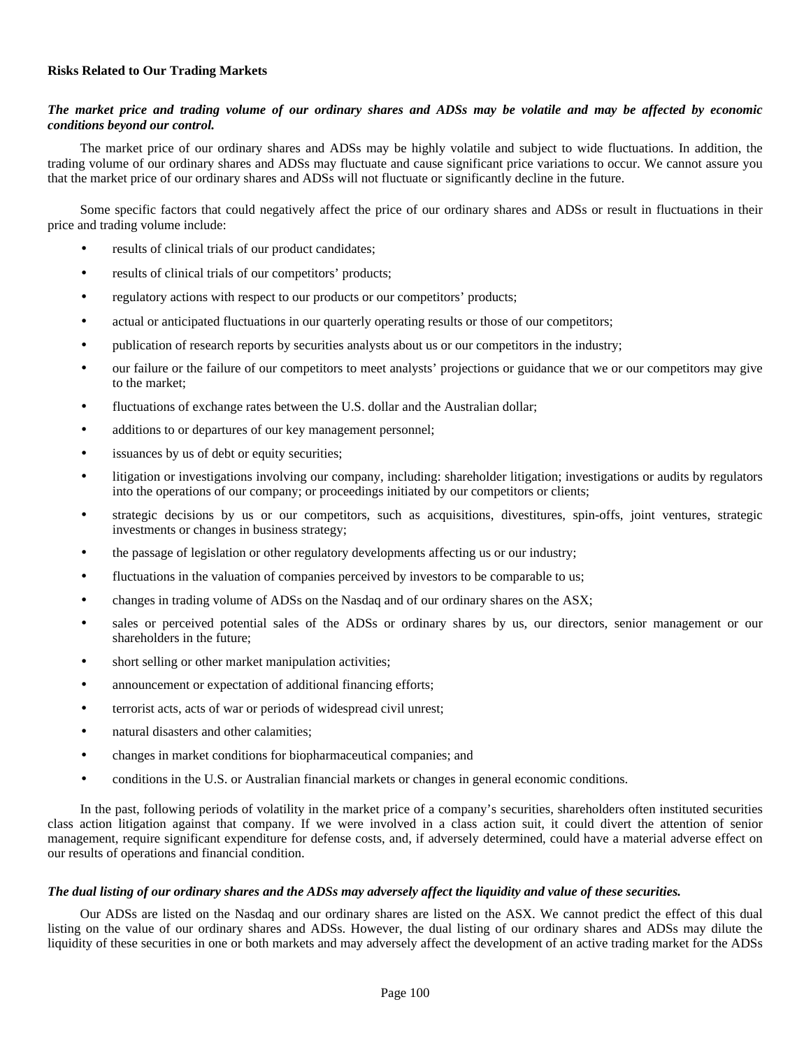**Risks Related to Our Trading Markets**

***The market price and trading volume of our ordinary shares and ADSs may be volatile and may be affected by economic conditions beyond our control.***

The market price of our ordinary shares and ADSs may be highly volatile and subject to wide fluctuations. In addition, the trading volume of our ordinary shares and ADSs may fluctuate and cause significant price variations to occur. We cannot assure you that the market price of our ordinary shares and ADSs will not fluctuate or significantly decline in the future.

Some specific factors that could negatively affect the price of our ordinary shares and ADSs or result in fluctuations in their price and trading volume include:

- results of clinical trials of our product candidates;
- results of clinical trials of our competitors' products;
- regulatory actions with respect to our products or our competitors' products;
- actual or anticipated fluctuations in our quarterly operating results or those of our competitors;
- publication of research reports by securities analysts about us or our competitors in the industry;
- our failure or the failure of our competitors to meet analysts' projections or guidance that we or our competitors may give to the market;
- fluctuations of exchange rates between the U.S. dollar and the Australian dollar;
- additions to or departures of our key management personnel;
- issuances by us of debt or equity securities;
- litigation or investigations involving our company, including: shareholder litigation; investigations or audits by regulators into the operations of our company; or proceedings initiated by our competitors or clients;
- strategic decisions by us or our competitors, such as acquisitions, divestitures, spin-offs, joint ventures, strategic investments or changes in business strategy;
- the passage of legislation or other regulatory developments affecting us or our industry;
- fluctuations in the valuation of companies perceived by investors to be comparable to us;
- changes in trading volume of ADSs on the Nasdaq and of our ordinary shares on the ASX;
- sales or perceived potential sales of the ADSs or ordinary shares by us, our directors, senior management or our shareholders in the future;
- short selling or other market manipulation activities;
- announcement or expectation of additional financing efforts;
- terrorist acts, acts of war or periods of widespread civil unrest;
- natural disasters and other calamities;
- changes in market conditions for biopharmaceutical companies; and
- conditions in the U.S. or Australian financial markets or changes in general economic conditions.

In the past, following periods of volatility in the market price of a company's securities, shareholders often instituted securities class action litigation against that company. If we were involved in a class action suit, it could divert the attention of senior management, require significant expenditure for defense costs, and, if adversely determined, could have a material adverse effect on our results of operations and financial condition.

***The dual listing of our ordinary shares and the ADSs may adversely affect the liquidity and value of these securities.***

Our ADSs are listed on the Nasdaq and our ordinary shares are listed on the ASX. We cannot predict the effect of this dual listing on the value of our ordinary shares and ADSs. However, the dual listing of our ordinary shares and ADSs may dilute the liquidity of these securities in one or both markets and may adversely affect the development of an active trading market for the ADSs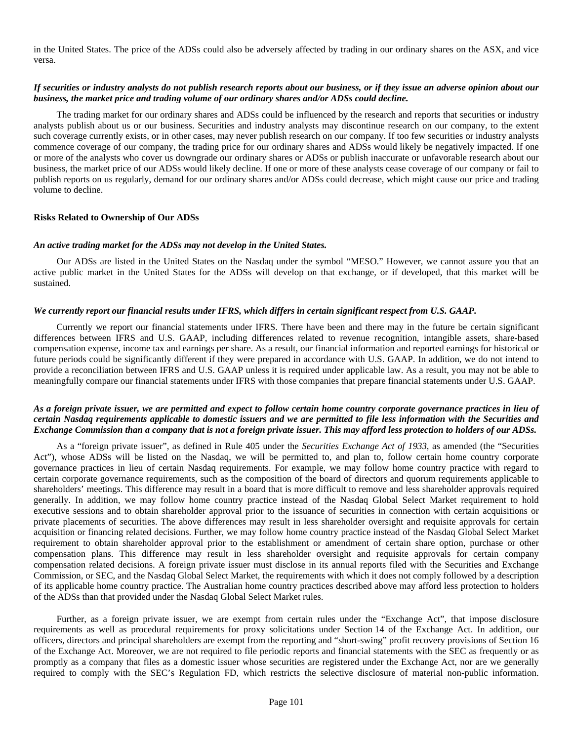in the United States. The price of the ADSs could also be adversely affected by trading in our ordinary shares on the ASX, and vice versa.

***If securities or industry analysts do not publish research reports about our business, or if they issue an adverse opinion about our business, the market price and trading volume of our ordinary shares and/or ADSs could decline.***

The trading market for our ordinary shares and ADSs could be influenced by the research and reports that securities or industry analysts publish about us or our business. Securities and industry analysts may discontinue research on our company, to the extent such coverage currently exists, or in other cases, may never publish research on our company. If too few securities or industry analysts commence coverage of our company, the trading price for our ordinary shares and ADSs would likely be negatively impacted. If one or more of the analysts who cover us downgrade our ordinary shares or ADSs or publish inaccurate or unfavorable research about our business, the market price of our ADSs would likely decline. If one or more of these analysts cease coverage of our company or fail to publish reports on us regularly, demand for our ordinary shares and/or ADSs could decrease, which might cause our price and trading volume to decline.

**Risks Related to Ownership of Our ADSs**

***An active trading market for the ADSs may not develop in the United States.***

Our ADSs are listed in the United States on the Nasdaq under the symbol "MESO." However, we cannot assure you that an active public market in the United States for the ADSs will develop on that exchange, or if developed, that this market will be sustained.

***We currently report our financial results under IFRS, which differs in certain significant respect from U.S. GAAP.***

Currently we report our financial statements under IFRS. There have been and there may in the future be certain significant differences between IFRS and U.S. GAAP, including differences related to revenue recognition, intangible assets, share-based compensation expense, income tax and earnings per share. As a result, our financial information and reported earnings for historical or future periods could be significantly different if they were prepared in accordance with U.S. GAAP. In addition, we do not intend to provide a reconciliation between IFRS and U.S. GAAP unless it is required under applicable law. As a result, you may not be able to meaningfully compare our financial statements under IFRS with those companies that prepare financial statements under U.S. GAAP.

***As a foreign private issuer, we are permitted and expect to follow certain home country corporate governance practices in lieu of certain Nasdaq requirements applicable to domestic issuers and we are permitted to file less information with the Securities and Exchange Commission than a company that is not a foreign private issuer. This may afford less protection to holders of our ADSs.***

As a "foreign private issuer", as defined in Rule 405 under the *Securities Exchange Act of 1933*, as amended (the "Securities Act"), whose ADSs will be listed on the Nasdaq, we will be permitted to, and plan to, follow certain home country corporate governance practices in lieu of certain Nasdaq requirements. For example, we may follow home country practice with regard to certain corporate governance requirements, such as the composition of the board of directors and quorum requirements applicable to shareholders' meetings. This difference may result in a board that is more difficult to remove and less shareholder approvals required generally. In addition, we may follow home country practice instead of the Nasdaq Global Select Market requirement to hold executive sessions and to obtain shareholder approval prior to the issuance of securities in connection with certain acquisitions or private placements of securities. The above differences may result in less shareholder oversight and requisite approvals for certain acquisition or financing related decisions. Further, we may follow home country practice instead of the Nasdaq Global Select Market requirement to obtain shareholder approval prior to the establishment or amendment of certain share option, purchase or other compensation plans. This difference may result in less shareholder oversight and requisite approvals for certain company compensation related decisions. A foreign private issuer must disclose in its annual reports filed with the Securities and Exchange Commission, or SEC, and the Nasdaq Global Select Market, the requirements with which it does not comply followed by a description of its applicable home country practice. The Australian home country practices described above may afford less protection to holders of the ADSs than that provided under the Nasdaq Global Select Market rules.

Further, as a foreign private issuer, we are exempt from certain rules under the "Exchange Act", that impose disclosure requirements as well as procedural requirements for proxy solicitations under Section 14 of the Exchange Act. In addition, our officers, directors and principal shareholders are exempt from the reporting and "short-swing" profit recovery provisions of Section 16 of the Exchange Act. Moreover, we are not required to file periodic reports and financial statements with the SEC as frequently or as promptly as a company that files as a domestic issuer whose securities are registered under the Exchange Act, nor are we generally required to comply with the SEC's Regulation FD, which restricts the selective disclosure of material non-public information.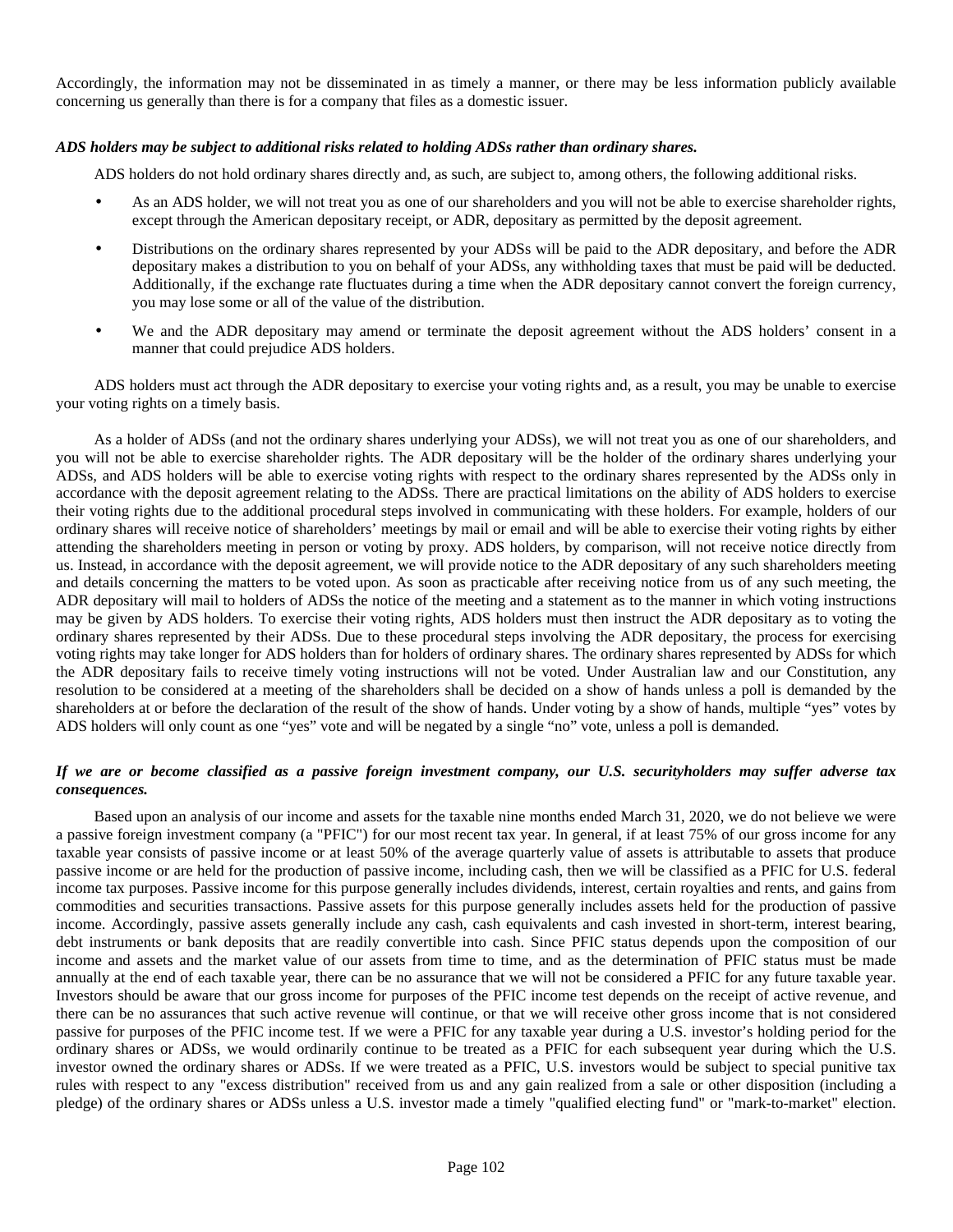Accordingly, the information may not be disseminated in as timely a manner, or there may be less information publicly available concerning us generally than there is for a company that files as a domestic issuer.

***ADS holders may be subject to additional risks related to holding ADSs rather than ordinary shares.***

ADS holders do not hold ordinary shares directly and, as such, are subject to, among others, the following additional risks.

- As an ADS holder, we will not treat you as one of our shareholders and you will not be able to exercise shareholder rights, except through the American depositary receipt, or ADR, depositary as permitted by the deposit agreement.
- Distributions on the ordinary shares represented by your ADSs will be paid to the ADR depositary, and before the ADR depositary makes a distribution to you on behalf of your ADSs, any withholding taxes that must be paid will be deducted. Additionally, if the exchange rate fluctuates during a time when the ADR depositary cannot convert the foreign currency, you may lose some or all of the value of the distribution.
- We and the ADR depositary may amend or terminate the deposit agreement without the ADS holders' consent in a manner that could prejudice ADS holders.

ADS holders must act through the ADR depositary to exercise your voting rights and, as a result, you may be unable to exercise your voting rights on a timely basis.

As a holder of ADSs (and not the ordinary shares underlying your ADSs), we will not treat you as one of our shareholders, and you will not be able to exercise shareholder rights. The ADR depositary will be the holder of the ordinary shares underlying your ADSs, and ADS holders will be able to exercise voting rights with respect to the ordinary shares represented by the ADSs only in accordance with the deposit agreement relating to the ADSs. There are practical limitations on the ability of ADS holders to exercise their voting rights due to the additional procedural steps involved in communicating with these holders. For example, holders of our ordinary shares will receive notice of shareholders' meetings by mail or email and will be able to exercise their voting rights by either attending the shareholders meeting in person or voting by proxy. ADS holders, by comparison, will not receive notice directly from us. Instead, in accordance with the deposit agreement, we will provide notice to the ADR depositary of any such shareholders meeting and details concerning the matters to be voted upon. As soon as practicable after receiving notice from us of any such meeting, the ADR depositary will mail to holders of ADSs the notice of the meeting and a statement as to the manner in which voting instructions may be given by ADS holders. To exercise their voting rights, ADS holders must then instruct the ADR depositary as to voting the ordinary shares represented by their ADSs. Due to these procedural steps involving the ADR depositary, the process for exercising voting rights may take longer for ADS holders than for holders of ordinary shares. The ordinary shares represented by ADSs for which the ADR depositary fails to receive timely voting instructions will not be voted. Under Australian law and our Constitution, any resolution to be considered at a meeting of the shareholders shall be decided on a show of hands unless a poll is demanded by the shareholders at or before the declaration of the result of the show of hands. Under voting by a show of hands, multiple "yes" votes by ADS holders will only count as one "yes" vote and will be negated by a single "no" vote, unless a poll is demanded.

***If we are or become classified as a passive foreign investment company, our U.S. securityholders may suffer adverse tax consequences.***

Based upon an analysis of our income and assets for the taxable nine months ended March 31, 2020, we do not believe we were a passive foreign investment company (a "PFIC") for our most recent tax year. In general, if at least 75% of our gross income for any taxable year consists of passive income or at least 50% of the average quarterly value of assets is attributable to assets that produce passive income or are held for the production of passive income, including cash, then we will be classified as a PFIC for U.S. federal income tax purposes. Passive income for this purpose generally includes dividends, interest, certain royalties and rents, and gains from commodities and securities transactions. Passive assets for this purpose generally includes assets held for the production of passive income. Accordingly, passive assets generally include any cash, cash equivalents and cash invested in short-term, interest bearing, debt instruments or bank deposits that are readily convertible into cash. Since PFIC status depends upon the composition of our income and assets and the market value of our assets from time to time, and as the determination of PFIC status must be made annually at the end of each taxable year, there can be no assurance that we will not be considered a PFIC for any future taxable year. Investors should be aware that our gross income for purposes of the PFIC income test depends on the receipt of active revenue, and there can be no assurances that such active revenue will continue, or that we will receive other gross income that is not considered passive for purposes of the PFIC income test. If we were a PFIC for any taxable year during a U.S. investor's holding period for the ordinary shares or ADSs, we would ordinarily continue to be treated as a PFIC for each subsequent year during which the U.S. investor owned the ordinary shares or ADSs. If we were treated as a PFIC, U.S. investors would be subject to special punitive tax rules with respect to any "excess distribution" received from us and any gain realized from a sale or other disposition (including a pledge) of the ordinary shares or ADSs unless a U.S. investor made a timely "qualified electing fund" or "mark-to-market" election.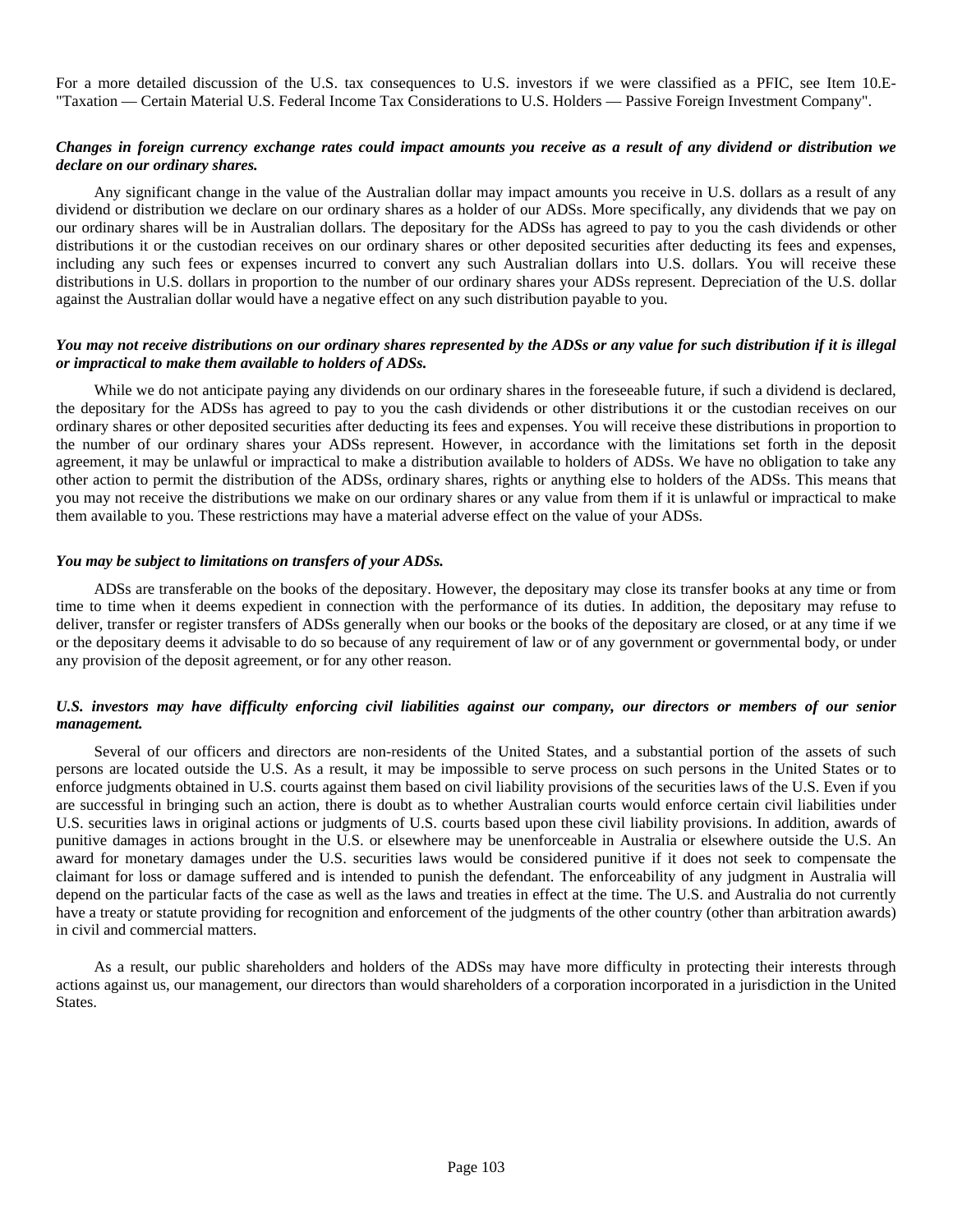For a more detailed discussion of the U.S. tax consequences to U.S. investors if we were classified as a PFIC, see Item 10.E- "Taxation — Certain Material U.S. Federal Income Tax Considerations to U.S. Holders — Passive Foreign Investment Company".

***Changes in foreign currency exchange rates could impact amounts you receive as a result of any dividend or distribution we declare on our ordinary shares.***

Any significant change in the value of the Australian dollar may impact amounts you receive in U.S. dollars as a result of any dividend or distribution we declare on our ordinary shares as a holder of our ADSs. More specifically, any dividends that we pay on our ordinary shares will be in Australian dollars. The depositary for the ADSs has agreed to pay to you the cash dividends or other distributions it or the custodian receives on our ordinary shares or other deposited securities after deducting its fees and expenses, including any such fees or expenses incurred to convert any such Australian dollars into U.S. dollars. You will receive these distributions in U.S. dollars in proportion to the number of our ordinary shares your ADSs represent. Depreciation of the U.S. dollar against the Australian dollar would have a negative effect on any such distribution payable to you.

***You may not receive distributions on our ordinary shares represented by the ADSs or any value for such distribution if it is illegal or impractical to make them available to holders of ADSs.***

While we do not anticipate paying any dividends on our ordinary shares in the foreseeable future, if such a dividend is declared, the depositary for the ADSs has agreed to pay to you the cash dividends or other distributions it or the custodian receives on our ordinary shares or other deposited securities after deducting its fees and expenses. You will receive these distributions in proportion to the number of our ordinary shares your ADSs represent. However, in accordance with the limitations set forth in the deposit agreement, it may be unlawful or impractical to make a distribution available to holders of ADSs. We have no obligation to take any other action to permit the distribution of the ADSs, ordinary shares, rights or anything else to holders of the ADSs. This means that you may not receive the distributions we make on our ordinary shares or any value from them if it is unlawful or impractical to make them available to you. These restrictions may have a material adverse effect on the value of your ADSs.

***You may be subject to limitations on transfers of your ADSs.***

ADSs are transferable on the books of the depositary. However, the depositary may close its transfer books at any time or from time to time when it deems expedient in connection with the performance of its duties. In addition, the depositary may refuse to deliver, transfer or register transfers of ADSs generally when our books or the books of the depositary are closed, or at any time if we or the depositary deems it advisable to do so because of any requirement of law or of any government or governmental body, or under any provision of the deposit agreement, or for any other reason.

***U.S. investors may have difficulty enforcing civil liabilities against our company, our directors or members of our senior management.***

Several of our officers and directors are non-residents of the United States, and a substantial portion of the assets of such persons are located outside the U.S. As a result, it may be impossible to serve process on such persons in the United States or to enforce judgments obtained in U.S. courts against them based on civil liability provisions of the securities laws of the U.S. Even if you are successful in bringing such an action, there is doubt as to whether Australian courts would enforce certain civil liabilities under U.S. securities laws in original actions or judgments of U.S. courts based upon these civil liability provisions. In addition, awards of punitive damages in actions brought in the U.S. or elsewhere may be unenforceable in Australia or elsewhere outside the U.S. An award for monetary damages under the U.S. securities laws would be considered punitive if it does not seek to compensate the claimant for loss or damage suffered and is intended to punish the defendant. The enforceability of any judgment in Australia will depend on the particular facts of the case as well as the laws and treaties in effect at the time. The U.S. and Australia do not currently have a treaty or statute providing for recognition and enforcement of the judgments of the other country (other than arbitration awards) in civil and commercial matters.

As a result, our public shareholders and holders of the ADSs may have more difficulty in protecting their interests through actions against us, our management, our directors than would shareholders of a corporation incorporated in a jurisdiction in the United States.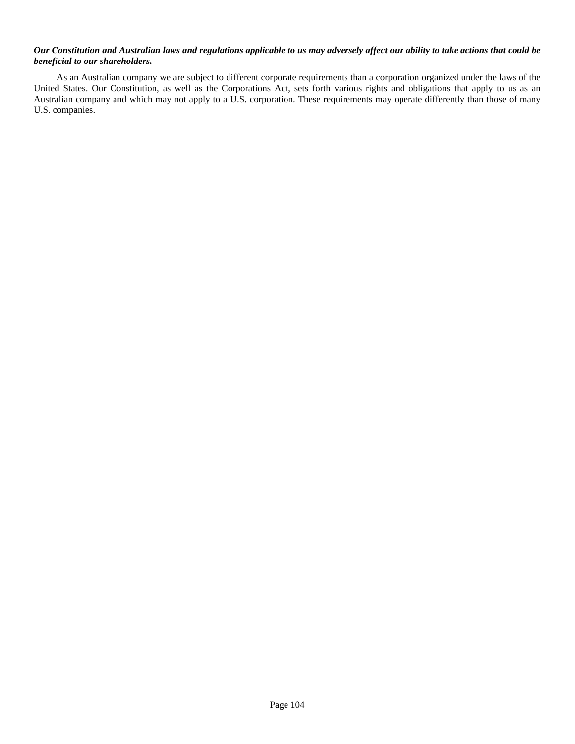***Our Constitution and Australian laws and regulations applicable to us may adversely affect our ability to take actions that could be beneficial to our shareholders.***

As an Australian company we are subject to different corporate requirements than a corporation organized under the laws of the United States. Our Constitution, as well as the Corporations Act, sets forth various rights and obligations that apply to us as an Australian company and which may not apply to a U.S. corporation. These requirements may operate differently than those of many U.S. companies.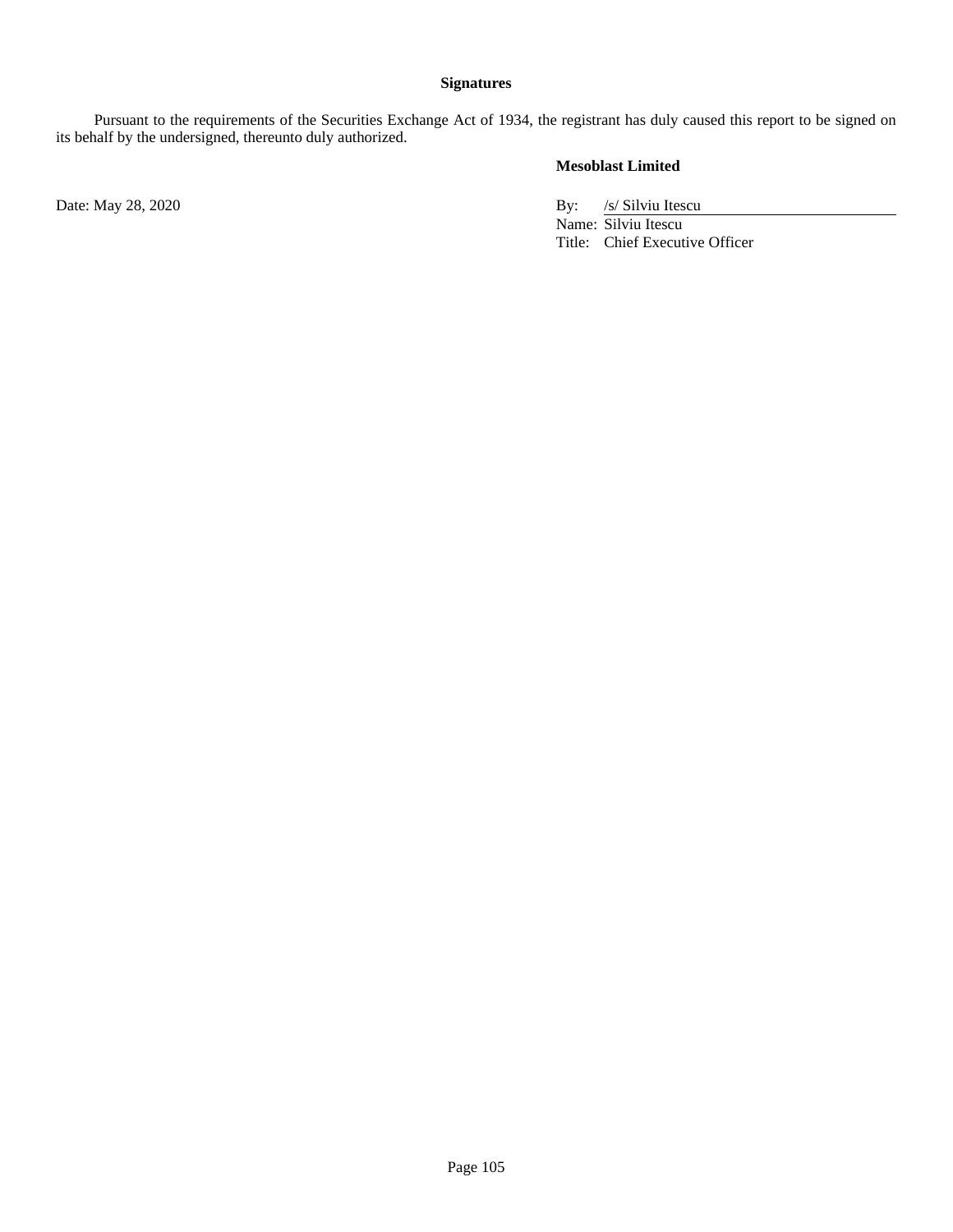## Signatures

Pursuant to the requirements of the Securities Exchange Act of 1934, the registrant has duly caused this report to be signed on its behalf by the undersigned, thereunto duly authorized.

**Mesoblast Limited**

Date: May 28, 2020

By: /s/ Silviu Itescu
Name: Silviu Itescu
Title: Chief Executive Officer